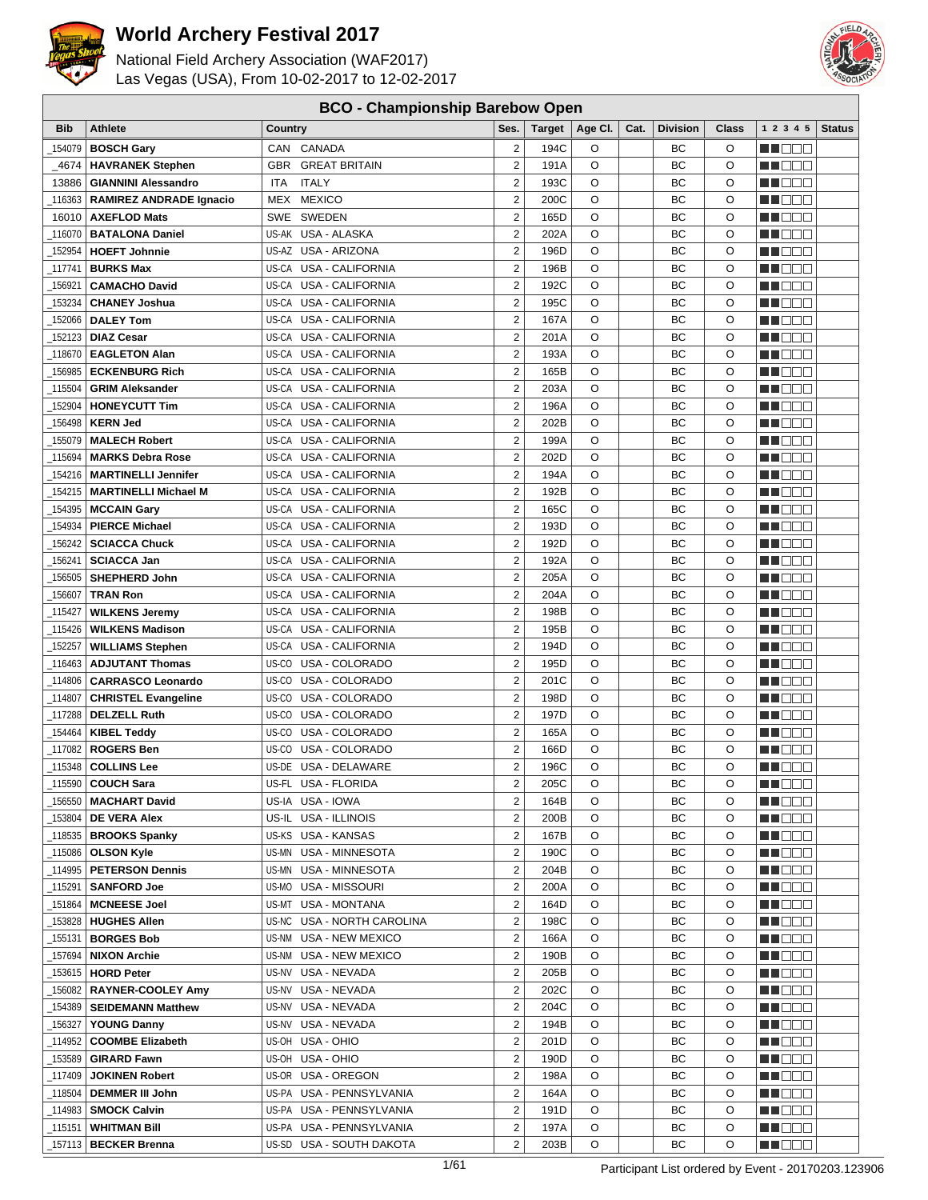# World Archery Festival 2017

National Field Archery Association (WAF2017)
Las Vegas (USA), From 10-02-2017 to 12-02-2017

## BCO - Championship Barebow Open

| Bib | Athlete | Country | | Ses. | Target | Age Cl. | Cat. | Division | Class | 1 2 3 4 5 | Status |
|---|---|---|---|---|---|---|---|---|---|---|---|
| _154079 | **BOSCH Gary** | CAN | CANADA | 2 | 194C | O | | BC | O | | |
| _4674 | **HAVRANEK Stephen** | GBR | GREAT BRITAIN | 2 | 191A | O | | BC | O | | |
| 13886 | **GIANNINI Alessandro** | ITA | ITALY | 2 | 193C | O | | BC | O | | |
| _116363 | **RAMIREZ ANDRADE Ignacio** | MEX | MEXICO | 2 | 200C | O | | BC | O | | |
| 16010 | **AXEFLOD Mats** | SWE | SWEDEN | 2 | 165D | O | | BC | O | | |
| _116070 | **BATALONA Daniel** | US-AK | USA - ALASKA | 2 | 202A | O | | BC | O | | |
| _152954 | **HOEFT Johnnie** | US-AZ | USA - ARIZONA | 2 | 196D | O | | BC | O | | |
| _117741 | **BURKS Max** | US-CA | USA - CALIFORNIA | 2 | 196B | O | | BC | O | | |
| _156921 | **CAMACHO David** | US-CA | USA - CALIFORNIA | 2 | 192C | O | | BC | O | | |
| _153234 | **CHANEY Joshua** | US-CA | USA - CALIFORNIA | 2 | 195C | O | | BC | O | | |
| _152066 | **DALEY Tom** | US-CA | USA - CALIFORNIA | 2 | 167A | O | | BC | O | | |
| _152123 | **DIAZ Cesar** | US-CA | USA - CALIFORNIA | 2 | 201A | O | | BC | O | | |
| _118670 | **EAGLETON Alan** | US-CA | USA - CALIFORNIA | 2 | 193A | O | | BC | O | | |
| _156985 | **ECKENBURG Rich** | US-CA | USA - CALIFORNIA | 2 | 165B | O | | BC | O | | |
| _115504 | **GRIM Aleksander** | US-CA | USA - CALIFORNIA | 2 | 203A | O | | BC | O | | |
| _152904 | **HONEYCUTT Tim** | US-CA | USA - CALIFORNIA | 2 | 196A | O | | BC | O | | |
| _156498 | **KERN Jed** | US-CA | USA - CALIFORNIA | 2 | 202B | O | | BC | O | | |
| _155079 | **MALECH Robert** | US-CA | USA - CALIFORNIA | 2 | 199A | O | | BC | O | | |
| _115694 | **MARKS Debra Rose** | US-CA | USA - CALIFORNIA | 2 | 202D | O | | BC | O | | |
| _154216 | **MARTINELLI Jennifer** | US-CA | USA - CALIFORNIA | 2 | 194A | O | | BC | O | | |
| _154215 | **MARTINELLI Michael M** | US-CA | USA - CALIFORNIA | 2 | 192B | O | | BC | O | | |
| _154395 | **MCCAIN Gary** | US-CA | USA - CALIFORNIA | 2 | 165C | O | | BC | O | | |
| _154934 | **PIERCE Michael** | US-CA | USA - CALIFORNIA | 2 | 193D | O | | BC | O | | |
| _156242 | **SCIACCA Chuck** | US-CA | USA - CALIFORNIA | 2 | 192D | O | | BC | O | | |
| _156241 | **SCIACCA Jan** | US-CA | USA - CALIFORNIA | 2 | 192A | O | | BC | O | | |
| _156505 | **SHEPHERD John** | US-CA | USA - CALIFORNIA | 2 | 205A | O | | BC | O | | |
| _156607 | **TRAN Ron** | US-CA | USA - CALIFORNIA | 2 | 204A | O | | BC | O | | |
| _115427 | **WILKENS Jeremy** | US-CA | USA - CALIFORNIA | 2 | 198B | O | | BC | O | | |
| _115426 | **WILKENS Madison** | US-CA | USA - CALIFORNIA | 2 | 195B | O | | BC | O | | |
| _152257 | **WILLIAMS Stephen** | US-CA | USA - CALIFORNIA | 2 | 194D | O | | BC | O | | |
| _116463 | **ADJUTANT Thomas** | US-CO | USA - COLORADO | 2 | 195D | O | | BC | O | | |
| _114806 | **CARRASCO Leonardo** | US-CO | USA - COLORADO | 2 | 201C | O | | BC | O | | |
| _114807 | **CHRISTEL Evangeline** | US-CO | USA - COLORADO | 2 | 198D | O | | BC | O | | |
| _117288 | **DELZELL Ruth** | US-CO | USA - COLORADO | 2 | 197D | O | | BC | O | | |
| _154464 | **KIBEL Teddy** | US-CO | USA - COLORADO | 2 | 165A | O | | BC | O | | |
| _117082 | **ROGERS Ben** | US-CO | USA - COLORADO | 2 | 166D | O | | BC | O | | |
| _115348 | **COLLINS Lee** | US-DE | USA - DELAWARE | 2 | 196C | O | | BC | O | | |
| _115590 | **COUCH Sara** | US-FL | USA - FLORIDA | 2 | 205C | O | | BC | O | | |
| _156550 | **MACHART David** | US-IA | USA - IOWA | 2 | 164B | O | | BC | O | | |
| _153804 | **DE VERA Alex** | US-IL | USA - ILLINOIS | 2 | 200B | O | | BC | O | | |
| _118535 | **BROOKS Spanky** | US-KS | USA - KANSAS | 2 | 167B | O | | BC | O | | |
| _115086 | **OLSON Kyle** | US-MN | USA - MINNESOTA | 2 | 190C | O | | BC | O | | |
| _114995 | **PETERSON Dennis** | US-MN | USA - MINNESOTA | 2 | 204B | O | | BC | O | | |
| _115291 | **SANFORD Joe** | US-MO | USA - MISSOURI | 2 | 200A | O | | BC | O | | |
| _151864 | **MCNEESE Joel** | US-MT | USA - MONTANA | 2 | 164D | O | | BC | O | | |
| _153828 | **HUGHES Allen** | US-NC | USA - NORTH CAROLINA | 2 | 198C | O | | BC | O | | |
| _155131 | **BORGES Bob** | US-NM | USA - NEW MEXICO | 2 | 166A | O | | BC | O | | |
| _157694 | **NIXON Archie** | US-NM | USA - NEW MEXICO | 2 | 190B | O | | BC | O | | |
| _153615 | **HORD Peter** | US-NV | USA - NEVADA | 2 | 205B | O | | BC | O | | |
| _156082 | **RAYNER-COOLEY Amy** | US-NV | USA - NEVADA | 2 | 202C | O | | BC | O | | |
| _154389 | **SEIDEMANN Matthew** | US-NV | USA - NEVADA | 2 | 204C | O | | BC | O | | |
| _156327 | **YOUNG Danny** | US-NV | USA - NEVADA | 2 | 194B | O | | BC | O | | |
| _114952 | **COOMBE Elizabeth** | US-OH | USA - OHIO | 2 | 201D | O | | BC | O | | |
| _153589 | **GIRARD Fawn** | US-OH | USA - OHIO | 2 | 190D | O | | BC | O | | |
| _117409 | **JOKINEN Robert** | US-OR | USA - OREGON | 2 | 198A | O | | BC | O | | |
| _118504 | **DEMMER III John** | US-PA | USA - PENNSYLVANIA | 2 | 164A | O | | BC | O | | |
| _114983 | **SMOCK Calvin** | US-PA | USA - PENNSYLVANIA | 2 | 191D | O | | BC | O | | |
| _115151 | **WHITMAN Bill** | US-PA | USA - PENNSYLVANIA | 2 | 197A | O | | BC | O | | |
| _157113 | **BECKER Brenna** | US-SD | USA - SOUTH DAKOTA | 2 | 203B | O | | BC | O | | |

Participant List ordered by Event - 20170203.123906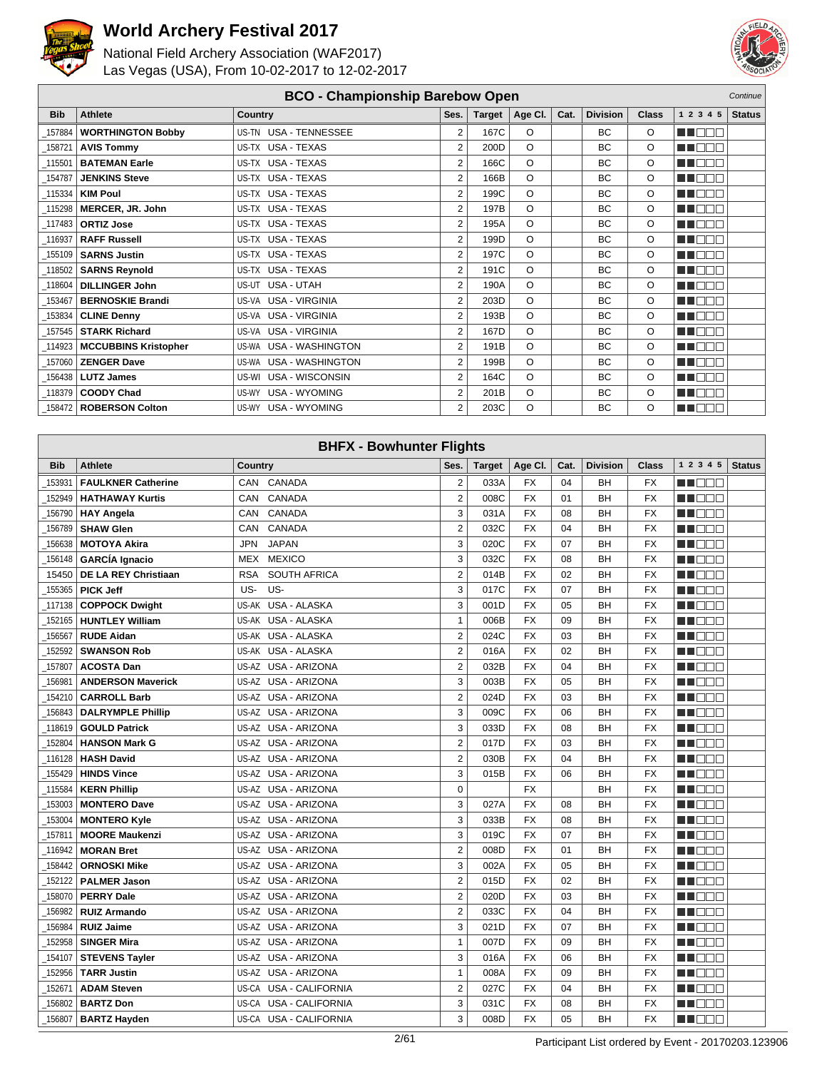# World Archery Festival 2017

National Field Archery Association (WAF2017)
Las Vegas (USA), From 10-02-2017 to 12-02-2017

## BCO - Championship Barebow Open

*Continue*

| Bib | Athlete | Country | Ses. | Target | Age Cl. | Cat. | Division | Class | 1 2 3 4 5 | Status |
|---|---|---|---|---|---|---|---|---|---|---|
| _157884 | **WORTHINGTON Bobby** | US-TN USA - TENNESSEE | 2 | 167C | O | | BC | O | | |
| _158721 | **AVIS Tommy** | US-TX USA - TEXAS | 2 | 200D | O | | BC | O | | |
| _115501 | **BATEMAN Earle** | US-TX USA - TEXAS | 2 | 166C | O | | BC | O | | |
| _154787 | **JENKINS Steve** | US-TX USA - TEXAS | 2 | 166B | O | | BC | O | | |
| _115334 | **KIM Poul** | US-TX USA - TEXAS | 2 | 199C | O | | BC | O | | |
| _115298 | **MERCER, JR. John** | US-TX USA - TEXAS | 2 | 197B | O | | BC | O | | |
| _117483 | **ORTIZ Jose** | US-TX USA - TEXAS | 2 | 195A | O | | BC | O | | |
| _116937 | **RAFF Russell** | US-TX USA - TEXAS | 2 | 199D | O | | BC | O | | |
| _155109 | **SARNS Justin** | US-TX USA - TEXAS | 2 | 197C | O | | BC | O | | |
| _118502 | **SARNS Reynold** | US-TX USA - TEXAS | 2 | 191C | O | | BC | O | | |
| _118604 | **DILLINGER John** | US-UT USA - UTAH | 2 | 190A | O | | BC | O | | |
| _153467 | **BERNOSKIE Brandi** | US-VA USA - VIRGINIA | 2 | 203D | O | | BC | O | | |
| _153834 | **CLINE Denny** | US-VA USA - VIRGINIA | 2 | 193B | O | | BC | O | | |
| _157545 | **STARK Richard** | US-VA USA - VIRGINIA | 2 | 167D | O | | BC | O | | |
| _114923 | **MCCUBBINS Kristopher** | US-WA USA - WASHINGTON | 2 | 191B | O | | BC | O | | |
| _157060 | **ZENGER Dave** | US-WA USA - WASHINGTON | 2 | 199B | O | | BC | O | | |
| _156438 | **LUTZ James** | US-WI USA - WISCONSIN | 2 | 164C | O | | BC | O | | |
| _118379 | **COODY Chad** | US-WY USA - WYOMING | 2 | 201B | O | | BC | O | | |
| _158472 | **ROBERSON Colton** | US-WY USA - WYOMING | 2 | 203C | O | | BC | O | | |

## BHFX - Bowhunter Flights

| Bib | Athlete | Country | Ses. | Target | Age Cl. | Cat. | Division | Class | 1 2 3 4 5 | Status |
|---|---|---|---|---|---|---|---|---|---|---|
| _153931 | **FAULKNER Catherine** | CAN CANADA | 2 | 033A | FX | 04 | BH | FX | | |
| _152949 | **HATHAWAY Kurtis** | CAN CANADA | 2 | 008C | FX | 01 | BH | FX | | |
| _156790 | **HAY Angela** | CAN CANADA | 3 | 031A | FX | 08 | BH | FX | | |
| _156789 | **SHAW Glen** | CAN CANADA | 2 | 032C | FX | 04 | BH | FX | | |
| _156638 | **MOTOYA Akira** | JPN JAPAN | 3 | 020C | FX | 07 | BH | FX | | |
| _156148 | **GARCÍA Ignacio** | MEX MEXICO | 3 | 032C | FX | 08 | BH | FX | | |
| 15450 | **DE LA REY Christiaan** | RSA SOUTH AFRICA | 2 | 014B | FX | 02 | BH | FX | | |
| _155365 | **PICK Jeff** | US- US- | 3 | 017C | FX | 07 | BH | FX | | |
| _117138 | **COPPOCK Dwight** | US-AK USA - ALASKA | 3 | 001D | FX | 05 | BH | FX | | |
| _152165 | **HUNTLEY William** | US-AK USA - ALASKA | 1 | 006B | FX | 09 | BH | FX | | |
| _156567 | **RUDE Aidan** | US-AK USA - ALASKA | 2 | 024C | FX | 03 | BH | FX | | |
| _152592 | **SWANSON Rob** | US-AK USA - ALASKA | 2 | 016A | FX | 02 | BH | FX | | |
| _157807 | **ACOSTA Dan** | US-AZ USA - ARIZONA | 2 | 032B | FX | 04 | BH | FX | | |
| _156981 | **ANDERSON Maverick** | US-AZ USA - ARIZONA | 3 | 003B | FX | 05 | BH | FX | | |
| _154210 | **CARROLL Barb** | US-AZ USA - ARIZONA | 2 | 024D | FX | 03 | BH | FX | | |
| _156843 | **DALRYMPLE Phillip** | US-AZ USA - ARIZONA | 3 | 009C | FX | 06 | BH | FX | | |
| _118619 | **GOULD Patrick** | US-AZ USA - ARIZONA | 3 | 033D | FX | 08 | BH | FX | | |
| _152804 | **HANSON Mark G** | US-AZ USA - ARIZONA | 2 | 017D | FX | 03 | BH | FX | | |
| _116128 | **HASH David** | US-AZ USA - ARIZONA | 2 | 030B | FX | 04 | BH | FX | | |
| _155429 | **HINDS Vince** | US-AZ USA - ARIZONA | 3 | 015B | FX | 06 | BH | FX | | |
| _115584 | **KERN Phillip** | US-AZ USA - ARIZONA | 0 | | FX | | BH | FX | | |
| _153003 | **MONTERO Dave** | US-AZ USA - ARIZONA | 3 | 027A | FX | 08 | BH | FX | | |
| _153004 | **MONTERO Kyle** | US-AZ USA - ARIZONA | 3 | 033B | FX | 08 | BH | FX | | |
| _157811 | **MOORE Maukenzi** | US-AZ USA - ARIZONA | 3 | 019C | FX | 07 | BH | FX | | |
| _116942 | **MORAN Bret** | US-AZ USA - ARIZONA | 2 | 008D | FX | 01 | BH | FX | | |
| _158442 | **ORNOSKI Mike** | US-AZ USA - ARIZONA | 3 | 002A | FX | 05 | BH | FX | | |
| _152122 | **PALMER Jason** | US-AZ USA - ARIZONA | 2 | 015D | FX | 02 | BH | FX | | |
| _158070 | **PERRY Dale** | US-AZ USA - ARIZONA | 2 | 020D | FX | 03 | BH | FX | | |
| _156982 | **RUIZ Armando** | US-AZ USA - ARIZONA | 2 | 033C | FX | 04 | BH | FX | | |
| _156984 | **RUIZ Jaime** | US-AZ USA - ARIZONA | 3 | 021D | FX | 07 | BH | FX | | |
| _152958 | **SINGER Mira** | US-AZ USA - ARIZONA | 1 | 007D | FX | 09 | BH | FX | | |
| _154107 | **STEVENS Tayler** | US-AZ USA - ARIZONA | 3 | 016A | FX | 06 | BH | FX | | |
| _152956 | **TARR Justin** | US-AZ USA - ARIZONA | 1 | 008A | FX | 09 | BH | FX | | |
| _152671 | **ADAM Steven** | US-CA USA - CALIFORNIA | 2 | 027C | FX | 04 | BH | FX | | |
| _156802 | **BARTZ Don** | US-CA USA - CALIFORNIA | 3 | 031C | FX | 08 | BH | FX | | |
| _156807 | **BARTZ Hayden** | US-CA USA - CALIFORNIA | 3 | 008D | FX | 05 | BH | FX | | |

Participant List ordered by Event - 20170203.123906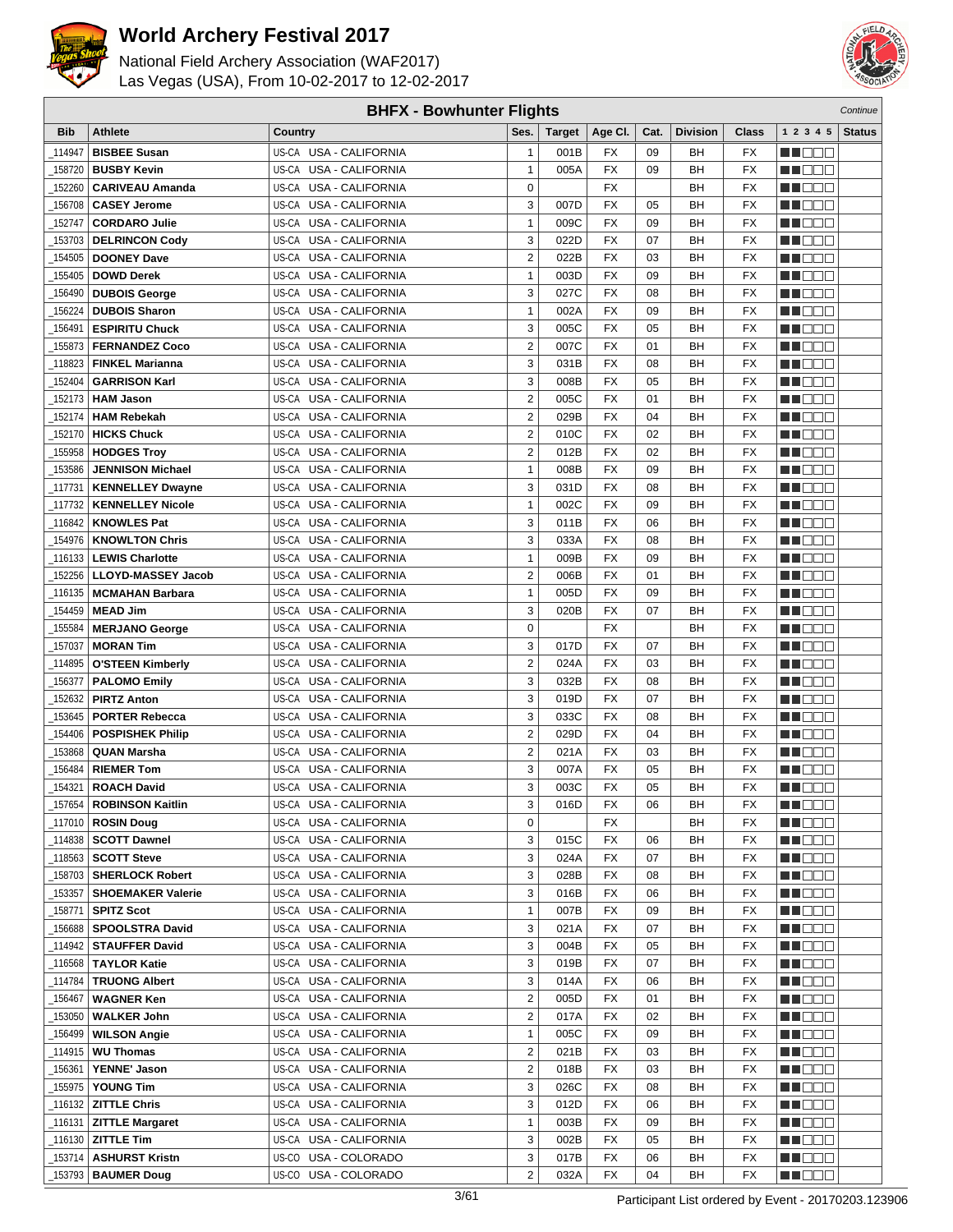# World Archery Festival 2017

National Field Archery Association (WAF2017)
Las Vegas (USA), From 10-02-2017 to 12-02-2017

## BHFX - Bowhunter Flights

*Continue*

| Bib | Athlete | Country | Ses. | Target | Age Cl. | Cat. | Division | Class | 1 2 3 4 5 | Status |
|---|---|---|---|---|---|---|---|---|---|---|
| _114947 | **BISBEE Susan** | US-CA USA - CALIFORNIA | 1 | 001B | FX | 09 | BH | FX | ■■□□□ | |
| _158720 | **BUSBY Kevin** | US-CA USA - CALIFORNIA | 1 | 005A | FX | 09 | BH | FX | ■■□□□ | |
| _152260 | **CARIVEAU Amanda** | US-CA USA - CALIFORNIA | 0 | | FX | | BH | FX | ■■□□□ | |
| _156708 | **CASEY Jerome** | US-CA USA - CALIFORNIA | 3 | 007D | FX | 05 | BH | FX | ■■□□□ | |
| _152747 | **CORDARO Julie** | US-CA USA - CALIFORNIA | 1 | 009C | FX | 09 | BH | FX | ■■□□□ | |
| _153703 | **DELRINCON Cody** | US-CA USA - CALIFORNIA | 3 | 022D | FX | 07 | BH | FX | ■■□□□ | |
| _154505 | **DOONEY Dave** | US-CA USA - CALIFORNIA | 2 | 022B | FX | 03 | BH | FX | ■■□□□ | |
| _155405 | **DOWD Derek** | US-CA USA - CALIFORNIA | 1 | 003D | FX | 09 | BH | FX | ■■□□□ | |
| _156490 | **DUBOIS George** | US-CA USA - CALIFORNIA | 3 | 027C | FX | 08 | BH | FX | ■■□□□ | |
| _156224 | **DUBOIS Sharon** | US-CA USA - CALIFORNIA | 1 | 002A | FX | 09 | BH | FX | ■■□□□ | |
| _156491 | **ESPIRITU Chuck** | US-CA USA - CALIFORNIA | 3 | 005C | FX | 05 | BH | FX | ■■□□□ | |
| _155873 | **FERNANDEZ Coco** | US-CA USA - CALIFORNIA | 2 | 007C | FX | 01 | BH | FX | ■■□□□ | |
| _118823 | **FINKEL Marianna** | US-CA USA - CALIFORNIA | 3 | 031B | FX | 08 | BH | FX | ■■□□□ | |
| _152404 | **GARRISON Karl** | US-CA USA - CALIFORNIA | 3 | 008B | FX | 05 | BH | FX | ■■□□□ | |
| _152173 | **HAM Jason** | US-CA USA - CALIFORNIA | 2 | 005C | FX | 01 | BH | FX | ■■□□□ | |
| _152174 | **HAM Rebekah** | US-CA USA - CALIFORNIA | 2 | 029B | FX | 04 | BH | FX | ■■□□□ | |
| _152170 | **HICKS Chuck** | US-CA USA - CALIFORNIA | 2 | 010C | FX | 02 | BH | FX | ■■□□□ | |
| _155958 | **HODGES Troy** | US-CA USA - CALIFORNIA | 2 | 012B | FX | 02 | BH | FX | ■■□□□ | |
| _153586 | **JENNISON Michael** | US-CA USA - CALIFORNIA | 1 | 008B | FX | 09 | BH | FX | ■■□□□ | |
| _117731 | **KENNELLEY Dwayne** | US-CA USA - CALIFORNIA | 3 | 031D | FX | 08 | BH | FX | ■■□□□ | |
| _117732 | **KENNELLEY Nicole** | US-CA USA - CALIFORNIA | 1 | 002C | FX | 09 | BH | FX | ■■□□□ | |
| _116842 | **KNOWLES Pat** | US-CA USA - CALIFORNIA | 3 | 011B | FX | 06 | BH | FX | ■■□□□ | |
| _154976 | **KNOWLTON Chris** | US-CA USA - CALIFORNIA | 3 | 033A | FX | 08 | BH | FX | ■■□□□ | |
| _116133 | **LEWIS Charlotte** | US-CA USA - CALIFORNIA | 1 | 009B | FX | 09 | BH | FX | ■■□□□ | |
| _152256 | **LLOYD-MASSEY Jacob** | US-CA USA - CALIFORNIA | 2 | 006B | FX | 01 | BH | FX | ■■□□□ | |
| _116135 | **MCMAHAN Barbara** | US-CA USA - CALIFORNIA | 1 | 005D | FX | 09 | BH | FX | ■■□□□ | |
| _154459 | **MEAD Jim** | US-CA USA - CALIFORNIA | 3 | 020B | FX | 07 | BH | FX | ■■□□□ | |
| _155584 | **MERJANO George** | US-CA USA - CALIFORNIA | 0 | | FX | | BH | FX | ■■□□□ | |
| _157037 | **MORAN Tim** | US-CA USA - CALIFORNIA | 3 | 017D | FX | 07 | BH | FX | ■■□□□ | |
| _114895 | **O'STEEN Kimberly** | US-CA USA - CALIFORNIA | 2 | 024A | FX | 03 | BH | FX | ■■□□□ | |
| _156377 | **PALOMO Emily** | US-CA USA - CALIFORNIA | 3 | 032B | FX | 08 | BH | FX | ■■□□□ | |
| _152632 | **PIRTZ Anton** | US-CA USA - CALIFORNIA | 3 | 019D | FX | 07 | BH | FX | ■■□□□ | |
| _153645 | **PORTER Rebecca** | US-CA USA - CALIFORNIA | 3 | 033C | FX | 08 | BH | FX | ■■□□□ | |
| _154406 | **POSPISHEK Philip** | US-CA USA - CALIFORNIA | 2 | 029D | FX | 04 | BH | FX | ■■□□□ | |
| _153868 | **QUAN Marsha** | US-CA USA - CALIFORNIA | 2 | 021A | FX | 03 | BH | FX | ■■□□□ | |
| _156484 | **RIEMER Tom** | US-CA USA - CALIFORNIA | 3 | 007A | FX | 05 | BH | FX | ■■□□□ | |
| _154321 | **ROACH David** | US-CA USA - CALIFORNIA | 3 | 003C | FX | 05 | BH | FX | ■■□□□ | |
| _157654 | **ROBINSON Kaitlin** | US-CA USA - CALIFORNIA | 3 | 016D | FX | 06 | BH | FX | ■■□□□ | |
| _117010 | **ROSIN Doug** | US-CA USA - CALIFORNIA | 0 | | FX | | BH | FX | ■■□□□ | |
| _114838 | **SCOTT Dawnel** | US-CA USA - CALIFORNIA | 3 | 015C | FX | 06 | BH | FX | ■■□□□ | |
| _118563 | **SCOTT Steve** | US-CA USA - CALIFORNIA | 3 | 024A | FX | 07 | BH | FX | ■■□□□ | |
| _158703 | **SHERLOCK Robert** | US-CA USA - CALIFORNIA | 3 | 028B | FX | 08 | BH | FX | ■■□□□ | |
| _153357 | **SHOEMAKER Valerie** | US-CA USA - CALIFORNIA | 3 | 016B | FX | 06 | BH | FX | ■■□□□ | |
| _158771 | **SPITZ Scot** | US-CA USA - CALIFORNIA | 1 | 007B | FX | 09 | BH | FX | ■■□□□ | |
| _156688 | **SPOOLSTRA David** | US-CA USA - CALIFORNIA | 3 | 021A | FX | 07 | BH | FX | ■■□□□ | |
| _114942 | **STAUFFER David** | US-CA USA - CALIFORNIA | 3 | 004B | FX | 05 | BH | FX | ■■□□□ | |
| _116568 | **TAYLOR Katie** | US-CA USA - CALIFORNIA | 3 | 019B | FX | 07 | BH | FX | ■■□□□ | |
| _114784 | **TRUONG Albert** | US-CA USA - CALIFORNIA | 3 | 014A | FX | 06 | BH | FX | ■■□□□ | |
| _156467 | **WAGNER Ken** | US-CA USA - CALIFORNIA | 2 | 005D | FX | 01 | BH | FX | ■■□□□ | |
| _153050 | **WALKER John** | US-CA USA - CALIFORNIA | 2 | 017A | FX | 02 | BH | FX | ■■□□□ | |
| _156499 | **WILSON Angie** | US-CA USA - CALIFORNIA | 1 | 005C | FX | 09 | BH | FX | ■■□□□ | |
| _114915 | **WU Thomas** | US-CA USA - CALIFORNIA | 2 | 021B | FX | 03 | BH | FX | ■■□□□ | |
| _156361 | **YENNE' Jason** | US-CA USA - CALIFORNIA | 2 | 018B | FX | 03 | BH | FX | ■■□□□ | |
| _155975 | **YOUNG Tim** | US-CA USA - CALIFORNIA | 3 | 026C | FX | 08 | BH | FX | ■■□□□ | |
| _116132 | **ZITTLE Chris** | US-CA USA - CALIFORNIA | 3 | 012D | FX | 06 | BH | FX | ■■□□□ | |
| _116131 | **ZITTLE Margaret** | US-CA USA - CALIFORNIA | 1 | 003B | FX | 09 | BH | FX | ■■□□□ | |
| _116130 | **ZITTLE Tim** | US-CA USA - CALIFORNIA | 3 | 002B | FX | 05 | BH | FX | ■■□□□ | |
| _153714 | **ASHURST Kristn** | US-CO USA - COLORADO | 3 | 017B | FX | 06 | BH | FX | ■■□□□ | |
| _153793 | **BAUMER Doug** | US-CO USA - COLORADO | 2 | 032A | FX | 04 | BH | FX | ■■□□□ | |

Participant List ordered by Event - 20170203.123906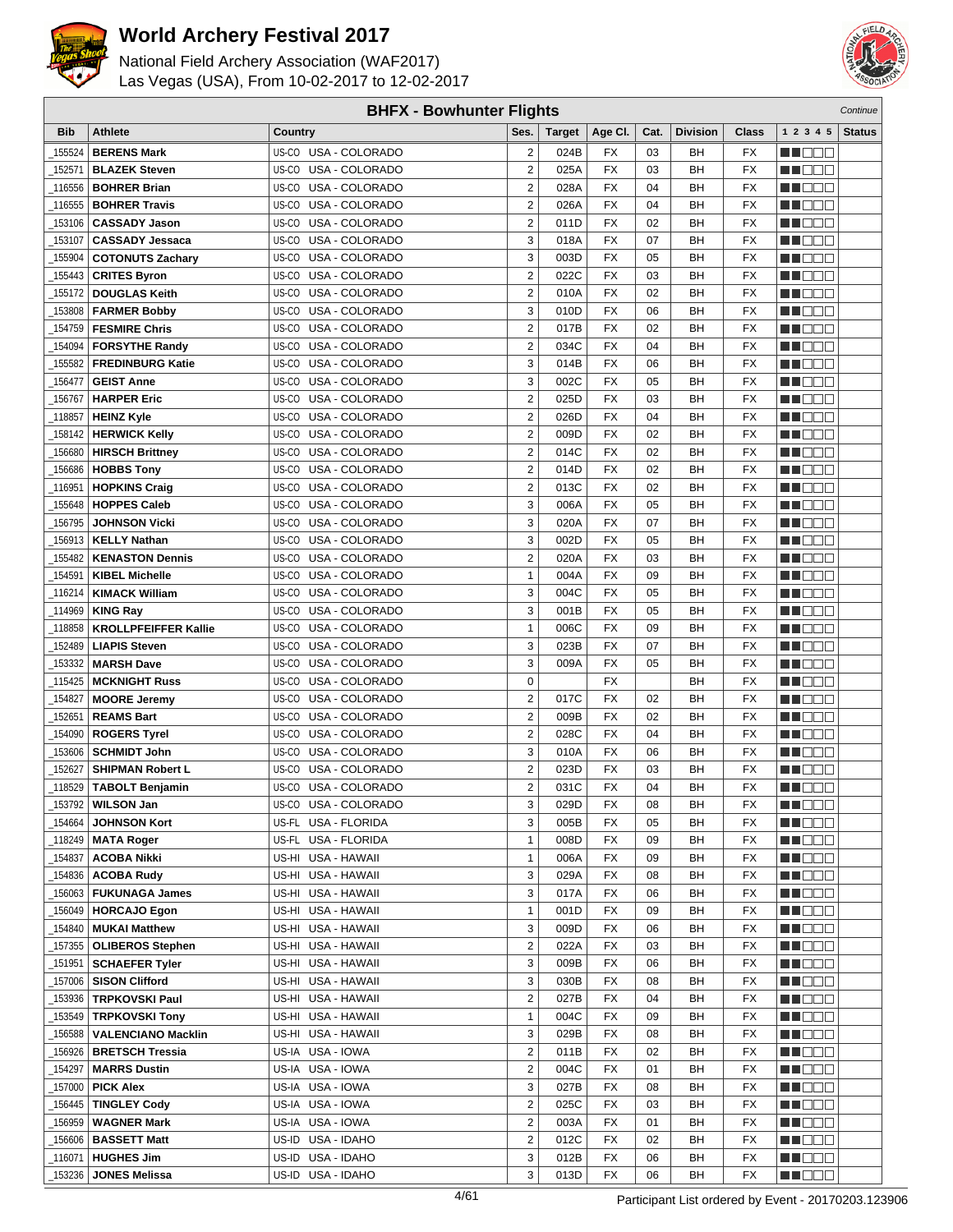# World Archery Festival 2017

National Field Archery Association (WAF2017)
Las Vegas (USA), From 10-02-2017 to 12-02-2017

## BHFX - Bowhunter Flights

*Continue*

| Bib | Athlete | Country | | Ses. | Target | Age Cl. | Cat. | Division | Class | 1 2 3 4 5 | Status |
|---|---|---|---|---|---|---|---|---|---|---|---|
| _155524 | **BERENS Mark** | US-CO | USA - COLORADO | 2 | 024B | FX | 03 | BH | FX | | |
| _152571 | **BLAZEK Steven** | US-CO | USA - COLORADO | 2 | 025A | FX | 03 | BH | FX | | |
| _116556 | **BOHRER Brian** | US-CO | USA - COLORADO | 2 | 028A | FX | 04 | BH | FX | | |
| _116555 | **BOHRER Travis** | US-CO | USA - COLORADO | 2 | 026A | FX | 04 | BH | FX | | |
| _153106 | **CASSADY Jason** | US-CO | USA - COLORADO | 2 | 011D | FX | 02 | BH | FX | | |
| _153107 | **CASSADY Jessaca** | US-CO | USA - COLORADO | 3 | 018A | FX | 07 | BH | FX | | |
| _155904 | **COTONUTS Zachary** | US-CO | USA - COLORADO | 3 | 003D | FX | 05 | BH | FX | | |
| _155443 | **CRITES Byron** | US-CO | USA - COLORADO | 2 | 022C | FX | 03 | BH | FX | | |
| _155172 | **DOUGLAS Keith** | US-CO | USA - COLORADO | 2 | 010A | FX | 02 | BH | FX | | |
| _153808 | **FARMER Bobby** | US-CO | USA - COLORADO | 3 | 010D | FX | 06 | BH | FX | | |
| _154759 | **FESMIRE Chris** | US-CO | USA - COLORADO | 2 | 017B | FX | 02 | BH | FX | | |
| _154094 | **FORSYTHE Randy** | US-CO | USA - COLORADO | 2 | 034C | FX | 04 | BH | FX | | |
| _155582 | **FREDINBURG Katie** | US-CO | USA - COLORADO | 3 | 014B | FX | 06 | BH | FX | | |
| _156477 | **GEIST Anne** | US-CO | USA - COLORADO | 3 | 002C | FX | 05 | BH | FX | | |
| _156767 | **HARPER Eric** | US-CO | USA - COLORADO | 2 | 025D | FX | 03 | BH | FX | | |
| _118857 | **HEINZ Kyle** | US-CO | USA - COLORADO | 2 | 026D | FX | 04 | BH | FX | | |
| _158142 | **HERWICK Kelly** | US-CO | USA - COLORADO | 2 | 009D | FX | 02 | BH | FX | | |
| _156680 | **HIRSCH Brittney** | US-CO | USA - COLORADO | 2 | 014C | FX | 02 | BH | FX | | |
| _156686 | **HOBBS Tony** | US-CO | USA - COLORADO | 2 | 014D | FX | 02 | BH | FX | | |
| _116951 | **HOPKINS Craig** | US-CO | USA - COLORADO | 2 | 013C | FX | 02 | BH | FX | | |
| _155648 | **HOPPES Caleb** | US-CO | USA - COLORADO | 3 | 006A | FX | 05 | BH | FX | | |
| _156795 | **JOHNSON Vicki** | US-CO | USA - COLORADO | 3 | 020A | FX | 07 | BH | FX | | |
| _156913 | **KELLY Nathan** | US-CO | USA - COLORADO | 3 | 002D | FX | 05 | BH | FX | | |
| _155482 | **KENASTON Dennis** | US-CO | USA - COLORADO | 2 | 020A | FX | 03 | BH | FX | | |
| _154591 | **KIBEL Michelle** | US-CO | USA - COLORADO | 1 | 004A | FX | 09 | BH | FX | | |
| _116214 | **KIMACK William** | US-CO | USA - COLORADO | 3 | 004C | FX | 05 | BH | FX | | |
| _114969 | **KING Ray** | US-CO | USA - COLORADO | 3 | 001B | FX | 05 | BH | FX | | |
| _118858 | **KROLLPFEIFFER Kallie** | US-CO | USA - COLORADO | 1 | 006C | FX | 09 | BH | FX | | |
| _152489 | **LIAPIS Steven** | US-CO | USA - COLORADO | 3 | 023B | FX | 07 | BH | FX | | |
| _153332 | **MARSH Dave** | US-CO | USA - COLORADO | 3 | 009A | FX | 05 | BH | FX | | |
| _115425 | **MCKNIGHT Russ** | US-CO | USA - COLORADO | 0 | | FX | | BH | FX | | |
| _154827 | **MOORE Jeremy** | US-CO | USA - COLORADO | 2 | 017C | FX | 02 | BH | FX | | |
| _152651 | **REAMS Bart** | US-CO | USA - COLORADO | 2 | 009B | FX | 02 | BH | FX | | |
| _154090 | **ROGERS Tyrel** | US-CO | USA - COLORADO | 2 | 028C | FX | 04 | BH | FX | | |
| _153606 | **SCHMIDT John** | US-CO | USA - COLORADO | 3 | 010A | FX | 06 | BH | FX | | |
| _152627 | **SHIPMAN Robert L** | US-CO | USA - COLORADO | 2 | 023D | FX | 03 | BH | FX | | |
| _118529 | **TABOLT Benjamin** | US-CO | USA - COLORADO | 2 | 031C | FX | 04 | BH | FX | | |
| _153792 | **WILSON Jan** | US-CO | USA - COLORADO | 3 | 029D | FX | 08 | BH | FX | | |
| _154664 | **JOHNSON Kort** | US-FL | USA - FLORIDA | 3 | 005B | FX | 05 | BH | FX | | |
| _118249 | **MATA Roger** | US-FL | USA - FLORIDA | 1 | 008D | FX | 09 | BH | FX | | |
| _154837 | **ACOBA Nikki** | US-HI | USA - HAWAII | 1 | 006A | FX | 09 | BH | FX | | |
| _154836 | **ACOBA Rudy** | US-HI | USA - HAWAII | 3 | 029A | FX | 08 | BH | FX | | |
| _156063 | **FUKUNAGA James** | US-HI | USA - HAWAII | 3 | 017A | FX | 06 | BH | FX | | |
| _156049 | **HORCAJO Egon** | US-HI | USA - HAWAII | 1 | 001D | FX | 09 | BH | FX | | |
| _154840 | **MUKAI Matthew** | US-HI | USA - HAWAII | 3 | 009D | FX | 06 | BH | FX | | |
| _157355 | **OLIBEROS Stephen** | US-HI | USA - HAWAII | 2 | 022A | FX | 03 | BH | FX | | |
| _151951 | **SCHAEFER Tyler** | US-HI | USA - HAWAII | 3 | 009B | FX | 06 | BH | FX | | |
| _157006 | **SISON Clifford** | US-HI | USA - HAWAII | 3 | 030B | FX | 08 | BH | FX | | |
| _153936 | **TRPKOVSKI Paul** | US-HI | USA - HAWAII | 2 | 027B | FX | 04 | BH | FX | | |
| _153549 | **TRPKOVSKI Tony** | US-HI | USA - HAWAII | 1 | 004C | FX | 09 | BH | FX | | |
| _156588 | **VALENCIANO Macklin** | US-HI | USA - HAWAII | 3 | 029B | FX | 08 | BH | FX | | |
| _156926 | **BRETSCH Tressia** | US-IA | USA - IOWA | 2 | 011B | FX | 02 | BH | FX | | |
| _154297 | **MARRS Dustin** | US-IA | USA - IOWA | 2 | 004C | FX | 01 | BH | FX | | |
| _157000 | **PICK Alex** | US-IA | USA - IOWA | 3 | 027B | FX | 08 | BH | FX | | |
| _156445 | **TINGLEY Cody** | US-IA | USA - IOWA | 2 | 025C | FX | 03 | BH | FX | | |
| _156959 | **WAGNER Mark** | US-IA | USA - IOWA | 2 | 003A | FX | 01 | BH | FX | | |
| _156606 | **BASSETT Matt** | US-ID | USA - IDAHO | 2 | 012C | FX | 02 | BH | FX | | |
| _116071 | **HUGHES Jim** | US-ID | USA - IDAHO | 3 | 012B | FX | 06 | BH | FX | | |
| _153236 | **JONES Melissa** | US-ID | USA - IDAHO | 3 | 013D | FX | 06 | BH | FX | | |

Participant List ordered by Event - 20170203.123906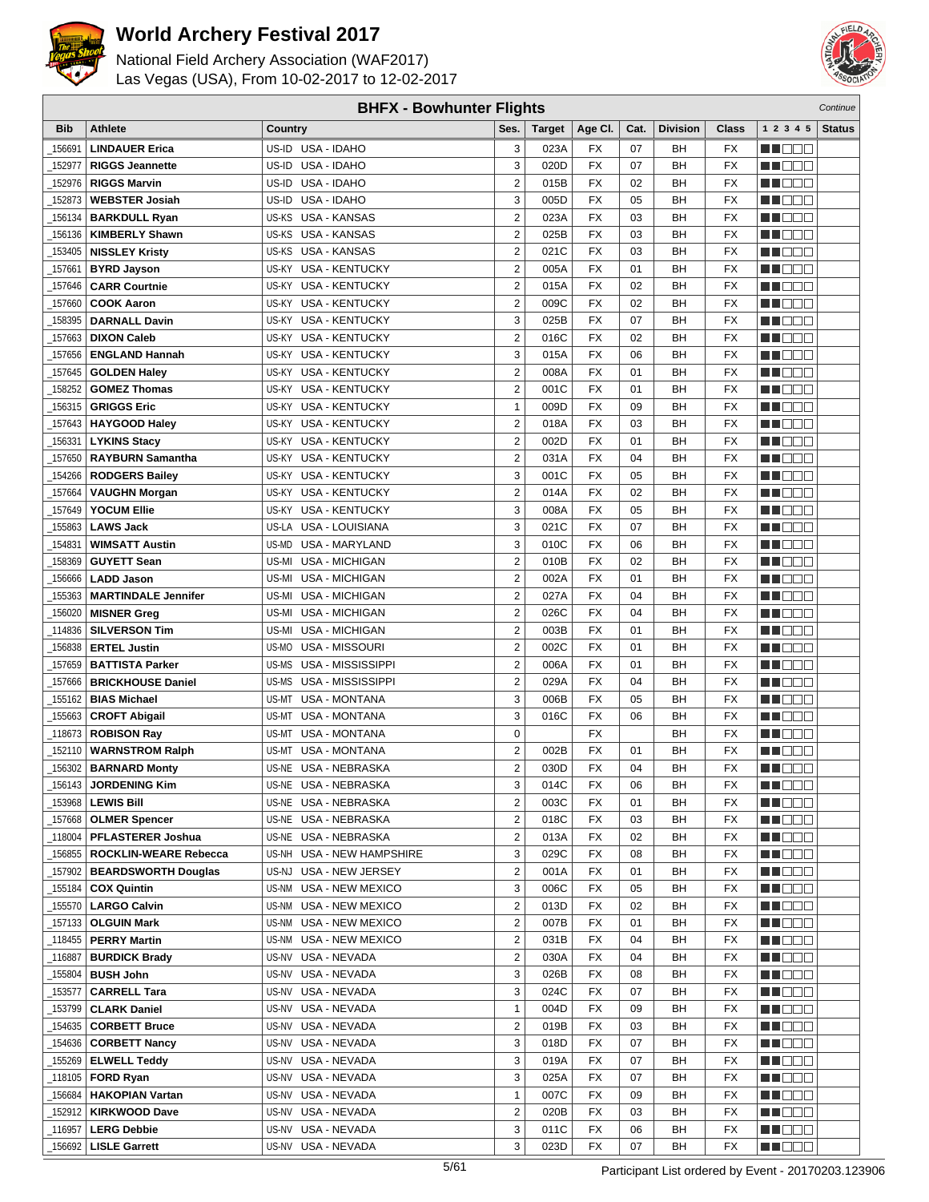# World Archery Festival 2017

National Field Archery Association (WAF2017)
Las Vegas (USA), From 10-02-2017 to 12-02-2017

## BHFX - Bowhunter Flights

*Continue*

| Bib | Athlete | Country | | Ses. | Target | Age Cl. | Cat. | Division | Class | 1 2 3 4 5 | Status |
|---|---|---|---|---|---|---|---|---|---|---|---|
| _156691 | **LINDAUER Erica** | US-ID | USA - IDAHO | 3 | 023A | FX | 07 | BH | FX | | |
| _152977 | **RIGGS Jeannette** | US-ID | USA - IDAHO | 3 | 020D | FX | 07 | BH | FX | | |
| _152976 | **RIGGS Marvin** | US-ID | USA - IDAHO | 2 | 015B | FX | 02 | BH | FX | | |
| _152873 | **WEBSTER Josiah** | US-ID | USA - IDAHO | 3 | 005D | FX | 05 | BH | FX | | |
| _156134 | **BARKDULL Ryan** | US-KS | USA - KANSAS | 2 | 023A | FX | 03 | BH | FX | | |
| _156136 | **KIMBERLY Shawn** | US-KS | USA - KANSAS | 2 | 025B | FX | 03 | BH | FX | | |
| _153405 | **NISSLEY Kristy** | US-KS | USA - KANSAS | 2 | 021C | FX | 03 | BH | FX | | |
| _157661 | **BYRD Jayson** | US-KY | USA - KENTUCKY | 2 | 005A | FX | 01 | BH | FX | | |
| _157646 | **CARR Courtnie** | US-KY | USA - KENTUCKY | 2 | 015A | FX | 02 | BH | FX | | |
| _157660 | **COOK Aaron** | US-KY | USA - KENTUCKY | 2 | 009C | FX | 02 | BH | FX | | |
| _158395 | **DARNALL Davin** | US-KY | USA - KENTUCKY | 3 | 025B | FX | 07 | BH | FX | | |
| _157663 | **DIXON Caleb** | US-KY | USA - KENTUCKY | 2 | 016C | FX | 02 | BH | FX | | |
| _157656 | **ENGLAND Hannah** | US-KY | USA - KENTUCKY | 3 | 015A | FX | 06 | BH | FX | | |
| _157645 | **GOLDEN Haley** | US-KY | USA - KENTUCKY | 2 | 008A | FX | 01 | BH | FX | | |
| _158252 | **GOMEZ Thomas** | US-KY | USA - KENTUCKY | 2 | 001C | FX | 01 | BH | FX | | |
| _156315 | **GRIGGS Eric** | US-KY | USA - KENTUCKY | 1 | 009D | FX | 09 | BH | FX | | |
| _157643 | **HAYGOOD Haley** | US-KY | USA - KENTUCKY | 2 | 018A | FX | 03 | BH | FX | | |
| _156331 | **LYKINS Stacy** | US-KY | USA - KENTUCKY | 2 | 002D | FX | 01 | BH | FX | | |
| _157650 | **RAYBURN Samantha** | US-KY | USA - KENTUCKY | 2 | 031A | FX | 04 | BH | FX | | |
| _154266 | **RODGERS Bailey** | US-KY | USA - KENTUCKY | 3 | 001C | FX | 05 | BH | FX | | |
| _157664 | **VAUGHN Morgan** | US-KY | USA - KENTUCKY | 2 | 014A | FX | 02 | BH | FX | | |
| _157649 | **YOCUM Ellie** | US-KY | USA - KENTUCKY | 3 | 008A | FX | 05 | BH | FX | | |
| _155863 | **LAWS Jack** | US-LA | USA - LOUISIANA | 3 | 021C | FX | 07 | BH | FX | | |
| _154831 | **WIMSATT Austin** | US-MD | USA - MARYLAND | 3 | 010C | FX | 06 | BH | FX | | |
| _158369 | **GUYETT Sean** | US-MI | USA - MICHIGAN | 2 | 010B | FX | 02 | BH | FX | | |
| _156666 | **LADD Jason** | US-MI | USA - MICHIGAN | 2 | 002A | FX | 01 | BH | FX | | |
| _155363 | **MARTINDALE Jennifer** | US-MI | USA - MICHIGAN | 2 | 027A | FX | 04 | BH | FX | | |
| _156020 | **MISNER Greg** | US-MI | USA - MICHIGAN | 2 | 026C | FX | 04 | BH | FX | | |
| _114836 | **SILVERSON Tim** | US-MI | USA - MICHIGAN | 2 | 003B | FX | 01 | BH | FX | | |
| _156838 | **ERTEL Justin** | US-MO | USA - MISSOURI | 2 | 002C | FX | 01 | BH | FX | | |
| _157659 | **BATTISTA Parker** | US-MS | USA - MISSISSIPPI | 2 | 006A | FX | 01 | BH | FX | | |
| _157666 | **BRICKHOUSE Daniel** | US-MS | USA - MISSISSIPPI | 2 | 029A | FX | 04 | BH | FX | | |
| _155162 | **BIAS Michael** | US-MT | USA - MONTANA | 3 | 006B | FX | 05 | BH | FX | | |
| _155663 | **CROFT Abigail** | US-MT | USA - MONTANA | 3 | 016C | FX | 06 | BH | FX | | |
| _118673 | **ROBISON Ray** | US-MT | USA - MONTANA | 0 | | FX | | BH | FX | | |
| _152110 | **WARNSTROM Ralph** | US-MT | USA - MONTANA | 2 | 002B | FX | 01 | BH | FX | | |
| _156302 | **BARNARD Monty** | US-NE | USA - NEBRASKA | 2 | 030D | FX | 04 | BH | FX | | |
| _156143 | **JORDENING Kim** | US-NE | USA - NEBRASKA | 3 | 014C | FX | 06 | BH | FX | | |
| _153968 | **LEWIS Bill** | US-NE | USA - NEBRASKA | 2 | 003C | FX | 01 | BH | FX | | |
| _157668 | **OLMER Spencer** | US-NE | USA - NEBRASKA | 2 | 018C | FX | 03 | BH | FX | | |
| _118004 | **PFLASTERER Joshua** | US-NE | USA - NEBRASKA | 2 | 013A | FX | 02 | BH | FX | | |
| _156855 | **ROCKLIN-WEARE Rebecca** | US-NH | USA - NEW HAMPSHIRE | 3 | 029C | FX | 08 | BH | FX | | |
| _157902 | **BEARDSWORTH Douglas** | US-NJ | USA - NEW JERSEY | 2 | 001A | FX | 01 | BH | FX | | |
| _155184 | **COX Quintin** | US-NM | USA - NEW MEXICO | 3 | 006C | FX | 05 | BH | FX | | |
| _155570 | **LARGO Calvin** | US-NM | USA - NEW MEXICO | 2 | 013D | FX | 02 | BH | FX | | |
| _157133 | **OLGUIN Mark** | US-NM | USA - NEW MEXICO | 2 | 007B | FX | 01 | BH | FX | | |
| _118455 | **PERRY Martin** | US-NM | USA - NEW MEXICO | 2 | 031B | FX | 04 | BH | FX | | |
| _116887 | **BURDICK Brady** | US-NV | USA - NEVADA | 2 | 030A | FX | 04 | BH | FX | | |
| _155804 | **BUSH John** | US-NV | USA - NEVADA | 3 | 026B | FX | 08 | BH | FX | | |
| _153577 | **CARRELL Tara** | US-NV | USA - NEVADA | 3 | 024C | FX | 07 | BH | FX | | |
| _153799 | **CLARK Daniel** | US-NV | USA - NEVADA | 1 | 004D | FX | 09 | BH | FX | | |
| _154635 | **CORBETT Bruce** | US-NV | USA - NEVADA | 2 | 019B | FX | 03 | BH | FX | | |
| _154636 | **CORBETT Nancy** | US-NV | USA - NEVADA | 3 | 018D | FX | 07 | BH | FX | | |
| _155269 | **ELWELL Teddy** | US-NV | USA - NEVADA | 3 | 019A | FX | 07 | BH | FX | | |
| _118105 | **FORD Ryan** | US-NV | USA - NEVADA | 3 | 025A | FX | 07 | BH | FX | | |
| _156684 | **HAKOPIAN Vartan** | US-NV | USA - NEVADA | 1 | 007C | FX | 09 | BH | FX | | |
| _152912 | **KIRKWOOD Dave** | US-NV | USA - NEVADA | 2 | 020B | FX | 03 | BH | FX | | |
| _116957 | **LERG Debbie** | US-NV | USA - NEVADA | 3 | 011C | FX | 06 | BH | FX | | |
| _156692 | **LISLE Garrett** | US-NV | USA - NEVADA | 3 | 023D | FX | 07 | BH | FX | | |

Participant List ordered by Event - 20170203.123906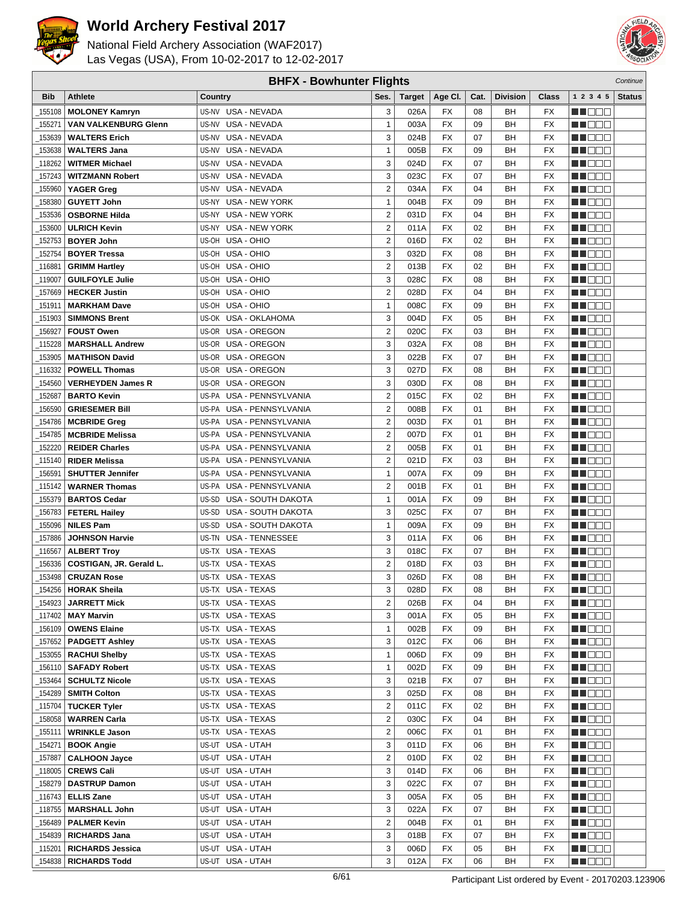# World Archery Festival 2017

National Field Archery Association (WAF2017)
Las Vegas (USA), From 10-02-2017 to 12-02-2017

## BHFX - Bowhunter Flights

*Continue*

| Bib | Athlete | Country | Ses. | Target | Age Cl. | Cat. | Division | Class | 1 2 3 4 5 | Status |
|---|---|---|---|---|---|---|---|---|---|---|
| _155108 | **MOLONEY Kamryn** | US-NV USA - NEVADA | 3 | 026A | FX | 08 | BH | FX | ■■□□□ | |
| _155271 | **VAN VALKENBURG Glenn** | US-NV USA - NEVADA | 1 | 003A | FX | 09 | BH | FX | ■■□□□ | |
| _153639 | **WALTERS Erich** | US-NV USA - NEVADA | 3 | 024B | FX | 07 | BH | FX | ■■□□□ | |
| _153638 | **WALTERS Jana** | US-NV USA - NEVADA | 1 | 005B | FX | 09 | BH | FX | ■■□□□ | |
| _118262 | **WITMER Michael** | US-NV USA - NEVADA | 3 | 024D | FX | 07 | BH | FX | ■■□□□ | |
| _157243 | **WITZMANN Robert** | US-NV USA - NEVADA | 3 | 023C | FX | 07 | BH | FX | ■■□□□ | |
| _155960 | **YAGER Greg** | US-NV USA - NEVADA | 2 | 034A | FX | 04 | BH | FX | ■■□□□ | |
| _158380 | **GUYETT John** | US-NY USA - NEW YORK | 1 | 004B | FX | 09 | BH | FX | ■■□□□ | |
| _153536 | **OSBORNE Hilda** | US-NY USA - NEW YORK | 2 | 031D | FX | 04 | BH | FX | ■■□□□ | |
| _153600 | **ULRICH Kevin** | US-NY USA - NEW YORK | 2 | 011A | FX | 02 | BH | FX | ■■□□□ | |
| _152753 | **BOYER John** | US-OH USA - OHIO | 2 | 016D | FX | 02 | BH | FX | ■■□□□ | |
| _152754 | **BOYER Tressa** | US-OH USA - OHIO | 3 | 032D | FX | 08 | BH | FX | ■■□□□ | |
| _116881 | **GRIMM Hartley** | US-OH USA - OHIO | 2 | 013B | FX | 02 | BH | FX | ■■□□□ | |
| _119007 | **GUILFOYLE Julie** | US-OH USA - OHIO | 3 | 028C | FX | 08 | BH | FX | ■■□□□ | |
| _157669 | **HECKER Justin** | US-OH USA - OHIO | 2 | 028D | FX | 04 | BH | FX | ■■□□□ | |
| _151911 | **MARKHAM Dave** | US-OH USA - OHIO | 1 | 008C | FX | 09 | BH | FX | ■■□□□ | |
| _151903 | **SIMMONS Brent** | US-OK USA - OKLAHOMA | 3 | 004D | FX | 05 | BH | FX | ■■□□□ | |
| _156927 | **FOUST Owen** | US-OR USA - OREGON | 2 | 020C | FX | 03 | BH | FX | ■■□□□ | |
| _115228 | **MARSHALL Andrew** | US-OR USA - OREGON | 3 | 032A | FX | 08 | BH | FX | ■■□□□ | |
| _153905 | **MATHISON David** | US-OR USA - OREGON | 3 | 022B | FX | 07 | BH | FX | ■■□□□ | |
| _116332 | **POWELL Thomas** | US-OR USA - OREGON | 3 | 027D | FX | 08 | BH | FX | ■■□□□ | |
| _154560 | **VERHEYDEN James R** | US-OR USA - OREGON | 3 | 030D | FX | 08 | BH | FX | ■■□□□ | |
| _152687 | **BARTO Kevin** | US-PA USA - PENNSYLVANIA | 2 | 015C | FX | 02 | BH | FX | ■■□□□ | |
| _156590 | **GRIESEMER Bill** | US-PA USA - PENNSYLVANIA | 2 | 008B | FX | 01 | BH | FX | ■■□□□ | |
| _154786 | **MCBRIDE Greg** | US-PA USA - PENNSYLVANIA | 2 | 003D | FX | 01 | BH | FX | ■■□□□ | |
| _154785 | **MCBRIDE Melissa** | US-PA USA - PENNSYLVANIA | 2 | 007D | FX | 01 | BH | FX | ■■□□□ | |
| _152220 | **REIDER Charles** | US-PA USA - PENNSYLVANIA | 2 | 005B | FX | 01 | BH | FX | ■■□□□ | |
| _115140 | **RIDER Melissa** | US-PA USA - PENNSYLVANIA | 2 | 021D | FX | 03 | BH | FX | ■■□□□ | |
| _156591 | **SHUTTER Jennifer** | US-PA USA - PENNSYLVANIA | 1 | 007A | FX | 09 | BH | FX | ■■□□□ | |
| _115142 | **WARNER Thomas** | US-PA USA - PENNSYLVANIA | 2 | 001B | FX | 01 | BH | FX | ■■□□□ | |
| _155379 | **BARTOS Cedar** | US-SD USA - SOUTH DAKOTA | 1 | 001A | FX | 09 | BH | FX | ■■□□□ | |
| _156783 | **FETERL Hailey** | US-SD USA - SOUTH DAKOTA | 3 | 025C | FX | 07 | BH | FX | ■■□□□ | |
| _155096 | **NILES Pam** | US-SD USA - SOUTH DAKOTA | 1 | 009A | FX | 09 | BH | FX | ■■□□□ | |
| _157886 | **JOHNSON Harvie** | US-TN USA - TENNESSEE | 3 | 011A | FX | 06 | BH | FX | ■■□□□ | |
| _116567 | **ALBERT Troy** | US-TX USA - TEXAS | 3 | 018C | FX | 07 | BH | FX | ■■□□□ | |
| _156336 | **COSTIGAN, JR. Gerald L.** | US-TX USA - TEXAS | 2 | 018D | FX | 03 | BH | FX | ■■□□□ | |
| _153498 | **CRUZAN Rose** | US-TX USA - TEXAS | 3 | 026D | FX | 08 | BH | FX | ■■□□□ | |
| _154256 | **HORAK Sheila** | US-TX USA - TEXAS | 3 | 028D | FX | 08 | BH | FX | ■■□□□ | |
| _154923 | **JARRETT Mick** | US-TX USA - TEXAS | 2 | 026B | FX | 04 | BH | FX | ■■□□□ | |
| _117402 | **MAY Marvin** | US-TX USA - TEXAS | 3 | 001A | FX | 05 | BH | FX | ■■□□□ | |
| _156109 | **OWENS Elaine** | US-TX USA - TEXAS | 1 | 002B | FX | 09 | BH | FX | ■■□□□ | |
| _157652 | **PADGETT Ashley** | US-TX USA - TEXAS | 3 | 012C | FX | 06 | BH | FX | ■■□□□ | |
| _153055 | **RACHUI Shelby** | US-TX USA - TEXAS | 1 | 006D | FX | 09 | BH | FX | ■■□□□ | |
| _156110 | **SAFADY Robert** | US-TX USA - TEXAS | 1 | 002D | FX | 09 | BH | FX | ■■□□□ | |
| _153464 | **SCHULTZ Nicole** | US-TX USA - TEXAS | 3 | 021B | FX | 07 | BH | FX | ■■□□□ | |
| _154289 | **SMITH Colton** | US-TX USA - TEXAS | 3 | 025D | FX | 08 | BH | FX | ■■□□□ | |
| _115704 | **TUCKER Tyler** | US-TX USA - TEXAS | 2 | 011C | FX | 02 | BH | FX | ■■□□□ | |
| _158058 | **WARREN Carla** | US-TX USA - TEXAS | 2 | 030C | FX | 04 | BH | FX | ■■□□□ | |
| _155111 | **WRINKLE Jason** | US-TX USA - TEXAS | 2 | 006C | FX | 01 | BH | FX | ■■□□□ | |
| _154271 | **BOOK Angie** | US-UT USA - UTAH | 3 | 011D | FX | 06 | BH | FX | ■■□□□ | |
| _157887 | **CALHOON Jayce** | US-UT USA - UTAH | 2 | 010D | FX | 02 | BH | FX | ■■□□□ | |
| _118005 | **CREWS Cali** | US-UT USA - UTAH | 3 | 014D | FX | 06 | BH | FX | ■■□□□ | |
| _158279 | **DASTRUP Damon** | US-UT USA - UTAH | 3 | 022C | FX | 07 | BH | FX | ■■□□□ | |
| _116743 | **ELLIS Zane** | US-UT USA - UTAH | 3 | 005A | FX | 05 | BH | FX | ■■□□□ | |
| _118755 | **MARSHALL John** | US-UT USA - UTAH | 3 | 022A | FX | 07 | BH | FX | ■■□□□ | |
| _156489 | **PALMER Kevin** | US-UT USA - UTAH | 2 | 004B | FX | 01 | BH | FX | ■■□□□ | |
| _154839 | **RICHARDS Jana** | US-UT USA - UTAH | 3 | 018B | FX | 07 | BH | FX | ■■□□□ | |
| _115201 | **RICHARDS Jessica** | US-UT USA - UTAH | 3 | 006D | FX | 05 | BH | FX | ■■□□□ | |
| _154838 | **RICHARDS Todd** | US-UT USA - UTAH | 3 | 012A | FX | 06 | BH | FX | ■■□□□ | |

Participant List ordered by Event - 20170203.123906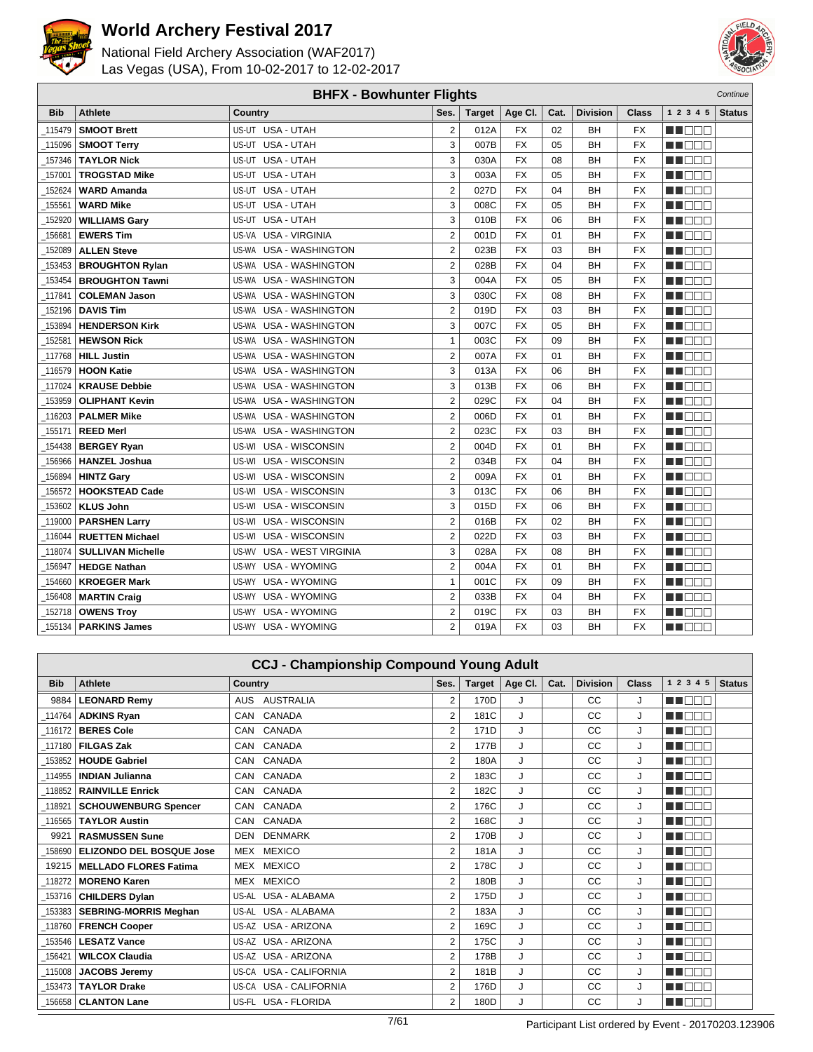# World Archery Festival 2017

National Field Archery Association (WAF2017)
Las Vegas (USA), From 10-02-2017 to 12-02-2017

## BHFX - Bowhunter Flights

*Continue*

| Bib | Athlete | Country | Ses. | Target | Age Cl. | Cat. | Division | Class | 1 2 3 4 5 | Status |
|---|---|---|---|---|---|---|---|---|---|---|
| _115479 | **SMOOT Brett** | US-UT USA - UTAH | 2 | 012A | FX | 02 | BH | FX | | |
| _115096 | **SMOOT Terry** | US-UT USA - UTAH | 3 | 007B | FX | 05 | BH | FX | | |
| _157346 | **TAYLOR Nick** | US-UT USA - UTAH | 3 | 030A | FX | 08 | BH | FX | | |
| _157001 | **TROGSTAD Mike** | US-UT USA - UTAH | 3 | 003A | FX | 05 | BH | FX | | |
| _152624 | **WARD Amanda** | US-UT USA - UTAH | 2 | 027D | FX | 04 | BH | FX | | |
| _155561 | **WARD Mike** | US-UT USA - UTAH | 3 | 008C | FX | 05 | BH | FX | | |
| _152920 | **WILLIAMS Gary** | US-UT USA - UTAH | 3 | 010B | FX | 06 | BH | FX | | |
| _156681 | **EWERS Tim** | US-VA USA - VIRGINIA | 2 | 001D | FX | 01 | BH | FX | | |
| _152089 | **ALLEN Steve** | US-WA USA - WASHINGTON | 2 | 023B | FX | 03 | BH | FX | | |
| _153453 | **BROUGHTON Rylan** | US-WA USA - WASHINGTON | 2 | 028B | FX | 04 | BH | FX | | |
| _153454 | **BROUGHTON Tawni** | US-WA USA - WASHINGTON | 3 | 004A | FX | 05 | BH | FX | | |
| _117841 | **COLEMAN Jason** | US-WA USA - WASHINGTON | 3 | 030C | FX | 08 | BH | FX | | |
| _152196 | **DAVIS Tim** | US-WA USA - WASHINGTON | 2 | 019D | FX | 03 | BH | FX | | |
| _153894 | **HENDERSON Kirk** | US-WA USA - WASHINGTON | 3 | 007C | FX | 05 | BH | FX | | |
| _152581 | **HEWSON Rick** | US-WA USA - WASHINGTON | 1 | 003C | FX | 09 | BH | FX | | |
| _117768 | **HILL Justin** | US-WA USA - WASHINGTON | 2 | 007A | FX | 01 | BH | FX | | |
| _116579 | **HOON Katie** | US-WA USA - WASHINGTON | 3 | 013A | FX | 06 | BH | FX | | |
| _117024 | **KRAUSE Debbie** | US-WA USA - WASHINGTON | 3 | 013B | FX | 06 | BH | FX | | |
| _153959 | **OLIPHANT Kevin** | US-WA USA - WASHINGTON | 2 | 029C | FX | 04 | BH | FX | | |
| _116203 | **PALMER Mike** | US-WA USA - WASHINGTON | 2 | 006D | FX | 01 | BH | FX | | |
| _155171 | **REED Merl** | US-WA USA - WASHINGTON | 2 | 023C | FX | 03 | BH | FX | | |
| _154438 | **BERGEY Ryan** | US-WI USA - WISCONSIN | 2 | 004D | FX | 01 | BH | FX | | |
| _156966 | **HANZEL Joshua** | US-WI USA - WISCONSIN | 2 | 034B | FX | 04 | BH | FX | | |
| _156894 | **HINTZ Gary** | US-WI USA - WISCONSIN | 2 | 009A | FX | 01 | BH | FX | | |
| _156572 | **HOOKSTEAD Cade** | US-WI USA - WISCONSIN | 3 | 013C | FX | 06 | BH | FX | | |
| _153602 | **KLUS John** | US-WI USA - WISCONSIN | 3 | 015D | FX | 06 | BH | FX | | |
| _119000 | **PARSHEN Larry** | US-WI USA - WISCONSIN | 2 | 016B | FX | 02 | BH | FX | | |
| _116044 | **RUETTEN Michael** | US-WI USA - WISCONSIN | 2 | 022D | FX | 03 | BH | FX | | |
| _118074 | **SULLIVAN Michelle** | US-WV USA - WEST VIRGINIA | 3 | 028A | FX | 08 | BH | FX | | |
| _156947 | **HEDGE Nathan** | US-WY USA - WYOMING | 2 | 004A | FX | 01 | BH | FX | | |
| _154660 | **KROEGER Mark** | US-WY USA - WYOMING | 1 | 001C | FX | 09 | BH | FX | | |
| _156408 | **MARTIN Craig** | US-WY USA - WYOMING | 2 | 033B | FX | 04 | BH | FX | | |
| _152718 | **OWENS Troy** | US-WY USA - WYOMING | 2 | 019C | FX | 03 | BH | FX | | |
| _155134 | **PARKINS James** | US-WY USA - WYOMING | 2 | 019A | FX | 03 | BH | FX | | |

## CCJ - Championship Compound Young Adult

| Bib | Athlete | Country | Ses. | Target | Age Cl. | Cat. | Division | Class | 1 2 3 4 5 | Status |
|---|---|---|---|---|---|---|---|---|---|---|
| 9884 | **LEONARD Remy** | AUS AUSTRALIA | 2 | 170D | J | | CC | J | | |
| _114764 | **ADKINS Ryan** | CAN CANADA | 2 | 181C | J | | CC | J | | |
| _116172 | **BERES Cole** | CAN CANADA | 2 | 171D | J | | CC | J | | |
| _117180 | **FILGAS Zak** | CAN CANADA | 2 | 177B | J | | CC | J | | |
| _153852 | **HOUDE Gabriel** | CAN CANADA | 2 | 180A | J | | CC | J | | |
| _114955 | **INDIAN Julianna** | CAN CANADA | 2 | 183C | J | | CC | J | | |
| _118852 | **RAINVILLE Enrick** | CAN CANADA | 2 | 182C | J | | CC | J | | |
| _118921 | **SCHOUWENBURG Spencer** | CAN CANADA | 2 | 176C | J | | CC | J | | |
| _116565 | **TAYLOR Austin** | CAN CANADA | 2 | 168C | J | | CC | J | | |
| 9921 | **RASMUSSEN Sune** | DEN DENMARK | 2 | 170B | J | | CC | J | | |
| _158690 | **ELIZONDO DEL BOSQUE Jose** | MEX MEXICO | 2 | 181A | J | | CC | J | | |
| 19215 | **MELLADO FLORES Fatima** | MEX MEXICO | 2 | 178C | J | | CC | J | | |
| _118272 | **MORENO Karen** | MEX MEXICO | 2 | 180B | J | | CC | J | | |
| _153716 | **CHILDERS Dylan** | US-AL USA - ALABAMA | 2 | 175D | J | | CC | J | | |
| _153383 | **SEBRING-MORRIS Meghan** | US-AL USA - ALABAMA | 2 | 183A | J | | CC | J | | |
| _118760 | **FRENCH Cooper** | US-AZ USA - ARIZONA | 2 | 169C | J | | CC | J | | |
| _153546 | **LESATZ Vance** | US-AZ USA - ARIZONA | 2 | 175C | J | | CC | J | | |
| _156421 | **WILCOX Claudia** | US-AZ USA - ARIZONA | 2 | 178B | J | | CC | J | | |
| _115008 | **JACOBS Jeremy** | US-CA USA - CALIFORNIA | 2 | 181B | J | | CC | J | | |
| _153473 | **TAYLOR Drake** | US-CA USA - CALIFORNIA | 2 | 176D | J | | CC | J | | |
| _156658 | **CLANTON Lane** | US-FL USA - FLORIDA | 2 | 180D | J | | CC | J | | |

Participant List ordered by Event - 20170203.123906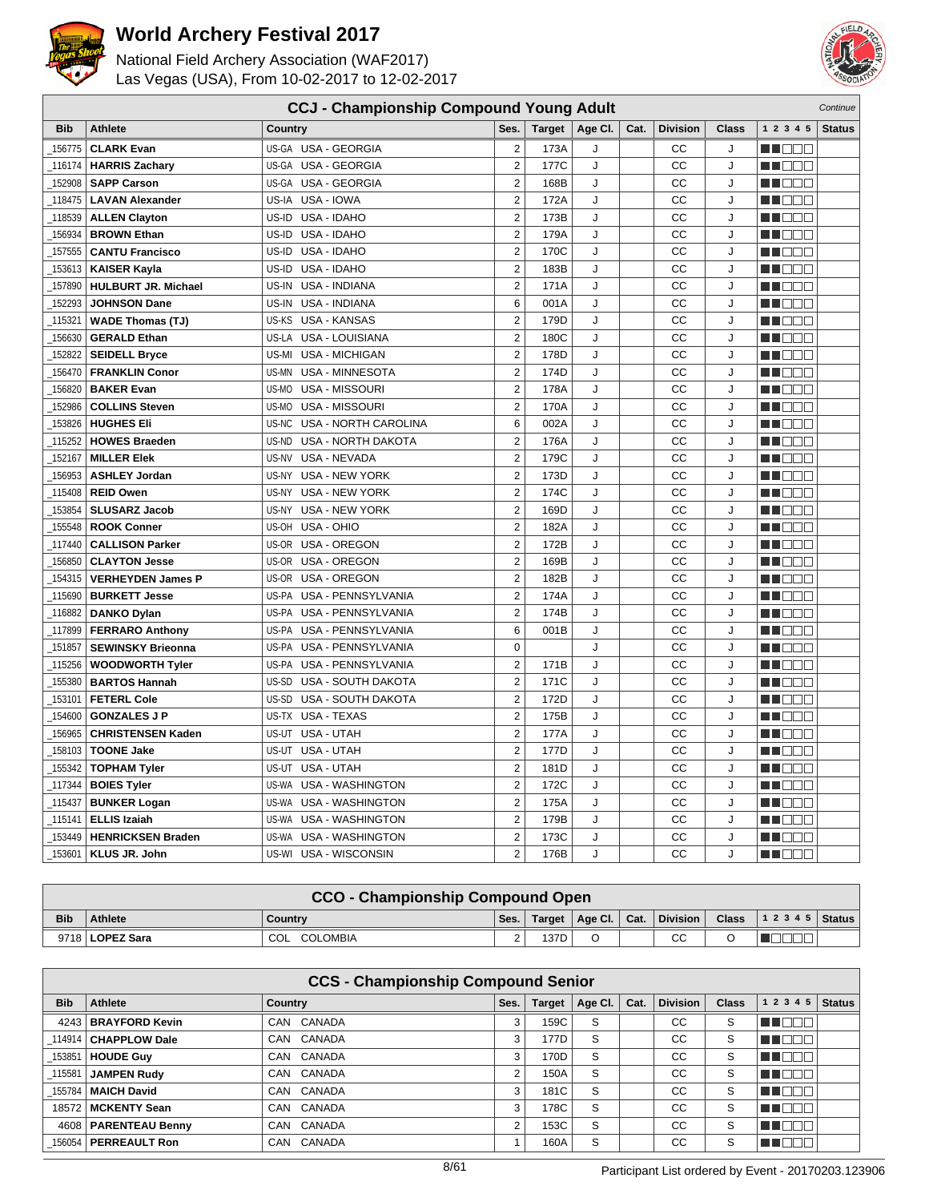# World Archery Festival 2017

National Field Archery Association (WAF2017)
Las Vegas (USA), From 10-02-2017 to 12-02-2017

## CCJ - Championship Compound Young Adult

*Continue*

| Bib | Athlete | Country | | Ses. | Target | Age Cl. | Cat. | Division | Class | 1 2 3 4 5 | Status |
|---|---|---|---|---|---|---|---|---|---|---|---|
| _156775 | **CLARK Evan** | US-GA | USA - GEORGIA | 2 | 173A | J | | CC | J | ■■□□□ | |
| _116174 | **HARRIS Zachary** | US-GA | USA - GEORGIA | 2 | 177C | J | | CC | J | ■■□□□ | |
| _152908 | **SAPP Carson** | US-GA | USA - GEORGIA | 2 | 168B | J | | CC | J | ■■□□□ | |
| _118475 | **LAVAN Alexander** | US-IA | USA - IOWA | 2 | 172A | J | | CC | J | ■■□□□ | |
| _118539 | **ALLEN Clayton** | US-ID | USA - IDAHO | 2 | 173B | J | | CC | J | ■■□□□ | |
| _156934 | **BROWN Ethan** | US-ID | USA - IDAHO | 2 | 179A | J | | CC | J | ■■□□□ | |
| _157555 | **CANTU Francisco** | US-ID | USA - IDAHO | 2 | 170C | J | | CC | J | ■■□□□ | |
| _153613 | **KAISER Kayla** | US-ID | USA - IDAHO | 2 | 183B | J | | CC | J | ■■□□□ | |
| _157890 | **HULBURT JR. Michael** | US-IN | USA - INDIANA | 2 | 171A | J | | CC | J | ■■□□□ | |
| _152293 | **JOHNSON Dane** | US-IN | USA - INDIANA | 6 | 001A | J | | CC | J | ■■□□□ | |
| _115321 | **WADE Thomas (TJ)** | US-KS | USA - KANSAS | 2 | 179D | J | | CC | J | ■■□□□ | |
| _156630 | **GERALD Ethan** | US-LA | USA - LOUISIANA | 2 | 180C | J | | CC | J | ■■□□□ | |
| _152822 | **SEIDELL Bryce** | US-MI | USA - MICHIGAN | 2 | 178D | J | | CC | J | ■■□□□ | |
| _156470 | **FRANKLIN Conor** | US-MN | USA - MINNESOTA | 2 | 174D | J | | CC | J | ■■□□□ | |
| _156820 | **BAKER Evan** | US-MO | USA - MISSOURI | 2 | 178A | J | | CC | J | ■■□□□ | |
| _152986 | **COLLINS Steven** | US-MO | USA - MISSOURI | 2 | 170A | J | | CC | J | ■■□□□ | |
| _153826 | **HUGHES Eli** | US-NC | USA - NORTH CAROLINA | 6 | 002A | J | | CC | J | ■■□□□ | |
| _115252 | **HOWES Braeden** | US-ND | USA - NORTH DAKOTA | 2 | 176A | J | | CC | J | ■■□□□ | |
| _152167 | **MILLER Elek** | US-NV | USA - NEVADA | 2 | 179C | J | | CC | J | ■■□□□ | |
| _156953 | **ASHLEY Jordan** | US-NY | USA - NEW YORK | 2 | 173D | J | | CC | J | ■■□□□ | |
| _115408 | **REID Owen** | US-NY | USA - NEW YORK | 2 | 174C | J | | CC | J | ■■□□□ | |
| _153854 | **SLUSARZ Jacob** | US-NY | USA - NEW YORK | 2 | 169D | J | | CC | J | ■■□□□ | |
| _155548 | **ROOK Conner** | US-OH | USA - OHIO | 2 | 182A | J | | CC | J | ■■□□□ | |
| _117440 | **CALLISON Parker** | US-OR | USA - OREGON | 2 | 172B | J | | CC | J | ■■□□□ | |
| _156850 | **CLAYTON Jesse** | US-OR | USA - OREGON | 2 | 169B | J | | CC | J | ■■□□□ | |
| _154315 | **VERHEYDEN James P** | US-OR | USA - OREGON | 2 | 182B | J | | CC | J | ■■□□□ | |
| _115690 | **BURKETT Jesse** | US-PA | USA - PENNSYLVANIA | 2 | 174A | J | | CC | J | ■■□□□ | |
| _116882 | **DANKO Dylan** | US-PA | USA - PENNSYLVANIA | 2 | 174B | J | | CC | J | ■■□□□ | |
| _117899 | **FERRARO Anthony** | US-PA | USA - PENNSYLVANIA | 6 | 001B | J | | CC | J | ■■□□□ | |
| _151857 | **SEWINSKY Brieonna** | US-PA | USA - PENNSYLVANIA | 0 | | J | | CC | J | ■■□□□ | |
| _115256 | **WOODWORTH Tyler** | US-PA | USA - PENNSYLVANIA | 2 | 171B | J | | CC | J | ■■□□□ | |
| _155380 | **BARTOS Hannah** | US-SD | USA - SOUTH DAKOTA | 2 | 171C | J | | CC | J | ■■□□□ | |
| _153101 | **FETERL Cole** | US-SD | USA - SOUTH DAKOTA | 2 | 172D | J | | CC | J | ■■□□□ | |
| _154600 | **GONZALES J P** | US-TX | USA - TEXAS | 2 | 175B | J | | CC | J | ■■□□□ | |
| _156965 | **CHRISTENSEN Kaden** | US-UT | USA - UTAH | 2 | 177A | J | | CC | J | ■■□□□ | |
| _158103 | **TOONE Jake** | US-UT | USA - UTAH | 2 | 177D | J | | CC | J | ■■□□□ | |
| _155342 | **TOPHAM Tyler** | US-UT | USA - UTAH | 2 | 181D | J | | CC | J | ■■□□□ | |
| _117344 | **BOIES Tyler** | US-WA | USA - WASHINGTON | 2 | 172C | J | | CC | J | ■■□□□ | |
| _115437 | **BUNKER Logan** | US-WA | USA - WASHINGTON | 2 | 175A | J | | CC | J | ■■□□□ | |
| _115141 | **ELLIS Izaiah** | US-WA | USA - WASHINGTON | 2 | 179B | J | | CC | J | ■■□□□ | |
| _153449 | **HENRICKSEN Braden** | US-WA | USA - WASHINGTON | 2 | 173C | J | | CC | J | ■■□□□ | |
| _153601 | **KLUS JR. John** | US-WI | USA - WISCONSIN | 2 | 176B | J | | CC | J | ■■□□□ | |

## CCO - Championship Compound Open

| Bib | Athlete | Country | | Ses. | Target | Age Cl. | Cat. | Division | Class | 1 2 3 4 5 | Status |
|---|---|---|---|---|---|---|---|---|---|---|---|
| 9718 | **LOPEZ Sara** | COL | COLOMBIA | 2 | 137D | O | | CC | O | ■□□□□ | |

## CCS - Championship Compound Senior

| Bib | Athlete | Country | | Ses. | Target | Age Cl. | Cat. | Division | Class | 1 2 3 4 5 | Status |
|---|---|---|---|---|---|---|---|---|---|---|---|
| 4243 | **BRAYFORD Kevin** | CAN | CANADA | 3 | 159C | S | | CC | S | ■■□□□ | |
| _114914 | **CHAPPLOW Dale** | CAN | CANADA | 3 | 177D | S | | CC | S | ■■□□□ | |
| _153851 | **HOUDE Guy** | CAN | CANADA | 3 | 170D | S | | CC | S | ■■□□□ | |
| _115581 | **JAMPEN Rudy** | CAN | CANADA | 2 | 150A | S | | CC | S | ■■□□□ | |
| _155784 | **MAICH David** | CAN | CANADA | 3 | 181C | S | | CC | S | ■■□□□ | |
| 18572 | **MCKENTY Sean** | CAN | CANADA | 3 | 178C | S | | CC | S | ■■□□□ | |
| 4608 | **PARENTEAU Benny** | CAN | CANADA | 2 | 153C | S | | CC | S | ■■□□□ | |
| _156054 | **PERREAULT Ron** | CAN | CANADA | 1 | 160A | S | | CC | S | ■■□□□ | |

Participant List ordered by Event - 20170203.123906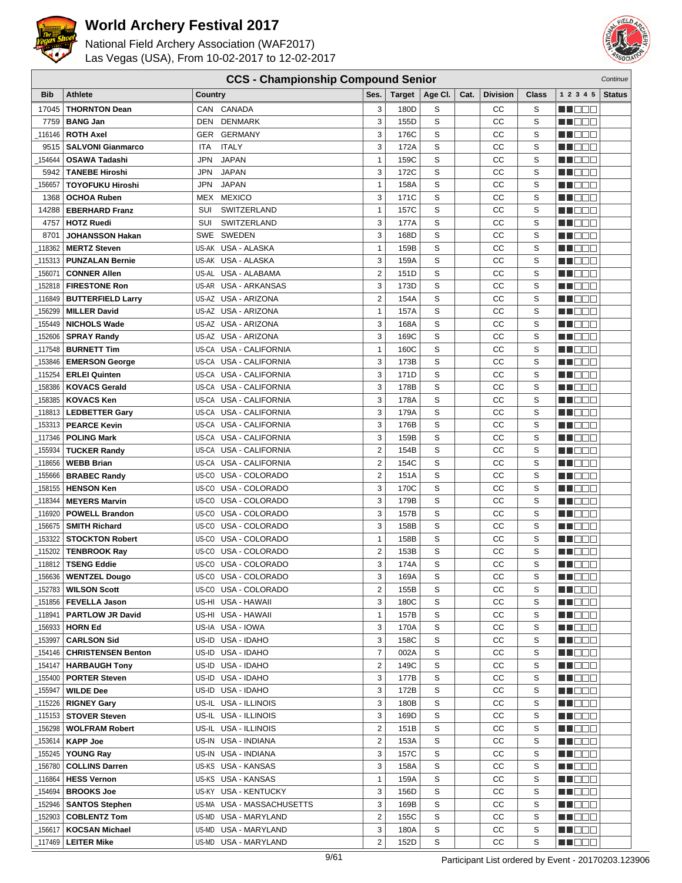# World Archery Festival 2017

National Field Archery Association (WAF2017)
Las Vegas (USA), From 10-02-2017 to 12-02-2017

## CCS - Championship Compound Senior

*Continue*

| Bib | Athlete | Country | | Ses. | Target | Age Cl. | Cat. | Division | Class | 1 2 3 4 5 | Status |
|---|---|---|---|---|---|---|---|---|---|---|---|
| 17045 | **THORNTON Dean** | CAN | CANADA | 3 | 180D | S | | CC | S | | |
| 7759 | **BANG Jan** | DEN | DENMARK | 3 | 155D | S | | CC | S | | |
| _116146 | **ROTH Axel** | GER | GERMANY | 3 | 176C | S | | CC | S | | |
| 9515 | **SALVONI Gianmarco** | ITA | ITALY | 3 | 172A | S | | CC | S | | |
| _154644 | **OSAWA Tadashi** | JPN | JAPAN | 1 | 159C | S | | CC | S | | |
| 5942 | **TANEBE Hiroshi** | JPN | JAPAN | 3 | 172C | S | | CC | S | | |
| _156657 | **TOYOFUKU Hiroshi** | JPN | JAPAN | 1 | 158A | S | | CC | S | | |
| 1368 | **OCHOA Ruben** | MEX | MEXICO | 3 | 171C | S | | CC | S | | |
| 14288 | **EBERHARD Franz** | SUI | SWITZERLAND | 1 | 157C | S | | CC | S | | |
| 4757 | **HOTZ Ruedi** | SUI | SWITZERLAND | 3 | 177A | S | | CC | S | | |
| 8701 | **JOHANSSON Hakan** | SWE | SWEDEN | 3 | 168D | S | | CC | S | | |
| _118362 | **MERTZ Steven** | US-AK | USA - ALASKA | 1 | 159B | S | | CC | S | | |
| _115313 | **PUNZALAN Bernie** | US-AK | USA - ALASKA | 3 | 159A | S | | CC | S | | |
| _156071 | **CONNER Allen** | US-AL | USA - ALABAMA | 2 | 151D | S | | CC | S | | |
| _152818 | **FIRESTONE Ron** | US-AR | USA - ARKANSAS | 3 | 173D | S | | CC | S | | |
| _116849 | **BUTTERFIELD Larry** | US-AZ | USA - ARIZONA | 2 | 154A | S | | CC | S | | |
| _156299 | **MILLER David** | US-AZ | USA - ARIZONA | 1 | 157A | S | | CC | S | | |
| _155449 | **NICHOLS Wade** | US-AZ | USA - ARIZONA | 3 | 168A | S | | CC | S | | |
| _152606 | **SPRAY Randy** | US-AZ | USA - ARIZONA | 3 | 169C | S | | CC | S | | |
| _117548 | **BURNETT Tim** | US-CA | USA - CALIFORNIA | 1 | 160C | S | | CC | S | | |
| _153846 | **EMERSON George** | US-CA | USA - CALIFORNIA | 3 | 173B | S | | CC | S | | |
| _115254 | **ERLEI Quinten** | US-CA | USA - CALIFORNIA | 3 | 171D | S | | CC | S | | |
| _158386 | **KOVACS Gerald** | US-CA | USA - CALIFORNIA | 3 | 178B | S | | CC | S | | |
| _158385 | **KOVACS Ken** | US-CA | USA - CALIFORNIA | 3 | 178A | S | | CC | S | | |
| _118813 | **LEDBETTER Gary** | US-CA | USA - CALIFORNIA | 3 | 179A | S | | CC | S | | |
| _153313 | **PEARCE Kevin** | US-CA | USA - CALIFORNIA | 3 | 176B | S | | CC | S | | |
| _117346 | **POLING Mark** | US-CA | USA - CALIFORNIA | 3 | 159B | S | | CC | S | | |
| _155934 | **TUCKER Randy** | US-CA | USA - CALIFORNIA | 2 | 154B | S | | CC | S | | |
| _118656 | **WEBB Brian** | US-CA | USA - CALIFORNIA | 2 | 154C | S | | CC | S | | |
| _155666 | **BRABEC Randy** | US-CO | USA - COLORADO | 2 | 151A | S | | CC | S | | |
| _158155 | **HENSON Ken** | US-CO | USA - COLORADO | 3 | 170C | S | | CC | S | | |
| _118344 | **MEYERS Marvin** | US-CO | USA - COLORADO | 3 | 179B | S | | CC | S | | |
| _116920 | **POWELL Brandon** | US-CO | USA - COLORADO | 3 | 157B | S | | CC | S | | |
| _156675 | **SMITH Richard** | US-CO | USA - COLORADO | 3 | 158B | S | | CC | S | | |
| _153322 | **STOCKTON Robert** | US-CO | USA - COLORADO | 1 | 158B | S | | CC | S | | |
| _115202 | **TENBROOK Ray** | US-CO | USA - COLORADO | 2 | 153B | S | | CC | S | | |
| _118812 | **TSENG Eddie** | US-CO | USA - COLORADO | 3 | 174A | S | | CC | S | | |
| _156636 | **WENTZEL Dougo** | US-CO | USA - COLORADO | 3 | 169A | S | | CC | S | | |
| _152783 | **WILSON Scott** | US-CO | USA - COLORADO | 2 | 155B | S | | CC | S | | |
| _151856 | **FEVELLA Jason** | US-HI | USA - HAWAII | 3 | 180C | S | | CC | S | | |
| _118941 | **PARTLOW JR David** | US-HI | USA - HAWAII | 1 | 157B | S | | CC | S | | |
| _156933 | **HORN Ed** | US-IA | USA - IOWA | 3 | 170A | S | | CC | S | | |
| _153997 | **CARLSON Sid** | US-ID | USA - IDAHO | 3 | 158C | S | | CC | S | | |
| _154146 | **CHRISTENSEN Benton** | US-ID | USA - IDAHO | 7 | 002A | S | | CC | S | | |
| _154147 | **HARBAUGH Tony** | US-ID | USA - IDAHO | 2 | 149C | S | | CC | S | | |
| _155400 | **PORTER Steven** | US-ID | USA - IDAHO | 3 | 177B | S | | CC | S | | |
| _155947 | **WILDE Dee** | US-ID | USA - IDAHO | 3 | 172B | S | | CC | S | | |
| _115226 | **RIGNEY Gary** | US-IL | USA - ILLINOIS | 3 | 180B | S | | CC | S | | |
| _115153 | **STOVER Steven** | US-IL | USA - ILLINOIS | 3 | 169D | S | | CC | S | | |
| _156298 | **WOLFRAM Robert** | US-IL | USA - ILLINOIS | 2 | 151B | S | | CC | S | | |
| _153614 | **KAPP Joe** | US-IN | USA - INDIANA | 2 | 153A | S | | CC | S | | |
| _155245 | **YOUNG Ray** | US-IN | USA - INDIANA | 3 | 157C | S | | CC | S | | |
| _156780 | **COLLINS Darren** | US-KS | USA - KANSAS | 3 | 158A | S | | CC | S | | |
| _116864 | **HESS Vernon** | US-KS | USA - KANSAS | 1 | 159A | S | | CC | S | | |
| _154694 | **BROOKS Joe** | US-KY | USA - KENTUCKY | 3 | 156D | S | | CC | S | | |
| _152946 | **SANTOS Stephen** | US-MA | USA - MASSACHUSETTS | 3 | 169B | S | | CC | S | | |
| _152903 | **COBLENTZ Tom** | US-MD | USA - MARYLAND | 2 | 155C | S | | CC | S | | |
| _156617 | **KOCSAN Michael** | US-MD | USA - MARYLAND | 3 | 180A | S | | CC | S | | |
| _117469 | **LEITER Mike** | US-MD | USA - MARYLAND | 2 | 152D | S | | CC | S | | |

Participant List ordered by Event - 20170203.123906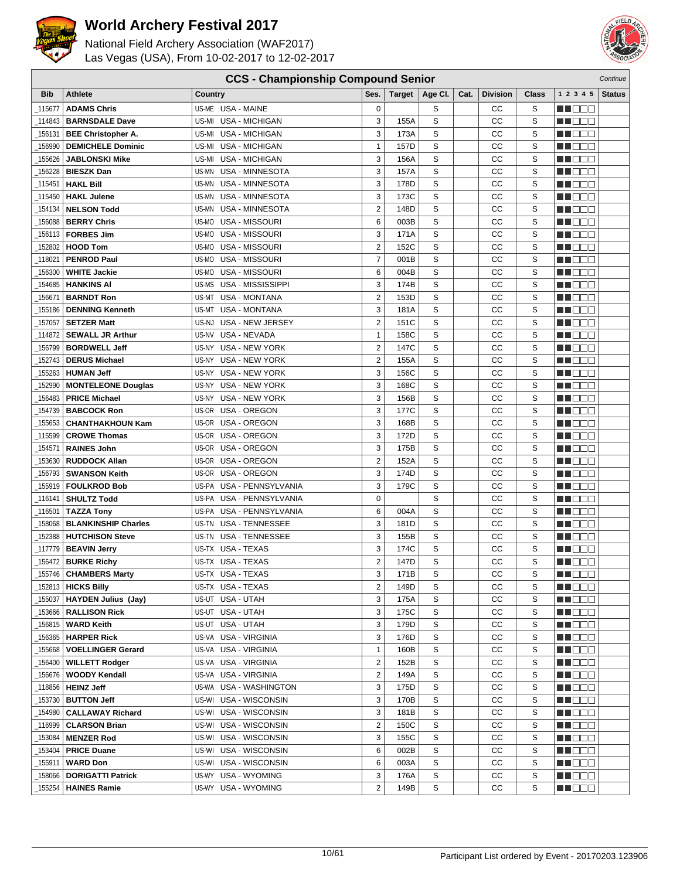# World Archery Festival 2017

National Field Archery Association (WAF2017)
Las Vegas (USA), From 10-02-2017 to 12-02-2017

## CCS - Championship Compound Senior

*Continue*

| Bib | Athlete | Country | Ses. | Target | Age Cl. | Cat. | Division | Class | 1 2 3 4 5 | Status |
|---|---|---|---|---|---|---|---|---|---|---|
| _115677 | **ADAMS Chris** | US-ME USA - MAINE | 0 | | S | | CC | S | | |
| _114843 | **BARNSDALE Dave** | US-MI USA - MICHIGAN | 3 | 155A | S | | CC | S | | |
| _156131 | **BEE Christopher A.** | US-MI USA - MICHIGAN | 3 | 173A | S | | CC | S | | |
| _156990 | **DEMICHELE Dominic** | US-MI USA - MICHIGAN | 1 | 157D | S | | CC | S | | |
| _155626 | **JABLONSKI Mike** | US-MI USA - MICHIGAN | 3 | 156A | S | | CC | S | | |
| _156228 | **BIESZK Dan** | US-MN USA - MINNESOTA | 3 | 157A | S | | CC | S | | |
| _115451 | **HAKL Bill** | US-MN USA - MINNESOTA | 3 | 178D | S | | CC | S | | |
| _115450 | **HAKL Julene** | US-MN USA - MINNESOTA | 3 | 173C | S | | CC | S | | |
| _154134 | **NELSON Todd** | US-MN USA - MINNESOTA | 2 | 148D | S | | CC | S | | |
| _156088 | **BERRY Chris** | US-MO USA - MISSOURI | 6 | 003B | S | | CC | S | | |
| _156113 | **FORBES Jim** | US-MO USA - MISSOURI | 3 | 171A | S | | CC | S | | |
| _152802 | **HOOD Tom** | US-MO USA - MISSOURI | 2 | 152C | S | | CC | S | | |
| _118021 | **PENROD Paul** | US-MO USA - MISSOURI | 7 | 001B | S | | CC | S | | |
| _156300 | **WHITE Jackie** | US-MO USA - MISSOURI | 6 | 004B | S | | CC | S | | |
| _154685 | **HANKINS Al** | US-MS USA - MISSISSIPPI | 3 | 174B | S | | CC | S | | |
| _156671 | **BARNDT Ron** | US-MT USA - MONTANA | 2 | 153D | S | | CC | S | | |
| _155186 | **DENNING Kenneth** | US-MT USA - MONTANA | 3 | 181A | S | | CC | S | | |
| _157057 | **SETZER Matt** | US-NJ USA - NEW JERSEY | 2 | 151C | S | | CC | S | | |
| _114872 | **SEWALL JR Arthur** | US-NV USA - NEVADA | 1 | 158C | S | | CC | S | | |
| _156799 | **BORDWELL Jeff** | US-NY USA - NEW YORK | 2 | 147C | S | | CC | S | | |
| _152743 | **DERUS Michael** | US-NY USA - NEW YORK | 2 | 155A | S | | CC | S | | |
| _155263 | **HUMAN Jeff** | US-NY USA - NEW YORK | 3 | 156C | S | | CC | S | | |
| _152990 | **MONTELEONE Douglas** | US-NY USA - NEW YORK | 3 | 168C | S | | CC | S | | |
| _156483 | **PRICE Michael** | US-NY USA - NEW YORK | 3 | 156B | S | | CC | S | | |
| _154739 | **BABCOCK Ron** | US-OR USA - OREGON | 3 | 177C | S | | CC | S | | |
| _155653 | **CHANTHAKHOUN Kam** | US-OR USA - OREGON | 3 | 168B | S | | CC | S | | |
| _115599 | **CROWE Thomas** | US-OR USA - OREGON | 3 | 172D | S | | CC | S | | |
| _154571 | **RAINES John** | US-OR USA - OREGON | 3 | 175B | S | | CC | S | | |
| _153630 | **RUDDOCK Allan** | US-OR USA - OREGON | 2 | 152A | S | | CC | S | | |
| _156793 | **SWANSON Keith** | US-OR USA - OREGON | 3 | 174D | S | | CC | S | | |
| _155919 | **FOULKROD Bob** | US-PA USA - PENNSYLVANIA | 3 | 179C | S | | CC | S | | |
| _116141 | **SHULTZ Todd** | US-PA USA - PENNSYLVANIA | 0 | | S | | CC | S | | |
| _116501 | **TAZZA Tony** | US-PA USA - PENNSYLVANIA | 6 | 004A | S | | CC | S | | |
| _158068 | **BLANKINSHIP Charles** | US-TN USA - TENNESSEE | 3 | 181D | S | | CC | S | | |
| _152388 | **HUTCHISON Steve** | US-TN USA - TENNESSEE | 3 | 155B | S | | CC | S | | |
| _117779 | **BEAVIN Jerry** | US-TX USA - TEXAS | 3 | 174C | S | | CC | S | | |
| _156472 | **BURKE Richy** | US-TX USA - TEXAS | 2 | 147D | S | | CC | S | | |
| _155746 | **CHAMBERS Marty** | US-TX USA - TEXAS | 3 | 171B | S | | CC | S | | |
| _152813 | **HICKS Billy** | US-TX USA - TEXAS | 2 | 149D | S | | CC | S | | |
| _155037 | **HAYDEN Julius (Jay)** | US-UT USA - UTAH | 3 | 175A | S | | CC | S | | |
| _153666 | **RALLISON Rick** | US-UT USA - UTAH | 3 | 175C | S | | CC | S | | |
| _156815 | **WARD Keith** | US-UT USA - UTAH | 3 | 179D | S | | CC | S | | |
| _156365 | **HARPER Rick** | US-VA USA - VIRGINIA | 3 | 176D | S | | CC | S | | |
| _155668 | **VOELLINGER Gerard** | US-VA USA - VIRGINIA | 1 | 160B | S | | CC | S | | |
| _156400 | **WILLETT Rodger** | US-VA USA - VIRGINIA | 2 | 152B | S | | CC | S | | |
| _156676 | **WOODY Kendall** | US-VA USA - VIRGINIA | 2 | 149A | S | | CC | S | | |
| _118856 | **HEINZ Jeff** | US-WA USA - WASHINGTON | 3 | 175D | S | | CC | S | | |
| _153730 | **BUTTON Jeff** | US-WI USA - WISCONSIN | 3 | 170B | S | | CC | S | | |
| _154980 | **CALLAWAY Richard** | US-WI USA - WISCONSIN | 3 | 181B | S | | CC | S | | |
| _116999 | **CLARSON Brian** | US-WI USA - WISCONSIN | 2 | 150C | S | | CC | S | | |
| _153084 | **MENZER Rod** | US-WI USA - WISCONSIN | 3 | 155C | S | | CC | S | | |
| _153404 | **PRICE Duane** | US-WI USA - WISCONSIN | 6 | 002B | S | | CC | S | | |
| _155911 | **WARD Don** | US-WI USA - WISCONSIN | 6 | 003A | S | | CC | S | | |
| _158066 | **DORIGATTI Patrick** | US-WY USA - WYOMING | 3 | 176A | S | | CC | S | | |
| _155254 | **HAINES Ramie** | US-WY USA - WYOMING | 2 | 149B | S | | CC | S | | |

Participant List ordered by Event - 20170203.123906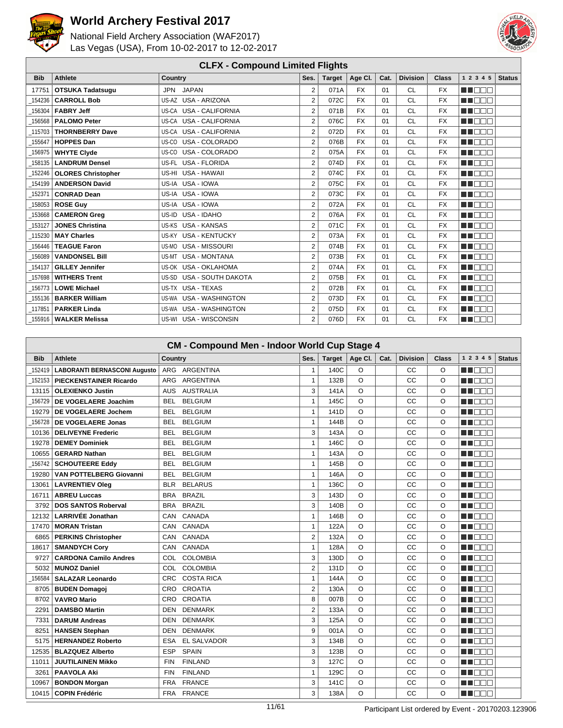# World Archery Festival 2017

National Field Archery Association (WAF2017)
Las Vegas (USA), From 10-02-2017 to 12-02-2017

## CLFX - Compound Limited Flights

| Bib | Athlete | Country | | Ses. | Target | Age Cl. | Cat. | Division | Class | 1 2 3 4 5 | Status |
|---|---|---|---|---|---|---|---|---|---|---|---|
| 17751 | OTSUKA Tadatsugu | JPN | JAPAN | 2 | 071A | FX | 01 | CL | FX | | |
| _154236 | CARROLL Bob | US-AZ | USA - ARIZONA | 2 | 072C | FX | 01 | CL | FX | | |
| _156304 | FABRY Jeff | US-CA | USA - CALIFORNIA | 2 | 071B | FX | 01 | CL | FX | | |
| _156568 | PALOMO Peter | US-CA | USA - CALIFORNIA | 2 | 076C | FX | 01 | CL | FX | | |
| _115703 | THORNBERRY Dave | US-CA | USA - CALIFORNIA | 2 | 072D | FX | 01 | CL | FX | | |
| _155647 | HOPPES Dan | US-CO | USA - COLORADO | 2 | 076B | FX | 01 | CL | FX | | |
| _156975 | WHYTE Clyde | US-CO | USA - COLORADO | 2 | 075A | FX | 01 | CL | FX | | |
| _158135 | LANDRUM Densel | US-FL | USA - FLORIDA | 2 | 074D | FX | 01 | CL | FX | | |
| _152246 | OLORES Christopher | US-HI | USA - HAWAII | 2 | 074C | FX | 01 | CL | FX | | |
| _154199 | ANDERSON David | US-IA | USA - IOWA | 2 | 075C | FX | 01 | CL | FX | | |
| _152371 | CONRAD Dean | US-IA | USA - IOWA | 2 | 073C | FX | 01 | CL | FX | | |
| _158053 | ROSE Guy | US-IA | USA - IOWA | 2 | 072A | FX | 01 | CL | FX | | |
| _153668 | CAMERON Greg | US-ID | USA - IDAHO | 2 | 076A | FX | 01 | CL | FX | | |
| _153127 | JONES Christina | US-KS | USA - KANSAS | 2 | 071C | FX | 01 | CL | FX | | |
| _115230 | MAY Charles | US-KY | USA - KENTUCKY | 2 | 073A | FX | 01 | CL | FX | | |
| _156446 | TEAGUE Faron | US-MO | USA - MISSOURI | 2 | 074B | FX | 01 | CL | FX | | |
| _156089 | VANDONSEL Bill | US-MT | USA - MONTANA | 2 | 073B | FX | 01 | CL | FX | | |
| _154137 | GILLEY Jennifer | US-OK | USA - OKLAHOMA | 2 | 074A | FX | 01 | CL | FX | | |
| _157698 | WITHERS Trent | US-SD | USA - SOUTH DAKOTA | 2 | 075B | FX | 01 | CL | FX | | |
| _156773 | LOWE Michael | US-TX | USA - TEXAS | 2 | 072B | FX | 01 | CL | FX | | |
| _155136 | BARKER William | US-WA | USA - WASHINGTON | 2 | 073D | FX | 01 | CL | FX | | |
| _117851 | PARKER Linda | US-WA | USA - WASHINGTON | 2 | 075D | FX | 01 | CL | FX | | |
| _155916 | WALKER Melissa | US-WI | USA - WISCONSIN | 2 | 076D | FX | 01 | CL | FX | | |

## CM - Compound Men - Indoor World Cup Stage 4

| Bib | Athlete | Country | | Ses. | Target | Age Cl. | Cat. | Division | Class | 1 2 3 4 5 | Status |
|---|---|---|---|---|---|---|---|---|---|---|---|
| _152419 | LABORANTI BERNASCONI Augusto | ARG | ARGENTINA | 1 | 140C | O | | CC | O | | |
| _152153 | PIECKENSTAINER Ricardo | ARG | ARGENTINA | 1 | 132B | O | | CC | O | | |
| 13115 | OLEXIENKO Justin | AUS | AUSTRALIA | 3 | 141A | O | | CC | O | | |
| _156729 | DE VOGELAERE Joachim | BEL | BELGIUM | 1 | 145C | O | | CC | O | | |
| 19279 | DE VOGELAERE Jochem | BEL | BELGIUM | 1 | 141D | O | | CC | O | | |
| _156728 | DE VOGELAERE Jonas | BEL | BELGIUM | 1 | 144B | O | | CC | O | | |
| 10136 | DELIVEYNE Frederic | BEL | BELGIUM | 3 | 143A | O | | CC | O | | |
| 19278 | DEMEY Dominiek | BEL | BELGIUM | 1 | 146C | O | | CC | O | | |
| 10655 | GERARD Nathan | BEL | BELGIUM | 1 | 143A | O | | CC | O | | |
| _156742 | SCHOUTEERE Eddy | BEL | BELGIUM | 1 | 145B | O | | CC | O | | |
| 19280 | VAN POTTELBERG Giovanni | BEL | BELGIUM | 1 | 146A | O | | CC | O | | |
| 13061 | LAVRENTIEV Oleg | BLR | BELARUS | 1 | 136C | O | | CC | O | | |
| 16711 | ABREU Luccas | BRA | BRAZIL | 3 | 143D | O | | CC | O | | |
| 3792 | DOS SANTOS Roberval | BRA | BRAZIL | 3 | 140B | O | | CC | O | | |
| 12132 | LARRIVÉE Jonathan | CAN | CANADA | 1 | 146B | O | | CC | O | | |
| 17470 | MORAN Tristan | CAN | CANADA | 1 | 122A | O | | CC | O | | |
| 6865 | PERKINS Christopher | CAN | CANADA | 2 | 132A | O | | CC | O | | |
| 18617 | SMANDYCH Cory | CAN | CANADA | 1 | 128A | O | | CC | O | | |
| 9727 | CARDONA Camilo Andres | COL | COLOMBIA | 3 | 130D | O | | CC | O | | |
| 5032 | MUNOZ Daniel | COL | COLOMBIA | 2 | 131D | O | | CC | O | | |
| _156584 | SALAZAR Leonardo | CRC | COSTA RICA | 1 | 144A | O | | CC | O | | |
| 8705 | BUDEN Domagoj | CRO | CROATIA | 2 | 130A | O | | CC | O | | |
| 8702 | VAVRO Mario | CRO | CROATIA | 8 | 007B | O | | CC | O | | |
| 2291 | DAMSBO Martin | DEN | DENMARK | 2 | 133A | O | | CC | O | | |
| 7331 | DARUM Andreas | DEN | DENMARK | 3 | 125A | O | | CC | O | | |
| 8251 | HANSEN Stephan | DEN | DENMARK | 9 | 001A | O | | CC | O | | |
| 5175 | HERNANDEZ Roberto | ESA | EL SALVADOR | 3 | 134B | O | | CC | O | | |
| 12535 | BLAZQUEZ Alberto | ESP | SPAIN | 3 | 123B | O | | CC | O | | |
| 11011 | JUUTILAINEN Mikko | FIN | FINLAND | 3 | 127C | O | | CC | O | | |
| 3261 | PAAVOLA Aki | FIN | FINLAND | 1 | 129C | O | | CC | O | | |
| 10967 | BONDON Morgan | FRA | FRANCE | 3 | 141C | O | | CC | O | | |
| 10415 | COPIN Frédéric | FRA | FRANCE | 3 | 138A | O | | CC | O | | |

Participant List ordered by Event - 20170203.123906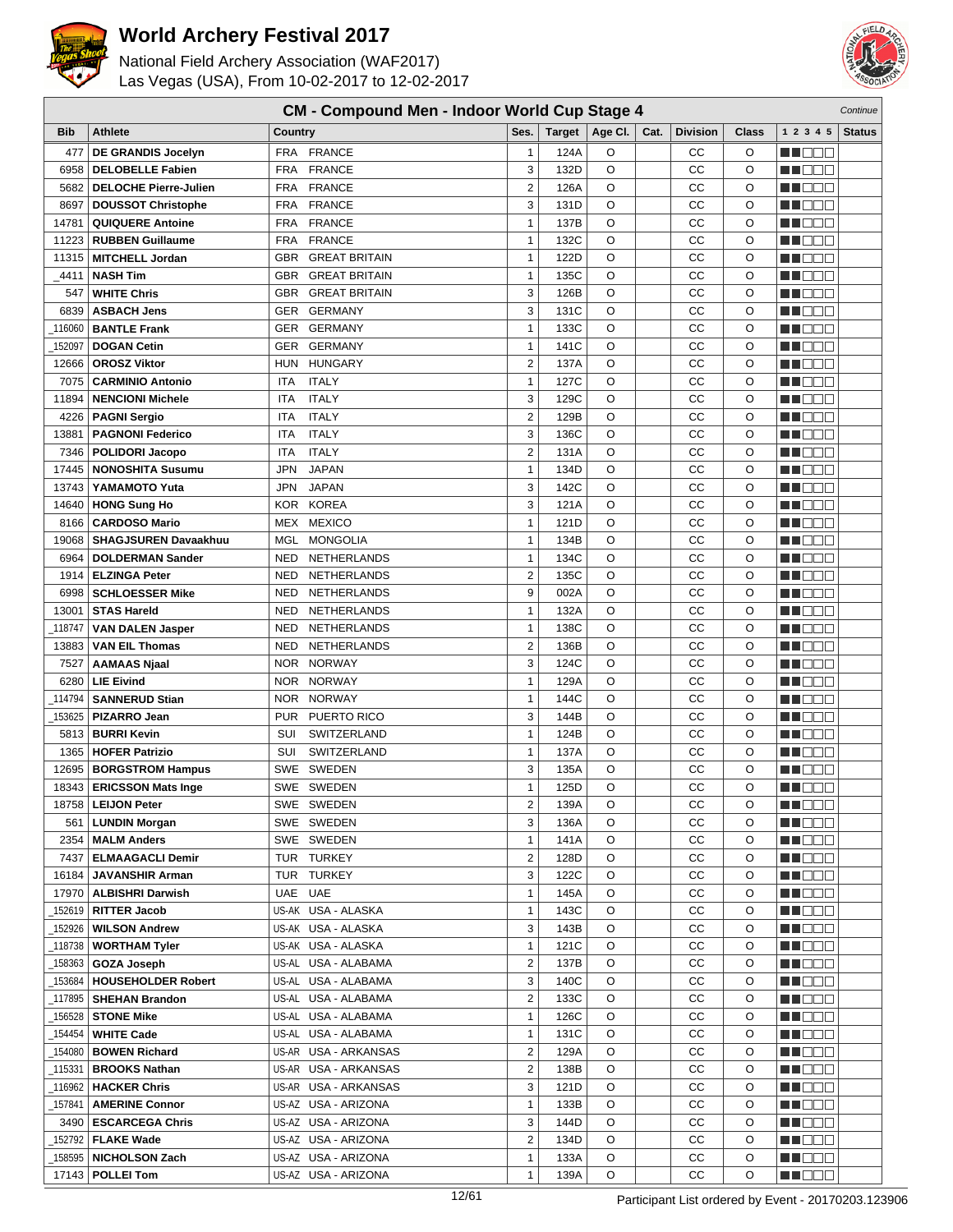# World Archery Festival 2017

National Field Archery Association (WAF2017)
Las Vegas (USA), From 10-02-2017 to 12-02-2017

## CM - Compound Men - Indoor World Cup Stage 4

*Continue*

| Bib | Athlete | Country | | Ses. | Target | Age Cl. | Cat. | Division | Class | 1 2 3 4 5 | Status |
|---|---|---|---|---|---|---|---|---|---|---|---|
| 477 | DE GRANDIS Jocelyn | FRA | FRANCE | 1 | 124A | O | | CC | O | ■■□□□ | |
| 6958 | DELOBELLE Fabien | FRA | FRANCE | 3 | 132D | O | | CC | O | ■■□□□ | |
| 5682 | DELOCHE Pierre-Julien | FRA | FRANCE | 2 | 126A | O | | CC | O | ■■□□□ | |
| 8697 | DOUSSOT Christophe | FRA | FRANCE | 3 | 131D | O | | CC | O | ■■□□□ | |
| 14781 | QUIQUERE Antoine | FRA | FRANCE | 1 | 137B | O | | CC | O | ■■□□□ | |
| 11223 | RUBBEN Guillaume | FRA | FRANCE | 1 | 132C | O | | CC | O | ■■□□□ | |
| 11315 | MITCHELL Jordan | GBR | GREAT BRITAIN | 1 | 122D | O | | CC | O | ■■□□□ | |
| _4411 | NASH Tim | GBR | GREAT BRITAIN | 1 | 135C | O | | CC | O | ■■□□□ | |
| 547 | WHITE Chris | GBR | GREAT BRITAIN | 3 | 126B | O | | CC | O | ■■□□□ | |
| 6839 | ASBACH Jens | GER | GERMANY | 3 | 131C | O | | CC | O | ■■□□□ | |
| _116060 | BANTLE Frank | GER | GERMANY | 1 | 133C | O | | CC | O | ■■□□□ | |
| _152097 | DOGAN Cetin | GER | GERMANY | 1 | 141C | O | | CC | O | ■■□□□ | |
| 12666 | OROSZ Viktor | HUN | HUNGARY | 2 | 137A | O | | CC | O | ■■□□□ | |
| 7075 | CARMINIO Antonio | ITA | ITALY | 1 | 127C | O | | CC | O | ■■□□□ | |
| 11894 | NENCIONI Michele | ITA | ITALY | 3 | 129C | O | | CC | O | ■■□□□ | |
| 4226 | PAGNI Sergio | ITA | ITALY | 2 | 129B | O | | CC | O | ■■□□□ | |
| 13881 | PAGNONI Federico | ITA | ITALY | 3 | 136C | O | | CC | O | ■■□□□ | |
| 7346 | POLIDORI Jacopo | ITA | ITALY | 2 | 131A | O | | CC | O | ■■□□□ | |
| 17445 | NONOSHITA Susumu | JPN | JAPAN | 1 | 134D | O | | CC | O | ■■□□□ | |
| 13743 | YAMAMOTO Yuta | JPN | JAPAN | 3 | 142C | O | | CC | O | ■■□□□ | |
| 14640 | HONG Sung Ho | KOR | KOREA | 3 | 121A | O | | CC | O | ■■□□□ | |
| 8166 | CARDOSO Mario | MEX | MEXICO | 1 | 121D | O | | CC | O | ■■□□□ | |
| 19068 | SHAGJSUREN Davaakhuu | MGL | MONGOLIA | 1 | 134B | O | | CC | O | ■■□□□ | |
| 6964 | DOLDERMAN Sander | NED | NETHERLANDS | 1 | 134C | O | | CC | O | ■■□□□ | |
| 1914 | ELZINGA Peter | NED | NETHERLANDS | 2 | 135C | O | | CC | O | ■■□□□ | |
| 6998 | SCHLOESSER Mike | NED | NETHERLANDS | 9 | 002A | O | | CC | O | ■■□□□ | |
| 13001 | STAS Hareld | NED | NETHERLANDS | 1 | 132A | O | | CC | O | ■■□□□ | |
| _118747 | VAN DALEN Jasper | NED | NETHERLANDS | 1 | 138C | O | | CC | O | ■■□□□ | |
| 13883 | VAN EIL Thomas | NED | NETHERLANDS | 2 | 136B | O | | CC | O | ■■□□□ | |
| 7527 | AAMAAS Njaal | NOR | NORWAY | 3 | 124C | O | | CC | O | ■■□□□ | |
| 6280 | LIE Eivind | NOR | NORWAY | 1 | 129A | O | | CC | O | ■■□□□ | |
| _114794 | SANNERUD Stian | NOR | NORWAY | 1 | 144C | O | | CC | O | ■■□□□ | |
| _153625 | PIZARRO Jean | PUR | PUERTO RICO | 3 | 144B | O | | CC | O | ■■□□□ | |
| 5813 | BURRI Kevin | SUI | SWITZERLAND | 1 | 124B | O | | CC | O | ■■□□□ | |
| 1365 | HOFER Patrizio | SUI | SWITZERLAND | 1 | 137A | O | | CC | O | ■■□□□ | |
| 12695 | BORGSTROM Hampus | SWE | SWEDEN | 3 | 135A | O | | CC | O | ■■□□□ | |
| 18343 | ERICSSON Mats Inge | SWE | SWEDEN | 1 | 125D | O | | CC | O | ■■□□□ | |
| 18758 | LEIJON Peter | SWE | SWEDEN | 2 | 139A | O | | CC | O | ■■□□□ | |
| 561 | LUNDIN Morgan | SWE | SWEDEN | 3 | 136A | O | | CC | O | ■■□□□ | |
| 2354 | MALM Anders | SWE | SWEDEN | 1 | 141A | O | | CC | O | ■■□□□ | |
| 7437 | ELMAAGACLI Demir | TUR | TURKEY | 2 | 128D | O | | CC | O | ■■□□□ | |
| 16184 | JAVANSHIR Arman | TUR | TURKEY | 3 | 122C | O | | CC | O | ■■□□□ | |
| 17970 | ALBISHRI Darwish | UAE | UAE | 1 | 145A | O | | CC | O | ■■□□□ | |
| _152619 | RITTER Jacob | US-AK | USA - ALASKA | 1 | 143C | O | | CC | O | ■■□□□ | |
| _152926 | WILSON Andrew | US-AK | USA - ALASKA | 3 | 143B | O | | CC | O | ■■□□□ | |
| _118738 | WORTHAM Tyler | US-AK | USA - ALASKA | 1 | 121C | O | | CC | O | ■■□□□ | |
| _158363 | GOZA Joseph | US-AL | USA - ALABAMA | 2 | 137B | O | | CC | O | ■■□□□ | |
| _153684 | HOUSEHOLDER Robert | US-AL | USA - ALABAMA | 3 | 140C | O | | CC | O | ■■□□□ | |
| _117895 | SHEHAN Brandon | US-AL | USA - ALABAMA | 2 | 133C | O | | CC | O | ■■□□□ | |
| _156528 | STONE Mike | US-AL | USA - ALABAMA | 1 | 126C | O | | CC | O | ■■□□□ | |
| _154454 | WHITE Cade | US-AL | USA - ALABAMA | 1 | 131C | O | | CC | O | ■■□□□ | |
| _154080 | BOWEN Richard | US-AR | USA - ARKANSAS | 2 | 129A | O | | CC | O | ■■□□□ | |
| _115331 | BROOKS Nathan | US-AR | USA - ARKANSAS | 2 | 138B | O | | CC | O | ■■□□□ | |
| _116962 | HACKER Chris | US-AR | USA - ARKANSAS | 3 | 121D | O | | CC | O | ■■□□□ | |
| _157841 | AMERINE Connor | US-AZ | USA - ARIZONA | 1 | 133B | O | | CC | O | ■■□□□ | |
| 3490 | ESCARCEGA Chris | US-AZ | USA - ARIZONA | 3 | 144D | O | | CC | O | ■■□□□ | |
| _152792 | FLAKE Wade | US-AZ | USA - ARIZONA | 2 | 134D | O | | CC | O | ■■□□□ | |
| _158595 | NICHOLSON Zach | US-AZ | USA - ARIZONA | 1 | 133A | O | | CC | O | ■■□□□ | |
| 17143 | POLLEI Tom | US-AZ | USA - ARIZONA | 1 | 139A | O | | CC | O | ■■□□□ | |

Participant List ordered by Event - 20170203.123906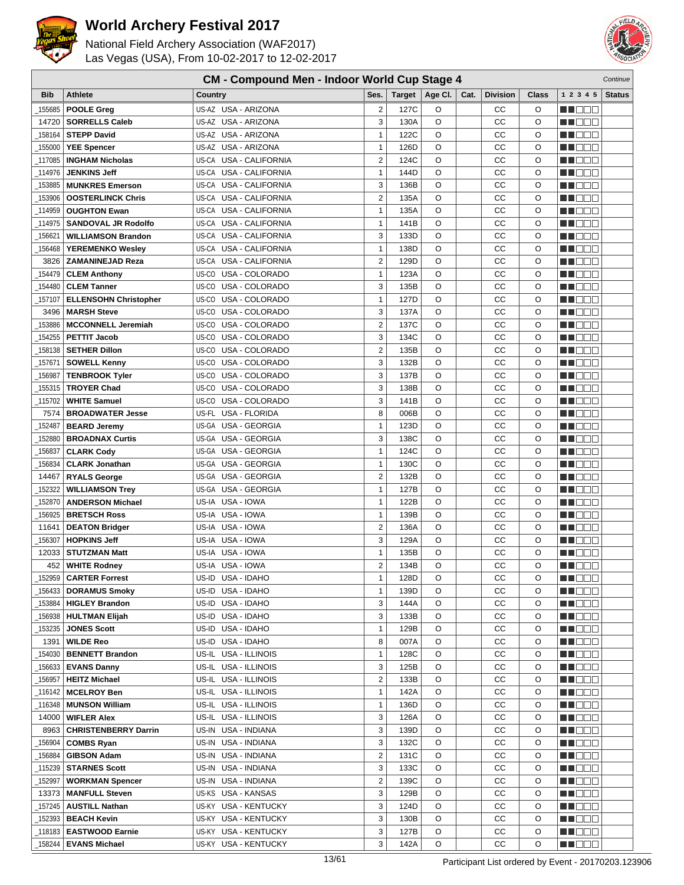# World Archery Festival 2017

National Field Archery Association (WAF2017)
Las Vegas (USA), From 10-02-2017 to 12-02-2017

## CM - Compound Men - Indoor World Cup Stage 4

*Continue*

| Bib | Athlete | Country | Ses. | Target | Age Cl. | Cat. | Division | Class | 1 2 3 4 5 | Status |
|---|---|---|---|---|---|---|---|---|---|---|
| _155685 | **POOLE Greg** | US-AZ USA - ARIZONA | 2 | 127C | O | | CC | O | | |
| 14720 | **SORRELLS Caleb** | US-AZ USA - ARIZONA | 3 | 130A | O | | CC | O | | |
| _158164 | **STEPP David** | US-AZ USA - ARIZONA | 1 | 122C | O | | CC | O | | |
| _155000 | **YEE Spencer** | US-AZ USA - ARIZONA | 1 | 126D | O | | CC | O | | |
| _117085 | **INGHAM Nicholas** | US-CA USA - CALIFORNIA | 2 | 124C | O | | CC | O | | |
| _114976 | **JENKINS Jeff** | US-CA USA - CALIFORNIA | 1 | 144D | O | | CC | O | | |
| _153885 | **MUNKRES Emerson** | US-CA USA - CALIFORNIA | 3 | 136B | O | | CC | O | | |
| _153906 | **OOSTERLINCK Chris** | US-CA USA - CALIFORNIA | 2 | 135A | O | | CC | O | | |
| _114959 | **OUGHTON Ewan** | US-CA USA - CALIFORNIA | 1 | 135A | O | | CC | O | | |
| _114975 | **SANDOVAL JR Rodolfo** | US-CA USA - CALIFORNIA | 1 | 141B | O | | CC | O | | |
| _156621 | **WILLIAMSON Brandon** | US-CA USA - CALIFORNIA | 3 | 133D | O | | CC | O | | |
| _156468 | **YEREMENKO Wesley** | US-CA USA - CALIFORNIA | 1 | 138D | O | | CC | O | | |
| 3826 | **ZAMANINEJAD Reza** | US-CA USA - CALIFORNIA | 2 | 129D | O | | CC | O | | |
| _154479 | **CLEM Anthony** | US-CO USA - COLORADO | 1 | 123A | O | | CC | O | | |
| _154480 | **CLEM Tanner** | US-CO USA - COLORADO | 3 | 135B | O | | CC | O | | |
| _157107 | **ELLENSOHN Christopher** | US-CO USA - COLORADO | 1 | 127D | O | | CC | O | | |
| 3496 | **MARSH Steve** | US-CO USA - COLORADO | 3 | 137A | O | | CC | O | | |
| _153886 | **MCCONNELL Jeremiah** | US-CO USA - COLORADO | 2 | 137C | O | | CC | O | | |
| _154255 | **PETTIT Jacob** | US-CO USA - COLORADO | 3 | 134C | O | | CC | O | | |
| _158138 | **SETHER Dillon** | US-CO USA - COLORADO | 2 | 135B | O | | CC | O | | |
| _157671 | **SOWELL Kenny** | US-CO USA - COLORADO | 3 | 132B | O | | CC | O | | |
| _156987 | **TENBROOK Tyler** | US-CO USA - COLORADO | 3 | 137B | O | | CC | O | | |
| _155315 | **TROYER Chad** | US-CO USA - COLORADO | 3 | 138B | O | | CC | O | | |
| _115702 | **WHITE Samuel** | US-CO USA - COLORADO | 3 | 141B | O | | CC | O | | |
| 7574 | **BROADWATER Jesse** | US-FL USA - FLORIDA | 8 | 006B | O | | CC | O | | |
| _152487 | **BEARD Jeremy** | US-GA USA - GEORGIA | 1 | 123D | O | | CC | O | | |
| _152880 | **BROADNAX Curtis** | US-GA USA - GEORGIA | 3 | 138C | O | | CC | O | | |
| _156837 | **CLARK Cody** | US-GA USA - GEORGIA | 1 | 124C | O | | CC | O | | |
| _156834 | **CLARK Jonathan** | US-GA USA - GEORGIA | 1 | 130C | O | | CC | O | | |
| 14467 | **RYALS George** | US-GA USA - GEORGIA | 2 | 132B | O | | CC | O | | |
| _152322 | **WILLIAMSON Trey** | US-GA USA - GEORGIA | 1 | 127B | O | | CC | O | | |
| _152870 | **ANDERSON Michael** | US-IA USA - IOWA | 1 | 122B | O | | CC | O | | |
| _156925 | **BRETSCH Ross** | US-IA USA - IOWA | 1 | 139B | O | | CC | O | | |
| 11641 | **DEATON Bridger** | US-IA USA - IOWA | 2 | 136A | O | | CC | O | | |
| _156307 | **HOPKINS Jeff** | US-IA USA - IOWA | 3 | 129A | O | | CC | O | | |
| 12033 | **STUTZMAN Matt** | US-IA USA - IOWA | 1 | 135B | O | | CC | O | | |
| 452 | **WHITE Rodney** | US-IA USA - IOWA | 2 | 134B | O | | CC | O | | |
| _152959 | **CARTER Forrest** | US-ID USA - IDAHO | 1 | 128D | O | | CC | O | | |
| _156433 | **DORAMUS Smoky** | US-ID USA - IDAHO | 1 | 139D | O | | CC | O | | |
| _153884 | **HIGLEY Brandon** | US-ID USA - IDAHO | 3 | 144A | O | | CC | O | | |
| _156938 | **HULTMAN Elijah** | US-ID USA - IDAHO | 3 | 133B | O | | CC | O | | |
| _153235 | **JONES Scott** | US-ID USA - IDAHO | 1 | 129B | O | | CC | O | | |
| 1391 | **WILDE Reo** | US-ID USA - IDAHO | 8 | 007A | O | | CC | O | | |
| _154030 | **BENNETT Brandon** | US-IL USA - ILLINOIS | 1 | 128C | O | | CC | O | | |
| _156633 | **EVANS Danny** | US-IL USA - ILLINOIS | 3 | 125B | O | | CC | O | | |
| _156957 | **HEITZ Michael** | US-IL USA - ILLINOIS | 2 | 133B | O | | CC | O | | |
| _116142 | **MCELROY Ben** | US-IL USA - ILLINOIS | 1 | 142A | O | | CC | O | | |
| _116348 | **MUNSON William** | US-IL USA - ILLINOIS | 1 | 136D | O | | CC | O | | |
| 14000 | **WIFLER Alex** | US-IL USA - ILLINOIS | 3 | 126A | O | | CC | O | | |
| 8963 | **CHRISTENBERRY Darrin** | US-IN USA - INDIANA | 3 | 139D | O | | CC | O | | |
| _156904 | **COMBS Ryan** | US-IN USA - INDIANA | 3 | 132C | O | | CC | O | | |
| _156884 | **GIBSON Adam** | US-IN USA - INDIANA | 2 | 131C | O | | CC | O | | |
| _115239 | **STARNES Scott** | US-IN USA - INDIANA | 3 | 133C | O | | CC | O | | |
| _152997 | **WORKMAN Spencer** | US-IN USA - INDIANA | 2 | 139C | O | | CC | O | | |
| 13373 | **MANFULL Steven** | US-KS USA - KANSAS | 3 | 129B | O | | CC | O | | |
| _157245 | **AUSTILL Nathan** | US-KY USA - KENTUCKY | 3 | 124D | O | | CC | O | | |
| _152393 | **BEACH Kevin** | US-KY USA - KENTUCKY | 3 | 130B | O | | CC | O | | |
| _118183 | **EASTWOOD Earnie** | US-KY USA - KENTUCKY | 3 | 127B | O | | CC | O | | |
| _158244 | **EVANS Michael** | US-KY USA - KENTUCKY | 3 | 142A | O | | CC | O | | |

Participant List ordered by Event - 20170203.123906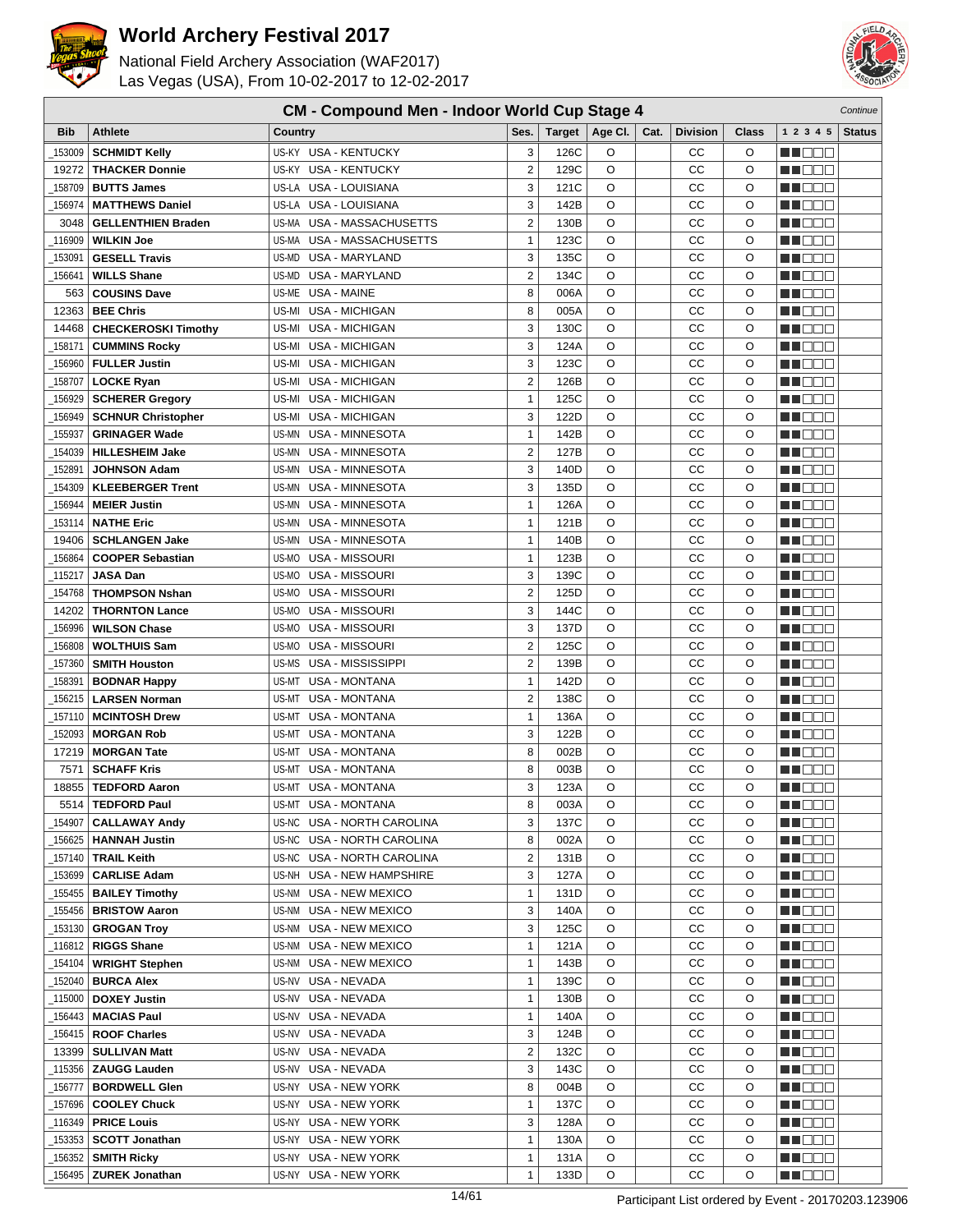# World Archery Festival 2017

National Field Archery Association (WAF2017)
Las Vegas (USA), From 10-02-2017 to 12-02-2017

## CM - Compound Men - Indoor World Cup Stage 4

*Continue*

| Bib | Athlete | Country | Ses. | Target | Age Cl. | Cat. | Division | Class | 1 2 3 4 5 | Status |
|---|---|---|---|---|---|---|---|---|---|---|
| _153009 | **SCHMIDT Kelly** | US-KY USA - KENTUCKY | 3 | 126C | O | | CC | O | | |
| 19272 | **THACKER Donnie** | US-KY USA - KENTUCKY | 2 | 129C | O | | CC | O | | |
| _158709 | **BUTTS James** | US-LA USA - LOUISIANA | 3 | 121C | O | | CC | O | | |
| _156974 | **MATTHEWS Daniel** | US-LA USA - LOUISIANA | 3 | 142B | O | | CC | O | | |
| 3048 | **GELLENTHIEN Braden** | US-MA USA - MASSACHUSETTS | 2 | 130B | O | | CC | O | | |
| _116909 | **WILKIN Joe** | US-MA USA - MASSACHUSETTS | 1 | 123C | O | | CC | O | | |
| _153091 | **GESELL Travis** | US-MD USA - MARYLAND | 3 | 135C | O | | CC | O | | |
| _156641 | **WILLS Shane** | US-MD USA - MARYLAND | 2 | 134C | O | | CC | O | | |
| 563 | **COUSINS Dave** | US-ME USA - MAINE | 8 | 006A | O | | CC | O | | |
| 12363 | **BEE Chris** | US-MI USA - MICHIGAN | 8 | 005A | O | | CC | O | | |
| 14468 | **CHECKEROSKI Timothy** | US-MI USA - MICHIGAN | 3 | 130C | O | | CC | O | | |
| _158171 | **CUMMINS Rocky** | US-MI USA - MICHIGAN | 3 | 124A | O | | CC | O | | |
| _156960 | **FULLER Justin** | US-MI USA - MICHIGAN | 3 | 123C | O | | CC | O | | |
| _158707 | **LOCKE Ryan** | US-MI USA - MICHIGAN | 2 | 126B | O | | CC | O | | |
| _156929 | **SCHERER Gregory** | US-MI USA - MICHIGAN | 1 | 125C | O | | CC | O | | |
| _156949 | **SCHNUR Christopher** | US-MI USA - MICHIGAN | 3 | 122D | O | | CC | O | | |
| _155937 | **GRINAGER Wade** | US-MN USA - MINNESOTA | 1 | 142B | O | | CC | O | | |
| _154039 | **HILLESHEIM Jake** | US-MN USA - MINNESOTA | 2 | 127B | O | | CC | O | | |
| _152891 | **JOHNSON Adam** | US-MN USA - MINNESOTA | 3 | 140D | O | | CC | O | | |
| _154309 | **KLEEBERGER Trent** | US-MN USA - MINNESOTA | 3 | 135D | O | | CC | O | | |
| _156944 | **MEIER Justin** | US-MN USA - MINNESOTA | 1 | 126A | O | | CC | O | | |
| _153114 | **NATHE Eric** | US-MN USA - MINNESOTA | 1 | 121B | O | | CC | O | | |
| 19406 | **SCHLANGEN Jake** | US-MN USA - MINNESOTA | 1 | 140B | O | | CC | O | | |
| _156864 | **COOPER Sebastian** | US-MO USA - MISSOURI | 1 | 123B | O | | CC | O | | |
| _115217 | **JASA Dan** | US-MO USA - MISSOURI | 3 | 139C | O | | CC | O | | |
| _154768 | **THOMPSON Nshan** | US-MO USA - MISSOURI | 2 | 125D | O | | CC | O | | |
| 14202 | **THORNTON Lance** | US-MO USA - MISSOURI | 3 | 144C | O | | CC | O | | |
| _156996 | **WILSON Chase** | US-MO USA - MISSOURI | 3 | 137D | O | | CC | O | | |
| _156808 | **WOLTHUIS Sam** | US-MO USA - MISSOURI | 2 | 125C | O | | CC | O | | |
| _157360 | **SMITH Houston** | US-MS USA - MISSISSIPPI | 2 | 139B | O | | CC | O | | |
| _158391 | **BODNAR Happy** | US-MT USA - MONTANA | 1 | 142D | O | | CC | O | | |
| _156215 | **LARSEN Norman** | US-MT USA - MONTANA | 2 | 138C | O | | CC | O | | |
| _157110 | **MCINTOSH Drew** | US-MT USA - MONTANA | 1 | 136A | O | | CC | O | | |
| _152093 | **MORGAN Rob** | US-MT USA - MONTANA | 3 | 122B | O | | CC | O | | |
| 17219 | **MORGAN Tate** | US-MT USA - MONTANA | 8 | 002B | O | | CC | O | | |
| 7571 | **SCHAFF Kris** | US-MT USA - MONTANA | 8 | 003B | O | | CC | O | | |
| 18855 | **TEDFORD Aaron** | US-MT USA - MONTANA | 3 | 123A | O | | CC | O | | |
| 5514 | **TEDFORD Paul** | US-MT USA - MONTANA | 8 | 003A | O | | CC | O | | |
| _154907 | **CALLAWAY Andy** | US-NC USA - NORTH CAROLINA | 3 | 137C | O | | CC | O | | |
| _156625 | **HANNAH Justin** | US-NC USA - NORTH CAROLINA | 8 | 002A | O | | CC | O | | |
| _157140 | **TRAIL Keith** | US-NC USA - NORTH CAROLINA | 2 | 131B | O | | CC | O | | |
| _153699 | **CARLISE Adam** | US-NH USA - NEW HAMPSHIRE | 3 | 127A | O | | CC | O | | |
| _155455 | **BAILEY Timothy** | US-NM USA - NEW MEXICO | 1 | 131D | O | | CC | O | | |
| _155456 | **BRISTOW Aaron** | US-NM USA - NEW MEXICO | 3 | 140A | O | | CC | O | | |
| _153130 | **GROGAN Troy** | US-NM USA - NEW MEXICO | 3 | 125C | O | | CC | O | | |
| _116812 | **RIGGS Shane** | US-NM USA - NEW MEXICO | 1 | 121A | O | | CC | O | | |
| _154104 | **WRIGHT Stephen** | US-NM USA - NEW MEXICO | 1 | 143B | O | | CC | O | | |
| _152040 | **BURCA Alex** | US-NV USA - NEVADA | 1 | 139C | O | | CC | O | | |
| _115000 | **DOXEY Justin** | US-NV USA - NEVADA | 1 | 130B | O | | CC | O | | |
| _156443 | **MACIAS Paul** | US-NV USA - NEVADA | 1 | 140A | O | | CC | O | | |
| _156415 | **ROOF Charles** | US-NV USA - NEVADA | 3 | 124B | O | | CC | O | | |
| 13399 | **SULLIVAN Matt** | US-NV USA - NEVADA | 2 | 132C | O | | CC | O | | |
| _115356 | **ZAUGG Lauden** | US-NV USA - NEVADA | 3 | 143C | O | | CC | O | | |
| _156777 | **BORDWELL Glen** | US-NY USA - NEW YORK | 8 | 004B | O | | CC | O | | |
| _157696 | **COOLEY Chuck** | US-NY USA - NEW YORK | 1 | 137C | O | | CC | O | | |
| _116349 | **PRICE Louis** | US-NY USA - NEW YORK | 3 | 128A | O | | CC | O | | |
| _153353 | **SCOTT Jonathan** | US-NY USA - NEW YORK | 1 | 130A | O | | CC | O | | |
| _156352 | **SMITH Ricky** | US-NY USA - NEW YORK | 1 | 131A | O | | CC | O | | |
| _156495 | **ZUREK Jonathan** | US-NY USA - NEW YORK | 1 | 133D | O | | CC | O | | |

Participant List ordered by Event - 20170203.123906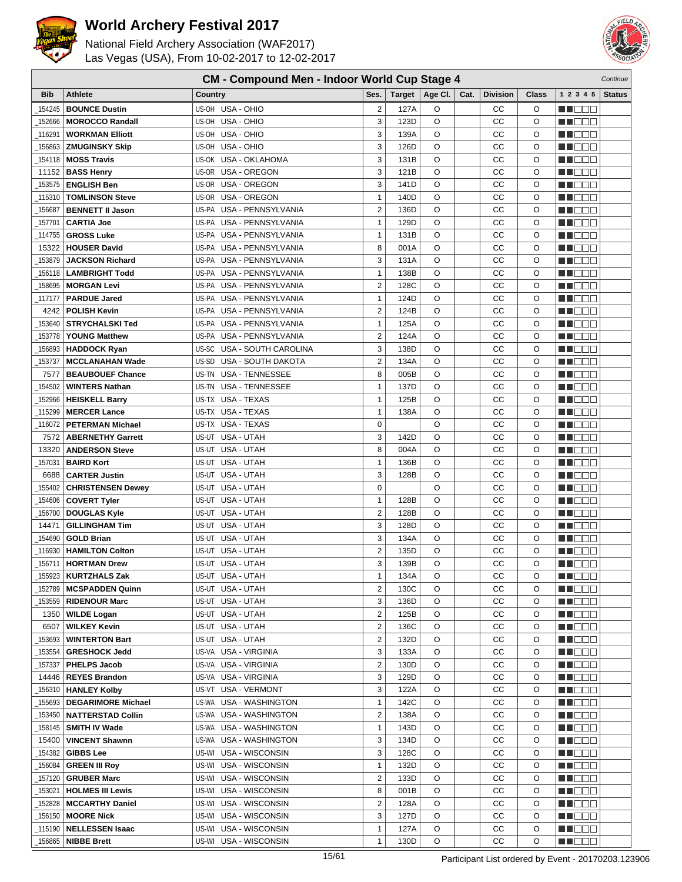# World Archery Festival 2017

National Field Archery Association (WAF2017)
Las Vegas (USA), From 10-02-2017 to 12-02-2017

## CM - Compound Men - Indoor World Cup Stage 4

*Continue*

| Bib | Athlete | Country | Ses. | Target | Age Cl. | Cat. | Division | Class | 1 2 3 4 5 | Status |
|---|---|---|---|---|---|---|---|---|---|---|
| _154245 | **BOUNCE Dustin** | US-OH USA - OHIO | 2 | 127A | O | | CC | O | | |
| _152666 | **MOROCCO Randall** | US-OH USA - OHIO | 3 | 123D | O | | CC | O | | |
| _116291 | **WORKMAN Elliott** | US-OH USA - OHIO | 3 | 139A | O | | CC | O | | |
| _156863 | **ZMUGINSKY Skip** | US-OH USA - OHIO | 3 | 126D | O | | CC | O | | |
| _154118 | **MOSS Travis** | US-OK USA - OKLAHOMA | 3 | 131B | O | | CC | O | | |
| 11152 | **BASS Henry** | US-OR USA - OREGON | 3 | 121B | O | | CC | O | | |
| _153575 | **ENGLISH Ben** | US-OR USA - OREGON | 3 | 141D | O | | CC | O | | |
| _115310 | **TOMLINSON Steve** | US-OR USA - OREGON | 1 | 140D | O | | CC | O | | |
| _156687 | **BENNETT II Jason** | US-PA USA - PENNSYLVANIA | 2 | 136D | O | | CC | O | | |
| _157701 | **CARTIA Joe** | US-PA USA - PENNSYLVANIA | 1 | 129D | O | | CC | O | | |
| _114755 | **GROSS Luke** | US-PA USA - PENNSYLVANIA | 1 | 131B | O | | CC | O | | |
| 15322 | **HOUSER David** | US-PA USA - PENNSYLVANIA | 8 | 001A | O | | CC | O | | |
| _153879 | **JACKSON Richard** | US-PA USA - PENNSYLVANIA | 3 | 131A | O | | CC | O | | |
| _156118 | **LAMBRIGHT Todd** | US-PA USA - PENNSYLVANIA | 1 | 138B | O | | CC | O | | |
| _158695 | **MORGAN Levi** | US-PA USA - PENNSYLVANIA | 2 | 128C | O | | CC | O | | |
| _117177 | **PARDUE Jared** | US-PA USA - PENNSYLVANIA | 1 | 124D | O | | CC | O | | |
| 4242 | **POLISH Kevin** | US-PA USA - PENNSYLVANIA | 2 | 124B | O | | CC | O | | |
| _153640 | **STRYCHALSKI Ted** | US-PA USA - PENNSYLVANIA | 1 | 125A | O | | CC | O | | |
| _153778 | **YOUNG Matthew** | US-PA USA - PENNSYLVANIA | 2 | 124A | O | | CC | O | | |
| _156893 | **HADDOCK Ryan** | US-SC USA - SOUTH CAROLINA | 3 | 138D | O | | CC | O | | |
| _153737 | **MCCLANAHAN Wade** | US-SD USA - SOUTH DAKOTA | 2 | 134A | O | | CC | O | | |
| 7577 | **BEAUBOUEF Chance** | US-TN USA - TENNESSEE | 8 | 005B | O | | CC | O | | |
| _154502 | **WINTERS Nathan** | US-TN USA - TENNESSEE | 1 | 137D | O | | CC | O | | |
| _152966 | **HEISKELL Barry** | US-TX USA - TEXAS | 1 | 125B | O | | CC | O | | |
| _115299 | **MERCER Lance** | US-TX USA - TEXAS | 1 | 138A | O | | CC | O | | |
| _116072 | **PETERMAN Michael** | US-TX USA - TEXAS | 0 | | O | | CC | O | | |
| 7572 | **ABERNETHY Garrett** | US-UT USA - UTAH | 3 | 142D | O | | CC | O | | |
| 13320 | **ANDERSON Steve** | US-UT USA - UTAH | 8 | 004A | O | | CC | O | | |
| _157031 | **BAIRD Kort** | US-UT USA - UTAH | 1 | 136B | O | | CC | O | | |
| 6688 | **CARTER Justin** | US-UT USA - UTAH | 3 | 128B | O | | CC | O | | |
| _155402 | **CHRISTENSEN Dewey** | US-UT USA - UTAH | 0 | | O | | CC | O | | |
| _154606 | **COVERT Tyler** | US-UT USA - UTAH | 1 | 128B | O | | CC | O | | |
| _156700 | **DOUGLAS Kyle** | US-UT USA - UTAH | 2 | 128B | O | | CC | O | | |
| 14471 | **GILLINGHAM Tim** | US-UT USA - UTAH | 3 | 128D | O | | CC | O | | |
| _154690 | **GOLD Brian** | US-UT USA - UTAH | 3 | 134A | O | | CC | O | | |
| _116930 | **HAMILTON Colton** | US-UT USA - UTAH | 2 | 135D | O | | CC | O | | |
| _156711 | **HORTMAN Drew** | US-UT USA - UTAH | 3 | 139B | O | | CC | O | | |
| _155923 | **KURTZHALS Zak** | US-UT USA - UTAH | 1 | 134A | O | | CC | O | | |
| _152789 | **MCSPADDEN Quinn** | US-UT USA - UTAH | 2 | 130C | O | | CC | O | | |
| _153559 | **RIDENOUR Marc** | US-UT USA - UTAH | 3 | 136D | O | | CC | O | | |
| 1350 | **WILDE Logan** | US-UT USA - UTAH | 2 | 125B | O | | CC | O | | |
| 6507 | **WILKEY Kevin** | US-UT USA - UTAH | 2 | 136C | O | | CC | O | | |
| _153693 | **WINTERTON Bart** | US-UT USA - UTAH | 2 | 132D | O | | CC | O | | |
| _153554 | **GRESHOCK Jedd** | US-VA USA - VIRGINIA | 3 | 133A | O | | CC | O | | |
| _157337 | **PHELPS Jacob** | US-VA USA - VIRGINIA | 2 | 130D | O | | CC | O | | |
| 14446 | **REYES Brandon** | US-VA USA - VIRGINIA | 3 | 129D | O | | CC | O | | |
| _156310 | **HANLEY Kolby** | US-VT USA - VERMONT | 3 | 122A | O | | CC | O | | |
| _155693 | **DEGARIMORE Michael** | US-WA USA - WASHINGTON | 1 | 142C | O | | CC | O | | |
| _153450 | **NATTERSTAD Collin** | US-WA USA - WASHINGTON | 2 | 138A | O | | CC | O | | |
| _158145 | **SMITH IV Wade** | US-WA USA - WASHINGTON | 1 | 143D | O | | CC | O | | |
| 15400 | **VINCENT Shawnn** | US-WA USA - WASHINGTON | 3 | 134D | O | | CC | O | | |
| _154382 | **GIBBS Lee** | US-WI USA - WISCONSIN | 3 | 128C | O | | CC | O | | |
| _156084 | **GREEN III Roy** | US-WI USA - WISCONSIN | 1 | 132D | O | | CC | O | | |
| _157120 | **GRUBER Marc** | US-WI USA - WISCONSIN | 2 | 133D | O | | CC | O | | |
| _153021 | **HOLMES III Lewis** | US-WI USA - WISCONSIN | 8 | 001B | O | | CC | O | | |
| _152828 | **MCCARTHY Daniel** | US-WI USA - WISCONSIN | 2 | 128A | O | | CC | O | | |
| _156150 | **MOORE Nick** | US-WI USA - WISCONSIN | 3 | 127D | O | | CC | O | | |
| _115190 | **NELLESSEN Isaac** | US-WI USA - WISCONSIN | 1 | 127A | O | | CC | O | | |
| _156865 | **NIBBE Brett** | US-WI USA - WISCONSIN | 1 | 130D | O | | CC | O | | |

Participant List ordered by Event - 20170203.123906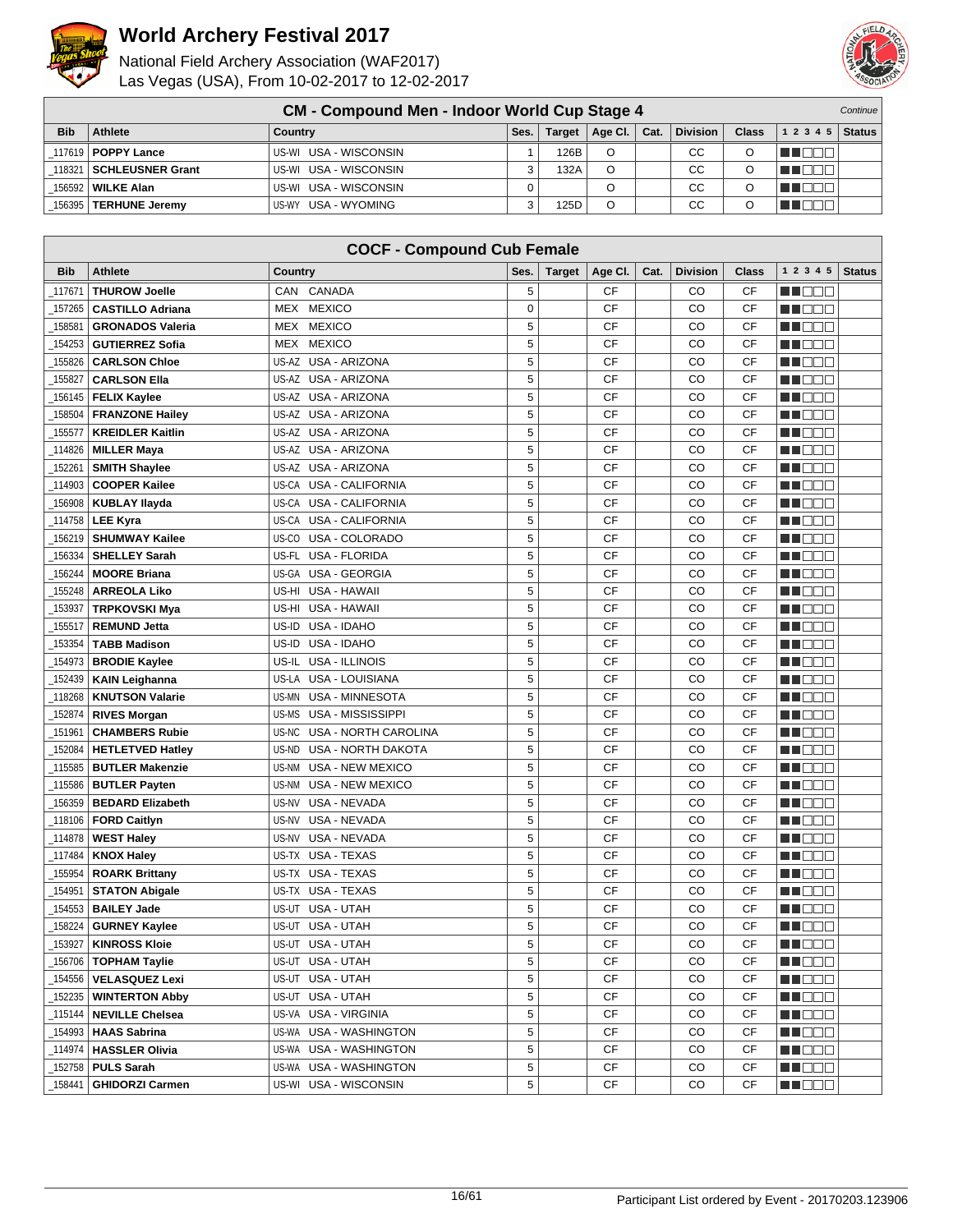# World Archery Festival 2017

National Field Archery Association (WAF2017)
Las Vegas (USA), From 10-02-2017 to 12-02-2017

## CM - Compound Men - Indoor World Cup Stage 4

*Continue*

| Bib | Athlete | Country | Ses. | Target | Age Cl. | Cat. | Division | Class | 1 2 3 4 5 | Status |
|---|---|---|---|---|---|---|---|---|---|---|
| _117619 | **POPPY Lance** | US-WI USA - WISCONSIN | 1 | 126B | O | | CC | O | | |
| _118321 | **SCHLEUSNER Grant** | US-WI USA - WISCONSIN | 3 | 132A | O | | CC | O | | |
| _156592 | **WILKE Alan** | US-WI USA - WISCONSIN | 0 | | O | | CC | O | | |
| _156395 | **TERHUNE Jeremy** | US-WY USA - WYOMING | 3 | 125D | O | | CC | O | | |

## COCF - Compound Cub Female

| Bib | Athlete | Country | Ses. | Target | Age Cl. | Cat. | Division | Class | 1 2 3 4 5 | Status |
|---|---|---|---|---|---|---|---|---|---|---|
| _117671 | **THUROW Joelle** | CAN CANADA | 5 | | CF | | CO | CF | | |
| _157265 | **CASTILLO Adriana** | MEX MEXICO | 0 | | CF | | CO | CF | | |
| _158581 | **GRONADOS Valeria** | MEX MEXICO | 5 | | CF | | CO | CF | | |
| _154253 | **GUTIERREZ Sofia** | MEX MEXICO | 5 | | CF | | CO | CF | | |
| _155826 | **CARLSON Chloe** | US-AZ USA - ARIZONA | 5 | | CF | | CO | CF | | |
| _155827 | **CARLSON Ella** | US-AZ USA - ARIZONA | 5 | | CF | | CO | CF | | |
| _156145 | **FELIX Kaylee** | US-AZ USA - ARIZONA | 5 | | CF | | CO | CF | | |
| _158504 | **FRANZONE Hailey** | US-AZ USA - ARIZONA | 5 | | CF | | CO | CF | | |
| _155577 | **KREIDLER Kaitlin** | US-AZ USA - ARIZONA | 5 | | CF | | CO | CF | | |
| _114826 | **MILLER Maya** | US-AZ USA - ARIZONA | 5 | | CF | | CO | CF | | |
| _152261 | **SMITH Shaylee** | US-AZ USA - ARIZONA | 5 | | CF | | CO | CF | | |
| _114903 | **COOPER Kailee** | US-CA USA - CALIFORNIA | 5 | | CF | | CO | CF | | |
| _156908 | **KUBLAY Ilayda** | US-CA USA - CALIFORNIA | 5 | | CF | | CO | CF | | |
| _114758 | **LEE Kyra** | US-CA USA - CALIFORNIA | 5 | | CF | | CO | CF | | |
| _156219 | **SHUMWAY Kailee** | US-CO USA - COLORADO | 5 | | CF | | CO | CF | | |
| _156334 | **SHELLEY Sarah** | US-FL USA - FLORIDA | 5 | | CF | | CO | CF | | |
| _156244 | **MOORE Briana** | US-GA USA - GEORGIA | 5 | | CF | | CO | CF | | |
| _155248 | **ARREOLA Liko** | US-HI USA - HAWAII | 5 | | CF | | CO | CF | | |
| _153937 | **TRPKOVSKI Mya** | US-HI USA - HAWAII | 5 | | CF | | CO | CF | | |
| _155517 | **REMUND Jetta** | US-ID USA - IDAHO | 5 | | CF | | CO | CF | | |
| _153354 | **TABB Madison** | US-ID USA - IDAHO | 5 | | CF | | CO | CF | | |
| _154973 | **BRODIE Kaylee** | US-IL USA - ILLINOIS | 5 | | CF | | CO | CF | | |
| _152439 | **KAIN Leighanna** | US-LA USA - LOUISIANA | 5 | | CF | | CO | CF | | |
| _118268 | **KNUTSON Valarie** | US-MN USA - MINNESOTA | 5 | | CF | | CO | CF | | |
| _152874 | **RIVES Morgan** | US-MS USA - MISSISSIPPI | 5 | | CF | | CO | CF | | |
| _151961 | **CHAMBERS Rubie** | US-NC USA - NORTH CAROLINA | 5 | | CF | | CO | CF | | |
| _152084 | **HETLETVED Hatley** | US-ND USA - NORTH DAKOTA | 5 | | CF | | CO | CF | | |
| _115585 | **BUTLER Makenzie** | US-NM USA - NEW MEXICO | 5 | | CF | | CO | CF | | |
| _115586 | **BUTLER Payten** | US-NM USA - NEW MEXICO | 5 | | CF | | CO | CF | | |
| _156359 | **BEDARD Elizabeth** | US-NV USA - NEVADA | 5 | | CF | | CO | CF | | |
| _118106 | **FORD Caitlyn** | US-NV USA - NEVADA | 5 | | CF | | CO | CF | | |
| _114878 | **WEST Haley** | US-NV USA - NEVADA | 5 | | CF | | CO | CF | | |
| _117484 | **KNOX Haley** | US-TX USA - TEXAS | 5 | | CF | | CO | CF | | |
| _155954 | **ROARK Brittany** | US-TX USA - TEXAS | 5 | | CF | | CO | CF | | |
| _154951 | **STATON Abigale** | US-TX USA - TEXAS | 5 | | CF | | CO | CF | | |
| _154553 | **BAILEY Jade** | US-UT USA - UTAH | 5 | | CF | | CO | CF | | |
| _158224 | **GURNEY Kaylee** | US-UT USA - UTAH | 5 | | CF | | CO | CF | | |
| _153927 | **KINROSS Kloie** | US-UT USA - UTAH | 5 | | CF | | CO | CF | | |
| _156706 | **TOPHAM Taylie** | US-UT USA - UTAH | 5 | | CF | | CO | CF | | |
| _154556 | **VELASQUEZ Lexi** | US-UT USA - UTAH | 5 | | CF | | CO | CF | | |
| _152235 | **WINTERTON Abby** | US-UT USA - UTAH | 5 | | CF | | CO | CF | | |
| _115144 | **NEVILLE Chelsea** | US-VA USA - VIRGINIA | 5 | | CF | | CO | CF | | |
| _154993 | **HAAS Sabrina** | US-WA USA - WASHINGTON | 5 | | CF | | CO | CF | | |
| _114974 | **HASSLER Olivia** | US-WA USA - WASHINGTON | 5 | | CF | | CO | CF | | |
| _152758 | **PULS Sarah** | US-WA USA - WASHINGTON | 5 | | CF | | CO | CF | | |
| _158441 | **GHIDORZI Carmen** | US-WI USA - WISCONSIN | 5 | | CF | | CO | CF | | |

Participant List ordered by Event - 20170203.123906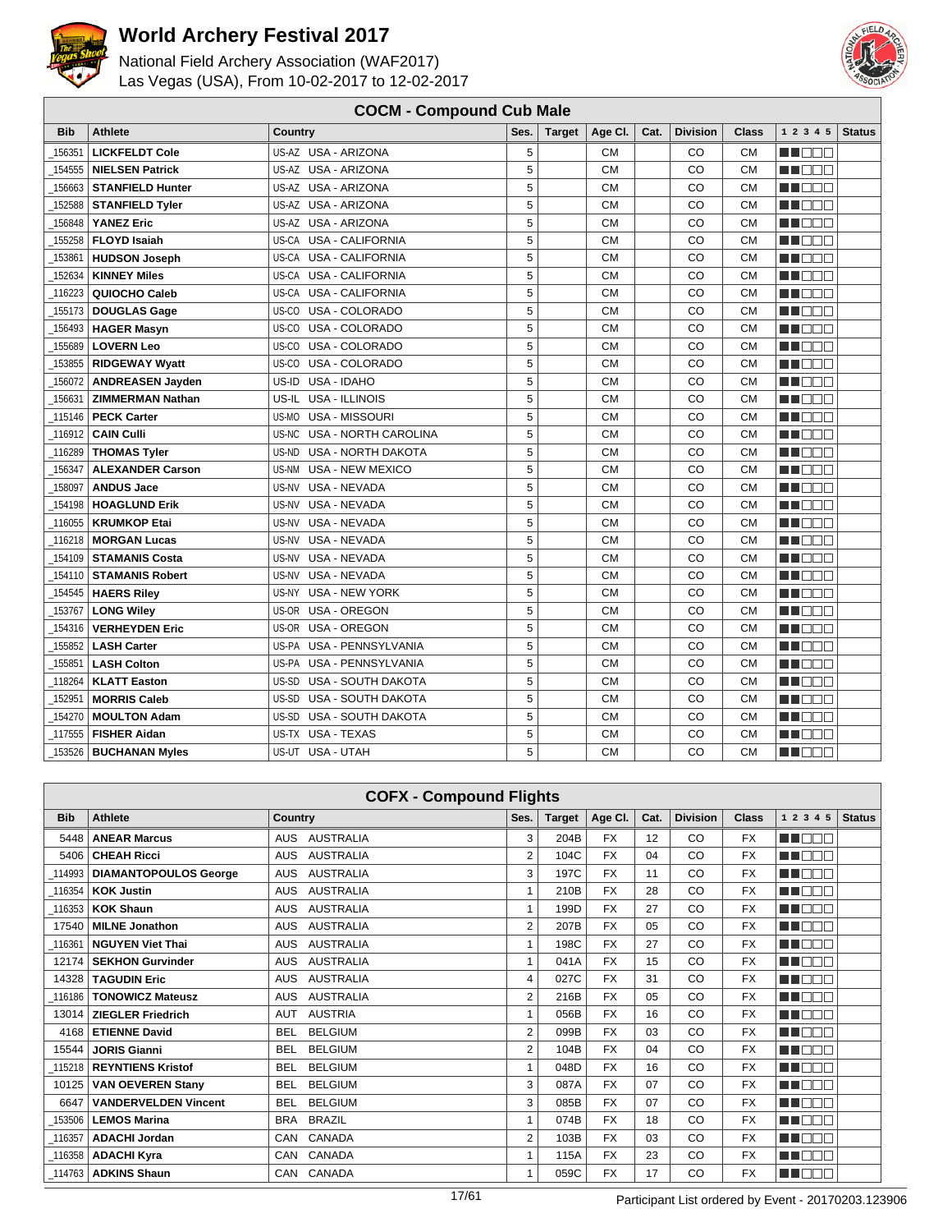# World Archery Festival 2017

National Field Archery Association (WAF2017)
Las Vegas (USA), From 10-02-2017 to 12-02-2017

## COCM - Compound Cub Male

| Bib | Athlete | Country | | Ses. | Target | Age Cl. | Cat. | Division | Class | 1 2 3 4 5 | Status |
|---|---|---|---|---|---|---|---|---|---|---|---|
| _156351 | **LICKFELDT Cole** | US-AZ | USA - ARIZONA | 5 | | CM | | CO | CM | | |
| _154555 | **NIELSEN Patrick** | US-AZ | USA - ARIZONA | 5 | | CM | | CO | CM | | |
| _156663 | **STANFIELD Hunter** | US-AZ | USA - ARIZONA | 5 | | CM | | CO | CM | | |
| _152588 | **STANFIELD Tyler** | US-AZ | USA - ARIZONA | 5 | | CM | | CO | CM | | |
| _156848 | **YANEZ Eric** | US-AZ | USA - ARIZONA | 5 | | CM | | CO | CM | | |
| _155258 | **FLOYD Isaiah** | US-CA | USA - CALIFORNIA | 5 | | CM | | CO | CM | | |
| _153861 | **HUDSON Joseph** | US-CA | USA - CALIFORNIA | 5 | | CM | | CO | CM | | |
| _152634 | **KINNEY Miles** | US-CA | USA - CALIFORNIA | 5 | | CM | | CO | CM | | |
| _116223 | **QUIOCHO Caleb** | US-CA | USA - CALIFORNIA | 5 | | CM | | CO | CM | | |
| _155173 | **DOUGLAS Gage** | US-CO | USA - COLORADO | 5 | | CM | | CO | CM | | |
| _156493 | **HAGER Masyn** | US-CO | USA - COLORADO | 5 | | CM | | CO | CM | | |
| _155689 | **LOVERN Leo** | US-CO | USA - COLORADO | 5 | | CM | | CO | CM | | |
| _153855 | **RIDGEWAY Wyatt** | US-CO | USA - COLORADO | 5 | | CM | | CO | CM | | |
| _156072 | **ANDREASEN Jayden** | US-ID | USA - IDAHO | 5 | | CM | | CO | CM | | |
| _156631 | **ZIMMERMAN Nathan** | US-IL | USA - ILLINOIS | 5 | | CM | | CO | CM | | |
| _115146 | **PECK Carter** | US-MO | USA - MISSOURI | 5 | | CM | | CO | CM | | |
| _116912 | **CAIN Culli** | US-NC | USA - NORTH CAROLINA | 5 | | CM | | CO | CM | | |
| _116289 | **THOMAS Tyler** | US-ND | USA - NORTH DAKOTA | 5 | | CM | | CO | CM | | |
| _156347 | **ALEXANDER Carson** | US-NM | USA - NEW MEXICO | 5 | | CM | | CO | CM | | |
| _158097 | **ANDUS Jace** | US-NV | USA - NEVADA | 5 | | CM | | CO | CM | | |
| _154198 | **HOAGLUND Erik** | US-NV | USA - NEVADA | 5 | | CM | | CO | CM | | |
| _116055 | **KRUMKOP Etai** | US-NV | USA - NEVADA | 5 | | CM | | CO | CM | | |
| _116218 | **MORGAN Lucas** | US-NV | USA - NEVADA | 5 | | CM | | CO | CM | | |
| _154109 | **STAMANIS Costa** | US-NV | USA - NEVADA | 5 | | CM | | CO | CM | | |
| _154110 | **STAMANIS Robert** | US-NV | USA - NEVADA | 5 | | CM | | CO | CM | | |
| _154545 | **HAERS Riley** | US-NY | USA - NEW YORK | 5 | | CM | | CO | CM | | |
| _153767 | **LONG Wiley** | US-OR | USA - OREGON | 5 | | CM | | CO | CM | | |
| _154316 | **VERHEYDEN Eric** | US-OR | USA - OREGON | 5 | | CM | | CO | CM | | |
| _155852 | **LASH Carter** | US-PA | USA - PENNSYLVANIA | 5 | | CM | | CO | CM | | |
| _155851 | **LASH Colton** | US-PA | USA - PENNSYLVANIA | 5 | | CM | | CO | CM | | |
| _118264 | **KLATT Easton** | US-SD | USA - SOUTH DAKOTA | 5 | | CM | | CO | CM | | |
| _152951 | **MORRIS Caleb** | US-SD | USA - SOUTH DAKOTA | 5 | | CM | | CO | CM | | |
| _154270 | **MOULTON Adam** | US-SD | USA - SOUTH DAKOTA | 5 | | CM | | CO | CM | | |
| _117555 | **FISHER Aidan** | US-TX | USA - TEXAS | 5 | | CM | | CO | CM | | |
| _153526 | **BUCHANAN Myles** | US-UT | USA - UTAH | 5 | | CM | | CO | CM | | |

## COFX - Compound Flights

| Bib | Athlete | Country | | Ses. | Target | Age Cl. | Cat. | Division | Class | 1 2 3 4 5 | Status |
|---|---|---|---|---|---|---|---|---|---|---|---|
| 5448 | **ANEAR Marcus** | AUS | AUSTRALIA | 3 | 204B | FX | 12 | CO | FX | | |
| 5406 | **CHEAH Ricci** | AUS | AUSTRALIA | 2 | 104C | FX | 04 | CO | FX | | |
| _114993 | **DIAMANTOPOULOS George** | AUS | AUSTRALIA | 3 | 197C | FX | 11 | CO | FX | | |
| _116354 | **KOK Justin** | AUS | AUSTRALIA | 1 | 210B | FX | 28 | CO | FX | | |
| _116353 | **KOK Shaun** | AUS | AUSTRALIA | 1 | 199D | FX | 27 | CO | FX | | |
| 17540 | **MILNE Jonathon** | AUS | AUSTRALIA | 2 | 207B | FX | 05 | CO | FX | | |
| _116361 | **NGUYEN Viet Thai** | AUS | AUSTRALIA | 1 | 198C | FX | 27 | CO | FX | | |
| 12174 | **SEKHON Gurvinder** | AUS | AUSTRALIA | 1 | 041A | FX | 15 | CO | FX | | |
| 14328 | **TAGUDIN Eric** | AUS | AUSTRALIA | 4 | 027C | FX | 31 | CO | FX | | |
| _116186 | **TONOWICZ Mateusz** | AUS | AUSTRALIA | 2 | 216B | FX | 05 | CO | FX | | |
| 13014 | **ZIEGLER Friedrich** | AUT | AUSTRIA | 1 | 056B | FX | 16 | CO | FX | | |
| 4168 | **ETIENNE David** | BEL | BELGIUM | 2 | 099B | FX | 03 | CO | FX | | |
| 15544 | **JORIS Gianni** | BEL | BELGIUM | 2 | 104B | FX | 04 | CO | FX | | |
| _115218 | **REYNTIENS Kristof** | BEL | BELGIUM | 1 | 048D | FX | 16 | CO | FX | | |
| 10125 | **VAN OEVEREN Stany** | BEL | BELGIUM | 3 | 087A | FX | 07 | CO | FX | | |
| 6647 | **VANDERVELDEN Vincent** | BEL | BELGIUM | 3 | 085B | FX | 07 | CO | FX | | |
| _153506 | **LEMOS Marina** | BRA | BRAZIL | 1 | 074B | FX | 18 | CO | FX | | |
| _116357 | **ADACHI Jordan** | CAN | CANADA | 2 | 103B | FX | 03 | CO | FX | | |
| _116358 | **ADACHI Kyra** | CAN | CANADA | 1 | 115A | FX | 23 | CO | FX | | |
| _114763 | **ADKINS Shaun** | CAN | CANADA | 1 | 059C | FX | 17 | CO | FX | | |

Participant List ordered by Event - 20170203.123906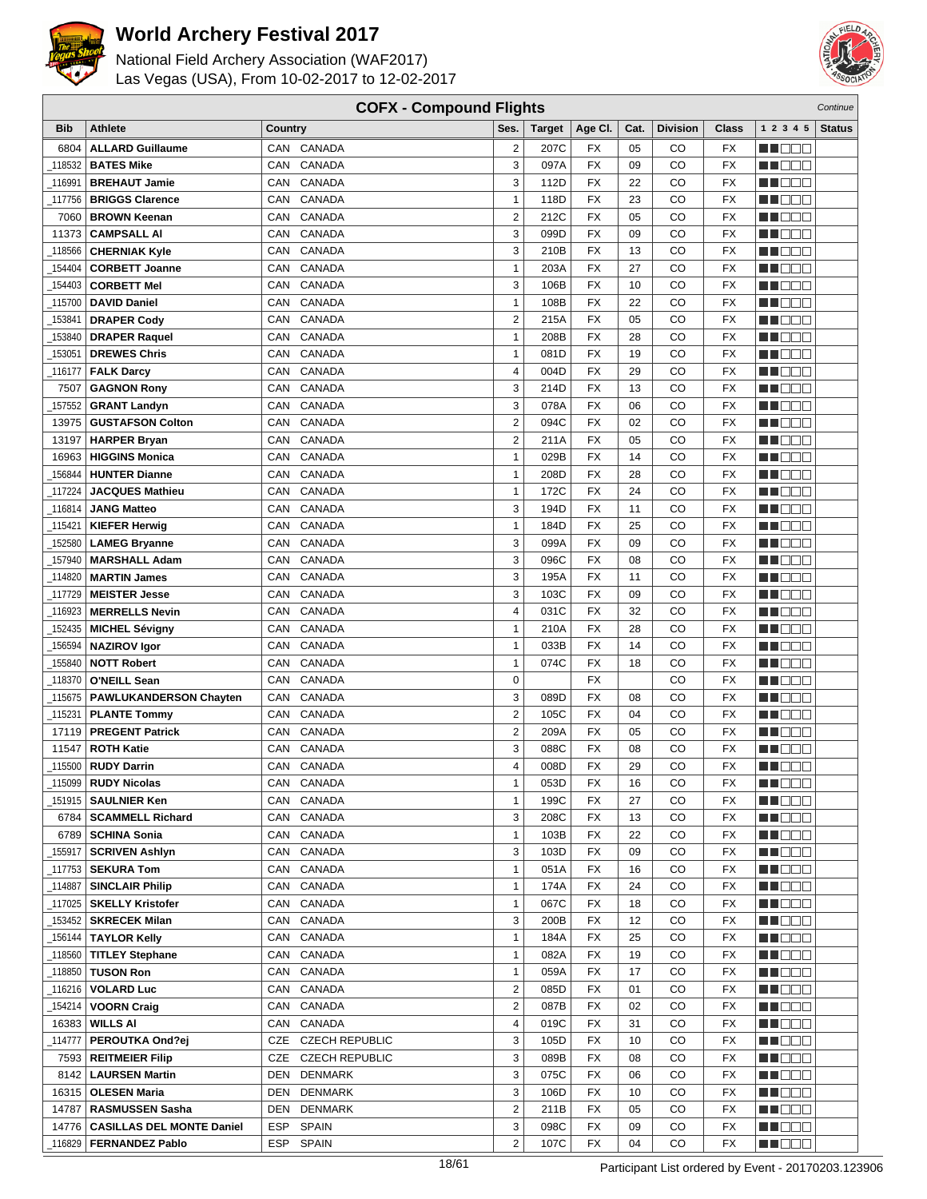# World Archery Festival 2017

National Field Archery Association (WAF2017)
Las Vegas (USA), From 10-02-2017 to 12-02-2017

## COFX - Compound Flights

*Continue*

| Bib | Athlete | Country | | Ses. | Target | Age Cl. | Cat. | Division | Class | 1 2 3 4 5 | Status |
|---|---|---|---|---|---|---|---|---|---|---|---|
| 6804 | **ALLARD Guillaume** | CAN | CANADA | 2 | 207C | FX | 05 | CO | FX | | |
| _118532 | **BATES Mike** | CAN | CANADA | 3 | 097A | FX | 09 | CO | FX | | |
| _116991 | **BREHAUT Jamie** | CAN | CANADA | 3 | 112D | FX | 22 | CO | FX | | |
| _117756 | **BRIGGS Clarence** | CAN | CANADA | 1 | 118D | FX | 23 | CO | FX | | |
| 7060 | **BROWN Keenan** | CAN | CANADA | 2 | 212C | FX | 05 | CO | FX | | |
| 11373 | **CAMPSALL Al** | CAN | CANADA | 3 | 099D | FX | 09 | CO | FX | | |
| _118566 | **CHERNIAK Kyle** | CAN | CANADA | 3 | 210B | FX | 13 | CO | FX | | |
| _154404 | **CORBETT Joanne** | CAN | CANADA | 1 | 203A | FX | 27 | CO | FX | | |
| _154403 | **CORBETT Mel** | CAN | CANADA | 3 | 106B | FX | 10 | CO | FX | | |
| _115700 | **DAVID Daniel** | CAN | CANADA | 1 | 108B | FX | 22 | CO | FX | | |
| _153841 | **DRAPER Cody** | CAN | CANADA | 2 | 215A | FX | 05 | CO | FX | | |
| _153840 | **DRAPER Raquel** | CAN | CANADA | 1 | 208B | FX | 28 | CO | FX | | |
| _153051 | **DREWES Chris** | CAN | CANADA | 1 | 081D | FX | 19 | CO | FX | | |
| _116177 | **FALK Darcy** | CAN | CANADA | 4 | 004D | FX | 29 | CO | FX | | |
| 7507 | **GAGNON Rony** | CAN | CANADA | 3 | 214D | FX | 13 | CO | FX | | |
| _157552 | **GRANT Landyn** | CAN | CANADA | 3 | 078A | FX | 06 | CO | FX | | |
| 13975 | **GUSTAFSON Colton** | CAN | CANADA | 2 | 094C | FX | 02 | CO | FX | | |
| 13197 | **HARPER Bryan** | CAN | CANADA | 2 | 211A | FX | 05 | CO | FX | | |
| 16963 | **HIGGINS Monica** | CAN | CANADA | 1 | 029B | FX | 14 | CO | FX | | |
| _156844 | **HUNTER Dianne** | CAN | CANADA | 1 | 208D | FX | 28 | CO | FX | | |
| _117224 | **JACQUES Mathieu** | CAN | CANADA | 1 | 172C | FX | 24 | CO | FX | | |
| _116814 | **JANG Matteo** | CAN | CANADA | 3 | 194D | FX | 11 | CO | FX | | |
| _115421 | **KIEFER Herwig** | CAN | CANADA | 1 | 184D | FX | 25 | CO | FX | | |
| _152580 | **LAMEG Bryanne** | CAN | CANADA | 3 | 099A | FX | 09 | CO | FX | | |
| _157940 | **MARSHALL Adam** | CAN | CANADA | 3 | 096C | FX | 08 | CO | FX | | |
| _114820 | **MARTIN James** | CAN | CANADA | 3 | 195A | FX | 11 | CO | FX | | |
| _117729 | **MEISTER Jesse** | CAN | CANADA | 3 | 103C | FX | 09 | CO | FX | | |
| _116923 | **MERRELLS Nevin** | CAN | CANADA | 4 | 031C | FX | 32 | CO | FX | | |
| _152435 | **MICHEL Sévigny** | CAN | CANADA | 1 | 210A | FX | 28 | CO | FX | | |
| _156594 | **NAZIROV Igor** | CAN | CANADA | 1 | 033B | FX | 14 | CO | FX | | |
| _155840 | **NOTT Robert** | CAN | CANADA | 1 | 074C | FX | 18 | CO | FX | | |
| _118370 | **O'NEILL Sean** | CAN | CANADA | 0 | | FX | | CO | FX | | |
| _115675 | **PAWLUKANDERSON Chayten** | CAN | CANADA | 3 | 089D | FX | 08 | CO | FX | | |
| _115231 | **PLANTE Tommy** | CAN | CANADA | 2 | 105C | FX | 04 | CO | FX | | |
| 17119 | **PREGENT Patrick** | CAN | CANADA | 2 | 209A | FX | 05 | CO | FX | | |
| 11547 | **ROTH Katie** | CAN | CANADA | 3 | 088C | FX | 08 | CO | FX | | |
| _115500 | **RUDY Darrin** | CAN | CANADA | 4 | 008D | FX | 29 | CO | FX | | |
| _115099 | **RUDY Nicolas** | CAN | CANADA | 1 | 053D | FX | 16 | CO | FX | | |
| _151915 | **SAULNIER Ken** | CAN | CANADA | 1 | 199C | FX | 27 | CO | FX | | |
| 6784 | **SCAMMELL Richard** | CAN | CANADA | 3 | 208C | FX | 13 | CO | FX | | |
| 6789 | **SCHINA Sonia** | CAN | CANADA | 1 | 103B | FX | 22 | CO | FX | | |
| _155917 | **SCRIVEN Ashlyn** | CAN | CANADA | 3 | 103D | FX | 09 | CO | FX | | |
| _117753 | **SEKURA Tom** | CAN | CANADA | 1 | 051A | FX | 16 | CO | FX | | |
| _114887 | **SINCLAIR Philip** | CAN | CANADA | 1 | 174A | FX | 24 | CO | FX | | |
| _117025 | **SKELLY Kristofer** | CAN | CANADA | 1 | 067C | FX | 18 | CO | FX | | |
| _153452 | **SKRECEK Milan** | CAN | CANADA | 3 | 200B | FX | 12 | CO | FX | | |
| _156144 | **TAYLOR Kelly** | CAN | CANADA | 1 | 184A | FX | 25 | CO | FX | | |
| _118560 | **TITLEY Stephane** | CAN | CANADA | 1 | 082A | FX | 19 | CO | FX | | |
| _118850 | **TUSON Ron** | CAN | CANADA | 1 | 059A | FX | 17 | CO | FX | | |
| _116216 | **VOLARD Luc** | CAN | CANADA | 2 | 085D | FX | 01 | CO | FX | | |
| _154214 | **VOORN Craig** | CAN | CANADA | 2 | 087B | FX | 02 | CO | FX | | |
| 16383 | **WILLS Al** | CAN | CANADA | 4 | 019C | FX | 31 | CO | FX | | |
| _114777 | **PEROUTKA Ond?ej** | CZE | CZECH REPUBLIC | 3 | 105D | FX | 10 | CO | FX | | |
| 7593 | **REITMEIER Filip** | CZE | CZECH REPUBLIC | 3 | 089B | FX | 08 | CO | FX | | |
| 8142 | **LAURSEN Martin** | DEN | DENMARK | 3 | 075C | FX | 06 | CO | FX | | |
| 16315 | **OLESEN Maria** | DEN | DENMARK | 3 | 106D | FX | 10 | CO | FX | | |
| 14787 | **RASMUSSEN Sasha** | DEN | DENMARK | 2 | 211B | FX | 05 | CO | FX | | |
| 14776 | **CASILLAS DEL MONTE Daniel** | ESP | SPAIN | 3 | 098C | FX | 09 | CO | FX | | |
| _116829 | **FERNANDEZ Pablo** | ESP | SPAIN | 2 | 107C | FX | 04 | CO | FX | | |

Participant List ordered by Event - 20170203.123906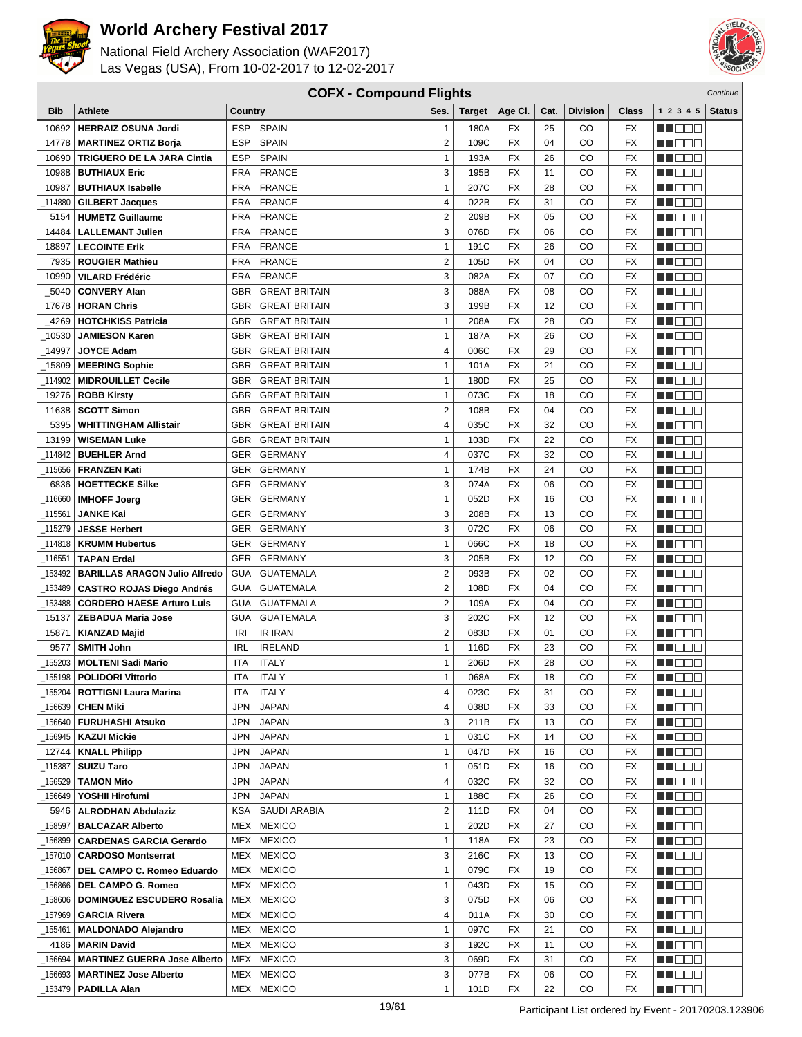# World Archery Festival 2017

National Field Archery Association (WAF2017)
Las Vegas (USA), From 10-02-2017 to 12-02-2017

## COFX - Compound Flights

*Continue*

| Bib | Athlete | Country | | Ses. | Target | Age Cl. | Cat. | Division | Class | 1 2 3 4 5 | Status |
|---|---|---|---|---|---|---|---|---|---|---|---|
| 10692 | HERRAIZ OSUNA Jordi | ESP | SPAIN | 1 | 180A | FX | 25 | CO | FX | | |
| 14778 | MARTINEZ ORTIZ Borja | ESP | SPAIN | 2 | 109C | FX | 04 | CO | FX | | |
| 10690 | TRIGUERO DE LA JARA Cintia | ESP | SPAIN | 1 | 193A | FX | 26 | CO | FX | | |
| 10988 | BUTHIAUX Eric | FRA | FRANCE | 3 | 195B | FX | 11 | CO | FX | | |
| 10987 | BUTHIAUX Isabelle | FRA | FRANCE | 1 | 207C | FX | 28 | CO | FX | | |
| _114880 | GILBERT Jacques | FRA | FRANCE | 4 | 022B | FX | 31 | CO | FX | | |
| 5154 | HUMETZ Guillaume | FRA | FRANCE | 2 | 209B | FX | 05 | CO | FX | | |
| 14484 | LALLEMANT Julien | FRA | FRANCE | 3 | 076D | FX | 06 | CO | FX | | |
| 18897 | LECOINTE Erik | FRA | FRANCE | 1 | 191C | FX | 26 | CO | FX | | |
| 7935 | ROUGIER Mathieu | FRA | FRANCE | 2 | 105D | FX | 04 | CO | FX | | |
| 10990 | VILARD Frédéric | FRA | FRANCE | 3 | 082A | FX | 07 | CO | FX | | |
| _5040 | CONVERY Alan | GBR | GREAT BRITAIN | 3 | 088A | FX | 08 | CO | FX | | |
| 17678 | HORAN Chris | GBR | GREAT BRITAIN | 3 | 199B | FX | 12 | CO | FX | | |
| _4269 | HOTCHKISS Patricia | GBR | GREAT BRITAIN | 1 | 208A | FX | 28 | CO | FX | | |
| _10530 | JAMIESON Karen | GBR | GREAT BRITAIN | 1 | 187A | FX | 26 | CO | FX | | |
| _14997 | JOYCE Adam | GBR | GREAT BRITAIN | 4 | 006C | FX | 29 | CO | FX | | |
| _15809 | MEERING Sophie | GBR | GREAT BRITAIN | 1 | 101A | FX | 21 | CO | FX | | |
| _114902 | MIDROUILLET Cecile | GBR | GREAT BRITAIN | 1 | 180D | FX | 25 | CO | FX | | |
| 19276 | ROBB Kirsty | GBR | GREAT BRITAIN | 1 | 073C | FX | 18 | CO | FX | | |
| 11638 | SCOTT Simon | GBR | GREAT BRITAIN | 2 | 108B | FX | 04 | CO | FX | | |
| 5395 | WHITTINGHAM Allistair | GBR | GREAT BRITAIN | 4 | 035C | FX | 32 | CO | FX | | |
| 13199 | WISEMAN Luke | GBR | GREAT BRITAIN | 1 | 103D | FX | 22 | CO | FX | | |
| _114842 | BUEHLER Arnd | GER | GERMANY | 4 | 037C | FX | 32 | CO | FX | | |
| _115656 | FRANZEN Kati | GER | GERMANY | 1 | 174B | FX | 24 | CO | FX | | |
| 6836 | HOETTECKE Silke | GER | GERMANY | 3 | 074A | FX | 06 | CO | FX | | |
| _116660 | IMHOFF Joerg | GER | GERMANY | 1 | 052D | FX | 16 | CO | FX | | |
| _115561 | JANKE Kai | GER | GERMANY | 3 | 208B | FX | 13 | CO | FX | | |
| _115279 | JESSE Herbert | GER | GERMANY | 3 | 072C | FX | 06 | CO | FX | | |
| _114818 | KRUMM Hubertus | GER | GERMANY | 1 | 066C | FX | 18 | CO | FX | | |
| _116551 | TAPAN Erdal | GER | GERMANY | 3 | 205B | FX | 12 | CO | FX | | |
| _153492 | BARILLAS ARAGON Julio Alfredo | GUA | GUATEMALA | 2 | 093B | FX | 02 | CO | FX | | |
| _153489 | CASTRO ROJAS Diego Andrés | GUA | GUATEMALA | 2 | 108D | FX | 04 | CO | FX | | |
| _153488 | CORDERO HAESE Arturo Luis | GUA | GUATEMALA | 2 | 109A | FX | 04 | CO | FX | | |
| 15137 | ZEBADUA Maria Jose | GUA | GUATEMALA | 3 | 202C | FX | 12 | CO | FX | | |
| 15871 | KIANZAD Majid | IRI | IR IRAN | 2 | 083D | FX | 01 | CO | FX | | |
| 9577 | SMITH John | IRL | IRELAND | 1 | 116D | FX | 23 | CO | FX | | |
| _155203 | MOLTENI Sadi Mario | ITA | ITALY | 1 | 206D | FX | 28 | CO | FX | | |
| _155198 | POLIDORI Vittorio | ITA | ITALY | 1 | 068A | FX | 18 | CO | FX | | |
| _155204 | ROTTIGNI Laura Marina | ITA | ITALY | 4 | 023C | FX | 31 | CO | FX | | |
| _156639 | CHEN Miki | JPN | JAPAN | 4 | 038D | FX | 33 | CO | FX | | |
| _156640 | FURUHASHI Atsuko | JPN | JAPAN | 3 | 211B | FX | 13 | CO | FX | | |
| _156945 | KAZUI Mickie | JPN | JAPAN | 1 | 031C | FX | 14 | CO | FX | | |
| 12744 | KNALL Philipp | JPN | JAPAN | 1 | 047D | FX | 16 | CO | FX | | |
| _115387 | SUIZU Taro | JPN | JAPAN | 1 | 051D | FX | 16 | CO | FX | | |
| _156529 | TAMON Mito | JPN | JAPAN | 4 | 032C | FX | 32 | CO | FX | | |
| _156649 | YOSHII Hirofumi | JPN | JAPAN | 1 | 188C | FX | 26 | CO | FX | | |
| 5946 | ALRODHAN Abdulaziz | KSA | SAUDI ARABIA | 2 | 111D | FX | 04 | CO | FX | | |
| _158597 | BALCAZAR Alberto | MEX | MEXICO | 1 | 202D | FX | 27 | CO | FX | | |
| _156899 | CARDENAS GARCIA Gerardo | MEX | MEXICO | 1 | 118A | FX | 23 | CO | FX | | |
| _157010 | CARDOSO Montserrat | MEX | MEXICO | 3 | 216C | FX | 13 | CO | FX | | |
| _156867 | DEL CAMPO C. Romeo Eduardo | MEX | MEXICO | 1 | 079C | FX | 19 | CO | FX | | |
| _156866 | DEL CAMPO G. Romeo | MEX | MEXICO | 1 | 043D | FX | 15 | CO | FX | | |
| _158606 | DOMINGUEZ ESCUDERO Rosalia | MEX | MEXICO | 3 | 075D | FX | 06 | CO | FX | | |
| _157969 | GARCIA Rivera | MEX | MEXICO | 4 | 011A | FX | 30 | CO | FX | | |
| _155461 | MALDONADO Alejandro | MEX | MEXICO | 1 | 097C | FX | 21 | CO | FX | | |
| 4186 | MARIN David | MEX | MEXICO | 3 | 192C | FX | 11 | CO | FX | | |
| _156694 | MARTINEZ GUERRA Jose Alberto | MEX | MEXICO | 3 | 069D | FX | 31 | CO | FX | | |
| _156693 | MARTINEZ Jose Alberto | MEX | MEXICO | 3 | 077B | FX | 06 | CO | FX | | |
| _153479 | PADILLA Alan | MEX | MEXICO | 1 | 101D | FX | 22 | CO | FX | | |

Participant List ordered by Event - 20170203.123906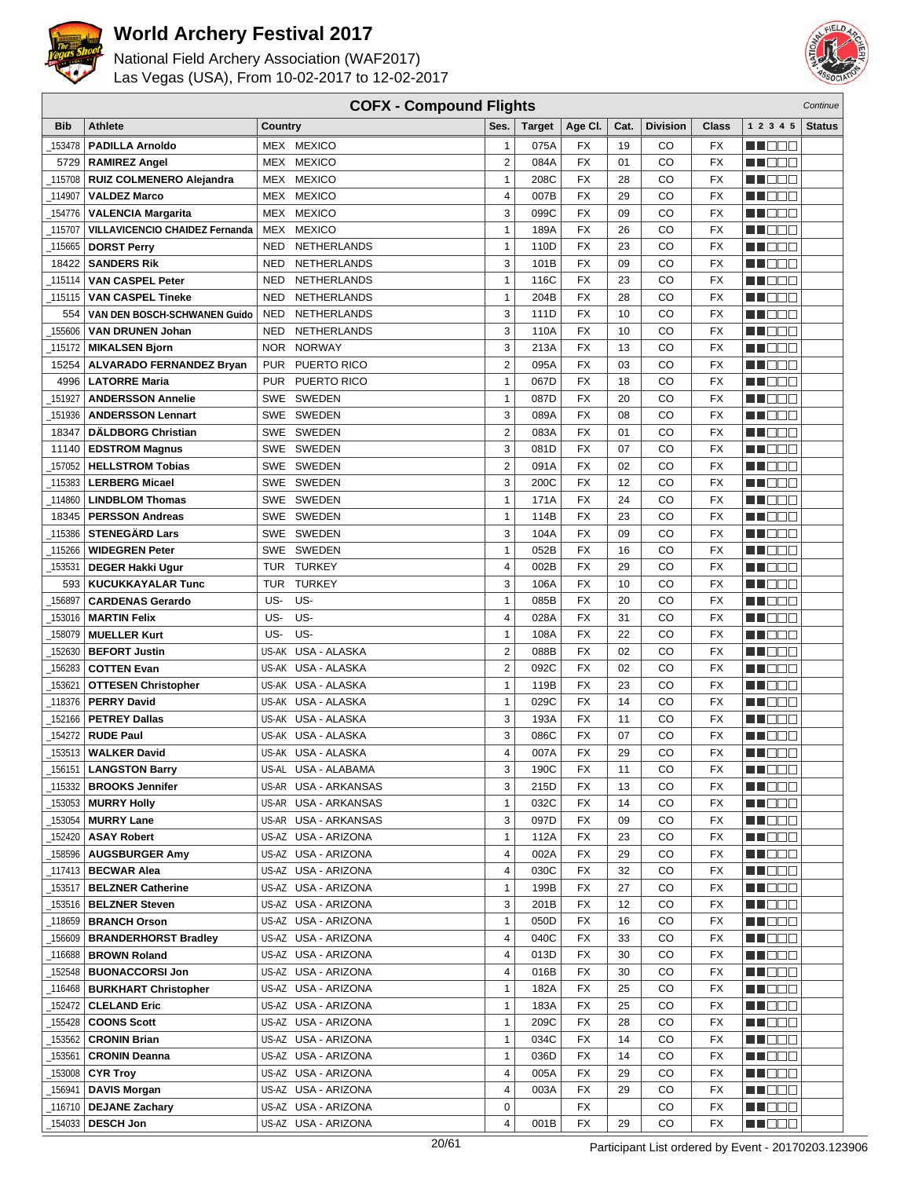# World Archery Festival 2017

National Field Archery Association (WAF2017)
Las Vegas (USA), From 10-02-2017 to 12-02-2017

## COFX - Compound Flights

*Continue*

| Bib | Athlete | Country | | Ses. | Target | Age Cl. | Cat. | Division | Class | 1 2 3 4 5 | Status |
|---|---|---|---|---|---|---|---|---|---|---|---|
| _153478 | **PADILLA Arnoldo** | MEX | MEXICO | 1 | 075A | FX | 19 | CO | FX | | |
| 5729 | **RAMIREZ Angel** | MEX | MEXICO | 2 | 084A | FX | 01 | CO | FX | | |
| _115708 | **RUIZ COLMENERO Alejandra** | MEX | MEXICO | 1 | 208C | FX | 28 | CO | FX | | |
| _114907 | **VALDEZ Marco** | MEX | MEXICO | 4 | 007B | FX | 29 | CO | FX | | |
| _154776 | **VALENCIA Margarita** | MEX | MEXICO | 3 | 099C | FX | 09 | CO | FX | | |
| _115707 | **VILLAVICENCIO CHAIDEZ Fernanda** | MEX | MEXICO | 1 | 189A | FX | 26 | CO | FX | | |
| _115665 | **DORST Perry** | NED | NETHERLANDS | 1 | 110D | FX | 23 | CO | FX | | |
| 18422 | **SANDERS Rik** | NED | NETHERLANDS | 3 | 101B | FX | 09 | CO | FX | | |
| _115114 | **VAN CASPEL Peter** | NED | NETHERLANDS | 1 | 116C | FX | 23 | CO | FX | | |
| _115115 | **VAN CASPEL Tineke** | NED | NETHERLANDS | 1 | 204B | FX | 28 | CO | FX | | |
| 554 | **VAN DEN BOSCH-SCHWANEN Guido** | NED | NETHERLANDS | 3 | 111D | FX | 10 | CO | FX | | |
| _155606 | **VAN DRUNEN Johan** | NED | NETHERLANDS | 3 | 110A | FX | 10 | CO | FX | | |
| _115172 | **MIKALSEN Bjorn** | NOR | NORWAY | 3 | 213A | FX | 13 | CO | FX | | |
| 15254 | **ALVARADO FERNANDEZ Bryan** | PUR | PUERTO RICO | 2 | 095A | FX | 03 | CO | FX | | |
| 4996 | **LATORRE Maria** | PUR | PUERTO RICO | 1 | 067D | FX | 18 | CO | FX | | |
| _151927 | **ANDERSSON Annelie** | SWE | SWEDEN | 1 | 087D | FX | 20 | CO | FX | | |
| _151936 | **ANDERSSON Lennart** | SWE | SWEDEN | 3 | 089A | FX | 08 | CO | FX | | |
| 18347 | **DÄLDBORG Christian** | SWE | SWEDEN | 2 | 083A | FX | 01 | CO | FX | | |
| 11140 | **EDSTROM Magnus** | SWE | SWEDEN | 3 | 081D | FX | 07 | CO | FX | | |
| _157052 | **HELLSTROM Tobias** | SWE | SWEDEN | 2 | 091A | FX | 02 | CO | FX | | |
| _115383 | **LERBERG Micael** | SWE | SWEDEN | 3 | 200C | FX | 12 | CO | FX | | |
| _114860 | **LINDBLOM Thomas** | SWE | SWEDEN | 1 | 171A | FX | 24 | CO | FX | | |
| 18345 | **PERSSON Andreas** | SWE | SWEDEN | 1 | 114B | FX | 23 | CO | FX | | |
| _115386 | **STENEGÄRD Lars** | SWE | SWEDEN | 3 | 104A | FX | 09 | CO | FX | | |
| _115266 | **WIDEGREN Peter** | SWE | SWEDEN | 1 | 052B | FX | 16 | CO | FX | | |
| _153531 | **DEGER Hakki Ugur** | TUR | TURKEY | 4 | 002B | FX | 29 | CO | FX | | |
| 593 | **KUCUKKAYALAR Tunc** | TUR | TURKEY | 3 | 106A | FX | 10 | CO | FX | | |
| _156897 | **CARDENAS Gerardo** | US- | US- | 1 | 085B | FX | 20 | CO | FX | | |
| _153016 | **MARTIN Felix** | US- | US- | 4 | 028A | FX | 31 | CO | FX | | |
| _158079 | **MUELLER Kurt** | US- | US- | 1 | 108A | FX | 22 | CO | FX | | |
| _152630 | **BEFORT Justin** | US-AK | USA - ALASKA | 2 | 088B | FX | 02 | CO | FX | | |
| _156283 | **COTTEN Evan** | US-AK | USA - ALASKA | 2 | 092C | FX | 02 | CO | FX | | |
| _153621 | **OTTESEN Christopher** | US-AK | USA - ALASKA | 1 | 119B | FX | 23 | CO | FX | | |
| _118376 | **PERRY David** | US-AK | USA - ALASKA | 1 | 029C | FX | 14 | CO | FX | | |
| _152166 | **PETREY Dallas** | US-AK | USA - ALASKA | 3 | 193A | FX | 11 | CO | FX | | |
| _154272 | **RUDE Paul** | US-AK | USA - ALASKA | 3 | 086C | FX | 07 | CO | FX | | |
| _153513 | **WALKER David** | US-AK | USA - ALASKA | 4 | 007A | FX | 29 | CO | FX | | |
| _156151 | **LANGSTON Barry** | US-AL | USA - ALABAMA | 3 | 190C | FX | 11 | CO | FX | | |
| _115332 | **BROOKS Jennifer** | US-AR | USA - ARKANSAS | 3 | 215D | FX | 13 | CO | FX | | |
| _153053 | **MURRY Holly** | US-AR | USA - ARKANSAS | 1 | 032C | FX | 14 | CO | FX | | |
| _153054 | **MURRY Lane** | US-AR | USA - ARKANSAS | 3 | 097D | FX | 09 | CO | FX | | |
| _152420 | **ASAY Robert** | US-AZ | USA - ARIZONA | 1 | 112A | FX | 23 | CO | FX | | |
| _158596 | **AUGSBURGER Amy** | US-AZ | USA - ARIZONA | 4 | 002A | FX | 29 | CO | FX | | |
| _117413 | **BECWAR Alea** | US-AZ | USA - ARIZONA | 4 | 030C | FX | 32 | CO | FX | | |
| _153517 | **BELZNER Catherine** | US-AZ | USA - ARIZONA | 1 | 199B | FX | 27 | CO | FX | | |
| _153516 | **BELZNER Steven** | US-AZ | USA - ARIZONA | 3 | 201B | FX | 12 | CO | FX | | |
| _118659 | **BRANCH Orson** | US-AZ | USA - ARIZONA | 1 | 050D | FX | 16 | CO | FX | | |
| _156609 | **BRANDERHORST Bradley** | US-AZ | USA - ARIZONA | 4 | 040C | FX | 33 | CO | FX | | |
| _116688 | **BROWN Roland** | US-AZ | USA - ARIZONA | 4 | 013D | FX | 30 | CO | FX | | |
| _152548 | **BUONACCORSI Jon** | US-AZ | USA - ARIZONA | 4 | 016B | FX | 30 | CO | FX | | |
| _116468 | **BURKHART Christopher** | US-AZ | USA - ARIZONA | 1 | 182A | FX | 25 | CO | FX | | |
| _152472 | **CLELAND Eric** | US-AZ | USA - ARIZONA | 1 | 183A | FX | 25 | CO | FX | | |
| _155428 | **COONS Scott** | US-AZ | USA - ARIZONA | 1 | 209C | FX | 28 | CO | FX | | |
| _153562 | **CRONIN Brian** | US-AZ | USA - ARIZONA | 1 | 034C | FX | 14 | CO | FX | | |
| _153561 | **CRONIN Deanna** | US-AZ | USA - ARIZONA | 1 | 036D | FX | 14 | CO | FX | | |
| _153008 | **CYR Troy** | US-AZ | USA - ARIZONA | 4 | 005A | FX | 29 | CO | FX | | |
| _156941 | **DAVIS Morgan** | US-AZ | USA - ARIZONA | 4 | 003A | FX | 29 | CO | FX | | |
| _116710 | **DEJANE Zachary** | US-AZ | USA - ARIZONA | 0 | | FX | | CO | FX | | |
| _154033 | **DESCH Jon** | US-AZ | USA - ARIZONA | 4 | 001B | FX | 29 | CO | FX | | |

Participant List ordered by Event - 20170203.123906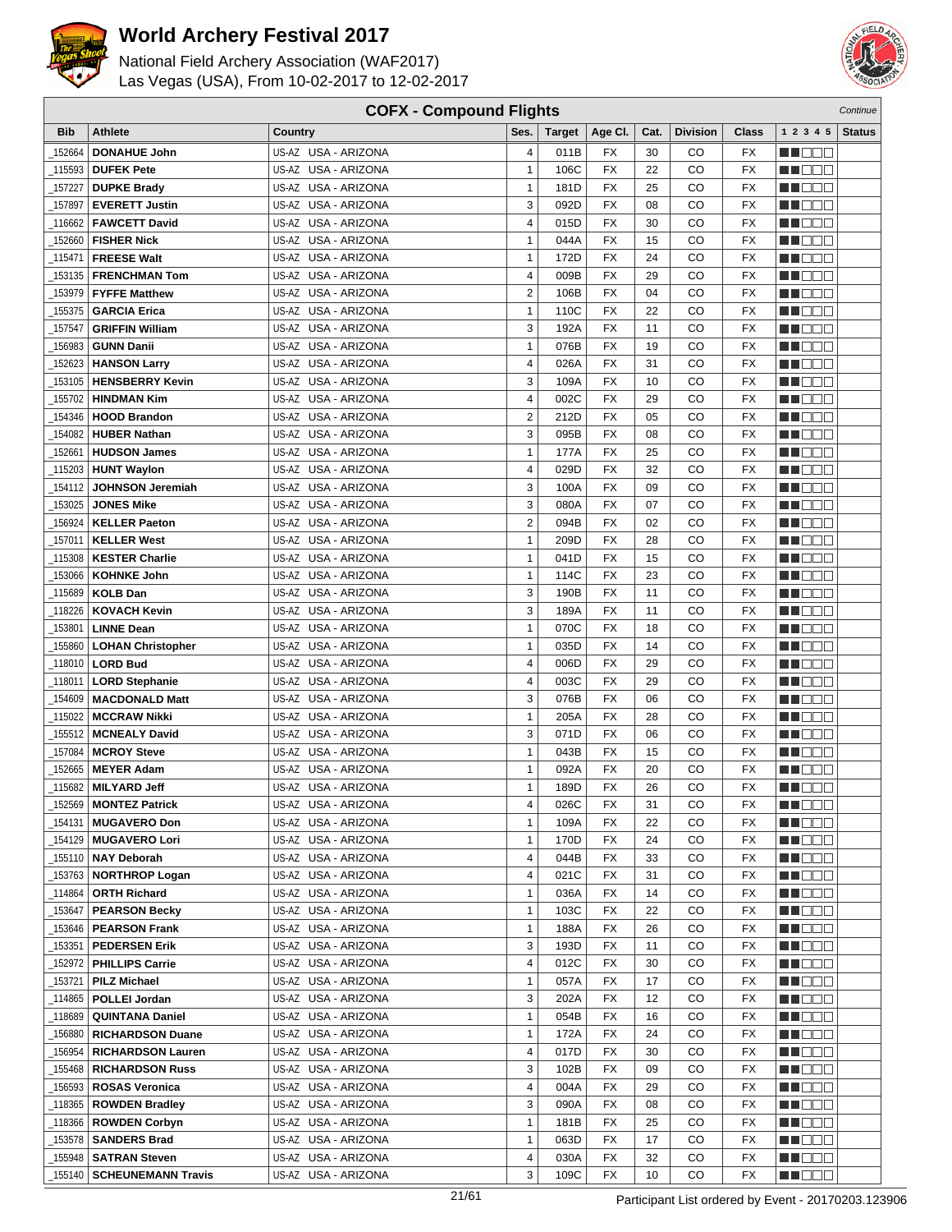# World Archery Festival 2017

National Field Archery Association (WAF2017)
Las Vegas (USA), From 10-02-2017 to 12-02-2017

## COFX - Compound Flights

*Continue*

| Bib | Athlete | Country | Ses. | Target | Age Cl. | Cat. | Division | Class | 1 2 3 4 5 | Status |
|---|---|---|---|---|---|---|---|---|---|---|
| _152664 | **DONAHUE John** | US-AZ USA - ARIZONA | 4 | 011B | FX | 30 | CO | FX | | |
| _115593 | **DUFEK Pete** | US-AZ USA - ARIZONA | 1 | 106C | FX | 22 | CO | FX | | |
| _157227 | **DUPKE Brady** | US-AZ USA - ARIZONA | 1 | 181D | FX | 25 | CO | FX | | |
| _157897 | **EVERETT Justin** | US-AZ USA - ARIZONA | 3 | 092D | FX | 08 | CO | FX | | |
| _116662 | **FAWCETT David** | US-AZ USA - ARIZONA | 4 | 015D | FX | 30 | CO | FX | | |
| _152660 | **FISHER Nick** | US-AZ USA - ARIZONA | 1 | 044A | FX | 15 | CO | FX | | |
| _115471 | **FREESE Walt** | US-AZ USA - ARIZONA | 1 | 172D | FX | 24 | CO | FX | | |
| _153135 | **FRENCHMAN Tom** | US-AZ USA - ARIZONA | 4 | 009B | FX | 29 | CO | FX | | |
| _153979 | **FYFFE Matthew** | US-AZ USA - ARIZONA | 2 | 106B | FX | 04 | CO | FX | | |
| _155375 | **GARCIA Erica** | US-AZ USA - ARIZONA | 1 | 110C | FX | 22 | CO | FX | | |
| _157547 | **GRIFFIN William** | US-AZ USA - ARIZONA | 3 | 192A | FX | 11 | CO | FX | | |
| _156983 | **GUNN Danii** | US-AZ USA - ARIZONA | 1 | 076B | FX | 19 | CO | FX | | |
| _152623 | **HANSON Larry** | US-AZ USA - ARIZONA | 4 | 026A | FX | 31 | CO | FX | | |
| _153105 | **HENSBERRY Kevin** | US-AZ USA - ARIZONA | 3 | 109A | FX | 10 | CO | FX | | |
| _155702 | **HINDMAN Kim** | US-AZ USA - ARIZONA | 4 | 002C | FX | 29 | CO | FX | | |
| _154346 | **HOOD Brandon** | US-AZ USA - ARIZONA | 2 | 212D | FX | 05 | CO | FX | | |
| _154082 | **HUBER Nathan** | US-AZ USA - ARIZONA | 3 | 095B | FX | 08 | CO | FX | | |
| _152661 | **HUDSON James** | US-AZ USA - ARIZONA | 1 | 177A | FX | 25 | CO | FX | | |
| _115203 | **HUNT Waylon** | US-AZ USA - ARIZONA | 4 | 029D | FX | 32 | CO | FX | | |
| _154112 | **JOHNSON Jeremiah** | US-AZ USA - ARIZONA | 3 | 100A | FX | 09 | CO | FX | | |
| _153025 | **JONES Mike** | US-AZ USA - ARIZONA | 3 | 080A | FX | 07 | CO | FX | | |
| _156924 | **KELLER Paeton** | US-AZ USA - ARIZONA | 2 | 094B | FX | 02 | CO | FX | | |
| _157011 | **KELLER West** | US-AZ USA - ARIZONA | 1 | 209D | FX | 28 | CO | FX | | |
| _115308 | **KESTER Charlie** | US-AZ USA - ARIZONA | 1 | 041D | FX | 15 | CO | FX | | |
| _153066 | **KOHNKE John** | US-AZ USA - ARIZONA | 1 | 114C | FX | 23 | CO | FX | | |
| _115689 | **KOLB Dan** | US-AZ USA - ARIZONA | 3 | 190B | FX | 11 | CO | FX | | |
| _118226 | **KOVACH Kevin** | US-AZ USA - ARIZONA | 3 | 189A | FX | 11 | CO | FX | | |
| _153801 | **LINNE Dean** | US-AZ USA - ARIZONA | 1 | 070C | FX | 18 | CO | FX | | |
| _155860 | **LOHAN Christopher** | US-AZ USA - ARIZONA | 1 | 035D | FX | 14 | CO | FX | | |
| _118010 | **LORD Bud** | US-AZ USA - ARIZONA | 4 | 006D | FX | 29 | CO | FX | | |
| _118011 | **LORD Stephanie** | US-AZ USA - ARIZONA | 4 | 003C | FX | 29 | CO | FX | | |
| _154609 | **MACDONALD Matt** | US-AZ USA - ARIZONA | 3 | 076B | FX | 06 | CO | FX | | |
| _115022 | **MCCRAW Nikki** | US-AZ USA - ARIZONA | 1 | 205A | FX | 28 | CO | FX | | |
| _155512 | **MCNEALY David** | US-AZ USA - ARIZONA | 3 | 071D | FX | 06 | CO | FX | | |
| _157084 | **MCROY Steve** | US-AZ USA - ARIZONA | 1 | 043B | FX | 15 | CO | FX | | |
| _152665 | **MEYER Adam** | US-AZ USA - ARIZONA | 1 | 092A | FX | 20 | CO | FX | | |
| _115682 | **MILYARD Jeff** | US-AZ USA - ARIZONA | 1 | 189D | FX | 26 | CO | FX | | |
| _152569 | **MONTEZ Patrick** | US-AZ USA - ARIZONA | 4 | 026C | FX | 31 | CO | FX | | |
| _154131 | **MUGAVERO Don** | US-AZ USA - ARIZONA | 1 | 109A | FX | 22 | CO | FX | | |
| _154129 | **MUGAVERO Lori** | US-AZ USA - ARIZONA | 1 | 170D | FX | 24 | CO | FX | | |
| _155110 | **NAY Deborah** | US-AZ USA - ARIZONA | 4 | 044B | FX | 33 | CO | FX | | |
| _153763 | **NORTHROP Logan** | US-AZ USA - ARIZONA | 4 | 021C | FX | 31 | CO | FX | | |
| _114864 | **ORTH Richard** | US-AZ USA - ARIZONA | 1 | 036A | FX | 14 | CO | FX | | |
| _153647 | **PEARSON Becky** | US-AZ USA - ARIZONA | 1 | 103C | FX | 22 | CO | FX | | |
| _153646 | **PEARSON Frank** | US-AZ USA - ARIZONA | 1 | 188A | FX | 26 | CO | FX | | |
| _153351 | **PEDERSEN Erik** | US-AZ USA - ARIZONA | 3 | 193D | FX | 11 | CO | FX | | |
| _152972 | **PHILLIPS Carrie** | US-AZ USA - ARIZONA | 4 | 012C | FX | 30 | CO | FX | | |
| _153721 | **PILZ Michael** | US-AZ USA - ARIZONA | 1 | 057A | FX | 17 | CO | FX | | |
| _114865 | **POLLEI Jordan** | US-AZ USA - ARIZONA | 3 | 202A | FX | 12 | CO | FX | | |
| _118689 | **QUINTANA Daniel** | US-AZ USA - ARIZONA | 1 | 054B | FX | 16 | CO | FX | | |
| _156880 | **RICHARDSON Duane** | US-AZ USA - ARIZONA | 1 | 172A | FX | 24 | CO | FX | | |
| _156954 | **RICHARDSON Lauren** | US-AZ USA - ARIZONA | 4 | 017D | FX | 30 | CO | FX | | |
| _155468 | **RICHARDSON Russ** | US-AZ USA - ARIZONA | 3 | 102B | FX | 09 | CO | FX | | |
| _156593 | **ROSAS Veronica** | US-AZ USA - ARIZONA | 4 | 004A | FX | 29 | CO | FX | | |
| _118365 | **ROWDEN Bradley** | US-AZ USA - ARIZONA | 3 | 090A | FX | 08 | CO | FX | | |
| _118366 | **ROWDEN Corbyn** | US-AZ USA - ARIZONA | 1 | 181B | FX | 25 | CO | FX | | |
| _153578 | **SANDERS Brad** | US-AZ USA - ARIZONA | 1 | 063D | FX | 17 | CO | FX | | |
| _155948 | **SATRAN Steven** | US-AZ USA - ARIZONA | 4 | 030A | FX | 32 | CO | FX | | |
| _155140 | **SCHEUNEMANN Travis** | US-AZ USA - ARIZONA | 3 | 109C | FX | 10 | CO | FX | | |

Participant List ordered by Event - 20170203.123906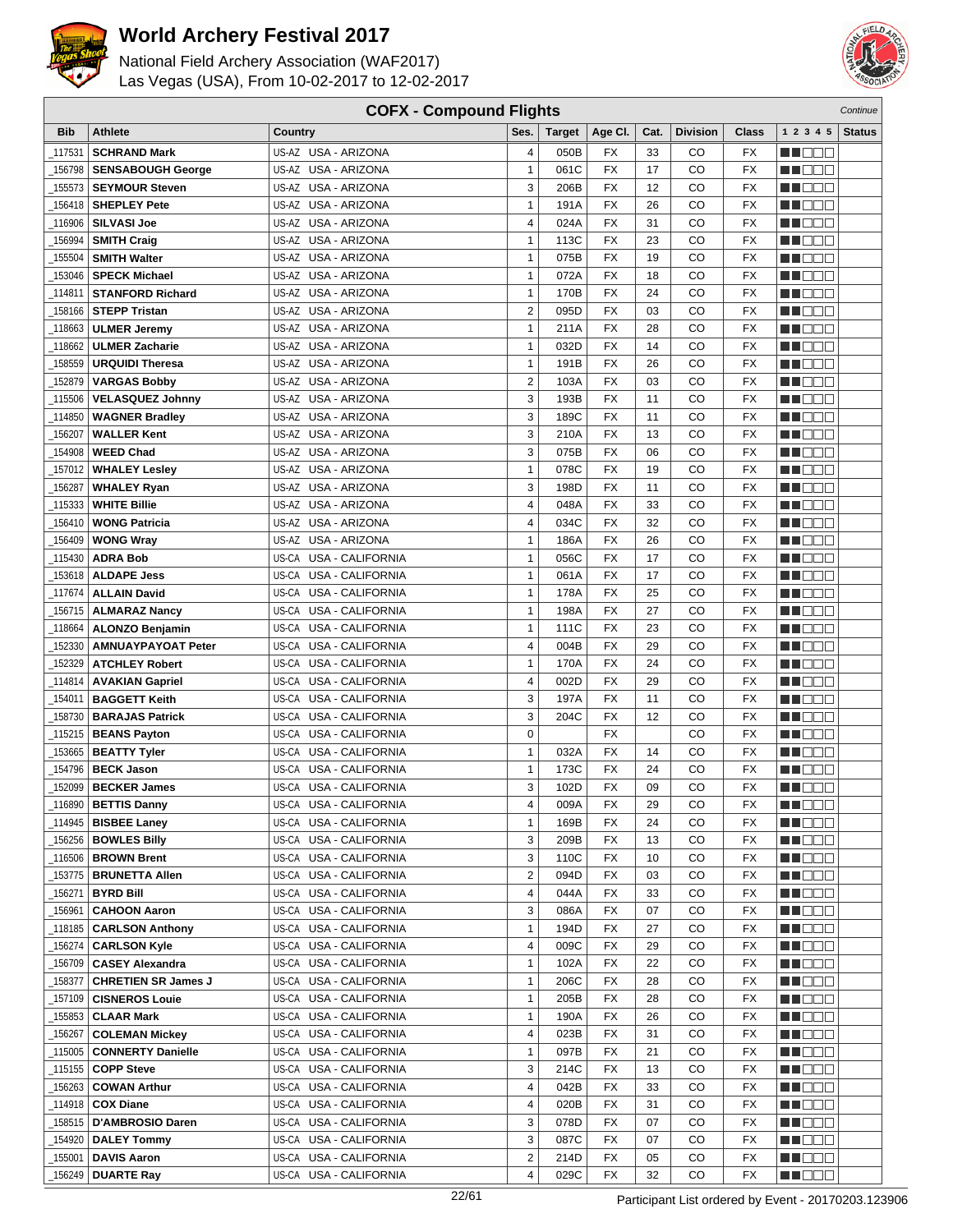# World Archery Festival 2017

National Field Archery Association (WAF2017)
Las Vegas (USA), From 10-02-2017 to 12-02-2017

## COFX - Compound Flights

*Continue*

| Bib | Athlete | Country | Ses. | Target | Age Cl. | Cat. | Division | Class | 1 2 3 4 5 | Status |
|---|---|---|---|---|---|---|---|---|---|---|
| _117531 | **SCHRAND Mark** | US-AZ USA - ARIZONA | 4 | 050B | FX | 33 | CO | FX | | |
| _156798 | **SENSABOUGH George** | US-AZ USA - ARIZONA | 1 | 061C | FX | 17 | CO | FX | | |
| _155573 | **SEYMOUR Steven** | US-AZ USA - ARIZONA | 3 | 206B | FX | 12 | CO | FX | | |
| _156418 | **SHEPLEY Pete** | US-AZ USA - ARIZONA | 1 | 191A | FX | 26 | CO | FX | | |
| _116906 | **SILVASI Joe** | US-AZ USA - ARIZONA | 4 | 024A | FX | 31 | CO | FX | | |
| _156994 | **SMITH Craig** | US-AZ USA - ARIZONA | 1 | 113C | FX | 23 | CO | FX | | |
| _155504 | **SMITH Walter** | US-AZ USA - ARIZONA | 1 | 075B | FX | 19 | CO | FX | | |
| _153046 | **SPECK Michael** | US-AZ USA - ARIZONA | 1 | 072A | FX | 18 | CO | FX | | |
| _114811 | **STANFORD Richard** | US-AZ USA - ARIZONA | 1 | 170B | FX | 24 | CO | FX | | |
| _158166 | **STEPP Tristan** | US-AZ USA - ARIZONA | 2 | 095D | FX | 03 | CO | FX | | |
| _118663 | **ULMER Jeremy** | US-AZ USA - ARIZONA | 1 | 211A | FX | 28 | CO | FX | | |
| _118662 | **ULMER Zacharie** | US-AZ USA - ARIZONA | 1 | 032D | FX | 14 | CO | FX | | |
| _158559 | **URQUIDI Theresa** | US-AZ USA - ARIZONA | 1 | 191B | FX | 26 | CO | FX | | |
| _152879 | **VARGAS Bobby** | US-AZ USA - ARIZONA | 2 | 103A | FX | 03 | CO | FX | | |
| _115506 | **VELASQUEZ Johnny** | US-AZ USA - ARIZONA | 3 | 193B | FX | 11 | CO | FX | | |
| _114850 | **WAGNER Bradley** | US-AZ USA - ARIZONA | 3 | 189C | FX | 11 | CO | FX | | |
| _156207 | **WALLER Kent** | US-AZ USA - ARIZONA | 3 | 210A | FX | 13 | CO | FX | | |
| _154908 | **WEED Chad** | US-AZ USA - ARIZONA | 3 | 075B | FX | 06 | CO | FX | | |
| _157012 | **WHALEY Lesley** | US-AZ USA - ARIZONA | 1 | 078C | FX | 19 | CO | FX | | |
| _156287 | **WHALEY Ryan** | US-AZ USA - ARIZONA | 3 | 198D | FX | 11 | CO | FX | | |
| _115333 | **WHITE Billie** | US-AZ USA - ARIZONA | 4 | 048A | FX | 33 | CO | FX | | |
| _156410 | **WONG Patricia** | US-AZ USA - ARIZONA | 4 | 034C | FX | 32 | CO | FX | | |
| _156409 | **WONG Wray** | US-AZ USA - ARIZONA | 1 | 186A | FX | 26 | CO | FX | | |
| _115430 | **ADRA Bob** | US-CA USA - CALIFORNIA | 1 | 056C | FX | 17 | CO | FX | | |
| _153618 | **ALDAPE Jess** | US-CA USA - CALIFORNIA | 1 | 061A | FX | 17 | CO | FX | | |
| _117674 | **ALLAIN David** | US-CA USA - CALIFORNIA | 1 | 178A | FX | 25 | CO | FX | | |
| _156715 | **ALMARAZ Nancy** | US-CA USA - CALIFORNIA | 1 | 198A | FX | 27 | CO | FX | | |
| _118664 | **ALONZO Benjamin** | US-CA USA - CALIFORNIA | 1 | 111C | FX | 23 | CO | FX | | |
| _152330 | **AMNUAYPAYOAT Peter** | US-CA USA - CALIFORNIA | 4 | 004B | FX | 29 | CO | FX | | |
| _152329 | **ATCHLEY Robert** | US-CA USA - CALIFORNIA | 1 | 170A | FX | 24 | CO | FX | | |
| _114814 | **AVAKIAN Gapriel** | US-CA USA - CALIFORNIA | 4 | 002D | FX | 29 | CO | FX | | |
| _154011 | **BAGGETT Keith** | US-CA USA - CALIFORNIA | 3 | 197A | FX | 11 | CO | FX | | |
| _158730 | **BARAJAS Patrick** | US-CA USA - CALIFORNIA | 3 | 204C | FX | 12 | CO | FX | | |
| _115215 | **BEANS Payton** | US-CA USA - CALIFORNIA | 0 | | FX | | CO | FX | | |
| _153665 | **BEATTY Tyler** | US-CA USA - CALIFORNIA | 1 | 032A | FX | 14 | CO | FX | | |
| _154796 | **BECK Jason** | US-CA USA - CALIFORNIA | 1 | 173C | FX | 24 | CO | FX | | |
| _152099 | **BECKER James** | US-CA USA - CALIFORNIA | 3 | 102D | FX | 09 | CO | FX | | |
| _116890 | **BETTIS Danny** | US-CA USA - CALIFORNIA | 4 | 009A | FX | 29 | CO | FX | | |
| _114945 | **BISBEE Laney** | US-CA USA - CALIFORNIA | 1 | 169B | FX | 24 | CO | FX | | |
| _156256 | **BOWLES Billy** | US-CA USA - CALIFORNIA | 3 | 209B | FX | 13 | CO | FX | | |
| _116506 | **BROWN Brent** | US-CA USA - CALIFORNIA | 3 | 110C | FX | 10 | CO | FX | | |
| _153775 | **BRUNETTA Allen** | US-CA USA - CALIFORNIA | 2 | 094D | FX | 03 | CO | FX | | |
| _156271 | **BYRD Bill** | US-CA USA - CALIFORNIA | 4 | 044A | FX | 33 | CO | FX | | |
| _156961 | **CAHOON Aaron** | US-CA USA - CALIFORNIA | 3 | 086A | FX | 07 | CO | FX | | |
| _118185 | **CARLSON Anthony** | US-CA USA - CALIFORNIA | 1 | 194D | FX | 27 | CO | FX | | |
| _156274 | **CARLSON Kyle** | US-CA USA - CALIFORNIA | 4 | 009C | FX | 29 | CO | FX | | |
| _156709 | **CASEY Alexandra** | US-CA USA - CALIFORNIA | 1 | 102A | FX | 22 | CO | FX | | |
| _158377 | **CHRETIEN SR James J** | US-CA USA - CALIFORNIA | 1 | 206C | FX | 28 | CO | FX | | |
| _157109 | **CISNEROS Louie** | US-CA USA - CALIFORNIA | 1 | 205B | FX | 28 | CO | FX | | |
| _155853 | **CLAAR Mark** | US-CA USA - CALIFORNIA | 1 | 190A | FX | 26 | CO | FX | | |
| _156267 | **COLEMAN Mickey** | US-CA USA - CALIFORNIA | 4 | 023B | FX | 31 | CO | FX | | |
| _115005 | **CONNERTY Danielle** | US-CA USA - CALIFORNIA | 1 | 097B | FX | 21 | CO | FX | | |
| _115155 | **COPP Steve** | US-CA USA - CALIFORNIA | 3 | 214C | FX | 13 | CO | FX | | |
| _156263 | **COWAN Arthur** | US-CA USA - CALIFORNIA | 4 | 042B | FX | 33 | CO | FX | | |
| _114918 | **COX Diane** | US-CA USA - CALIFORNIA | 4 | 020B | FX | 31 | CO | FX | | |
| _158515 | **D'AMBROSIO Daren** | US-CA USA - CALIFORNIA | 3 | 078D | FX | 07 | CO | FX | | |
| _154920 | **DALEY Tommy** | US-CA USA - CALIFORNIA | 3 | 087C | FX | 07 | CO | FX | | |
| _155001 | **DAVIS Aaron** | US-CA USA - CALIFORNIA | 2 | 214D | FX | 05 | CO | FX | | |
| _156249 | **DUARTE Ray** | US-CA USA - CALIFORNIA | 4 | 029C | FX | 32 | CO | FX | | |

Participant List ordered by Event - 20170203.123906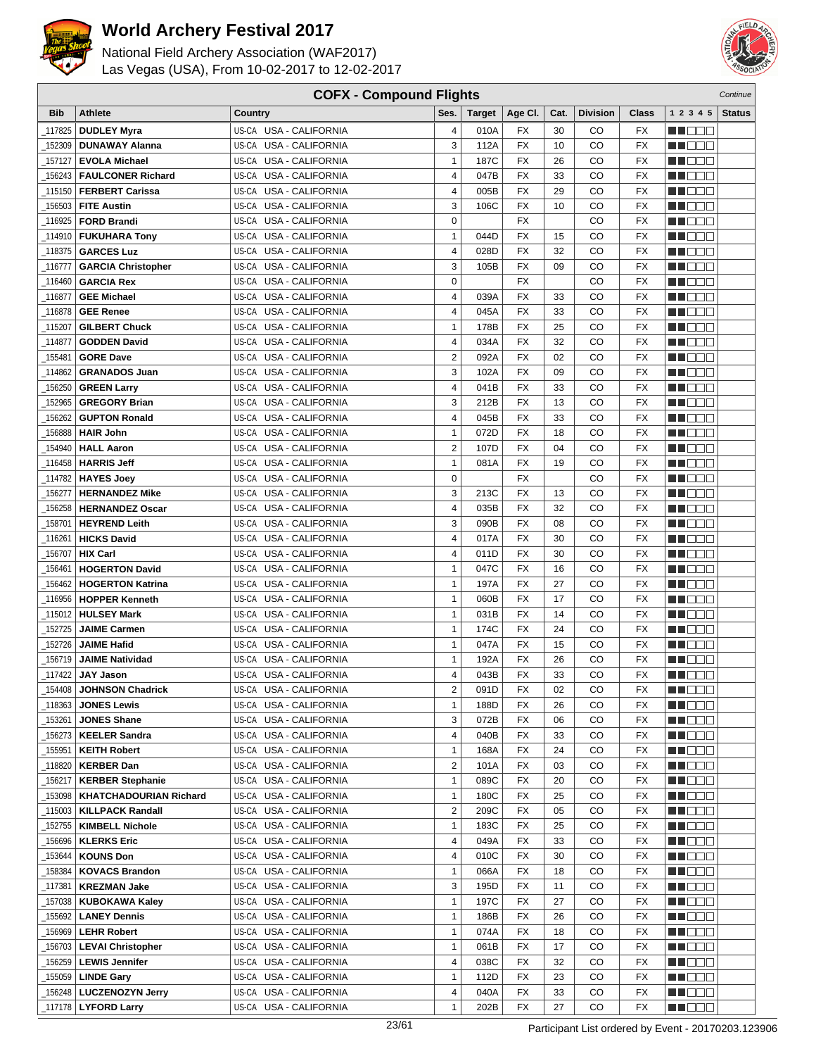# World Archery Festival 2017

National Field Archery Association (WAF2017)
Las Vegas (USA), From 10-02-2017 to 12-02-2017

## COFX - Compound Flights

*Continue*

| Bib | Athlete | Country | Ses. | Target | Age Cl. | Cat. | Division | Class | 1 2 3 4 5 | Status |
|---|---|---|---|---|---|---|---|---|---|---|
| _117825 | DUDLEY Myra | US-CA USA - CALIFORNIA | 4 | 010A | FX | 30 | CO | FX | | |
| _152309 | DUNAWAY Alanna | US-CA USA - CALIFORNIA | 3 | 112A | FX | 10 | CO | FX | | |
| _157127 | EVOLA Michael | US-CA USA - CALIFORNIA | 1 | 187C | FX | 26 | CO | FX | | |
| _156243 | FAULCONER Richard | US-CA USA - CALIFORNIA | 4 | 047B | FX | 33 | CO | FX | | |
| _115150 | FERBERT Carissa | US-CA USA - CALIFORNIA | 4 | 005B | FX | 29 | CO | FX | | |
| _156503 | FITE Austin | US-CA USA - CALIFORNIA | 3 | 106C | FX | 10 | CO | FX | | |
| _116925 | FORD Brandi | US-CA USA - CALIFORNIA | 0 | | FX | | CO | FX | | |
| _114910 | FUKUHARA Tony | US-CA USA - CALIFORNIA | 1 | 044D | FX | 15 | CO | FX | | |
| _118375 | GARCES Luz | US-CA USA - CALIFORNIA | 4 | 028D | FX | 32 | CO | FX | | |
| _116777 | GARCIA Christopher | US-CA USA - CALIFORNIA | 3 | 105B | FX | 09 | CO | FX | | |
| _116460 | GARCIA Rex | US-CA USA - CALIFORNIA | 0 | | FX | | CO | FX | | |
| _116877 | GEE Michael | US-CA USA - CALIFORNIA | 4 | 039A | FX | 33 | CO | FX | | |
| _116878 | GEE Renee | US-CA USA - CALIFORNIA | 4 | 045A | FX | 33 | CO | FX | | |
| _115207 | GILBERT Chuck | US-CA USA - CALIFORNIA | 1 | 178B | FX | 25 | CO | FX | | |
| _114877 | GODDEN David | US-CA USA - CALIFORNIA | 4 | 034A | FX | 32 | CO | FX | | |
| _155481 | GORE Dave | US-CA USA - CALIFORNIA | 2 | 092A | FX | 02 | CO | FX | | |
| _114862 | GRANADOS Juan | US-CA USA - CALIFORNIA | 3 | 102A | FX | 09 | CO | FX | | |
| _156250 | GREEN Larry | US-CA USA - CALIFORNIA | 4 | 041B | FX | 33 | CO | FX | | |
| _152965 | GREGORY Brian | US-CA USA - CALIFORNIA | 3 | 212B | FX | 13 | CO | FX | | |
| _156262 | GUPTON Ronald | US-CA USA - CALIFORNIA | 4 | 045B | FX | 33 | CO | FX | | |
| _156888 | HAIR John | US-CA USA - CALIFORNIA | 1 | 072D | FX | 18 | CO | FX | | |
| _154940 | HALL Aaron | US-CA USA - CALIFORNIA | 2 | 107D | FX | 04 | CO | FX | | |
| _116458 | HARRIS Jeff | US-CA USA - CALIFORNIA | 1 | 081A | FX | 19 | CO | FX | | |
| _114782 | HAYES Joey | US-CA USA - CALIFORNIA | 0 | | FX | | CO | FX | | |
| _156277 | HERNANDEZ Mike | US-CA USA - CALIFORNIA | 3 | 213C | FX | 13 | CO | FX | | |
| _156258 | HERNANDEZ Oscar | US-CA USA - CALIFORNIA | 4 | 035B | FX | 32 | CO | FX | | |
| _158701 | HEYREND Leith | US-CA USA - CALIFORNIA | 3 | 090B | FX | 08 | CO | FX | | |
| _116261 | HICKS David | US-CA USA - CALIFORNIA | 4 | 017A | FX | 30 | CO | FX | | |
| _156707 | HIX Carl | US-CA USA - CALIFORNIA | 4 | 011D | FX | 30 | CO | FX | | |
| _156461 | HOGERTON David | US-CA USA - CALIFORNIA | 1 | 047C | FX | 16 | CO | FX | | |
| _156462 | HOGERTON Katrina | US-CA USA - CALIFORNIA | 1 | 197A | FX | 27 | CO | FX | | |
| _116956 | HOPPER Kenneth | US-CA USA - CALIFORNIA | 1 | 060B | FX | 17 | CO | FX | | |
| _115012 | HULSEY Mark | US-CA USA - CALIFORNIA | 1 | 031B | FX | 14 | CO | FX | | |
| _152725 | JAIME Carmen | US-CA USA - CALIFORNIA | 1 | 174C | FX | 24 | CO | FX | | |
| _152726 | JAIME Hafid | US-CA USA - CALIFORNIA | 1 | 047A | FX | 15 | CO | FX | | |
| _156719 | JAIME Natividad | US-CA USA - CALIFORNIA | 1 | 192A | FX | 26 | CO | FX | | |
| _117422 | JAY Jason | US-CA USA - CALIFORNIA | 4 | 043B | FX | 33 | CO | FX | | |
| _154408 | JOHNSON Chadrick | US-CA USA - CALIFORNIA | 2 | 091D | FX | 02 | CO | FX | | |
| _118363 | JONES Lewis | US-CA USA - CALIFORNIA | 1 | 188D | FX | 26 | CO | FX | | |
| _153261 | JONES Shane | US-CA USA - CALIFORNIA | 3 | 072B | FX | 06 | CO | FX | | |
| _156273 | KEELER Sandra | US-CA USA - CALIFORNIA | 4 | 040B | FX | 33 | CO | FX | | |
| _155951 | KEITH Robert | US-CA USA - CALIFORNIA | 1 | 168A | FX | 24 | CO | FX | | |
| _118820 | KERBER Dan | US-CA USA - CALIFORNIA | 2 | 101A | FX | 03 | CO | FX | | |
| _156217 | KERBER Stephanie | US-CA USA - CALIFORNIA | 1 | 089C | FX | 20 | CO | FX | | |
| _153098 | KHATCHADOURIAN Richard | US-CA USA - CALIFORNIA | 1 | 180C | FX | 25 | CO | FX | | |
| _115003 | KILLPACK Randall | US-CA USA - CALIFORNIA | 2 | 209C | FX | 05 | CO | FX | | |
| _152755 | KIMBELL Nichole | US-CA USA - CALIFORNIA | 1 | 183C | FX | 25 | CO | FX | | |
| _156696 | KLERKS Eric | US-CA USA - CALIFORNIA | 4 | 049A | FX | 33 | CO | FX | | |
| _153644 | KOUNS Don | US-CA USA - CALIFORNIA | 4 | 010C | FX | 30 | CO | FX | | |
| _158384 | KOVACS Brandon | US-CA USA - CALIFORNIA | 1 | 066A | FX | 18 | CO | FX | | |
| _117381 | KREZMAN Jake | US-CA USA - CALIFORNIA | 3 | 195D | FX | 11 | CO | FX | | |
| _157038 | KUBOKAWA Kaley | US-CA USA - CALIFORNIA | 1 | 197C | FX | 27 | CO | FX | | |
| _155692 | LANEY Dennis | US-CA USA - CALIFORNIA | 1 | 186B | FX | 26 | CO | FX | | |
| _156969 | LEHR Robert | US-CA USA - CALIFORNIA | 1 | 074A | FX | 18 | CO | FX | | |
| _156703 | LEVAI Christopher | US-CA USA - CALIFORNIA | 1 | 061B | FX | 17 | CO | FX | | |
| _156259 | LEWIS Jennifer | US-CA USA - CALIFORNIA | 4 | 038C | FX | 32 | CO | FX | | |
| _155059 | LINDE Gary | US-CA USA - CALIFORNIA | 1 | 112D | FX | 23 | CO | FX | | |
| _156248 | LUCZENOZYN Jerry | US-CA USA - CALIFORNIA | 4 | 040A | FX | 33 | CO | FX | | |
| _117178 | LYFORD Larry | US-CA USA - CALIFORNIA | 1 | 202B | FX | 27 | CO | FX | | |

Participant List ordered by Event - 20170203.123906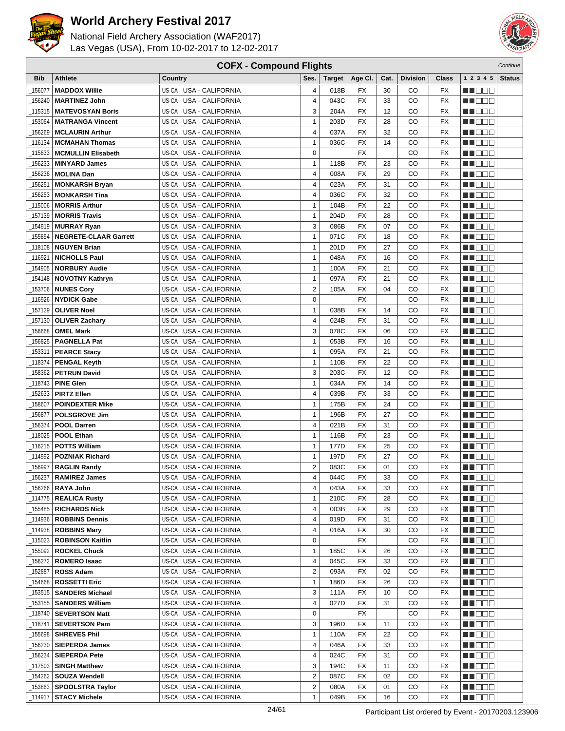# World Archery Festival 2017

National Field Archery Association (WAF2017)
Las Vegas (USA), From 10-02-2017 to 12-02-2017

## COFX - Compound Flights

*Continue*

| Bib | Athlete | Country | Ses. | Target | Age Cl. | Cat. | Division | Class | 1 2 3 4 5 | Status |
|---|---|---|---|---|---|---|---|---|---|---|
| _156077 | **MADDOX Willie** | US-CA USA - CALIFORNIA | 4 | 018B | FX | 30 | CO | FX | | |
| _156240 | **MARTINEZ John** | US-CA USA - CALIFORNIA | 4 | 043C | FX | 33 | CO | FX | | |
| _115315 | **MATEVOSYAN Boris** | US-CA USA - CALIFORNIA | 3 | 204A | FX | 12 | CO | FX | | |
| _153064 | **MATRANGA Vincent** | US-CA USA - CALIFORNIA | 1 | 203D | FX | 28 | CO | FX | | |
| _156269 | **MCLAURIN Arthur** | US-CA USA - CALIFORNIA | 4 | 037A | FX | 32 | CO | FX | | |
| _116134 | **MCMAHAN Thomas** | US-CA USA - CALIFORNIA | 1 | 036C | FX | 14 | CO | FX | | |
| _115633 | **MCMULLIN Elisabeth** | US-CA USA - CALIFORNIA | 0 | | FX | | CO | FX | | |
| _156233 | **MINYARD James** | US-CA USA - CALIFORNIA | 1 | 118B | FX | 23 | CO | FX | | |
| _156236 | **MOLINA Dan** | US-CA USA - CALIFORNIA | 4 | 008A | FX | 29 | CO | FX | | |
| _156251 | **MONKARSH Bryan** | US-CA USA - CALIFORNIA | 4 | 023A | FX | 31 | CO | FX | | |
| _156253 | **MONKARSH Tina** | US-CA USA - CALIFORNIA | 4 | 036C | FX | 32 | CO | FX | | |
| _115006 | **MORRIS Arthur** | US-CA USA - CALIFORNIA | 1 | 104B | FX | 22 | CO | FX | | |
| _157139 | **MORRIS Travis** | US-CA USA - CALIFORNIA | 1 | 204D | FX | 28 | CO | FX | | |
| _154919 | **MURRAY Ryan** | US-CA USA - CALIFORNIA | 3 | 086B | FX | 07 | CO | FX | | |
| _155854 | **NEGRETE-CLAAR Garrett** | US-CA USA - CALIFORNIA | 1 | 071C | FX | 18 | CO | FX | | |
| _118108 | **NGUYEN Brian** | US-CA USA - CALIFORNIA | 1 | 201D | FX | 27 | CO | FX | | |
| _116921 | **NICHOLLS Paul** | US-CA USA - CALIFORNIA | 1 | 048A | FX | 16 | CO | FX | | |
| _154905 | **NORBURY Audie** | US-CA USA - CALIFORNIA | 1 | 100A | FX | 21 | CO | FX | | |
| _154148 | **NOVOTNY Kathryn** | US-CA USA - CALIFORNIA | 1 | 097A | FX | 21 | CO | FX | | |
| _153706 | **NUNES Cory** | US-CA USA - CALIFORNIA | 2 | 105A | FX | 04 | CO | FX | | |
| _116926 | **NYDICK Gabe** | US-CA USA - CALIFORNIA | 0 | | FX | | CO | FX | | |
| _157129 | **OLIVER Noel** | US-CA USA - CALIFORNIA | 1 | 038B | FX | 14 | CO | FX | | |
| _157130 | **OLIVER Zachary** | US-CA USA - CALIFORNIA | 4 | 024B | FX | 31 | CO | FX | | |
| _156668 | **OMEL Mark** | US-CA USA - CALIFORNIA | 3 | 078C | FX | 06 | CO | FX | | |
| _156825 | **PAGNELLA Pat** | US-CA USA - CALIFORNIA | 1 | 053B | FX | 16 | CO | FX | | |
| _153311 | **PEARCE Stacy** | US-CA USA - CALIFORNIA | 1 | 095A | FX | 21 | CO | FX | | |
| _118374 | **PENGAL Keyth** | US-CA USA - CALIFORNIA | 1 | 110B | FX | 22 | CO | FX | | |
| _158362 | **PETRUN David** | US-CA USA - CALIFORNIA | 3 | 203C | FX | 12 | CO | FX | | |
| _118743 | **PINE Glen** | US-CA USA - CALIFORNIA | 1 | 034A | FX | 14 | CO | FX | | |
| _152633 | **PIRTZ Ellen** | US-CA USA - CALIFORNIA | 4 | 039B | FX | 33 | CO | FX | | |
| _158607 | **POINDEXTER Mike** | US-CA USA - CALIFORNIA | 1 | 175B | FX | 24 | CO | FX | | |
| _156877 | **POLSGROVE Jim** | US-CA USA - CALIFORNIA | 1 | 196B | FX | 27 | CO | FX | | |
| _156374 | **POOL Darren** | US-CA USA - CALIFORNIA | 4 | 021B | FX | 31 | CO | FX | | |
| _118025 | **POOL Ethan** | US-CA USA - CALIFORNIA | 1 | 116B | FX | 23 | CO | FX | | |
| _116215 | **POTTS William** | US-CA USA - CALIFORNIA | 1 | 177D | FX | 25 | CO | FX | | |
| _114992 | **POZNIAK Richard** | US-CA USA - CALIFORNIA | 1 | 197D | FX | 27 | CO | FX | | |
| _156997 | **RAGLIN Randy** | US-CA USA - CALIFORNIA | 2 | 083C | FX | 01 | CO | FX | | |
| _156237 | **RAMIREZ James** | US-CA USA - CALIFORNIA | 4 | 044C | FX | 33 | CO | FX | | |
| _156266 | **RAYA John** | US-CA USA - CALIFORNIA | 4 | 043A | FX | 33 | CO | FX | | |
| _114775 | **REALICA Rusty** | US-CA USA - CALIFORNIA | 1 | 210C | FX | 28 | CO | FX | | |
| _155485 | **RICHARDS Nick** | US-CA USA - CALIFORNIA | 4 | 003B | FX | 29 | CO | FX | | |
| _114936 | **ROBBINS Dennis** | US-CA USA - CALIFORNIA | 4 | 019D | FX | 31 | CO | FX | | |
| _114938 | **ROBBINS Mary** | US-CA USA - CALIFORNIA | 4 | 016A | FX | 30 | CO | FX | | |
| _115023 | **ROBINSON Kaitlin** | US-CA USA - CALIFORNIA | 0 | | FX | | CO | FX | | |
| _155092 | **ROCKEL Chuck** | US-CA USA - CALIFORNIA | 1 | 185C | FX | 26 | CO | FX | | |
| _156272 | **ROMERO Isaac** | US-CA USA - CALIFORNIA | 4 | 045C | FX | 33 | CO | FX | | |
| _152887 | **ROSS Adam** | US-CA USA - CALIFORNIA | 2 | 093A | FX | 02 | CO | FX | | |
| _154668 | **ROSSETTI Eric** | US-CA USA - CALIFORNIA | 1 | 186D | FX | 26 | CO | FX | | |
| _153515 | **SANDERS Michael** | US-CA USA - CALIFORNIA | 3 | 111A | FX | 10 | CO | FX | | |
| _153155 | **SANDERS William** | US-CA USA - CALIFORNIA | 4 | 027D | FX | 31 | CO | FX | | |
| _118740 | **SEVERTSON Matt** | US-CA USA - CALIFORNIA | 0 | | FX | | CO | FX | | |
| _118741 | **SEVERTSON Pam** | US-CA USA - CALIFORNIA | 3 | 196D | FX | 11 | CO | FX | | |
| _155698 | **SHREVES Phil** | US-CA USA - CALIFORNIA | 1 | 110A | FX | 22 | CO | FX | | |
| _156230 | **SIEPERDA James** | US-CA USA - CALIFORNIA | 4 | 046A | FX | 33 | CO | FX | | |
| _156234 | **SIEPERDA Pete** | US-CA USA - CALIFORNIA | 4 | 024C | FX | 31 | CO | FX | | |
| _117503 | **SINGH Matthew** | US-CA USA - CALIFORNIA | 3 | 194C | FX | 11 | CO | FX | | |
| _154262 | **SOUZA Wendell** | US-CA USA - CALIFORNIA | 2 | 087C | FX | 02 | CO | FX | | |
| _153863 | **SPOOLSTRA Taylor** | US-CA USA - CALIFORNIA | 2 | 080A | FX | 01 | CO | FX | | |
| _114917 | **STACY Michele** | US-CA USA - CALIFORNIA | 1 | 049B | FX | 16 | CO | FX | | |

Participant List ordered by Event - 20170203.123906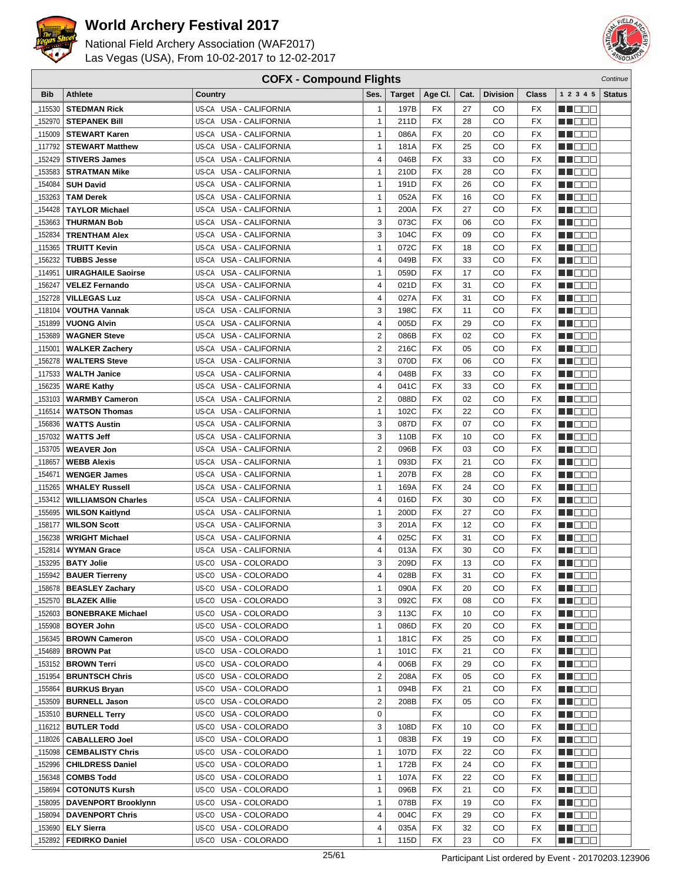# World Archery Festival 2017

National Field Archery Association (WAF2017)
Las Vegas (USA), From 10-02-2017 to 12-02-2017

## COFX - Compound Flights

*Continue*

| Bib | Athlete | Country | Ses. | Target | Age Cl. | Cat. | Division | Class | 1 2 3 4 5 | Status |
|---|---|---|---|---|---|---|---|---|---|---|
| _115530 | **STEDMAN Rick** | US-CA USA - CALIFORNIA | 1 | 197B | FX | 27 | CO | FX | | |
| _152970 | **STEPANEK Bill** | US-CA USA - CALIFORNIA | 1 | 211D | FX | 28 | CO | FX | | |
| _115009 | **STEWART Karen** | US-CA USA - CALIFORNIA | 1 | 086A | FX | 20 | CO | FX | | |
| _117792 | **STEWART Matthew** | US-CA USA - CALIFORNIA | 1 | 181A | FX | 25 | CO | FX | | |
| _152429 | **STIVERS James** | US-CA USA - CALIFORNIA | 4 | 046B | FX | 33 | CO | FX | | |
| _153583 | **STRATMAN Mike** | US-CA USA - CALIFORNIA | 1 | 210D | FX | 28 | CO | FX | | |
| _154084 | **SUH David** | US-CA USA - CALIFORNIA | 1 | 191D | FX | 26 | CO | FX | | |
| _153263 | **TAM Derek** | US-CA USA - CALIFORNIA | 1 | 052A | FX | 16 | CO | FX | | |
| _154428 | **TAYLOR Michael** | US-CA USA - CALIFORNIA | 1 | 200A | FX | 27 | CO | FX | | |
| _153663 | **THURMAN Bob** | US-CA USA - CALIFORNIA | 3 | 073C | FX | 06 | CO | FX | | |
| _152834 | **TRENTHAM Alex** | US-CA USA - CALIFORNIA | 3 | 104C | FX | 09 | CO | FX | | |
| _115365 | **TRUITT Kevin** | US-CA USA - CALIFORNIA | 1 | 072C | FX | 18 | CO | FX | | |
| _156232 | **TUBBS Jesse** | US-CA USA - CALIFORNIA | 4 | 049B | FX | 33 | CO | FX | | |
| _114951 | **UIRAGHAILE Saoirse** | US-CA USA - CALIFORNIA | 1 | 059D | FX | 17 | CO | FX | | |
| _156247 | **VELEZ Fernando** | US-CA USA - CALIFORNIA | 4 | 021D | FX | 31 | CO | FX | | |
| _152728 | **VILLEGAS Luz** | US-CA USA - CALIFORNIA | 4 | 027A | FX | 31 | CO | FX | | |
| _118104 | **VOUTHA Vannak** | US-CA USA - CALIFORNIA | 3 | 198C | FX | 11 | CO | FX | | |
| _151899 | **VUONG Alvin** | US-CA USA - CALIFORNIA | 4 | 005D | FX | 29 | CO | FX | | |
| _153689 | **WAGNER Steve** | US-CA USA - CALIFORNIA | 2 | 086B | FX | 02 | CO | FX | | |
| _115001 | **WALKER Zachery** | US-CA USA - CALIFORNIA | 2 | 216C | FX | 05 | CO | FX | | |
| _156278 | **WALTERS Steve** | US-CA USA - CALIFORNIA | 3 | 070D | FX | 06 | CO | FX | | |
| _117533 | **WALTH Janice** | US-CA USA - CALIFORNIA | 4 | 048B | FX | 33 | CO | FX | | |
| _156235 | **WARE Kathy** | US-CA USA - CALIFORNIA | 4 | 041C | FX | 33 | CO | FX | | |
| _153103 | **WARMBY Cameron** | US-CA USA - CALIFORNIA | 2 | 088D | FX | 02 | CO | FX | | |
| _116514 | **WATSON Thomas** | US-CA USA - CALIFORNIA | 1 | 102C | FX | 22 | CO | FX | | |
| _156836 | **WATTS Austin** | US-CA USA - CALIFORNIA | 3 | 087D | FX | 07 | CO | FX | | |
| _157032 | **WATTS Jeff** | US-CA USA - CALIFORNIA | 3 | 110B | FX | 10 | CO | FX | | |
| _153705 | **WEAVER Jon** | US-CA USA - CALIFORNIA | 2 | 096B | FX | 03 | CO | FX | | |
| _118657 | **WEBB Alexis** | US-CA USA - CALIFORNIA | 1 | 093D | FX | 21 | CO | FX | | |
| _154671 | **WENGER James** | US-CA USA - CALIFORNIA | 1 | 207B | FX | 28 | CO | FX | | |
| _115265 | **WHALEY Russell** | US-CA USA - CALIFORNIA | 1 | 169A | FX | 24 | CO | FX | | |
| _153412 | **WILLIAMSON Charles** | US-CA USA - CALIFORNIA | 4 | 016D | FX | 30 | CO | FX | | |
| _155695 | **WILSON Kaitlynd** | US-CA USA - CALIFORNIA | 1 | 200D | FX | 27 | CO | FX | | |
| _158177 | **WILSON Scott** | US-CA USA - CALIFORNIA | 3 | 201A | FX | 12 | CO | FX | | |
| _156238 | **WRIGHT Michael** | US-CA USA - CALIFORNIA | 4 | 025C | FX | 31 | CO | FX | | |
| _152814 | **WYMAN Grace** | US-CA USA - CALIFORNIA | 4 | 013A | FX | 30 | CO | FX | | |
| _153295 | **BATY Jolie** | US-CO USA - COLORADO | 3 | 209D | FX | 13 | CO | FX | | |
| _155942 | **BAUER Tierreny** | US-CO USA - COLORADO | 4 | 028B | FX | 31 | CO | FX | | |
| _158678 | **BEASLEY Zachary** | US-CO USA - COLORADO | 1 | 090A | FX | 20 | CO | FX | | |
| _152570 | **BLAZEK Allie** | US-CO USA - COLORADO | 3 | 092C | FX | 08 | CO | FX | | |
| _152603 | **BONEBRAKE Michael** | US-CO USA - COLORADO | 3 | 113C | FX | 10 | CO | FX | | |
| _155908 | **BOYER John** | US-CO USA - COLORADO | 1 | 086D | FX | 20 | CO | FX | | |
| _156345 | **BROWN Cameron** | US-CO USA - COLORADO | 1 | 181C | FX | 25 | CO | FX | | |
| _154689 | **BROWN Pat** | US-CO USA - COLORADO | 1 | 101C | FX | 21 | CO | FX | | |
| _153152 | **BROWN Terri** | US-CO USA - COLORADO | 4 | 006B | FX | 29 | CO | FX | | |
| _151954 | **BRUNTSCH Chris** | US-CO USA - COLORADO | 2 | 208A | FX | 05 | CO | FX | | |
| _155864 | **BURKUS Bryan** | US-CO USA - COLORADO | 1 | 094B | FX | 21 | CO | FX | | |
| _153509 | **BURNELL Jason** | US-CO USA - COLORADO | 2 | 208B | FX | 05 | CO | FX | | |
| _153510 | **BURNELL Terry** | US-CO USA - COLORADO | 0 | | FX | | CO | FX | | |
| _116212 | **BUTLER Todd** | US-CO USA - COLORADO | 3 | 108D | FX | 10 | CO | FX | | |
| _118026 | **CABALLERO Joel** | US-CO USA - COLORADO | 1 | 083B | FX | 19 | CO | FX | | |
| _115098 | **CEMBALISTY Chris** | US-CO USA - COLORADO | 1 | 107D | FX | 22 | CO | FX | | |
| _152996 | **CHILDRESS Daniel** | US-CO USA - COLORADO | 1 | 172B | FX | 24 | CO | FX | | |
| _156348 | **COMBS Todd** | US-CO USA - COLORADO | 1 | 107A | FX | 22 | CO | FX | | |
| _158694 | **COTONUTS Kursh** | US-CO USA - COLORADO | 1 | 096B | FX | 21 | CO | FX | | |
| _158095 | **DAVENPORT Brooklynn** | US-CO USA - COLORADO | 1 | 078B | FX | 19 | CO | FX | | |
| _158094 | **DAVENPORT Chris** | US-CO USA - COLORADO | 4 | 004C | FX | 29 | CO | FX | | |
| _153690 | **ELY Sierra** | US-CO USA - COLORADO | 4 | 035A | FX | 32 | CO | FX | | |
| _152892 | **FEDIRKO Daniel** | US-CO USA - COLORADO | 1 | 115D | FX | 23 | CO | FX | | |

Participant List ordered by Event - 20170203.123906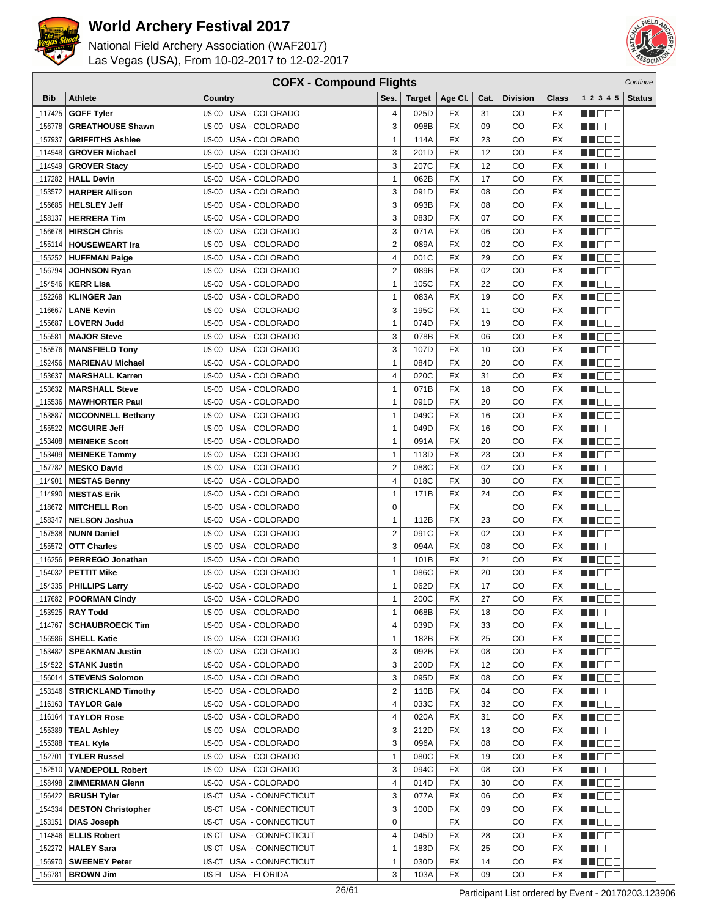# World Archery Festival 2017

National Field Archery Association (WAF2017)
Las Vegas (USA), From 10-02-2017 to 12-02-2017

## COFX - Compound Flights

*Continue*

| Bib | Athlete | Country | Ses. | Target | Age Cl. | Cat. | Division | Class | 1 2 3 4 5 | Status |
|---|---|---|---|---|---|---|---|---|---|---|
| _117425 | **GOFF Tyler** | US-CO USA - COLORADO | 4 | 025D | FX | 31 | CO | FX | | |
| _156778 | **GREATHOUSE Shawn** | US-CO USA - COLORADO | 3 | 098B | FX | 09 | CO | FX | | |
| _157937 | **GRIFFITHS Ashlee** | US-CO USA - COLORADO | 1 | 114A | FX | 23 | CO | FX | | |
| _114948 | **GROVER Michael** | US-CO USA - COLORADO | 3 | 201D | FX | 12 | CO | FX | | |
| _114949 | **GROVER Stacy** | US-CO USA - COLORADO | 3 | 207C | FX | 12 | CO | FX | | |
| _117282 | **HALL Devin** | US-CO USA - COLORADO | 1 | 062B | FX | 17 | CO | FX | | |
| _153572 | **HARPER Allison** | US-CO USA - COLORADO | 3 | 091D | FX | 08 | CO | FX | | |
| _156685 | **HELSLEY Jeff** | US-CO USA - COLORADO | 3 | 093B | FX | 08 | CO | FX | | |
| _158137 | **HERRERA Tim** | US-CO USA - COLORADO | 3 | 083D | FX | 07 | CO | FX | | |
| _156678 | **HIRSCH Chris** | US-CO USA - COLORADO | 3 | 071A | FX | 06 | CO | FX | | |
| _155114 | **HOUSEWEART Ira** | US-CO USA - COLORADO | 2 | 089A | FX | 02 | CO | FX | | |
| _155252 | **HUFFMAN Paige** | US-CO USA - COLORADO | 4 | 001C | FX | 29 | CO | FX | | |
| _156794 | **JOHNSON Ryan** | US-CO USA - COLORADO | 2 | 089B | FX | 02 | CO | FX | | |
| _154546 | **KERR Lisa** | US-CO USA - COLORADO | 1 | 105C | FX | 22 | CO | FX | | |
| _152268 | **KLINGER Jan** | US-CO USA - COLORADO | 1 | 083A | FX | 19 | CO | FX | | |
| _116667 | **LANE Kevin** | US-CO USA - COLORADO | 3 | 195C | FX | 11 | CO | FX | | |
| _155687 | **LOVERN Judd** | US-CO USA - COLORADO | 1 | 074D | FX | 19 | CO | FX | | |
| _155581 | **MAJOR Steve** | US-CO USA - COLORADO | 3 | 078B | FX | 06 | CO | FX | | |
| _155576 | **MANSFIELD Tony** | US-CO USA - COLORADO | 3 | 107D | FX | 10 | CO | FX | | |
| _152456 | **MARIENAU Michael** | US-CO USA - COLORADO | 1 | 084D | FX | 20 | CO | FX | | |
| _153637 | **MARSHALL Karren** | US-CO USA - COLORADO | 4 | 020C | FX | 31 | CO | FX | | |
| _153632 | **MARSHALL Steve** | US-CO USA - COLORADO | 1 | 071B | FX | 18 | CO | FX | | |
| _115536 | **MAWHORTER Paul** | US-CO USA - COLORADO | 1 | 091D | FX | 20 | CO | FX | | |
| _153887 | **MCCONNELL Bethany** | US-CO USA - COLORADO | 1 | 049C | FX | 16 | CO | FX | | |
| _155522 | **MCGUIRE Jeff** | US-CO USA - COLORADO | 1 | 049D | FX | 16 | CO | FX | | |
| _153408 | **MEINEKE Scott** | US-CO USA - COLORADO | 1 | 091A | FX | 20 | CO | FX | | |
| _153409 | **MEINEKE Tammy** | US-CO USA - COLORADO | 1 | 113D | FX | 23 | CO | FX | | |
| _157782 | **MESKO David** | US-CO USA - COLORADO | 2 | 088C | FX | 02 | CO | FX | | |
| _114901 | **MESTAS Benny** | US-CO USA - COLORADO | 4 | 018C | FX | 30 | CO | FX | | |
| _114990 | **MESTAS Erik** | US-CO USA - COLORADO | 1 | 171B | FX | 24 | CO | FX | | |
| _118672 | **MITCHELL Ron** | US-CO USA - COLORADO | 0 | | FX | | CO | FX | | |
| _158347 | **NELSON Joshua** | US-CO USA - COLORADO | 1 | 112B | FX | 23 | CO | FX | | |
| _157538 | **NUNN Daniel** | US-CO USA - COLORADO | 2 | 091C | FX | 02 | CO | FX | | |
| _155572 | **OTT Charles** | US-CO USA - COLORADO | 3 | 094A | FX | 08 | CO | FX | | |
| _116256 | **PERREGO Jonathan** | US-CO USA - COLORADO | 1 | 101B | FX | 21 | CO | FX | | |
| _154032 | **PETTIT Mike** | US-CO USA - COLORADO | 1 | 086C | FX | 20 | CO | FX | | |
| _154335 | **PHILLIPS Larry** | US-CO USA - COLORADO | 1 | 062D | FX | 17 | CO | FX | | |
| _117682 | **POORMAN Cindy** | US-CO USA - COLORADO | 1 | 200C | FX | 27 | CO | FX | | |
| _153925 | **RAY Todd** | US-CO USA - COLORADO | 1 | 068B | FX | 18 | CO | FX | | |
| _114767 | **SCHAUBROECK Tim** | US-CO USA - COLORADO | 4 | 039D | FX | 33 | CO | FX | | |
| _156986 | **SHELL Katie** | US-CO USA - COLORADO | 1 | 182B | FX | 25 | CO | FX | | |
| _153482 | **SPEAKMAN Justin** | US-CO USA - COLORADO | 3 | 092B | FX | 08 | CO | FX | | |
| _154522 | **STANK Justin** | US-CO USA - COLORADO | 3 | 200D | FX | 12 | CO | FX | | |
| _156014 | **STEVENS Solomon** | US-CO USA - COLORADO | 3 | 095D | FX | 08 | CO | FX | | |
| _153146 | **STRICKLAND Timothy** | US-CO USA - COLORADO | 2 | 110B | FX | 04 | CO | FX | | |
| _116163 | **TAYLOR Gale** | US-CO USA - COLORADO | 4 | 033C | FX | 32 | CO | FX | | |
| _116164 | **TAYLOR Rose** | US-CO USA - COLORADO | 4 | 020A | FX | 31 | CO | FX | | |
| _155389 | **TEAL Ashley** | US-CO USA - COLORADO | 3 | 212D | FX | 13 | CO | FX | | |
| _155388 | **TEAL Kyle** | US-CO USA - COLORADO | 3 | 096A | FX | 08 | CO | FX | | |
| _152701 | **TYLER Russel** | US-CO USA - COLORADO | 1 | 080C | FX | 19 | CO | FX | | |
| _152510 | **VANDEPOLL Robert** | US-CO USA - COLORADO | 3 | 094C | FX | 08 | CO | FX | | |
| _158498 | **ZIMMERMAN Glenn** | US-CO USA - COLORADO | 4 | 014D | FX | 30 | CO | FX | | |
| _156422 | **BRUSH Tyler** | US-CT USA - CONNECTICUT | 3 | 077A | FX | 06 | CO | FX | | |
| _154334 | **DESTON Christopher** | US-CT USA - CONNECTICUT | 3 | 100D | FX | 09 | CO | FX | | |
| _153151 | **DIAS Joseph** | US-CT USA - CONNECTICUT | 0 | | FX | | CO | FX | | |
| _114846 | **ELLIS Robert** | US-CT USA - CONNECTICUT | 4 | 045D | FX | 28 | CO | FX | | |
| _152272 | **HALEY Sara** | US-CT USA - CONNECTICUT | 1 | 183D | FX | 25 | CO | FX | | |
| _156970 | **SWEENEY Peter** | US-CT USA - CONNECTICUT | 1 | 030D | FX | 14 | CO | FX | | |
| _156781 | **BROWN Jim** | US-FL USA - FLORIDA | 3 | 103A | FX | 09 | CO | FX | | |

Participant List ordered by Event - 20170203.123906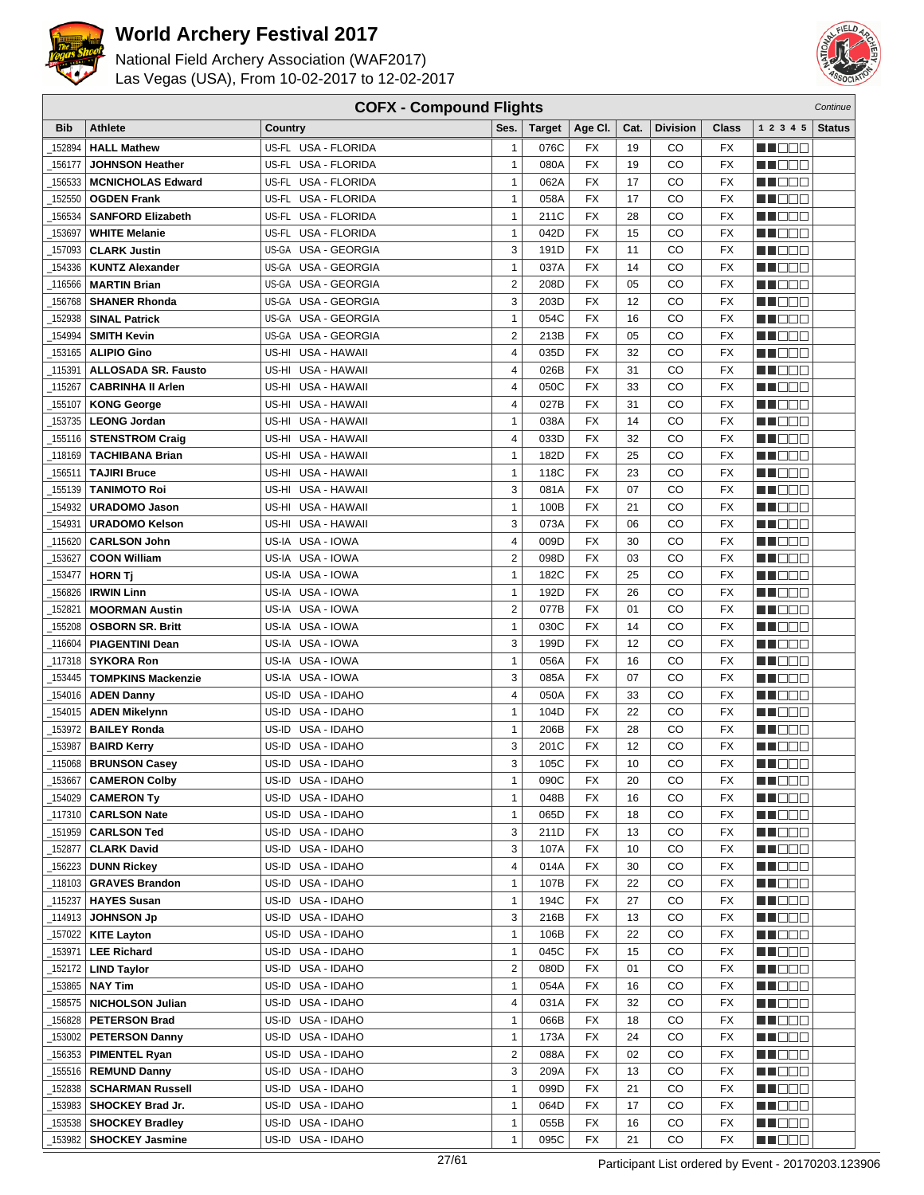# World Archery Festival 2017

National Field Archery Association (WAF2017)
Las Vegas (USA), From 10-02-2017 to 12-02-2017

## COFX - Compound Flights

*Continue*

| Bib | Athlete | Country | Ses. | Target | Age Cl. | Cat. | Division | Class | 1 2 3 4 5 | Status |
|---|---|---|---|---|---|---|---|---|---|---|
| _152894 | **HALL Mathew** | US-FL USA - FLORIDA | 1 | 076C | FX | 19 | CO | FX | | |
| _156177 | **JOHNSON Heather** | US-FL USA - FLORIDA | 1 | 080A | FX | 19 | CO | FX | | |
| _156533 | **MCNICHOLAS Edward** | US-FL USA - FLORIDA | 1 | 062A | FX | 17 | CO | FX | | |
| _152550 | **OGDEN Frank** | US-FL USA - FLORIDA | 1 | 058A | FX | 17 | CO | FX | | |
| _156534 | **SANFORD Elizabeth** | US-FL USA - FLORIDA | 1 | 211C | FX | 28 | CO | FX | | |
| _153697 | **WHITE Melanie** | US-FL USA - FLORIDA | 1 | 042D | FX | 15 | CO | FX | | |
| _157093 | **CLARK Justin** | US-GA USA - GEORGIA | 3 | 191D | FX | 11 | CO | FX | | |
| _154336 | **KUNTZ Alexander** | US-GA USA - GEORGIA | 1 | 037A | FX | 14 | CO | FX | | |
| _116566 | **MARTIN Brian** | US-GA USA - GEORGIA | 2 | 208D | FX | 05 | CO | FX | | |
| _156768 | **SHANER Rhonda** | US-GA USA - GEORGIA | 3 | 203D | FX | 12 | CO | FX | | |
| _152938 | **SINAL Patrick** | US-GA USA - GEORGIA | 1 | 054C | FX | 16 | CO | FX | | |
| _154994 | **SMITH Kevin** | US-GA USA - GEORGIA | 2 | 213B | FX | 05 | CO | FX | | |
| _153165 | **ALIPIO Gino** | US-HI USA - HAWAII | 4 | 035D | FX | 32 | CO | FX | | |
| _115391 | **ALLOSADA SR. Fausto** | US-HI USA - HAWAII | 4 | 026B | FX | 31 | CO | FX | | |
| _115267 | **CABRINHA II Arlen** | US-HI USA - HAWAII | 4 | 050C | FX | 33 | CO | FX | | |
| _155107 | **KONG George** | US-HI USA - HAWAII | 4 | 027B | FX | 31 | CO | FX | | |
| _153735 | **LEONG Jordan** | US-HI USA - HAWAII | 1 | 038A | FX | 14 | CO | FX | | |
| _155116 | **STENSTROM Craig** | US-HI USA - HAWAII | 4 | 033D | FX | 32 | CO | FX | | |
| _118169 | **TACHIBANA Brian** | US-HI USA - HAWAII | 1 | 182D | FX | 25 | CO | FX | | |
| _156511 | **TAJIRI Bruce** | US-HI USA - HAWAII | 1 | 118C | FX | 23 | CO | FX | | |
| _155139 | **TANIMOTO Roi** | US-HI USA - HAWAII | 3 | 081A | FX | 07 | CO | FX | | |
| _154932 | **URADOMO Jason** | US-HI USA - HAWAII | 1 | 100B | FX | 21 | CO | FX | | |
| _154931 | **URADOMO Kelson** | US-HI USA - HAWAII | 3 | 073A | FX | 06 | CO | FX | | |
| _115620 | **CARLSON John** | US-IA USA - IOWA | 4 | 009D | FX | 30 | CO | FX | | |
| _153627 | **COON William** | US-IA USA - IOWA | 2 | 098D | FX | 03 | CO | FX | | |
| _153477 | **HORN Tj** | US-IA USA - IOWA | 1 | 182C | FX | 25 | CO | FX | | |
| _156826 | **IRWIN Linn** | US-IA USA - IOWA | 1 | 192D | FX | 26 | CO | FX | | |
| _152821 | **MOORMAN Austin** | US-IA USA - IOWA | 2 | 077B | FX | 01 | CO | FX | | |
| _155208 | **OSBORN SR. Britt** | US-IA USA - IOWA | 1 | 030C | FX | 14 | CO | FX | | |
| _116604 | **PIAGENTINI Dean** | US-IA USA - IOWA | 3 | 199D | FX | 12 | CO | FX | | |
| _117318 | **SYKORA Ron** | US-IA USA - IOWA | 1 | 056A | FX | 16 | CO | FX | | |
| _153445 | **TOMPKINS Mackenzie** | US-IA USA - IOWA | 3 | 085A | FX | 07 | CO | FX | | |
| _154016 | **ADEN Danny** | US-ID USA - IDAHO | 4 | 050A | FX | 33 | CO | FX | | |
| _154015 | **ADEN Mikelynn** | US-ID USA - IDAHO | 1 | 104D | FX | 22 | CO | FX | | |
| _153972 | **BAILEY Ronda** | US-ID USA - IDAHO | 1 | 206B | FX | 28 | CO | FX | | |
| _153987 | **BAIRD Kerry** | US-ID USA - IDAHO | 3 | 201C | FX | 12 | CO | FX | | |
| _115068 | **BRUNSON Casey** | US-ID USA - IDAHO | 3 | 105C | FX | 10 | CO | FX | | |
| _153667 | **CAMERON Colby** | US-ID USA - IDAHO | 1 | 090C | FX | 20 | CO | FX | | |
| _154029 | **CAMERON Ty** | US-ID USA - IDAHO | 1 | 048B | FX | 16 | CO | FX | | |
| _117310 | **CARLSON Nate** | US-ID USA - IDAHO | 1 | 065D | FX | 18 | CO | FX | | |
| _151959 | **CARLSON Ted** | US-ID USA - IDAHO | 3 | 211D | FX | 13 | CO | FX | | |
| _152877 | **CLARK David** | US-ID USA - IDAHO | 3 | 107A | FX | 10 | CO | FX | | |
| _156223 | **DUNN Rickey** | US-ID USA - IDAHO | 4 | 014A | FX | 30 | CO | FX | | |
| _118103 | **GRAVES Brandon** | US-ID USA - IDAHO | 1 | 107B | FX | 22 | CO | FX | | |
| _115237 | **HAYES Susan** | US-ID USA - IDAHO | 1 | 194C | FX | 27 | CO | FX | | |
| _114913 | **JOHNSON Jp** | US-ID USA - IDAHO | 3 | 216B | FX | 13 | CO | FX | | |
| _157022 | **KITE Layton** | US-ID USA - IDAHO | 1 | 106B | FX | 22 | CO | FX | | |
| _153971 | **LEE Richard** | US-ID USA - IDAHO | 1 | 045C | FX | 15 | CO | FX | | |
| _152172 | **LIND Taylor** | US-ID USA - IDAHO | 2 | 080D | FX | 01 | CO | FX | | |
| _153865 | **NAY Tim** | US-ID USA - IDAHO | 1 | 054A | FX | 16 | CO | FX | | |
| _158575 | **NICHOLSON Julian** | US-ID USA - IDAHO | 4 | 031A | FX | 32 | CO | FX | | |
| _156828 | **PETERSON Brad** | US-ID USA - IDAHO | 1 | 066B | FX | 18 | CO | FX | | |
| _153002 | **PETERSON Danny** | US-ID USA - IDAHO | 1 | 173A | FX | 24 | CO | FX | | |
| _156353 | **PIMENTEL Ryan** | US-ID USA - IDAHO | 2 | 088A | FX | 02 | CO | FX | | |
| _155516 | **REMUND Danny** | US-ID USA - IDAHO | 3 | 209A | FX | 13 | CO | FX | | |
| _152838 | **SCHARMAN Russell** | US-ID USA - IDAHO | 1 | 099D | FX | 21 | CO | FX | | |
| _153983 | **SHOCKEY Brad Jr.** | US-ID USA - IDAHO | 1 | 064D | FX | 17 | CO | FX | | |
| _153538 | **SHOCKEY Bradley** | US-ID USA - IDAHO | 1 | 055B | FX | 16 | CO | FX | | |
| _153982 | **SHOCKEY Jasmine** | US-ID USA - IDAHO | 1 | 095C | FX | 21 | CO | FX | | |

Participant List ordered by Event - 20170203.123906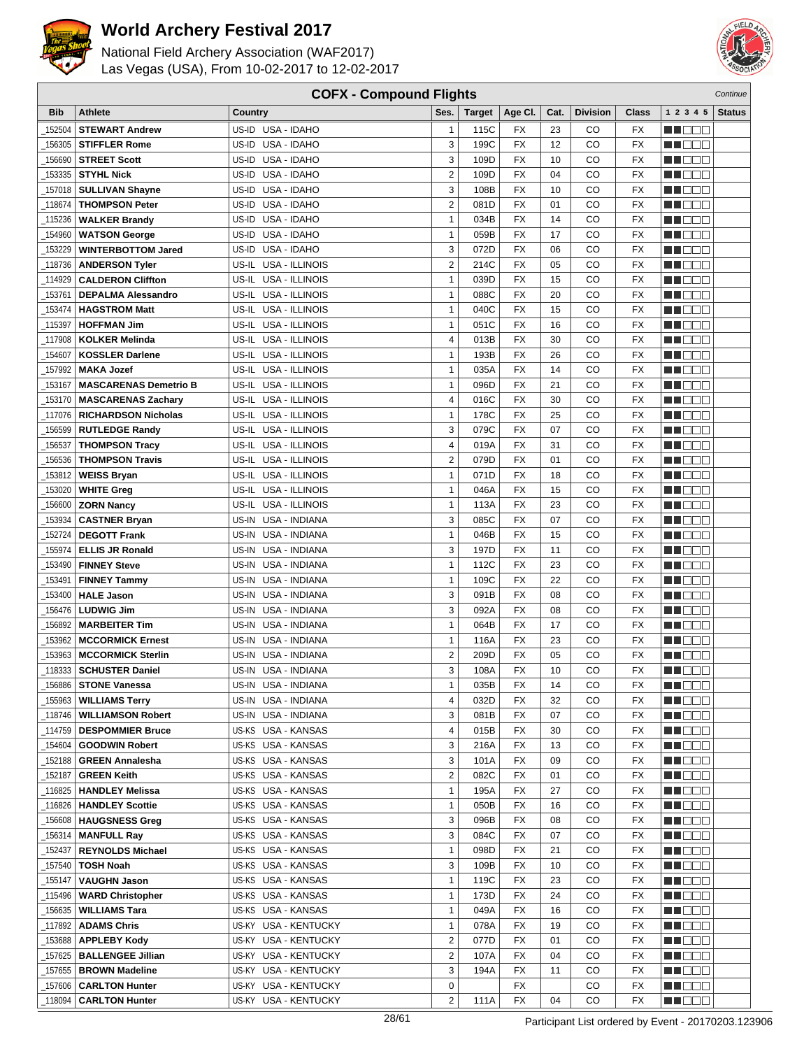# World Archery Festival 2017

National Field Archery Association (WAF2017)
Las Vegas (USA), From 10-02-2017 to 12-02-2017

## COFX - Compound Flights

*Continue*

| Bib | Athlete | Country | Ses. | Target | Age Cl. | Cat. | Division | Class | 1 2 3 4 5 | Status |
|---|---|---|---|---|---|---|---|---|---|---|
| _152504 | **STEWART Andrew** | US-ID USA - IDAHO | 1 | 115C | FX | 23 | CO | FX | | |
| _156305 | **STIFFLER Rome** | US-ID USA - IDAHO | 3 | 199C | FX | 12 | CO | FX | | |
| _156690 | **STREET Scott** | US-ID USA - IDAHO | 3 | 109D | FX | 10 | CO | FX | | |
| _153335 | **STYHL Nick** | US-ID USA - IDAHO | 2 | 109D | FX | 04 | CO | FX | | |
| _157018 | **SULLIVAN Shayne** | US-ID USA - IDAHO | 3 | 108B | FX | 10 | CO | FX | | |
| _118674 | **THOMPSON Peter** | US-ID USA - IDAHO | 2 | 081D | FX | 01 | CO | FX | | |
| _115236 | **WALKER Brandy** | US-ID USA - IDAHO | 1 | 034B | FX | 14 | CO | FX | | |
| _154960 | **WATSON George** | US-ID USA - IDAHO | 1 | 059B | FX | 17 | CO | FX | | |
| _153229 | **WINTERBOTTOM Jared** | US-ID USA - IDAHO | 3 | 072D | FX | 06 | CO | FX | | |
| _118736 | **ANDERSON Tyler** | US-IL USA - ILLINOIS | 2 | 214C | FX | 05 | CO | FX | | |
| _114929 | **CALDERON Cliffton** | US-IL USA - ILLINOIS | 1 | 039D | FX | 15 | CO | FX | | |
| _153761 | **DEPALMA Alessandro** | US-IL USA - ILLINOIS | 1 | 088C | FX | 20 | CO | FX | | |
| _153474 | **HAGSTROM Matt** | US-IL USA - ILLINOIS | 1 | 040C | FX | 15 | CO | FX | | |
| _115397 | **HOFFMAN Jim** | US-IL USA - ILLINOIS | 1 | 051C | FX | 16 | CO | FX | | |
| _117908 | **KOLKER Melinda** | US-IL USA - ILLINOIS | 4 | 013B | FX | 30 | CO | FX | | |
| _154607 | **KOSSLER Darlene** | US-IL USA - ILLINOIS | 1 | 193B | FX | 26 | CO | FX | | |
| _157992 | **MAKA Jozef** | US-IL USA - ILLINOIS | 1 | 035A | FX | 14 | CO | FX | | |
| _153167 | **MASCARENAS Demetrio B** | US-IL USA - ILLINOIS | 1 | 096D | FX | 21 | CO | FX | | |
| _153170 | **MASCARENAS Zachary** | US-IL USA - ILLINOIS | 4 | 016C | FX | 30 | CO | FX | | |
| _117076 | **RICHARDSON Nicholas** | US-IL USA - ILLINOIS | 1 | 178C | FX | 25 | CO | FX | | |
| _156599 | **RUTLEDGE Randy** | US-IL USA - ILLINOIS | 3 | 079C | FX | 07 | CO | FX | | |
| _156537 | **THOMPSON Tracy** | US-IL USA - ILLINOIS | 4 | 019A | FX | 31 | CO | FX | | |
| _156536 | **THOMPSON Travis** | US-IL USA - ILLINOIS | 2 | 079D | FX | 01 | CO | FX | | |
| _153812 | **WEISS Bryan** | US-IL USA - ILLINOIS | 1 | 071D | FX | 18 | CO | FX | | |
| _153020 | **WHITE Greg** | US-IL USA - ILLINOIS | 1 | 046A | FX | 15 | CO | FX | | |
| _156600 | **ZORN Nancy** | US-IL USA - ILLINOIS | 1 | 113A | FX | 23 | CO | FX | | |
| _153934 | **CASTNER Bryan** | US-IN USA - INDIANA | 3 | 085C | FX | 07 | CO | FX | | |
| _152724 | **DEGOTT Frank** | US-IN USA - INDIANA | 1 | 046B | FX | 15 | CO | FX | | |
| _155974 | **ELLIS JR Ronald** | US-IN USA - INDIANA | 3 | 197D | FX | 11 | CO | FX | | |
| _153490 | **FINNEY Steve** | US-IN USA - INDIANA | 1 | 112C | FX | 23 | CO | FX | | |
| _153491 | **FINNEY Tammy** | US-IN USA - INDIANA | 1 | 109C | FX | 22 | CO | FX | | |
| _153400 | **HALE Jason** | US-IN USA - INDIANA | 3 | 091B | FX | 08 | CO | FX | | |
| _156476 | **LUDWIG Jim** | US-IN USA - INDIANA | 3 | 092A | FX | 08 | CO | FX | | |
| _156892 | **MARBEITER Tim** | US-IN USA - INDIANA | 1 | 064B | FX | 17 | CO | FX | | |
| _153962 | **MCCORMICK Ernest** | US-IN USA - INDIANA | 1 | 116A | FX | 23 | CO | FX | | |
| _153963 | **MCCORMICK Sterlin** | US-IN USA - INDIANA | 2 | 209D | FX | 05 | CO | FX | | |
| _118333 | **SCHUSTER Daniel** | US-IN USA - INDIANA | 3 | 108A | FX | 10 | CO | FX | | |
| _156886 | **STONE Vanessa** | US-IN USA - INDIANA | 1 | 035B | FX | 14 | CO | FX | | |
| _155963 | **WILLIAMS Terry** | US-IN USA - INDIANA | 4 | 032D | FX | 32 | CO | FX | | |
| _118746 | **WILLIAMSON Robert** | US-IN USA - INDIANA | 3 | 081B | FX | 07 | CO | FX | | |
| _114759 | **DESPOMMIER Bruce** | US-KS USA - KANSAS | 4 | 015B | FX | 30 | CO | FX | | |
| _154604 | **GOODWIN Robert** | US-KS USA - KANSAS | 3 | 216A | FX | 13 | CO | FX | | |
| _152188 | **GREEN Annalesha** | US-KS USA - KANSAS | 3 | 101A | FX | 09 | CO | FX | | |
| _152187 | **GREEN Keith** | US-KS USA - KANSAS | 2 | 082C | FX | 01 | CO | FX | | |
| _116825 | **HANDLEY Melissa** | US-KS USA - KANSAS | 1 | 195A | FX | 27 | CO | FX | | |
| _116826 | **HANDLEY Scottie** | US-KS USA - KANSAS | 1 | 050B | FX | 16 | CO | FX | | |
| _156608 | **HAUGSNESS Greg** | US-KS USA - KANSAS | 3 | 096B | FX | 08 | CO | FX | | |
| _156314 | **MANFULL Ray** | US-KS USA - KANSAS | 3 | 084C | FX | 07 | CO | FX | | |
| _152437 | **REYNOLDS Michael** | US-KS USA - KANSAS | 1 | 098D | FX | 21 | CO | FX | | |
| _157540 | **TOSH Noah** | US-KS USA - KANSAS | 3 | 109B | FX | 10 | CO | FX | | |
| _155147 | **VAUGHN Jason** | US-KS USA - KANSAS | 1 | 119C | FX | 23 | CO | FX | | |
| _115496 | **WARD Christopher** | US-KS USA - KANSAS | 1 | 173D | FX | 24 | CO | FX | | |
| _156635 | **WILLIAMS Tara** | US-KS USA - KANSAS | 1 | 049A | FX | 16 | CO | FX | | |
| _117892 | **ADAMS Chris** | US-KY USA - KENTUCKY | 1 | 078A | FX | 19 | CO | FX | | |
| _153688 | **APPLEBY Kody** | US-KY USA - KENTUCKY | 2 | 077D | FX | 01 | CO | FX | | |
| _157625 | **BALLENGEE Jillian** | US-KY USA - KENTUCKY | 2 | 107A | FX | 04 | CO | FX | | |
| _157655 | **BROWN Madeline** | US-KY USA - KENTUCKY | 3 | 194A | FX | 11 | CO | FX | | |
| _157606 | **CARLTON Hunter** | US-KY USA - KENTUCKY | 0 | | FX | | CO | FX | | |
| _118094 | **CARLTON Hunter** | US-KY USA - KENTUCKY | 2 | 111A | FX | 04 | CO | FX | | |

Participant List ordered by Event - 20170203.123906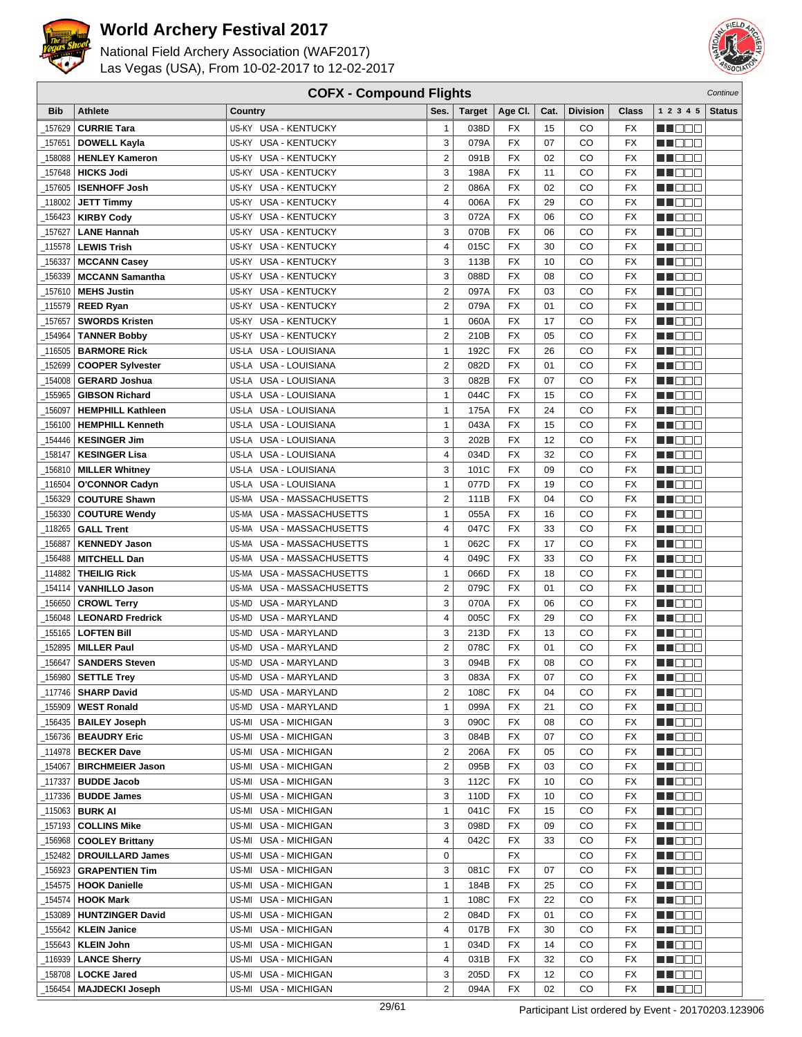# World Archery Festival 2017

National Field Archery Association (WAF2017)
Las Vegas (USA), From 10-02-2017 to 12-02-2017

## COFX - Compound Flights

*Continue*

| Bib | Athlete | Country | | Ses. | Target | Age Cl. | Cat. | Division | Class | 1 2 3 4 5 | Status |
|---|---|---|---|---|---|---|---|---|---|---|---|
| _157629 | **CURRIE Tara** | US-KY | USA - KENTUCKY | 1 | 038D | FX | 15 | CO | FX | | |
| _157651 | **DOWELL Kayla** | US-KY | USA - KENTUCKY | 3 | 079A | FX | 07 | CO | FX | | |
| _158088 | **HENLEY Kameron** | US-KY | USA - KENTUCKY | 2 | 091B | FX | 02 | CO | FX | | |
| _157648 | **HICKS Jodi** | US-KY | USA - KENTUCKY | 3 | 198A | FX | 11 | CO | FX | | |
| _157605 | **ISENHOFF Josh** | US-KY | USA - KENTUCKY | 2 | 086A | FX | 02 | CO | FX | | |
| _118002 | **JETT Timmy** | US-KY | USA - KENTUCKY | 4 | 006A | FX | 29 | CO | FX | | |
| _156423 | **KIRBY Cody** | US-KY | USA - KENTUCKY | 3 | 072A | FX | 06 | CO | FX | | |
| _157627 | **LANE Hannah** | US-KY | USA - KENTUCKY | 3 | 070B | FX | 06 | CO | FX | | |
| _115578 | **LEWIS Trish** | US-KY | USA - KENTUCKY | 4 | 015C | FX | 30 | CO | FX | | |
| _156337 | **MCCANN Casey** | US-KY | USA - KENTUCKY | 3 | 113B | FX | 10 | CO | FX | | |
| _156339 | **MCCANN Samantha** | US-KY | USA - KENTUCKY | 3 | 088D | FX | 08 | CO | FX | | |
| _157610 | **MEHS Justin** | US-KY | USA - KENTUCKY | 2 | 097A | FX | 03 | CO | FX | | |
| _115579 | **REED Ryan** | US-KY | USA - KENTUCKY | 2 | 079A | FX | 01 | CO | FX | | |
| _157657 | **SWORDS Kristen** | US-KY | USA - KENTUCKY | 1 | 060A | FX | 17 | CO | FX | | |
| _154964 | **TANNER Bobby** | US-KY | USA - KENTUCKY | 2 | 210B | FX | 05 | CO | FX | | |
| _116505 | **BARMORE Rick** | US-LA | USA - LOUISIANA | 1 | 192C | FX | 26 | CO | FX | | |
| _152699 | **COOPER Sylvester** | US-LA | USA - LOUISIANA | 2 | 082D | FX | 01 | CO | FX | | |
| _154008 | **GERARD Joshua** | US-LA | USA - LOUISIANA | 3 | 082B | FX | 07 | CO | FX | | |
| _155965 | **GIBSON Richard** | US-LA | USA - LOUISIANA | 1 | 044C | FX | 15 | CO | FX | | |
| _156097 | **HEMPHILL Kathleen** | US-LA | USA - LOUISIANA | 1 | 175A | FX | 24 | CO | FX | | |
| _156100 | **HEMPHILL Kenneth** | US-LA | USA - LOUISIANA | 1 | 043A | FX | 15 | CO | FX | | |
| _154446 | **KESINGER Jim** | US-LA | USA - LOUISIANA | 3 | 202B | FX | 12 | CO | FX | | |
| _158147 | **KESINGER Lisa** | US-LA | USA - LOUISIANA | 4 | 034D | FX | 32 | CO | FX | | |
| _156810 | **MILLER Whitney** | US-LA | USA - LOUISIANA | 3 | 101C | FX | 09 | CO | FX | | |
| _116504 | **O'CONNOR Cadyn** | US-LA | USA - LOUISIANA | 1 | 077D | FX | 19 | CO | FX | | |
| _156329 | **COUTURE Shawn** | US-MA | USA - MASSACHUSETTS | 2 | 111B | FX | 04 | CO | FX | | |
| _156330 | **COUTURE Wendy** | US-MA | USA - MASSACHUSETTS | 1 | 055A | FX | 16 | CO | FX | | |
| _118265 | **GALL Trent** | US-MA | USA - MASSACHUSETTS | 4 | 047C | FX | 33 | CO | FX | | |
| _156887 | **KENNEDY Jason** | US-MA | USA - MASSACHUSETTS | 1 | 062C | FX | 17 | CO | FX | | |
| _156488 | **MITCHELL Dan** | US-MA | USA - MASSACHUSETTS | 4 | 049C | FX | 33 | CO | FX | | |
| _114882 | **THEILIG Rick** | US-MA | USA - MASSACHUSETTS | 1 | 066D | FX | 18 | CO | FX | | |
| _154114 | **VANHILLO Jason** | US-MA | USA - MASSACHUSETTS | 2 | 079C | FX | 01 | CO | FX | | |
| _156650 | **CROWL Terry** | US-MD | USA - MARYLAND | 3 | 070A | FX | 06 | CO | FX | | |
| _156048 | **LEONARD Fredrick** | US-MD | USA - MARYLAND | 4 | 005C | FX | 29 | CO | FX | | |
| _155165 | **LOFTEN Bill** | US-MD | USA - MARYLAND | 3 | 213D | FX | 13 | CO | FX | | |
| _152895 | **MILLER Paul** | US-MD | USA - MARYLAND | 2 | 078C | FX | 01 | CO | FX | | |
| _156647 | **SANDERS Steven** | US-MD | USA - MARYLAND | 3 | 094B | FX | 08 | CO | FX | | |
| _156980 | **SETTLE Trey** | US-MD | USA - MARYLAND | 3 | 083A | FX | 07 | CO | FX | | |
| _117746 | **SHARP David** | US-MD | USA - MARYLAND | 2 | 108C | FX | 04 | CO | FX | | |
| _155909 | **WEST Ronald** | US-MD | USA - MARYLAND | 1 | 099A | FX | 21 | CO | FX | | |
| _156435 | **BAILEY Joseph** | US-MI | USA - MICHIGAN | 3 | 090C | FX | 08 | CO | FX | | |
| _156736 | **BEAUDRY Eric** | US-MI | USA - MICHIGAN | 3 | 084B | FX | 07 | CO | FX | | |
| _114978 | **BECKER Dave** | US-MI | USA - MICHIGAN | 2 | 206A | FX | 05 | CO | FX | | |
| _154067 | **BIRCHMEIER Jason** | US-MI | USA - MICHIGAN | 2 | 095B | FX | 03 | CO | FX | | |
| _117337 | **BUDDE Jacob** | US-MI | USA - MICHIGAN | 3 | 112C | FX | 10 | CO | FX | | |
| _117336 | **BUDDE James** | US-MI | USA - MICHIGAN | 3 | 110D | FX | 10 | CO | FX | | |
| _115063 | **BURK Al** | US-MI | USA - MICHIGAN | 1 | 041C | FX | 15 | CO | FX | | |
| _157193 | **COLLINS Mike** | US-MI | USA - MICHIGAN | 3 | 098D | FX | 09 | CO | FX | | |
| _156968 | **COOLEY Brittany** | US-MI | USA - MICHIGAN | 4 | 042C | FX | 33 | CO | FX | | |
| _152482 | **DROUILLARD James** | US-MI | USA - MICHIGAN | 0 | | FX | | CO | FX | | |
| _156923 | **GRAPENTIEN Tim** | US-MI | USA - MICHIGAN | 3 | 081C | FX | 07 | CO | FX | | |
| _154575 | **HOOK Danielle** | US-MI | USA - MICHIGAN | 1 | 184B | FX | 25 | CO | FX | | |
| _154574 | **HOOK Mark** | US-MI | USA - MICHIGAN | 1 | 108C | FX | 22 | CO | FX | | |
| _153089 | **HUNTZINGER David** | US-MI | USA - MICHIGAN | 2 | 084D | FX | 01 | CO | FX | | |
| _155642 | **KLEIN Janice** | US-MI | USA - MICHIGAN | 4 | 017B | FX | 30 | CO | FX | | |
| _155643 | **KLEIN John** | US-MI | USA - MICHIGAN | 1 | 034D | FX | 14 | CO | FX | | |
| _116939 | **LANCE Sherry** | US-MI | USA - MICHIGAN | 4 | 031B | FX | 32 | CO | FX | | |
| _158708 | **LOCKE Jared** | US-MI | USA - MICHIGAN | 3 | 205D | FX | 12 | CO | FX | | |
| _156454 | **MAJDECKI Joseph** | US-MI | USA - MICHIGAN | 2 | 094A | FX | 02 | CO | FX | | |

Participant List ordered by Event - 20170203.123906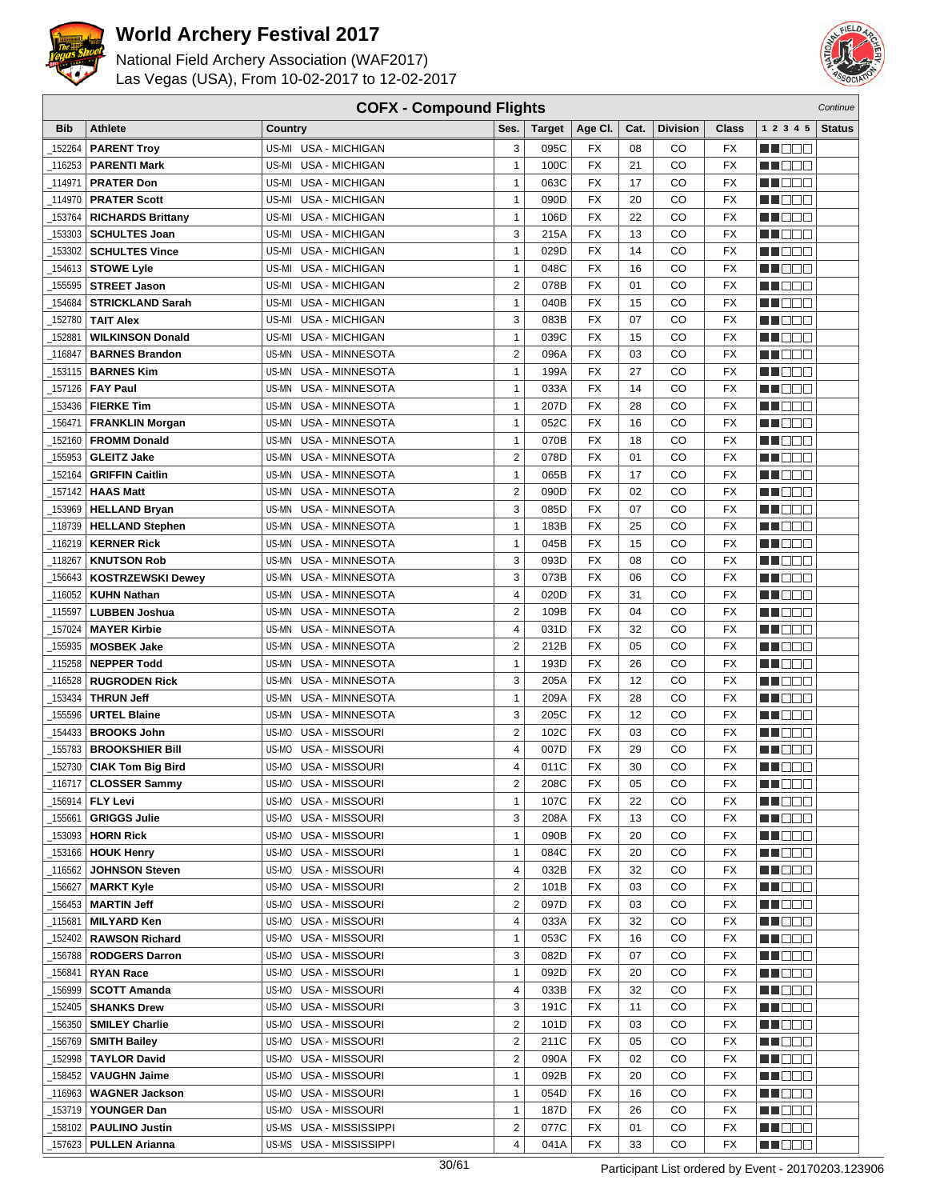# World Archery Festival 2017

National Field Archery Association (WAF2017)
Las Vegas (USA), From 10-02-2017 to 12-02-2017

## COFX - Compound Flights

*Continue*

| Bib | Athlete | Country | Ses. | Target | Age Cl. | Cat. | Division | Class | 1 2 3 4 5 | Status |
|---|---|---|---|---|---|---|---|---|---|---|
| _152264 | **PARENT Troy** | US-MI USA - MICHIGAN | 3 | 095C | FX | 08 | CO | FX | | |
| _116253 | **PARENTI Mark** | US-MI USA - MICHIGAN | 1 | 100C | FX | 21 | CO | FX | | |
| _114971 | **PRATER Don** | US-MI USA - MICHIGAN | 1 | 063C | FX | 17 | CO | FX | | |
| _114970 | **PRATER Scott** | US-MI USA - MICHIGAN | 1 | 090D | FX | 20 | CO | FX | | |
| _153764 | **RICHARDS Brittany** | US-MI USA - MICHIGAN | 1 | 106D | FX | 22 | CO | FX | | |
| _153303 | **SCHULTES Joan** | US-MI USA - MICHIGAN | 3 | 215A | FX | 13 | CO | FX | | |
| _153302 | **SCHULTES Vince** | US-MI USA - MICHIGAN | 1 | 029D | FX | 14 | CO | FX | | |
| _154613 | **STOWE Lyle** | US-MI USA - MICHIGAN | 1 | 048C | FX | 16 | CO | FX | | |
| _155595 | **STREET Jason** | US-MI USA - MICHIGAN | 2 | 078B | FX | 01 | CO | FX | | |
| _154684 | **STRICKLAND Sarah** | US-MI USA - MICHIGAN | 1 | 040B | FX | 15 | CO | FX | | |
| _152780 | **TAIT Alex** | US-MI USA - MICHIGAN | 3 | 083B | FX | 07 | CO | FX | | |
| _152881 | **WILKINSON Donald** | US-MI USA - MICHIGAN | 1 | 039C | FX | 15 | CO | FX | | |
| _116847 | **BARNES Brandon** | US-MN USA - MINNESOTA | 2 | 096A | FX | 03 | CO | FX | | |
| _153115 | **BARNES Kim** | US-MN USA - MINNESOTA | 1 | 199A | FX | 27 | CO | FX | | |
| _157126 | **FAY Paul** | US-MN USA - MINNESOTA | 1 | 033A | FX | 14 | CO | FX | | |
| _153436 | **FIERKE Tim** | US-MN USA - MINNESOTA | 1 | 207D | FX | 28 | CO | FX | | |
| _156471 | **FRANKLIN Morgan** | US-MN USA - MINNESOTA | 1 | 052C | FX | 16 | CO | FX | | |
| _152160 | **FROMM Donald** | US-MN USA - MINNESOTA | 1 | 070B | FX | 18 | CO | FX | | |
| _155953 | **GLEITZ Jake** | US-MN USA - MINNESOTA | 2 | 078D | FX | 01 | CO | FX | | |
| _152164 | **GRIFFIN Caitlin** | US-MN USA - MINNESOTA | 1 | 065B | FX | 17 | CO | FX | | |
| _157142 | **HAAS Matt** | US-MN USA - MINNESOTA | 2 | 090D | FX | 02 | CO | FX | | |
| _153969 | **HELLAND Bryan** | US-MN USA - MINNESOTA | 3 | 085D | FX | 07 | CO | FX | | |
| _118739 | **HELLAND Stephen** | US-MN USA - MINNESOTA | 1 | 183B | FX | 25 | CO | FX | | |
| _116219 | **KERNER Rick** | US-MN USA - MINNESOTA | 1 | 045B | FX | 15 | CO | FX | | |
| _118267 | **KNUTSON Rob** | US-MN USA - MINNESOTA | 3 | 093D | FX | 08 | CO | FX | | |
| _156643 | **KOSTRZEWSKI Dewey** | US-MN USA - MINNESOTA | 3 | 073B | FX | 06 | CO | FX | | |
| _116052 | **KUHN Nathan** | US-MN USA - MINNESOTA | 4 | 020D | FX | 31 | CO | FX | | |
| _115597 | **LUBBEN Joshua** | US-MN USA - MINNESOTA | 2 | 109B | FX | 04 | CO | FX | | |
| _157024 | **MAYER Kirbie** | US-MN USA - MINNESOTA | 4 | 031D | FX | 32 | CO | FX | | |
| _155935 | **MOSBEK Jake** | US-MN USA - MINNESOTA | 2 | 212B | FX | 05 | CO | FX | | |
| _115258 | **NEPPER Todd** | US-MN USA - MINNESOTA | 1 | 193D | FX | 26 | CO | FX | | |
| _116528 | **RUGRODEN Rick** | US-MN USA - MINNESOTA | 3 | 205A | FX | 12 | CO | FX | | |
| _153434 | **THRUN Jeff** | US-MN USA - MINNESOTA | 1 | 209A | FX | 28 | CO | FX | | |
| _155596 | **URTEL Blaine** | US-MN USA - MINNESOTA | 3 | 205C | FX | 12 | CO | FX | | |
| _154433 | **BROOKS John** | US-MO USA - MISSOURI | 2 | 102C | FX | 03 | CO | FX | | |
| _155783 | **BROOKSHIER Bill** | US-MO USA - MISSOURI | 4 | 007D | FX | 29 | CO | FX | | |
| _152730 | **CIAK Tom Big Bird** | US-MO USA - MISSOURI | 4 | 011C | FX | 30 | CO | FX | | |
| _116717 | **CLOSSER Sammy** | US-MO USA - MISSOURI | 2 | 208C | FX | 05 | CO | FX | | |
| _156914 | **FLY Levi** | US-MO USA - MISSOURI | 1 | 107C | FX | 22 | CO | FX | | |
| _155661 | **GRIGGS Julie** | US-MO USA - MISSOURI | 3 | 208A | FX | 13 | CO | FX | | |
| _153093 | **HORN Rick** | US-MO USA - MISSOURI | 1 | 090B | FX | 20 | CO | FX | | |
| _153166 | **HOUK Henry** | US-MO USA - MISSOURI | 1 | 084C | FX | 20 | CO | FX | | |
| _116562 | **JOHNSON Steven** | US-MO USA - MISSOURI | 4 | 032B | FX | 32 | CO | FX | | |
| _156627 | **MARKT Kyle** | US-MO USA - MISSOURI | 2 | 101B | FX | 03 | CO | FX | | |
| _156453 | **MARTIN Jeff** | US-MO USA - MISSOURI | 2 | 097D | FX | 03 | CO | FX | | |
| _115681 | **MILYARD Ken** | US-MO USA - MISSOURI | 4 | 033A | FX | 32 | CO | FX | | |
| _152402 | **RAWSON Richard** | US-MO USA - MISSOURI | 1 | 053C | FX | 16 | CO | FX | | |
| _156788 | **RODGERS Darron** | US-MO USA - MISSOURI | 3 | 082D | FX | 07 | CO | FX | | |
| _156841 | **RYAN Race** | US-MO USA - MISSOURI | 1 | 092D | FX | 20 | CO | FX | | |
| _156999 | **SCOTT Amanda** | US-MO USA - MISSOURI | 4 | 033B | FX | 32 | CO | FX | | |
| _152405 | **SHANKS Drew** | US-MO USA - MISSOURI | 3 | 191C | FX | 11 | CO | FX | | |
| _156350 | **SMILEY Charlie** | US-MO USA - MISSOURI | 2 | 101D | FX | 03 | CO | FX | | |
| _156769 | **SMITH Bailey** | US-MO USA - MISSOURI | 2 | 211C | FX | 05 | CO | FX | | |
| _152998 | **TAYLOR David** | US-MO USA - MISSOURI | 2 | 090A | FX | 02 | CO | FX | | |
| _158452 | **VAUGHN Jaime** | US-MO USA - MISSOURI | 1 | 092B | FX | 20 | CO | FX | | |
| _116963 | **WAGNER Jackson** | US-MO USA - MISSOURI | 1 | 054D | FX | 16 | CO | FX | | |
| _153719 | **YOUNGER Dan** | US-MO USA - MISSOURI | 1 | 187D | FX | 26 | CO | FX | | |
| _158102 | **PAULINO Justin** | US-MS USA - MISSISSIPPI | 2 | 077C | FX | 01 | CO | FX | | |
| _157623 | **PULLEN Arianna** | US-MS USA - MISSISSIPPI | 4 | 041A | FX | 33 | CO | FX | | |

Participant List ordered by Event - 20170203.123906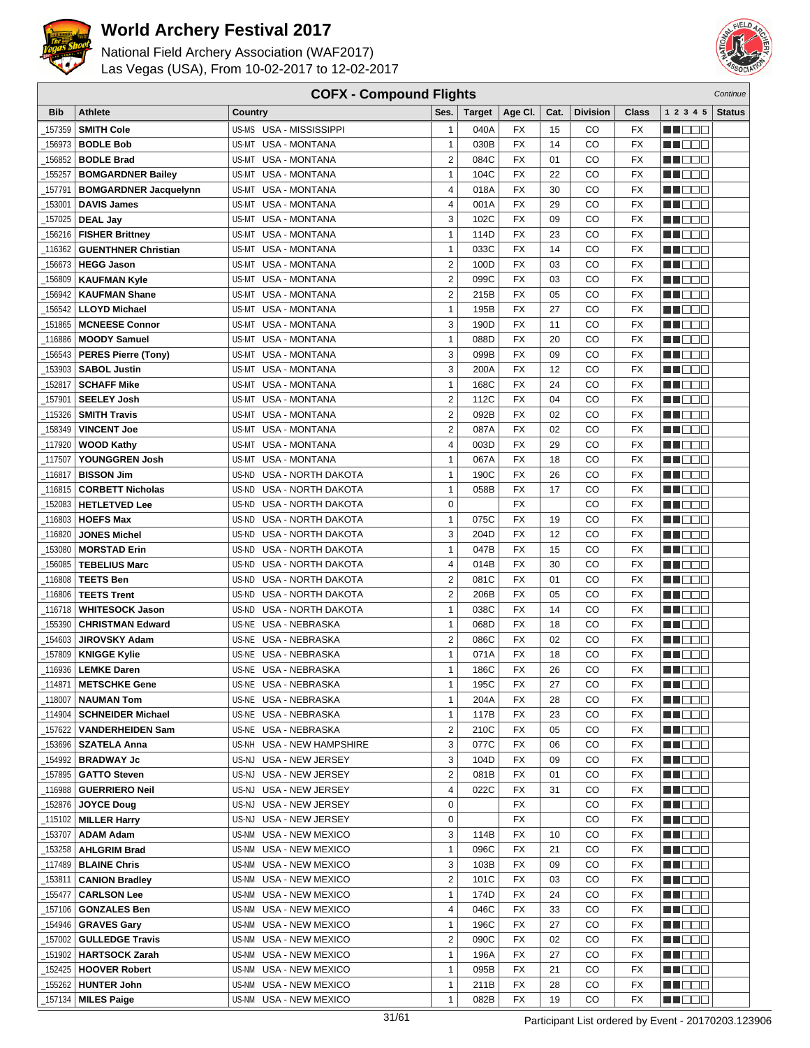# World Archery Festival 2017

National Field Archery Association (WAF2017)
Las Vegas (USA), From 10-02-2017 to 12-02-2017

## COFX - Compound Flights

*Continue*

| Bib | Athlete | Country | | Ses. | Target | Age Cl. | Cat. | Division | Class | 1 2 3 4 5 | Status |
|---|---|---|---|---|---|---|---|---|---|---|---|
| _157359 | **SMITH Cole** | US-MS | USA - MISSISSIPPI | 1 | 040A | FX | 15 | CO | FX | ■■□□□ | |
| _156973 | **BODLE Bob** | US-MT | USA - MONTANA | 1 | 030B | FX | 14 | CO | FX | ■■□□□ | |
| _156852 | **BODLE Brad** | US-MT | USA - MONTANA | 2 | 084C | FX | 01 | CO | FX | ■■□□□ | |
| _155257 | **BOMGARDNER Bailey** | US-MT | USA - MONTANA | 1 | 104C | FX | 22 | CO | FX | ■■□□□ | |
| _157791 | **BOMGARDNER Jacquelynn** | US-MT | USA - MONTANA | 4 | 018A | FX | 30 | CO | FX | ■■□□□ | |
| _153001 | **DAVIS James** | US-MT | USA - MONTANA | 4 | 001A | FX | 29 | CO | FX | ■■□□□ | |
| _157025 | **DEAL Jay** | US-MT | USA - MONTANA | 3 | 102C | FX | 09 | CO | FX | ■■□□□ | |
| _156216 | **FISHER Brittney** | US-MT | USA - MONTANA | 1 | 114D | FX | 23 | CO | FX | ■■□□□ | |
| _116362 | **GUENTHNER Christian** | US-MT | USA - MONTANA | 1 | 033C | FX | 14 | CO | FX | ■■□□□ | |
| _156673 | **HEGG Jason** | US-MT | USA - MONTANA | 2 | 100D | FX | 03 | CO | FX | ■■□□□ | |
| _156809 | **KAUFMAN Kyle** | US-MT | USA - MONTANA | 2 | 099C | FX | 03 | CO | FX | ■■□□□ | |
| _156942 | **KAUFMAN Shane** | US-MT | USA - MONTANA | 2 | 215B | FX | 05 | CO | FX | ■■□□□ | |
| _156542 | **LLOYD Michael** | US-MT | USA - MONTANA | 1 | 195B | FX | 27 | CO | FX | ■■□□□ | |
| _151865 | **MCNEESE Connor** | US-MT | USA - MONTANA | 3 | 190D | FX | 11 | CO | FX | ■■□□□ | |
| _116886 | **MOODY Samuel** | US-MT | USA - MONTANA | 1 | 088D | FX | 20 | CO | FX | ■■□□□ | |
| _156543 | **PERES Pierre (Tony)** | US-MT | USA - MONTANA | 3 | 099B | FX | 09 | CO | FX | ■■□□□ | |
| _153903 | **SABOL Justin** | US-MT | USA - MONTANA | 3 | 200A | FX | 12 | CO | FX | ■■□□□ | |
| _152817 | **SCHAFF Mike** | US-MT | USA - MONTANA | 1 | 168C | FX | 24 | CO | FX | ■■□□□ | |
| _157901 | **SEELEY Josh** | US-MT | USA - MONTANA | 2 | 112C | FX | 04 | CO | FX | ■■□□□ | |
| _115326 | **SMITH Travis** | US-MT | USA - MONTANA | 2 | 092B | FX | 02 | CO | FX | ■■□□□ | |
| _158349 | **VINCENT Joe** | US-MT | USA - MONTANA | 2 | 087A | FX | 02 | CO | FX | ■■□□□ | |
| _117920 | **WOOD Kathy** | US-MT | USA - MONTANA | 4 | 003D | FX | 29 | CO | FX | ■■□□□ | |
| _117507 | **YOUNGGREN Josh** | US-MT | USA - MONTANA | 1 | 067A | FX | 18 | CO | FX | ■■□□□ | |
| _116817 | **BISSON Jim** | US-ND | USA - NORTH DAKOTA | 1 | 190C | FX | 26 | CO | FX | ■■□□□ | |
| _116815 | **CORBETT Nicholas** | US-ND | USA - NORTH DAKOTA | 1 | 058B | FX | 17 | CO | FX | ■■□□□ | |
| _152083 | **HETLETVED Lee** | US-ND | USA - NORTH DAKOTA | 0 | | FX | | CO | FX | ■■□□□ | |
| _116803 | **HOEFS Max** | US-ND | USA - NORTH DAKOTA | 1 | 075C | FX | 19 | CO | FX | ■■□□□ | |
| _116820 | **JONES Michel** | US-ND | USA - NORTH DAKOTA | 3 | 204D | FX | 12 | CO | FX | ■■□□□ | |
| _153080 | **MORSTAD Erin** | US-ND | USA - NORTH DAKOTA | 1 | 047B | FX | 15 | CO | FX | ■■□□□ | |
| _156085 | **TEBELIUS Marc** | US-ND | USA - NORTH DAKOTA | 4 | 014B | FX | 30 | CO | FX | ■■□□□ | |
| _116808 | **TEETS Ben** | US-ND | USA - NORTH DAKOTA | 2 | 081C | FX | 01 | CO | FX | ■■□□□ | |
| _116806 | **TEETS Trent** | US-ND | USA - NORTH DAKOTA | 2 | 206B | FX | 05 | CO | FX | ■■□□□ | |
| _116718 | **WHITESOCK Jason** | US-ND | USA - NORTH DAKOTA | 1 | 038C | FX | 14 | CO | FX | ■■□□□ | |
| _155390 | **CHRISTMAN Edward** | US-NE | USA - NEBRASKA | 1 | 068D | FX | 18 | CO | FX | ■■□□□ | |
| _154603 | **JIROVSKY Adam** | US-NE | USA - NEBRASKA | 2 | 086C | FX | 02 | CO | FX | ■■□□□ | |
| _157809 | **KNIGGE Kylie** | US-NE | USA - NEBRASKA | 1 | 071A | FX | 18 | CO | FX | ■■□□□ | |
| _116936 | **LEMKE Daren** | US-NE | USA - NEBRASKA | 1 | 186C | FX | 26 | CO | FX | ■■□□□ | |
| _114871 | **METSCHKE Gene** | US-NE | USA - NEBRASKA | 1 | 195C | FX | 27 | CO | FX | ■■□□□ | |
| _118007 | **NAUMAN Tom** | US-NE | USA - NEBRASKA | 1 | 204A | FX | 28 | CO | FX | ■■□□□ | |
| _114904 | **SCHNEIDER Michael** | US-NE | USA - NEBRASKA | 1 | 117B | FX | 23 | CO | FX | ■■□□□ | |
| _157622 | **VANDERHEIDEN Sam** | US-NE | USA - NEBRASKA | 2 | 210C | FX | 05 | CO | FX | ■■□□□ | |
| _153696 | **SZATELA Anna** | US-NH | USA - NEW HAMPSHIRE | 3 | 077C | FX | 06 | CO | FX | ■■□□□ | |
| _154992 | **BRADWAY Jc** | US-NJ | USA - NEW JERSEY | 3 | 104D | FX | 09 | CO | FX | ■■□□□ | |
| _157895 | **GATTO Steven** | US-NJ | USA - NEW JERSEY | 2 | 081B | FX | 01 | CO | FX | ■■□□□ | |
| _116988 | **GUERRIERO Neil** | US-NJ | USA - NEW JERSEY | 4 | 022C | FX | 31 | CO | FX | ■■□□□ | |
| _152876 | **JOYCE Doug** | US-NJ | USA - NEW JERSEY | 0 | | FX | | CO | FX | ■■□□□ | |
| _115102 | **MILLER Harry** | US-NJ | USA - NEW JERSEY | 0 | | FX | | CO | FX | ■■□□□ | |
| _153707 | **ADAM Adam** | US-NM | USA - NEW MEXICO | 3 | 114B | FX | 10 | CO | FX | ■■□□□ | |
| _153258 | **AHLGRIM Brad** | US-NM | USA - NEW MEXICO | 1 | 096C | FX | 21 | CO | FX | ■■□□□ | |
| _117489 | **BLAINE Chris** | US-NM | USA - NEW MEXICO | 3 | 103B | FX | 09 | CO | FX | ■■□□□ | |
| _153811 | **CANION Bradley** | US-NM | USA - NEW MEXICO | 2 | 101C | FX | 03 | CO | FX | ■■□□□ | |
| _155477 | **CARLSON Lee** | US-NM | USA - NEW MEXICO | 1 | 174D | FX | 24 | CO | FX | ■■□□□ | |
| _157106 | **GONZALES Ben** | US-NM | USA - NEW MEXICO | 4 | 046C | FX | 33 | CO | FX | ■■□□□ | |
| _154946 | **GRAVES Gary** | US-NM | USA - NEW MEXICO | 1 | 196C | FX | 27 | CO | FX | ■■□□□ | |
| _157002 | **GULLEDGE Travis** | US-NM | USA - NEW MEXICO | 2 | 090C | FX | 02 | CO | FX | ■■□□□ | |
| _151902 | **HARTSOCK Zarah** | US-NM | USA - NEW MEXICO | 1 | 196A | FX | 27 | CO | FX | ■■□□□ | |
| _152425 | **HOOVER Robert** | US-NM | USA - NEW MEXICO | 1 | 095B | FX | 21 | CO | FX | ■■□□□ | |
| _155262 | **HUNTER John** | US-NM | USA - NEW MEXICO | 1 | 211B | FX | 28 | CO | FX | ■■□□□ | |
| _157134 | **MILES Paige** | US-NM | USA - NEW MEXICO | 1 | 082B | FX | 19 | CO | FX | ■■□□□ | |

Participant List ordered by Event - 20170203.123906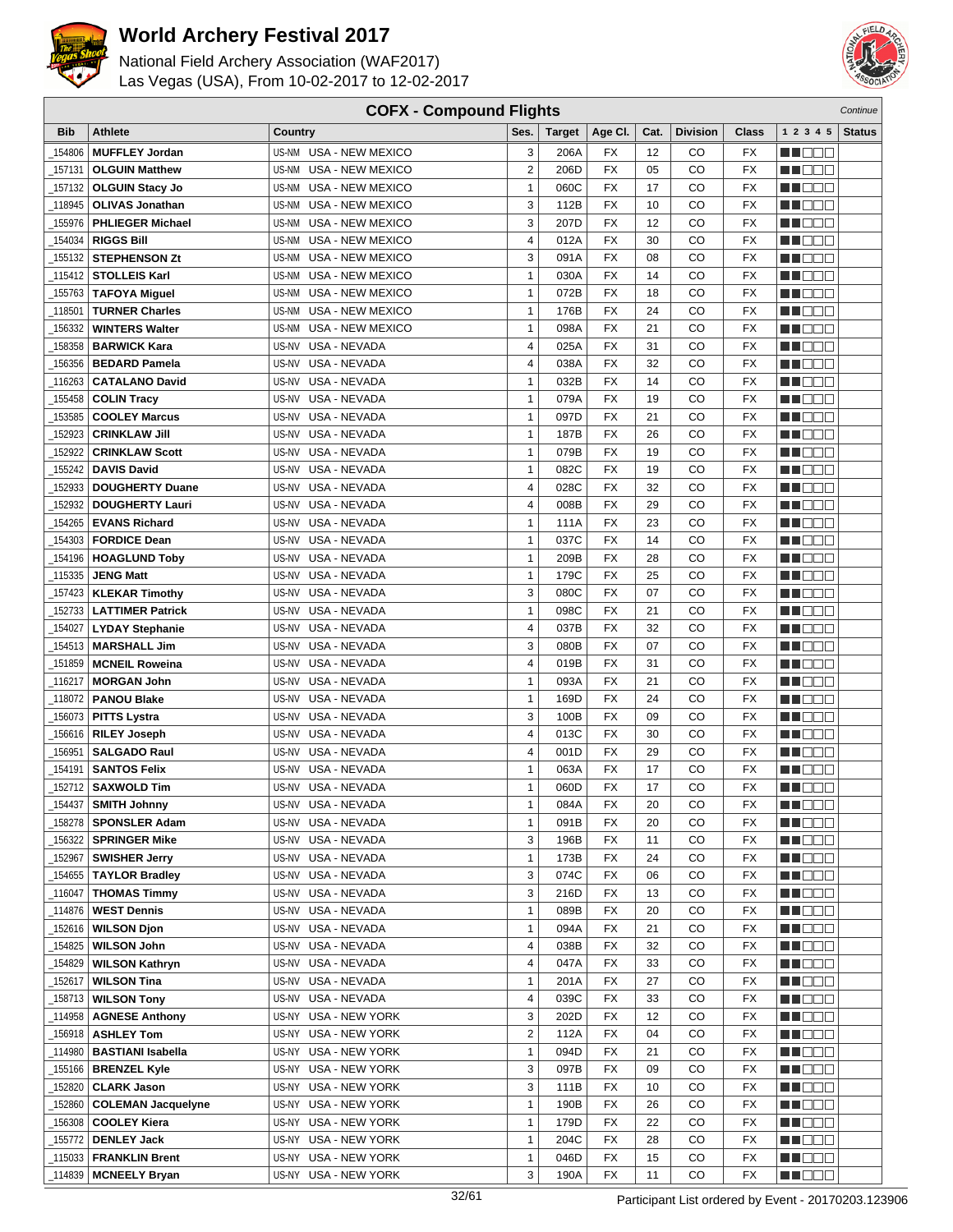# World Archery Festival 2017

National Field Archery Association (WAF2017)
Las Vegas (USA), From 10-02-2017 to 12-02-2017

## COFX - Compound Flights

*Continue*

| Bib | Athlete | Country | Ses. | Target | Age Cl. | Cat. | Division | Class | 1 2 3 4 5 | Status |
|---|---|---|---|---|---|---|---|---|---|---|
| _154806 | **MUFFLEY Jordan** | US-NM USA - NEW MEXICO | 3 | 206A | FX | 12 | CO | FX | | |
| _157131 | **OLGUIN Matthew** | US-NM USA - NEW MEXICO | 2 | 206D | FX | 05 | CO | FX | | |
| _157132 | **OLGUIN Stacy Jo** | US-NM USA - NEW MEXICO | 1 | 060C | FX | 17 | CO | FX | | |
| _118945 | **OLIVAS Jonathan** | US-NM USA - NEW MEXICO | 3 | 112B | FX | 10 | CO | FX | | |
| _155976 | **PHLIEGER Michael** | US-NM USA - NEW MEXICO | 3 | 207D | FX | 12 | CO | FX | | |
| _154034 | **RIGGS Bill** | US-NM USA - NEW MEXICO | 4 | 012A | FX | 30 | CO | FX | | |
| _155132 | **STEPHENSON Zt** | US-NM USA - NEW MEXICO | 3 | 091A | FX | 08 | CO | FX | | |
| _115412 | **STOLLEIS Karl** | US-NM USA - NEW MEXICO | 1 | 030A | FX | 14 | CO | FX | | |
| _155763 | **TAFOYA Miguel** | US-NM USA - NEW MEXICO | 1 | 072B | FX | 18 | CO | FX | | |
| _118501 | **TURNER Charles** | US-NM USA - NEW MEXICO | 1 | 176B | FX | 24 | CO | FX | | |
| _156332 | **WINTERS Walter** | US-NM USA - NEW MEXICO | 1 | 098A | FX | 21 | CO | FX | | |
| _158358 | **BARWICK Kara** | US-NV USA - NEVADA | 4 | 025A | FX | 31 | CO | FX | | |
| _156356 | **BEDARD Pamela** | US-NV USA - NEVADA | 4 | 038A | FX | 32 | CO | FX | | |
| _116263 | **CATALANO David** | US-NV USA - NEVADA | 1 | 032B | FX | 14 | CO | FX | | |
| _155458 | **COLIN Tracy** | US-NV USA - NEVADA | 1 | 079A | FX | 19 | CO | FX | | |
| _153585 | **COOLEY Marcus** | US-NV USA - NEVADA | 1 | 097D | FX | 21 | CO | FX | | |
| _152923 | **CRINKLAW Jill** | US-NV USA - NEVADA | 1 | 187B | FX | 26 | CO | FX | | |
| _152922 | **CRINKLAW Scott** | US-NV USA - NEVADA | 1 | 079B | FX | 19 | CO | FX | | |
| _155242 | **DAVIS David** | US-NV USA - NEVADA | 1 | 082C | FX | 19 | CO | FX | | |
| _152933 | **DOUGHERTY Duane** | US-NV USA - NEVADA | 4 | 028C | FX | 32 | CO | FX | | |
| _152932 | **DOUGHERTY Lauri** | US-NV USA - NEVADA | 4 | 008B | FX | 29 | CO | FX | | |
| _154265 | **EVANS Richard** | US-NV USA - NEVADA | 1 | 111A | FX | 23 | CO | FX | | |
| _154303 | **FORDICE Dean** | US-NV USA - NEVADA | 1 | 037C | FX | 14 | CO | FX | | |
| _154196 | **HOAGLUND Toby** | US-NV USA - NEVADA | 1 | 209B | FX | 28 | CO | FX | | |
| _115335 | **JENG Matt** | US-NV USA - NEVADA | 1 | 179C | FX | 25 | CO | FX | | |
| _157423 | **KLEKAR Timothy** | US-NV USA - NEVADA | 3 | 080C | FX | 07 | CO | FX | | |
| _152733 | **LATTIMER Patrick** | US-NV USA - NEVADA | 1 | 098C | FX | 21 | CO | FX | | |
| _154027 | **LYDAY Stephanie** | US-NV USA - NEVADA | 4 | 037B | FX | 32 | CO | FX | | |
| _154513 | **MARSHALL Jim** | US-NV USA - NEVADA | 3 | 080B | FX | 07 | CO | FX | | |
| _151859 | **MCNEIL Roweina** | US-NV USA - NEVADA | 4 | 019B | FX | 31 | CO | FX | | |
| _116217 | **MORGAN John** | US-NV USA - NEVADA | 1 | 093A | FX | 21 | CO | FX | | |
| _118072 | **PANOU Blake** | US-NV USA - NEVADA | 1 | 169D | FX | 24 | CO | FX | | |
| _156073 | **PITTS Lystra** | US-NV USA - NEVADA | 3 | 100B | FX | 09 | CO | FX | | |
| _156616 | **RILEY Joseph** | US-NV USA - NEVADA | 4 | 013C | FX | 30 | CO | FX | | |
| _156951 | **SALGADO Raul** | US-NV USA - NEVADA | 4 | 001D | FX | 29 | CO | FX | | |
| _154191 | **SANTOS Felix** | US-NV USA - NEVADA | 1 | 063A | FX | 17 | CO | FX | | |
| _152712 | **SAXWOLD Tim** | US-NV USA - NEVADA | 1 | 060D | FX | 17 | CO | FX | | |
| _154437 | **SMITH Johnny** | US-NV USA - NEVADA | 1 | 084A | FX | 20 | CO | FX | | |
| _158278 | **SPONSLER Adam** | US-NV USA - NEVADA | 1 | 091B | FX | 20 | CO | FX | | |
| _156322 | **SPRINGER Mike** | US-NV USA - NEVADA | 3 | 196B | FX | 11 | CO | FX | | |
| _152967 | **SWISHER Jerry** | US-NV USA - NEVADA | 1 | 173B | FX | 24 | CO | FX | | |
| _154655 | **TAYLOR Bradley** | US-NV USA - NEVADA | 3 | 074C | FX | 06 | CO | FX | | |
| _116047 | **THOMAS Timmy** | US-NV USA - NEVADA | 3 | 216D | FX | 13 | CO | FX | | |
| _114876 | **WEST Dennis** | US-NV USA - NEVADA | 1 | 089B | FX | 20 | CO | FX | | |
| _152616 | **WILSON Djon** | US-NV USA - NEVADA | 1 | 094A | FX | 21 | CO | FX | | |
| _154825 | **WILSON John** | US-NV USA - NEVADA | 4 | 038B | FX | 32 | CO | FX | | |
| _154829 | **WILSON Kathryn** | US-NV USA - NEVADA | 4 | 047A | FX | 33 | CO | FX | | |
| _152617 | **WILSON Tina** | US-NV USA - NEVADA | 1 | 201A | FX | 27 | CO | FX | | |
| _158713 | **WILSON Tony** | US-NV USA - NEVADA | 4 | 039C | FX | 33 | CO | FX | | |
| _114958 | **AGNESE Anthony** | US-NY USA - NEW YORK | 3 | 202D | FX | 12 | CO | FX | | |
| _156918 | **ASHLEY Tom** | US-NY USA - NEW YORK | 2 | 112A | FX | 04 | CO | FX | | |
| _114980 | **BASTIANI Isabella** | US-NY USA - NEW YORK | 1 | 094D | FX | 21 | CO | FX | | |
| _155166 | **BRENZEL Kyle** | US-NY USA - NEW YORK | 3 | 097B | FX | 09 | CO | FX | | |
| _152820 | **CLARK Jason** | US-NY USA - NEW YORK | 3 | 111B | FX | 10 | CO | FX | | |
| _152860 | **COLEMAN Jacquelyne** | US-NY USA - NEW YORK | 1 | 190B | FX | 26 | CO | FX | | |
| _156308 | **COOLEY Kiera** | US-NY USA - NEW YORK | 1 | 179D | FX | 22 | CO | FX | | |
| _155772 | **DENLEY Jack** | US-NY USA - NEW YORK | 1 | 204C | FX | 28 | CO | FX | | |
| _115033 | **FRANKLIN Brent** | US-NY USA - NEW YORK | 1 | 046D | FX | 15 | CO | FX | | |
| _114839 | **MCNEELY Bryan** | US-NY USA - NEW YORK | 3 | 190A | FX | 11 | CO | FX | | |

Participant List ordered by Event - 20170203.123906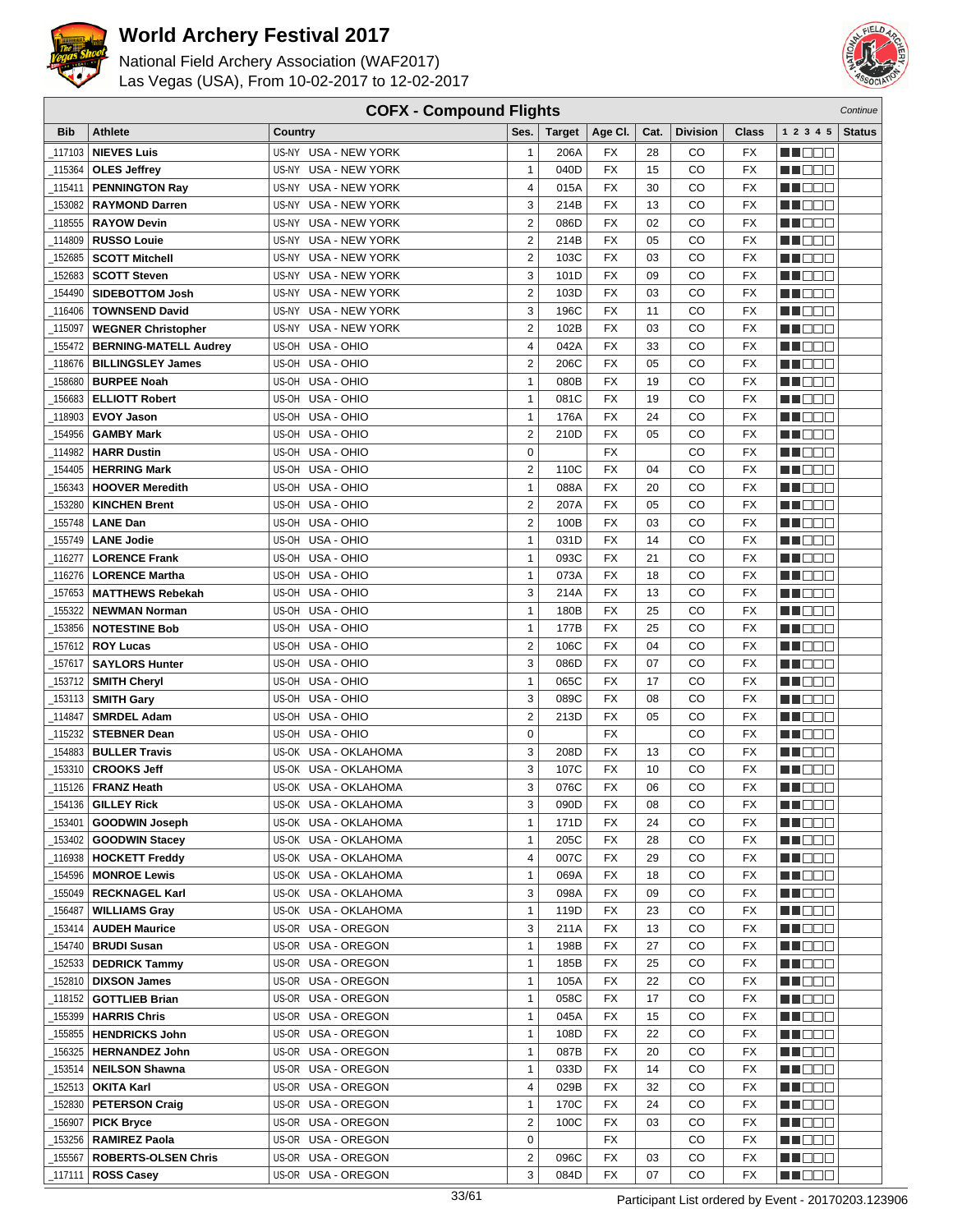# World Archery Festival 2017

National Field Archery Association (WAF2017)
Las Vegas (USA), From 10-02-2017 to 12-02-2017

## COFX - Compound Flights

*Continue*

| Bib | Athlete | Country | Ses. | Target | Age Cl. | Cat. | Division | Class | 1 2 3 4 5 | Status |
|---|---|---|---|---|---|---|---|---|---|---|
| _117103 | **NIEVES Luis** | US-NY USA - NEW YORK | 1 | 206A | FX | 28 | CO | FX | | |
| _115364 | **OLES Jeffrey** | US-NY USA - NEW YORK | 1 | 040D | FX | 15 | CO | FX | | |
| _115411 | **PENNINGTON Ray** | US-NY USA - NEW YORK | 4 | 015A | FX | 30 | CO | FX | | |
| _153082 | **RAYMOND Darren** | US-NY USA - NEW YORK | 3 | 214B | FX | 13 | CO | FX | | |
| _118555 | **RAYOW Devin** | US-NY USA - NEW YORK | 2 | 086D | FX | 02 | CO | FX | | |
| _114809 | **RUSSO Louie** | US-NY USA - NEW YORK | 2 | 214B | FX | 05 | CO | FX | | |
| _152685 | **SCOTT Mitchell** | US-NY USA - NEW YORK | 2 | 103C | FX | 03 | CO | FX | | |
| _152683 | **SCOTT Steven** | US-NY USA - NEW YORK | 3 | 101D | FX | 09 | CO | FX | | |
| _154490 | **SIDEBOTTOM Josh** | US-NY USA - NEW YORK | 2 | 103D | FX | 03 | CO | FX | | |
| _116406 | **TOWNSEND David** | US-NY USA - NEW YORK | 3 | 196C | FX | 11 | CO | FX | | |
| _115097 | **WEGNER Christopher** | US-NY USA - NEW YORK | 2 | 102B | FX | 03 | CO | FX | | |
| _155472 | **BERNING-MATELL Audrey** | US-OH USA - OHIO | 4 | 042A | FX | 33 | CO | FX | | |
| _118676 | **BILLINGSLEY James** | US-OH USA - OHIO | 2 | 206C | FX | 05 | CO | FX | | |
| _158680 | **BURPEE Noah** | US-OH USA - OHIO | 1 | 080B | FX | 19 | CO | FX | | |
| _156683 | **ELLIOTT Robert** | US-OH USA - OHIO | 1 | 081C | FX | 19 | CO | FX | | |
| _118903 | **EVOY Jason** | US-OH USA - OHIO | 1 | 176A | FX | 24 | CO | FX | | |
| _154956 | **GAMBY Mark** | US-OH USA - OHIO | 2 | 210D | FX | 05 | CO | FX | | |
| _114982 | **HARR Dustin** | US-OH USA - OHIO | 0 | | FX | | CO | FX | | |
| _154405 | **HERRING Mark** | US-OH USA - OHIO | 2 | 110C | FX | 04 | CO | FX | | |
| _156343 | **HOOVER Meredith** | US-OH USA - OHIO | 1 | 088A | FX | 20 | CO | FX | | |
| _153280 | **KINCHEN Brent** | US-OH USA - OHIO | 2 | 207A | FX | 05 | CO | FX | | |
| _155748 | **LANE Dan** | US-OH USA - OHIO | 2 | 100B | FX | 03 | CO | FX | | |
| _155749 | **LANE Jodie** | US-OH USA - OHIO | 1 | 031D | FX | 14 | CO | FX | | |
| _116277 | **LORENCE Frank** | US-OH USA - OHIO | 1 | 093C | FX | 21 | CO | FX | | |
| _116276 | **LORENCE Martha** | US-OH USA - OHIO | 1 | 073A | FX | 18 | CO | FX | | |
| _157653 | **MATTHEWS Rebekah** | US-OH USA - OHIO | 3 | 214A | FX | 13 | CO | FX | | |
| _155322 | **NEWMAN Norman** | US-OH USA - OHIO | 1 | 180B | FX | 25 | CO | FX | | |
| _153856 | **NOTESTINE Bob** | US-OH USA - OHIO | 1 | 177B | FX | 25 | CO | FX | | |
| _157612 | **ROY Lucas** | US-OH USA - OHIO | 2 | 106C | FX | 04 | CO | FX | | |
| _157617 | **SAYLORS Hunter** | US-OH USA - OHIO | 3 | 086D | FX | 07 | CO | FX | | |
| _153712 | **SMITH Cheryl** | US-OH USA - OHIO | 1 | 065C | FX | 17 | CO | FX | | |
| _153113 | **SMITH Gary** | US-OH USA - OHIO | 3 | 089C | FX | 08 | CO | FX | | |
| _114847 | **SMRDEL Adam** | US-OH USA - OHIO | 2 | 213D | FX | 05 | CO | FX | | |
| _115232 | **STEBNER Dean** | US-OH USA - OHIO | 0 | | FX | | CO | FX | | |
| _154883 | **BULLER Travis** | US-OK USA - OKLAHOMA | 3 | 208D | FX | 13 | CO | FX | | |
| _153310 | **CROOKS Jeff** | US-OK USA - OKLAHOMA | 3 | 107C | FX | 10 | CO | FX | | |
| _115126 | **FRANZ Heath** | US-OK USA - OKLAHOMA | 3 | 076C | FX | 06 | CO | FX | | |
| _154136 | **GILLEY Rick** | US-OK USA - OKLAHOMA | 3 | 090D | FX | 08 | CO | FX | | |
| _153401 | **GOODWIN Joseph** | US-OK USA - OKLAHOMA | 1 | 171D | FX | 24 | CO | FX | | |
| _153402 | **GOODWIN Stacey** | US-OK USA - OKLAHOMA | 1 | 205C | FX | 28 | CO | FX | | |
| _116938 | **HOCKETT Freddy** | US-OK USA - OKLAHOMA | 4 | 007C | FX | 29 | CO | FX | | |
| _154596 | **MONROE Lewis** | US-OK USA - OKLAHOMA | 1 | 069A | FX | 18 | CO | FX | | |
| _155049 | **RECKNAGEL Karl** | US-OK USA - OKLAHOMA | 3 | 098A | FX | 09 | CO | FX | | |
| _156487 | **WILLIAMS Gray** | US-OK USA - OKLAHOMA | 1 | 119D | FX | 23 | CO | FX | | |
| _153414 | **AUDEH Maurice** | US-OR USA - OREGON | 3 | 211A | FX | 13 | CO | FX | | |
| _154740 | **BRUDI Susan** | US-OR USA - OREGON | 1 | 198B | FX | 27 | CO | FX | | |
| _152533 | **DEDRICK Tammy** | US-OR USA - OREGON | 1 | 185B | FX | 25 | CO | FX | | |
| _152810 | **DIXSON James** | US-OR USA - OREGON | 1 | 105A | FX | 22 | CO | FX | | |
| _118152 | **GOTTLIEB Brian** | US-OR USA - OREGON | 1 | 058C | FX | 17 | CO | FX | | |
| _155399 | **HARRIS Chris** | US-OR USA - OREGON | 1 | 045A | FX | 15 | CO | FX | | |
| _155855 | **HENDRICKS John** | US-OR USA - OREGON | 1 | 108D | FX | 22 | CO | FX | | |
| _156325 | **HERNANDEZ John** | US-OR USA - OREGON | 1 | 087B | FX | 20 | CO | FX | | |
| _153514 | **NEILSON Shawna** | US-OR USA - OREGON | 1 | 033D | FX | 14 | CO | FX | | |
| _152513 | **OKITA Karl** | US-OR USA - OREGON | 4 | 029B | FX | 32 | CO | FX | | |
| _152830 | **PETERSON Craig** | US-OR USA - OREGON | 1 | 170C | FX | 24 | CO | FX | | |
| _156907 | **PICK Bryce** | US-OR USA - OREGON | 2 | 100C | FX | 03 | CO | FX | | |
| _153256 | **RAMIREZ Paola** | US-OR USA - OREGON | 0 | | FX | | CO | FX | | |
| _155567 | **ROBERTS-OLSEN Chris** | US-OR USA - OREGON | 2 | 096C | FX | 03 | CO | FX | | |
| _117111 | **ROSS Casey** | US-OR USA - OREGON | 3 | 084D | FX | 07 | CO | FX | | |

Participant List ordered by Event - 20170203.123906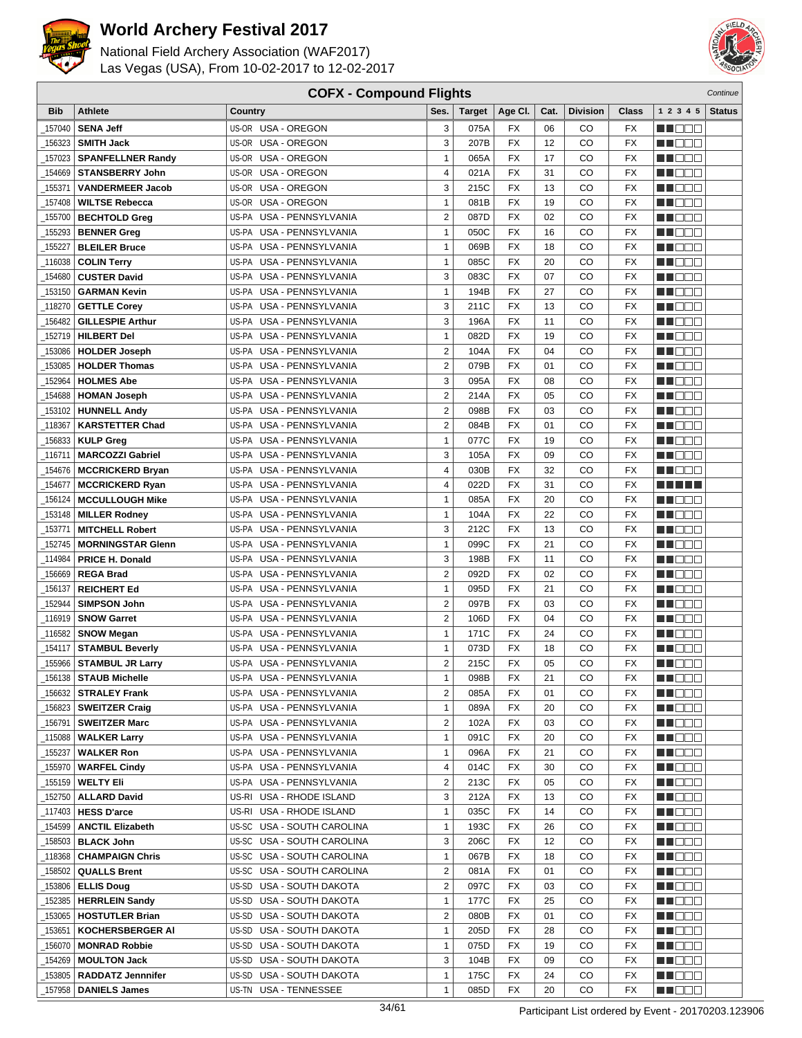# World Archery Festival 2017

National Field Archery Association (WAF2017)
Las Vegas (USA), From 10-02-2017 to 12-02-2017

## COFX - Compound Flights

*Continue*

| Bib | Athlete | Country | Ses. | Target | Age Cl. | Cat. | Division | Class | 1 2 3 4 5 | Status |
|---|---|---|---|---|---|---|---|---|---|---|
| _157040 | **SENA Jeff** | US-OR USA - OREGON | 3 | 075A | FX | 06 | CO | FX | ■■□□□ | |
| _156323 | **SMITH Jack** | US-OR USA - OREGON | 3 | 207B | FX | 12 | CO | FX | ■■□□□ | |
| _157023 | **SPANFELLNER Randy** | US-OR USA - OREGON | 1 | 065A | FX | 17 | CO | FX | ■■□□□ | |
| _154669 | **STANSBERRY John** | US-OR USA - OREGON | 4 | 021A | FX | 31 | CO | FX | ■■□□□ | |
| _155371 | **VANDERMEER Jacob** | US-OR USA - OREGON | 3 | 215C | FX | 13 | CO | FX | ■■□□□ | |
| _157408 | **WILTSE Rebecca** | US-OR USA - OREGON | 1 | 081B | FX | 19 | CO | FX | ■■□□□ | |
| _155700 | **BECHTOLD Greg** | US-PA USA - PENNSYLVANIA | 2 | 087D | FX | 02 | CO | FX | ■■□□□ | |
| _155293 | **BENNER Greg** | US-PA USA - PENNSYLVANIA | 1 | 050C | FX | 16 | CO | FX | ■■□□□ | |
| _155227 | **BLEILER Bruce** | US-PA USA - PENNSYLVANIA | 1 | 069B | FX | 18 | CO | FX | ■■□□□ | |
| _116038 | **COLIN Terry** | US-PA USA - PENNSYLVANIA | 1 | 085C | FX | 20 | CO | FX | ■■□□□ | |
| _154680 | **CUSTER David** | US-PA USA - PENNSYLVANIA | 3 | 083C | FX | 07 | CO | FX | ■■□□□ | |
| _153150 | **GARMAN Kevin** | US-PA USA - PENNSYLVANIA | 1 | 194B | FX | 27 | CO | FX | ■■□□□ | |
| _118270 | **GETTLE Corey** | US-PA USA - PENNSYLVANIA | 3 | 211C | FX | 13 | CO | FX | ■■□□□ | |
| _156482 | **GILLESPIE Arthur** | US-PA USA - PENNSYLVANIA | 3 | 196A | FX | 11 | CO | FX | ■■□□□ | |
| _152719 | **HILBERT Del** | US-PA USA - PENNSYLVANIA | 1 | 082D | FX | 19 | CO | FX | ■■□□□ | |
| _153086 | **HOLDER Joseph** | US-PA USA - PENNSYLVANIA | 2 | 104A | FX | 04 | CO | FX | ■■□□□ | |
| _153085 | **HOLDER Thomas** | US-PA USA - PENNSYLVANIA | 2 | 079B | FX | 01 | CO | FX | ■■□□□ | |
| _152964 | **HOLMES Abe** | US-PA USA - PENNSYLVANIA | 3 | 095A | FX | 08 | CO | FX | ■■□□□ | |
| _154688 | **HOMAN Joseph** | US-PA USA - PENNSYLVANIA | 2 | 214A | FX | 05 | CO | FX | ■■□□□ | |
| _153102 | **HUNNELL Andy** | US-PA USA - PENNSYLVANIA | 2 | 098B | FX | 03 | CO | FX | ■■□□□ | |
| _118367 | **KARSTETTER Chad** | US-PA USA - PENNSYLVANIA | 2 | 084B | FX | 01 | CO | FX | ■■□□□ | |
| _156833 | **KULP Greg** | US-PA USA - PENNSYLVANIA | 1 | 077C | FX | 19 | CO | FX | ■■□□□ | |
| _116711 | **MARCOZZI Gabriel** | US-PA USA - PENNSYLVANIA | 3 | 105A | FX | 09 | CO | FX | ■■□□□ | |
| _154676 | **MCCRICKERD Bryan** | US-PA USA - PENNSYLVANIA | 4 | 030B | FX | 32 | CO | FX | ■■□□□ | |
| _154677 | **MCCRICKERD Ryan** | US-PA USA - PENNSYLVANIA | 4 | 022D | FX | 31 | CO | FX | ■■■■■ | |
| _156124 | **MCCULLOUGH Mike** | US-PA USA - PENNSYLVANIA | 1 | 085A | FX | 20 | CO | FX | ■■□□□ | |
| _153148 | **MILLER Rodney** | US-PA USA - PENNSYLVANIA | 1 | 104A | FX | 22 | CO | FX | ■■□□□ | |
| _153771 | **MITCHELL Robert** | US-PA USA - PENNSYLVANIA | 3 | 212C | FX | 13 | CO | FX | ■■□□□ | |
| _152745 | **MORNINGSTAR Glenn** | US-PA USA - PENNSYLVANIA | 1 | 099C | FX | 21 | CO | FX | ■■□□□ | |
| _114984 | **PRICE H. Donald** | US-PA USA - PENNSYLVANIA | 3 | 198B | FX | 11 | CO | FX | ■■□□□ | |
| _156669 | **REGA Brad** | US-PA USA - PENNSYLVANIA | 2 | 092D | FX | 02 | CO | FX | ■■□□□ | |
| _156137 | **REICHERT Ed** | US-PA USA - PENNSYLVANIA | 1 | 095D | FX | 21 | CO | FX | ■■□□□ | |
| _152944 | **SIMPSON John** | US-PA USA - PENNSYLVANIA | 2 | 097B | FX | 03 | CO | FX | ■■□□□ | |
| _116919 | **SNOW Garret** | US-PA USA - PENNSYLVANIA | 2 | 106D | FX | 04 | CO | FX | ■■□□□ | |
| _116582 | **SNOW Megan** | US-PA USA - PENNSYLVANIA | 1 | 171C | FX | 24 | CO | FX | ■■□□□ | |
| _154117 | **STAMBUL Beverly** | US-PA USA - PENNSYLVANIA | 1 | 073D | FX | 18 | CO | FX | ■■□□□ | |
| _155966 | **STAMBUL JR Larry** | US-PA USA - PENNSYLVANIA | 2 | 215C | FX | 05 | CO | FX | ■■□□□ | |
| _156138 | **STAUB Michelle** | US-PA USA - PENNSYLVANIA | 1 | 098B | FX | 21 | CO | FX | ■■□□□ | |
| _156632 | **STRALEY Frank** | US-PA USA - PENNSYLVANIA | 2 | 085A | FX | 01 | CO | FX | ■■□□□ | |
| _156823 | **SWEITZER Craig** | US-PA USA - PENNSYLVANIA | 1 | 089A | FX | 20 | CO | FX | ■■□□□ | |
| _156791 | **SWEITZER Marc** | US-PA USA - PENNSYLVANIA | 2 | 102A | FX | 03 | CO | FX | ■■□□□ | |
| _115088 | **WALKER Larry** | US-PA USA - PENNSYLVANIA | 1 | 091C | FX | 20 | CO | FX | ■■□□□ | |
| _155237 | **WALKER Ron** | US-PA USA - PENNSYLVANIA | 1 | 096A | FX | 21 | CO | FX | ■■□□□ | |
| _155970 | **WARFEL Cindy** | US-PA USA - PENNSYLVANIA | 4 | 014C | FX | 30 | CO | FX | ■■□□□ | |
| _155159 | **WELTY Eli** | US-PA USA - PENNSYLVANIA | 2 | 213C | FX | 05 | CO | FX | ■■□□□ | |
| _152750 | **ALLARD David** | US-RI USA - RHODE ISLAND | 3 | 212A | FX | 13 | CO | FX | ■■□□□ | |
| _117403 | **HESS D'arce** | US-RI USA - RHODE ISLAND | 1 | 035C | FX | 14 | CO | FX | ■■□□□ | |
| _154599 | **ANCTIL Elizabeth** | US-SC USA - SOUTH CAROLINA | 1 | 193C | FX | 26 | CO | FX | ■■□□□ | |
| _158503 | **BLACK John** | US-SC USA - SOUTH CAROLINA | 3 | 206C | FX | 12 | CO | FX | ■■□□□ | |
| _118368 | **CHAMPAIGN Chris** | US-SC USA - SOUTH CAROLINA | 1 | 067B | FX | 18 | CO | FX | ■■□□□ | |
| _158502 | **QUALLS Brent** | US-SC USA - SOUTH CAROLINA | 2 | 081A | FX | 01 | CO | FX | ■■□□□ | |
| _153806 | **ELLIS Doug** | US-SD USA - SOUTH DAKOTA | 2 | 097C | FX | 03 | CO | FX | ■■□□□ | |
| _152385 | **HERRLEIN Sandy** | US-SD USA - SOUTH DAKOTA | 1 | 177C | FX | 25 | CO | FX | ■■□□□ | |
| _153065 | **HOSTUTLER Brian** | US-SD USA - SOUTH DAKOTA | 2 | 080B | FX | 01 | CO | FX | ■■□□□ | |
| _153651 | **KOCHERSBERGER Al** | US-SD USA - SOUTH DAKOTA | 1 | 205D | FX | 28 | CO | FX | ■■□□□ | |
| _156070 | **MONRAD Robbie** | US-SD USA - SOUTH DAKOTA | 1 | 075D | FX | 19 | CO | FX | ■■□□□ | |
| _154269 | **MOULTON Jack** | US-SD USA - SOUTH DAKOTA | 3 | 104B | FX | 09 | CO | FX | ■■□□□ | |
| _153805 | **RADDATZ Jennnifer** | US-SD USA - SOUTH DAKOTA | 1 | 175C | FX | 24 | CO | FX | ■■□□□ | |
| _157958 | **DANIELS James** | US-TN USA - TENNESSEE | 1 | 085D | FX | 20 | CO | FX | ■■□□□ | |

Participant List ordered by Event - 20170203.123906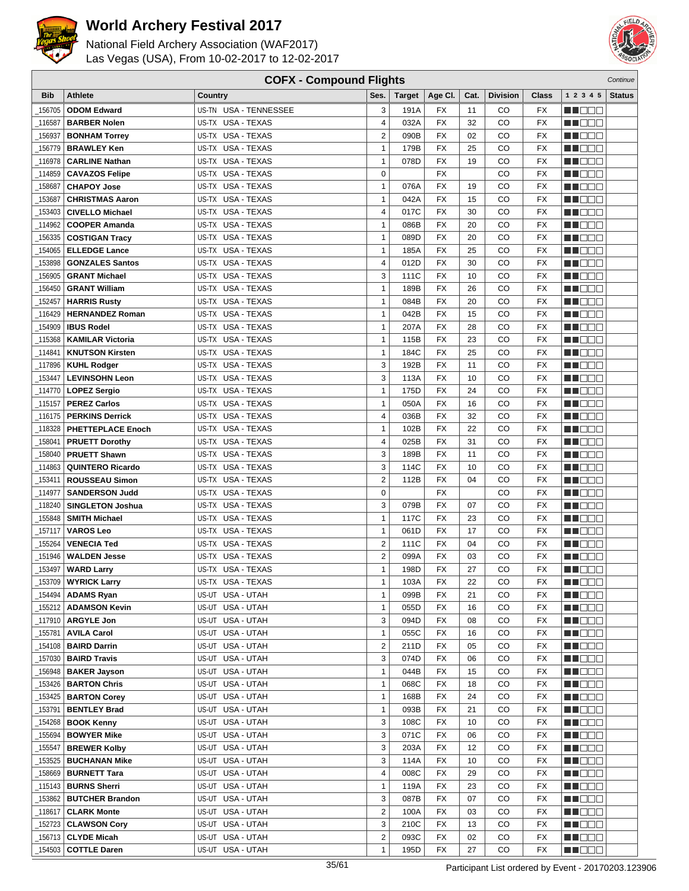# World Archery Festival 2017

National Field Archery Association (WAF2017)
Las Vegas (USA), From 10-02-2017 to 12-02-2017

## COFX - Compound Flights

*Continue*

| Bib | Athlete | Country | Ses. | Target | Age Cl. | Cat. | Division | Class | 1 2 3 4 5 | Status |
|---|---|---|---|---|---|---|---|---|---|---|
| _156705 | **ODOM Edward** | US-TN USA - TENNESSEE | 3 | 191A | FX | 11 | CO | FX | ■■□□□ | |
| _116587 | **BARBER Nolen** | US-TX USA - TEXAS | 4 | 032A | FX | 32 | CO | FX | ■■□□□ | |
| _156937 | **BONHAM Torrey** | US-TX USA - TEXAS | 2 | 090B | FX | 02 | CO | FX | ■■□□□ | |
| _156779 | **BRAWLEY Ken** | US-TX USA - TEXAS | 1 | 179B | FX | 25 | CO | FX | ■■□□□ | |
| _116978 | **CARLINE Nathan** | US-TX USA - TEXAS | 1 | 078D | FX | 19 | CO | FX | ■■□□□ | |
| _114859 | **CAVAZOS Felipe** | US-TX USA - TEXAS | 0 | | FX | | CO | FX | ■■□□□ | |
| _158687 | **CHAPOY Jose** | US-TX USA - TEXAS | 1 | 076A | FX | 19 | CO | FX | ■■□□□ | |
| _153687 | **CHRISTMAS Aaron** | US-TX USA - TEXAS | 1 | 042A | FX | 15 | CO | FX | ■■□□□ | |
| _153403 | **CIVELLO Michael** | US-TX USA - TEXAS | 4 | 017C | FX | 30 | CO | FX | ■■□□□ | |
| _114962 | **COOPER Amanda** | US-TX USA - TEXAS | 1 | 086B | FX | 20 | CO | FX | ■■□□□ | |
| _156335 | **COSTIGAN Tracy** | US-TX USA - TEXAS | 1 | 089D | FX | 20 | CO | FX | ■■□□□ | |
| _154065 | **ELLEDGE Lance** | US-TX USA - TEXAS | 1 | 185A | FX | 25 | CO | FX | ■■□□□ | |
| _153898 | **GONZALES Santos** | US-TX USA - TEXAS | 4 | 012D | FX | 30 | CO | FX | ■■□□□ | |
| _156905 | **GRANT Michael** | US-TX USA - TEXAS | 3 | 111C | FX | 10 | CO | FX | ■■□□□ | |
| _156450 | **GRANT William** | US-TX USA - TEXAS | 1 | 189B | FX | 26 | CO | FX | ■■□□□ | |
| _152457 | **HARRIS Rusty** | US-TX USA - TEXAS | 1 | 084B | FX | 20 | CO | FX | ■■□□□ | |
| _116429 | **HERNANDEZ Roman** | US-TX USA - TEXAS | 1 | 042B | FX | 15 | CO | FX | ■■□□□ | |
| _154909 | **IBUS Rodel** | US-TX USA - TEXAS | 1 | 207A | FX | 28 | CO | FX | ■■□□□ | |
| _115368 | **KAMILAR Victoria** | US-TX USA - TEXAS | 1 | 115B | FX | 23 | CO | FX | ■■□□□ | |
| _114841 | **KNUTSON Kirsten** | US-TX USA - TEXAS | 1 | 184C | FX | 25 | CO | FX | ■■□□□ | |
| _117896 | **KUHL Rodger** | US-TX USA - TEXAS | 3 | 192B | FX | 11 | CO | FX | ■■□□□ | |
| _153447 | **LEVINSOHN Leon** | US-TX USA - TEXAS | 3 | 113A | FX | 10 | CO | FX | ■■□□□ | |
| _114770 | **LOPEZ Sergio** | US-TX USA - TEXAS | 1 | 175D | FX | 24 | CO | FX | ■■□□□ | |
| _115157 | **PEREZ Carlos** | US-TX USA - TEXAS | 1 | 050A | FX | 16 | CO | FX | ■■□□□ | |
| _116175 | **PERKINS Derrick** | US-TX USA - TEXAS | 4 | 036B | FX | 32 | CO | FX | ■■□□□ | |
| _118328 | **PHETTEPLACE Enoch** | US-TX USA - TEXAS | 1 | 102B | FX | 22 | CO | FX | ■■□□□ | |
| _158041 | **PRUETT Dorothy** | US-TX USA - TEXAS | 4 | 025B | FX | 31 | CO | FX | ■■□□□ | |
| _158040 | **PRUETT Shawn** | US-TX USA - TEXAS | 3 | 189B | FX | 11 | CO | FX | ■■□□□ | |
| _114863 | **QUINTERO Ricardo** | US-TX USA - TEXAS | 3 | 114C | FX | 10 | CO | FX | ■■□□□ | |
| _153411 | **ROUSSEAU Simon** | US-TX USA - TEXAS | 2 | 112B | FX | 04 | CO | FX | ■■□□□ | |
| _114977 | **SANDERSON Judd** | US-TX USA - TEXAS | 0 | | FX | | CO | FX | ■■□□□ | |
| _118240 | **SINGLETON Joshua** | US-TX USA - TEXAS | 3 | 079B | FX | 07 | CO | FX | ■■□□□ | |
| _155848 | **SMITH Michael** | US-TX USA - TEXAS | 1 | 117C | FX | 23 | CO | FX | ■■□□□ | |
| _157117 | **VAROS Leo** | US-TX USA - TEXAS | 1 | 061D | FX | 17 | CO | FX | ■■□□□ | |
| _155264 | **VENECIA Ted** | US-TX USA - TEXAS | 2 | 111C | FX | 04 | CO | FX | ■■□□□ | |
| _151946 | **WALDEN Jesse** | US-TX USA - TEXAS | 2 | 099A | FX | 03 | CO | FX | ■■□□□ | |
| _153497 | **WARD Larry** | US-TX USA - TEXAS | 1 | 198D | FX | 27 | CO | FX | ■■□□□ | |
| _153709 | **WYRICK Larry** | US-TX USA - TEXAS | 1 | 103A | FX | 22 | CO | FX | ■■□□□ | |
| _154494 | **ADAMS Ryan** | US-UT USA - UTAH | 1 | 099B | FX | 21 | CO | FX | ■■□□□ | |
| _155212 | **ADAMSON Kevin** | US-UT USA - UTAH | 1 | 055D | FX | 16 | CO | FX | ■■□□□ | |
| _117910 | **ARGYLE Jon** | US-UT USA - UTAH | 3 | 094D | FX | 08 | CO | FX | ■■□□□ | |
| _155781 | **AVILA Carol** | US-UT USA - UTAH | 1 | 055C | FX | 16 | CO | FX | ■■□□□ | |
| _154108 | **BAIRD Darrin** | US-UT USA - UTAH | 2 | 211D | FX | 05 | CO | FX | ■■□□□ | |
| _157030 | **BAIRD Travis** | US-UT USA - UTAH | 3 | 074D | FX | 06 | CO | FX | ■■□□□ | |
| _156948 | **BAKER Jayson** | US-UT USA - UTAH | 1 | 044B | FX | 15 | CO | FX | ■■□□□ | |
| _153426 | **BARTON Chris** | US-UT USA - UTAH | 1 | 068C | FX | 18 | CO | FX | ■■□□□ | |
| _153425 | **BARTON Corey** | US-UT USA - UTAH | 1 | 168B | FX | 24 | CO | FX | ■■□□□ | |
| _153791 | **BENTLEY Brad** | US-UT USA - UTAH | 1 | 093B | FX | 21 | CO | FX | ■■□□□ | |
| _154268 | **BOOK Kenny** | US-UT USA - UTAH | 3 | 108C | FX | 10 | CO | FX | ■■□□□ | |
| _155694 | **BOWYER Mike** | US-UT USA - UTAH | 3 | 071C | FX | 06 | CO | FX | ■■□□□ | |
| _155547 | **BREWER Kolby** | US-UT USA - UTAH | 3 | 203A | FX | 12 | CO | FX | ■■□□□ | |
| _153525 | **BUCHANAN Mike** | US-UT USA - UTAH | 3 | 114A | FX | 10 | CO | FX | ■■□□□ | |
| _158669 | **BURNETT Tara** | US-UT USA - UTAH | 4 | 008C | FX | 29 | CO | FX | ■■□□□ | |
| _115143 | **BURNS Sherri** | US-UT USA - UTAH | 1 | 119A | FX | 23 | CO | FX | ■■□□□ | |
| _153862 | **BUTCHER Brandon** | US-UT USA - UTAH | 3 | 087B | FX | 07 | CO | FX | ■■□□□ | |
| _118617 | **CLARK Monte** | US-UT USA - UTAH | 2 | 100A | FX | 03 | CO | FX | ■■□□□ | |
| _152723 | **CLAWSON Cory** | US-UT USA - UTAH | 3 | 210C | FX | 13 | CO | FX | ■■□□□ | |
| _156713 | **CLYDE Micah** | US-UT USA - UTAH | 2 | 093C | FX | 02 | CO | FX | ■■□□□ | |
| _154503 | **COTTLE Daren** | US-UT USA - UTAH | 1 | 195D | FX | 27 | CO | FX | ■■□□□ | |

Participant List ordered by Event - 20170203.123906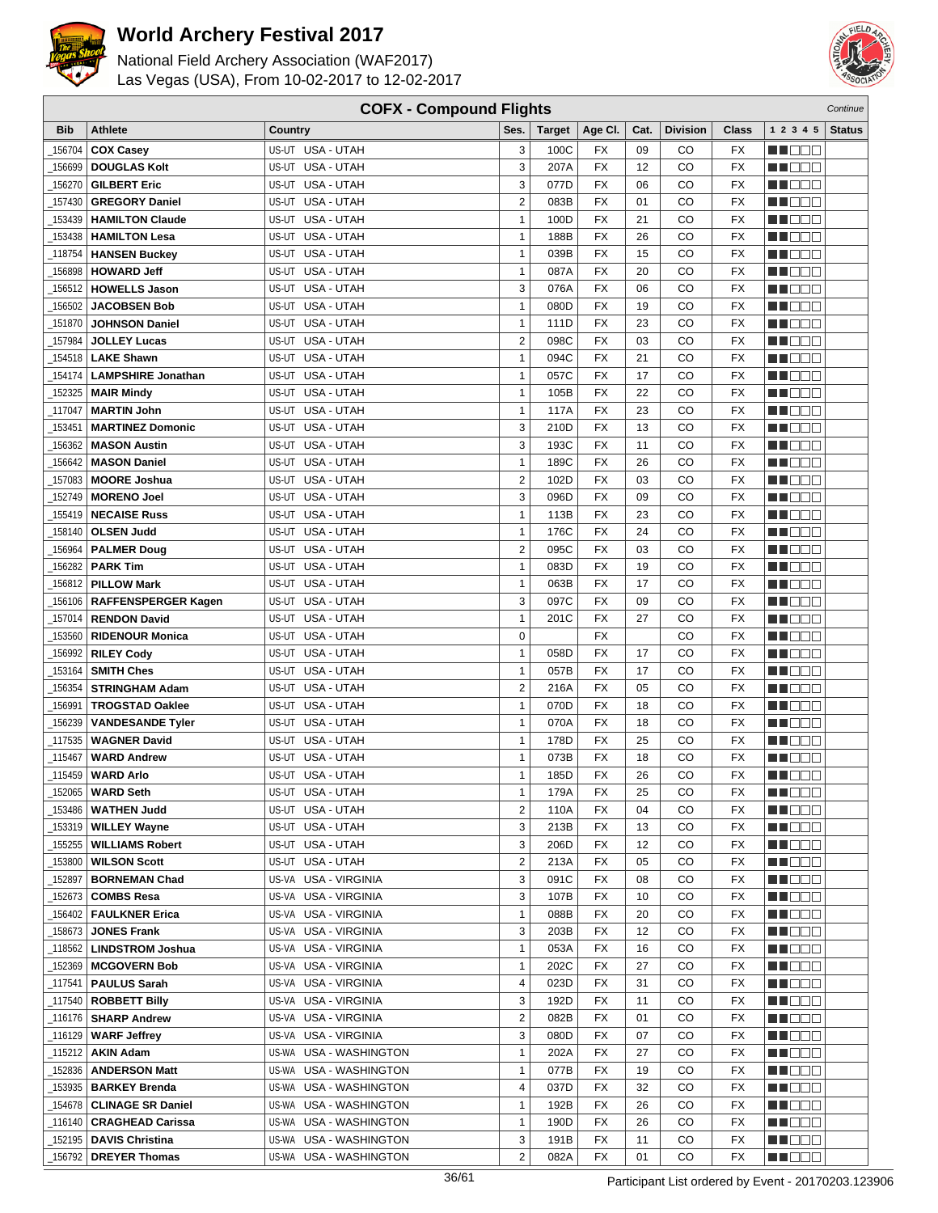# World Archery Festival 2017

National Field Archery Association (WAF2017)
Las Vegas (USA), From 10-02-2017 to 12-02-2017

## COFX - Compound Flights

*Continue*

| Bib | Athlete | Country | Ses. | Target | Age Cl. | Cat. | Division | Class | 1 2 3 4 5 | Status |
|---|---|---|---|---|---|---|---|---|---|---|
| _156704 | **COX Casey** | US-UT USA - UTAH | 3 | 100C | FX | 09 | CO | FX | | |
| _156699 | **DOUGLAS Kolt** | US-UT USA - UTAH | 3 | 207A | FX | 12 | CO | FX | | |
| _156270 | **GILBERT Eric** | US-UT USA - UTAH | 3 | 077D | FX | 06 | CO | FX | | |
| _157430 | **GREGORY Daniel** | US-UT USA - UTAH | 2 | 083B | FX | 01 | CO | FX | | |
| _153439 | **HAMILTON Claude** | US-UT USA - UTAH | 1 | 100D | FX | 21 | CO | FX | | |
| _153438 | **HAMILTON Lesa** | US-UT USA - UTAH | 1 | 188B | FX | 26 | CO | FX | | |
| _118754 | **HANSEN Buckey** | US-UT USA - UTAH | 1 | 039B | FX | 15 | CO | FX | | |
| _156898 | **HOWARD Jeff** | US-UT USA - UTAH | 1 | 087A | FX | 20 | CO | FX | | |
| _156512 | **HOWELLS Jason** | US-UT USA - UTAH | 3 | 076A | FX | 06 | CO | FX | | |
| _156502 | **JACOBSEN Bob** | US-UT USA - UTAH | 1 | 080D | FX | 19 | CO | FX | | |
| _151870 | **JOHNSON Daniel** | US-UT USA - UTAH | 1 | 111D | FX | 23 | CO | FX | | |
| _157984 | **JOLLEY Lucas** | US-UT USA - UTAH | 2 | 098C | FX | 03 | CO | FX | | |
| _154518 | **LAKE Shawn** | US-UT USA - UTAH | 1 | 094C | FX | 21 | CO | FX | | |
| _154174 | **LAMPSHIRE Jonathan** | US-UT USA - UTAH | 1 | 057C | FX | 17 | CO | FX | | |
| _152325 | **MAIR Mindy** | US-UT USA - UTAH | 1 | 105B | FX | 22 | CO | FX | | |
| _117047 | **MARTIN John** | US-UT USA - UTAH | 1 | 117A | FX | 23 | CO | FX | | |
| _153451 | **MARTINEZ Domonic** | US-UT USA - UTAH | 3 | 210D | FX | 13 | CO | FX | | |
| _156362 | **MASON Austin** | US-UT USA - UTAH | 3 | 193C | FX | 11 | CO | FX | | |
| _156642 | **MASON Daniel** | US-UT USA - UTAH | 1 | 189C | FX | 26 | CO | FX | | |
| _157083 | **MOORE Joshua** | US-UT USA - UTAH | 2 | 102D | FX | 03 | CO | FX | | |
| _152749 | **MORENO Joel** | US-UT USA - UTAH | 3 | 096D | FX | 09 | CO | FX | | |
| _155419 | **NECAISE Russ** | US-UT USA - UTAH | 1 | 113B | FX | 23 | CO | FX | | |
| _158140 | **OLSEN Judd** | US-UT USA - UTAH | 1 | 176C | FX | 24 | CO | FX | | |
| _156964 | **PALMER Doug** | US-UT USA - UTAH | 2 | 095C | FX | 03 | CO | FX | | |
| _156282 | **PARK Tim** | US-UT USA - UTAH | 1 | 083D | FX | 19 | CO | FX | | |
| _156812 | **PILLOW Mark** | US-UT USA - UTAH | 1 | 063B | FX | 17 | CO | FX | | |
| _156106 | **RAFFENSPERGER Kagen** | US-UT USA - UTAH | 3 | 097C | FX | 09 | CO | FX | | |
| _157014 | **RENDON David** | US-UT USA - UTAH | 1 | 201C | FX | 27 | CO | FX | | |
| _153560 | **RIDENOUR Monica** | US-UT USA - UTAH | 0 | | FX | | CO | FX | | |
| _156992 | **RILEY Cody** | US-UT USA - UTAH | 1 | 058D | FX | 17 | CO | FX | | |
| _153164 | **SMITH Ches** | US-UT USA - UTAH | 1 | 057B | FX | 17 | CO | FX | | |
| _156354 | **STRINGHAM Adam** | US-UT USA - UTAH | 2 | 216A | FX | 05 | CO | FX | | |
| _156991 | **TROGSTAD Oaklee** | US-UT USA - UTAH | 1 | 070D | FX | 18 | CO | FX | | |
| _156239 | **VANDESANDE Tyler** | US-UT USA - UTAH | 1 | 070A | FX | 18 | CO | FX | | |
| _117535 | **WAGNER David** | US-UT USA - UTAH | 1 | 178D | FX | 25 | CO | FX | | |
| _115467 | **WARD Andrew** | US-UT USA - UTAH | 1 | 073B | FX | 18 | CO | FX | | |
| _115459 | **WARD Arlo** | US-UT USA - UTAH | 1 | 185D | FX | 26 | CO | FX | | |
| _152065 | **WARD Seth** | US-UT USA - UTAH | 1 | 179A | FX | 25 | CO | FX | | |
| _153486 | **WATHEN Judd** | US-UT USA - UTAH | 2 | 110A | FX | 04 | CO | FX | | |
| _153319 | **WILLEY Wayne** | US-UT USA - UTAH | 3 | 213B | FX | 13 | CO | FX | | |
| _155255 | **WILLIAMS Robert** | US-UT USA - UTAH | 3 | 206D | FX | 12 | CO | FX | | |
| _153800 | **WILSON Scott** | US-UT USA - UTAH | 2 | 213A | FX | 05 | CO | FX | | |
| _152897 | **BORNEMAN Chad** | US-VA USA - VIRGINIA | 3 | 091C | FX | 08 | CO | FX | | |
| _152673 | **COMBS Resa** | US-VA USA - VIRGINIA | 3 | 107B | FX | 10 | CO | FX | | |
| _156402 | **FAULKNER Erica** | US-VA USA - VIRGINIA | 1 | 088B | FX | 20 | CO | FX | | |
| _158673 | **JONES Frank** | US-VA USA - VIRGINIA | 3 | 203B | FX | 12 | CO | FX | | |
| _118562 | **LINDSTROM Joshua** | US-VA USA - VIRGINIA | 1 | 053A | FX | 16 | CO | FX | | |
| _152369 | **MCGOVERN Bob** | US-VA USA - VIRGINIA | 1 | 202C | FX | 27 | CO | FX | | |
| _117541 | **PAULUS Sarah** | US-VA USA - VIRGINIA | 4 | 023D | FX | 31 | CO | FX | | |
| _117540 | **ROBBETT Billy** | US-VA USA - VIRGINIA | 3 | 192D | FX | 11 | CO | FX | | |
| _116176 | **SHARP Andrew** | US-VA USA - VIRGINIA | 2 | 082B | FX | 01 | CO | FX | | |
| _116129 | **WARF Jeffrey** | US-VA USA - VIRGINIA | 3 | 080D | FX | 07 | CO | FX | | |
| _115212 | **AKIN Adam** | US-WA USA - WASHINGTON | 1 | 202A | FX | 27 | CO | FX | | |
| _152836 | **ANDERSON Matt** | US-WA USA - WASHINGTON | 1 | 077B | FX | 19 | CO | FX | | |
| _153935 | **BARKEY Brenda** | US-WA USA - WASHINGTON | 4 | 037D | FX | 32 | CO | FX | | |
| _154678 | **CLINAGE SR Daniel** | US-WA USA - WASHINGTON | 1 | 192B | FX | 26 | CO | FX | | |
| _116140 | **CRAGHEAD Carissa** | US-WA USA - WASHINGTON | 1 | 190D | FX | 26 | CO | FX | | |
| _152195 | **DAVIS Christina** | US-WA USA - WASHINGTON | 3 | 191B | FX | 11 | CO | FX | | |
| _156792 | **DREYER Thomas** | US-WA USA - WASHINGTON | 2 | 082A | FX | 01 | CO | FX | | |

Participant List ordered by Event - 20170203.123906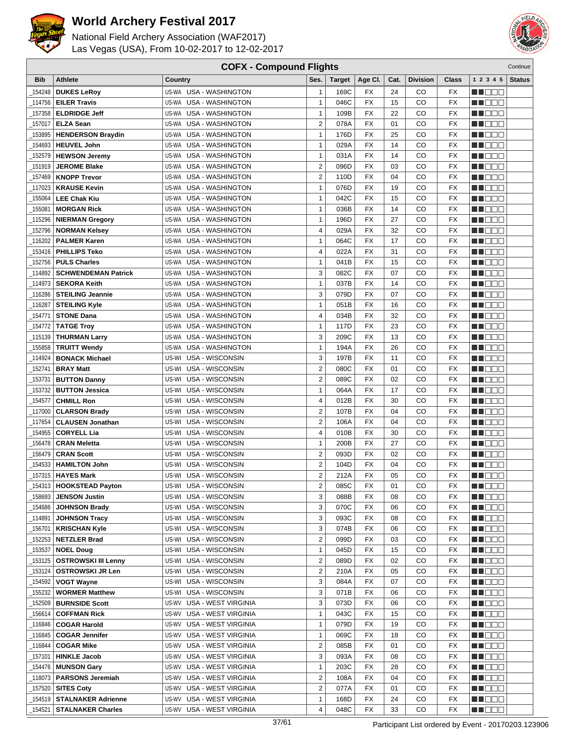# World Archery Festival 2017

National Field Archery Association (WAF2017)
Las Vegas (USA), From 10-02-2017 to 12-02-2017

## COFX - Compound Flights

*Continue*

| Bib | Athlete | Country | Ses. | Target | Age Cl. | Cat. | Division | Class | 1 2 3 4 5 | Status |
|---|---|---|---|---|---|---|---|---|---|---|
| _154248 | **DUKES LeRoy** | US-WA USA - WASHINGTON | 1 | 169C | FX | 24 | CO | FX | | |
| _114756 | **EILER Travis** | US-WA USA - WASHINGTON | 1 | 046C | FX | 15 | CO | FX | | |
| _157358 | **ELDRIDGE Jeff** | US-WA USA - WASHINGTON | 1 | 109B | FX | 22 | CO | FX | | |
| _157017 | **ELZA Sean** | US-WA USA - WASHINGTON | 2 | 078A | FX | 01 | CO | FX | | |
| _153895 | **HENDERSON Braydin** | US-WA USA - WASHINGTON | 1 | 176D | FX | 25 | CO | FX | | |
| _154693 | **HEUVEL John** | US-WA USA - WASHINGTON | 1 | 029A | FX | 14 | CO | FX | | |
| _152579 | **HEWSON Jeremy** | US-WA USA - WASHINGTON | 1 | 031A | FX | 14 | CO | FX | | |
| _151919 | **JEROME Blake** | US-WA USA - WASHINGTON | 2 | 096D | FX | 03 | CO | FX | | |
| _157469 | **KNOPP Trevor** | US-WA USA - WASHINGTON | 2 | 110D | FX | 04 | CO | FX | | |
| _117023 | **KRAUSE Kevin** | US-WA USA - WASHINGTON | 1 | 076D | FX | 19 | CO | FX | | |
| _155064 | **LEE Chak Kiu** | US-WA USA - WASHINGTON | 1 | 042C | FX | 15 | CO | FX | | |
| _155081 | **MORGAN Rick** | US-WA USA - WASHINGTON | 1 | 036B | FX | 14 | CO | FX | | |
| _115296 | **NIERMAN Gregory** | US-WA USA - WASHINGTON | 1 | 196D | FX | 27 | CO | FX | | |
| _152796 | **NORMAN Kelsey** | US-WA USA - WASHINGTON | 4 | 029A | FX | 32 | CO | FX | | |
| _116202 | **PALMER Karen** | US-WA USA - WASHINGTON | 1 | 064C | FX | 17 | CO | FX | | |
| _153416 | **PHILLIPS Teko** | US-WA USA - WASHINGTON | 4 | 022A | FX | 31 | CO | FX | | |
| _152756 | **PULS Charles** | US-WA USA - WASHINGTON | 1 | 041B | FX | 15 | CO | FX | | |
| _114892 | **SCHWENDEMAN Patrick** | US-WA USA - WASHINGTON | 3 | 082C | FX | 07 | CO | FX | | |
| _114973 | **SEKORA Keith** | US-WA USA - WASHINGTON | 1 | 037B | FX | 14 | CO | FX | | |
| _116286 | **STEILING Jeannie** | US-WA USA - WASHINGTON | 3 | 079D | FX | 07 | CO | FX | | |
| _116287 | **STEILING Kyle** | US-WA USA - WASHINGTON | 1 | 051B | FX | 16 | CO | FX | | |
| _154771 | **STONE Dana** | US-WA USA - WASHINGTON | 4 | 034B | FX | 32 | CO | FX | | |
| _154772 | **TATGE Troy** | US-WA USA - WASHINGTON | 1 | 117D | FX | 23 | CO | FX | | |
| _115139 | **THURMAN Larry** | US-WA USA - WASHINGTON | 3 | 209C | FX | 13 | CO | FX | | |
| _155858 | **TRUITT Wendy** | US-WA USA - WASHINGTON | 1 | 194A | FX | 26 | CO | FX | | |
| _114924 | **BONACK Michael** | US-WI USA - WISCONSIN | 3 | 197B | FX | 11 | CO | FX | | |
| _152741 | **BRAY Matt** | US-WI USA - WISCONSIN | 2 | 080C | FX | 01 | CO | FX | | |
| _153731 | **BUTTON Danny** | US-WI USA - WISCONSIN | 2 | 089C | FX | 02 | CO | FX | | |
| _153732 | **BUTTON Jessica** | US-WI USA - WISCONSIN | 1 | 064A | FX | 17 | CO | FX | | |
| _154577 | **CHMILL Ron** | US-WI USA - WISCONSIN | 4 | 012B | FX | 30 | CO | FX | | |
| _117000 | **CLARSON Brady** | US-WI USA - WISCONSIN | 2 | 107B | FX | 04 | CO | FX | | |
| _117654 | **CLAUSEN Jonathan** | US-WI USA - WISCONSIN | 2 | 106A | FX | 04 | CO | FX | | |
| _154955 | **CORYELL Lia** | US-WI USA - WISCONSIN | 4 | 010B | FX | 30 | CO | FX | | |
| _156478 | **CRAN Meletta** | US-WI USA - WISCONSIN | 1 | 200B | FX | 27 | CO | FX | | |
| _156479 | **CRAN Scott** | US-WI USA - WISCONSIN | 2 | 093D | FX | 02 | CO | FX | | |
| _154533 | **HAMILTON John** | US-WI USA - WISCONSIN | 2 | 104D | FX | 04 | CO | FX | | |
| _157315 | **HAYES Mark** | US-WI USA - WISCONSIN | 2 | 212A | FX | 05 | CO | FX | | |
| _154313 | **HOOKSTEAD Payton** | US-WI USA - WISCONSIN | 2 | 085C | FX | 01 | CO | FX | | |
| _158693 | **JENSON Justin** | US-WI USA - WISCONSIN | 3 | 088B | FX | 08 | CO | FX | | |
| _154686 | **JOHNSON Brady** | US-WI USA - WISCONSIN | 3 | 070C | FX | 06 | CO | FX | | |
| _114891 | **JOHNSON Tracy** | US-WI USA - WISCONSIN | 3 | 093C | FX | 08 | CO | FX | | |
| _156701 | **KRISCHAN Kyle** | US-WI USA - WISCONSIN | 3 | 074B | FX | 06 | CO | FX | | |
| _152253 | **NETZLER Brad** | US-WI USA - WISCONSIN | 2 | 099D | FX | 03 | CO | FX | | |
| _153537 | **NOEL Doug** | US-WI USA - WISCONSIN | 1 | 045D | FX | 15 | CO | FX | | |
| _153125 | **OSTROWSKI III Lenny** | US-WI USA - WISCONSIN | 2 | 089D | FX | 02 | CO | FX | | |
| _153124 | **OSTROWSKI JR Len** | US-WI USA - WISCONSIN | 2 | 210A | FX | 05 | CO | FX | | |
| _154592 | **VOGT Wayne** | US-WI USA - WISCONSIN | 3 | 084A | FX | 07 | CO | FX | | |
| _155232 | **WORMER Matthew** | US-WI USA - WISCONSIN | 3 | 071B | FX | 06 | CO | FX | | |
| _152509 | **BURNSIDE Scott** | US-WV USA - WEST VIRGINIA | 3 | 073D | FX | 06 | CO | FX | | |
| _156614 | **COFFMAN Rick** | US-WV USA - WEST VIRGINIA | 1 | 043C | FX | 15 | CO | FX | | |
| _116846 | **COGAR Harold** | US-WV USA - WEST VIRGINIA | 1 | 079D | FX | 19 | CO | FX | | |
| _116845 | **COGAR Jennifer** | US-WV USA - WEST VIRGINIA | 1 | 069C | FX | 18 | CO | FX | | |
| _116844 | **COGAR Mike** | US-WV USA - WEST VIRGINIA | 2 | 085B | FX | 01 | CO | FX | | |
| _157101 | **HINKLE Jacob** | US-WV USA - WEST VIRGINIA | 3 | 093A | FX | 08 | CO | FX | | |
| _154476 | **MUNSON Gary** | US-WV USA - WEST VIRGINIA | 1 | 203C | FX | 28 | CO | FX | | |
| _118073 | **PARSONS Jeremiah** | US-WV USA - WEST VIRGINIA | 2 | 108A | FX | 04 | CO | FX | | |
| _157520 | **SITES Coty** | US-WV USA - WEST VIRGINIA | 2 | 077A | FX | 01 | CO | FX | | |
| _154519 | **STALNAKER Adrienne** | US-WV USA - WEST VIRGINIA | 1 | 168D | FX | 24 | CO | FX | | |
| _154521 | **STALNAKER Charles** | US-WV USA - WEST VIRGINIA | 4 | 048C | FX | 33 | CO | FX | | |

Participant List ordered by Event - 20170203.123906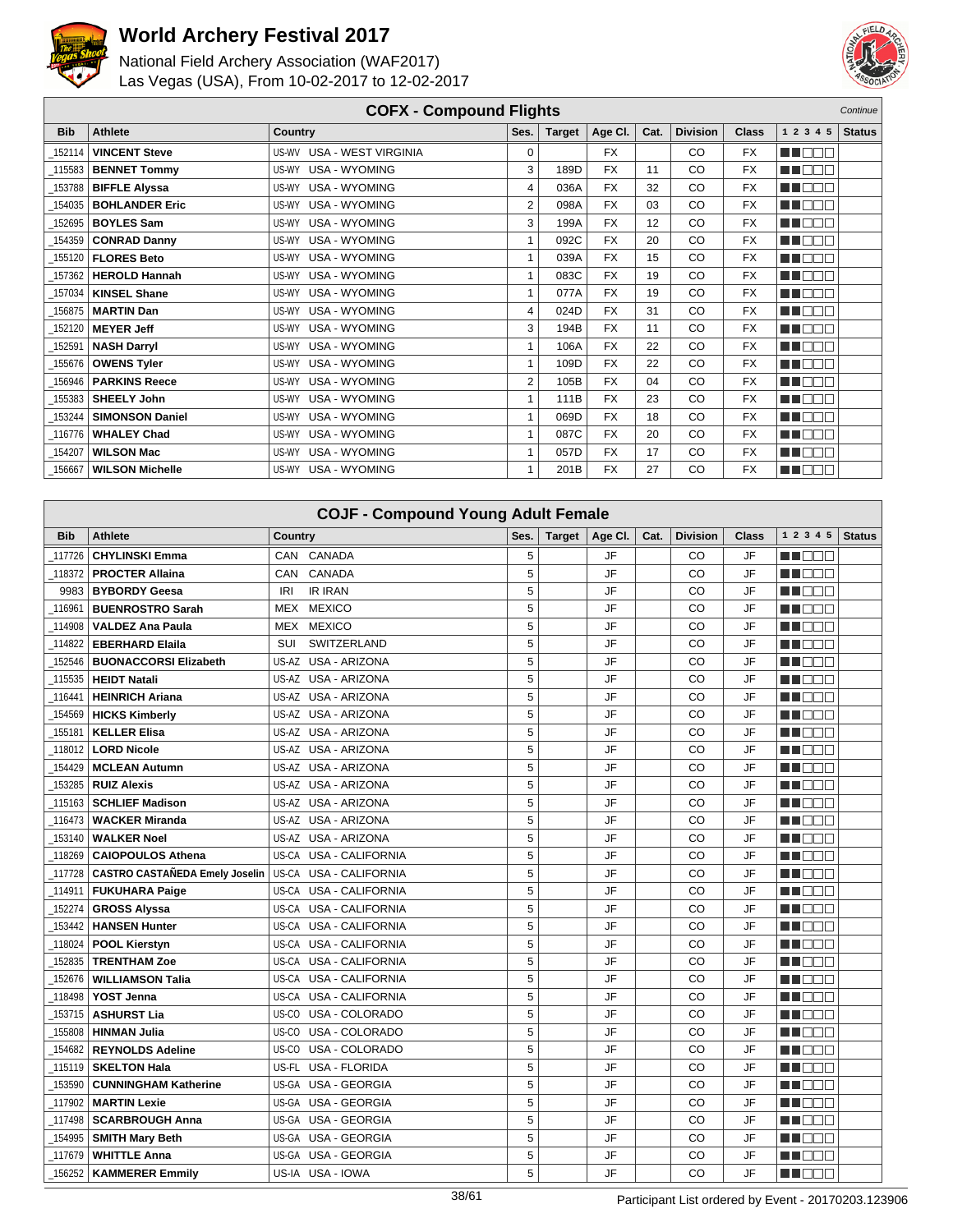# World Archery Festival 2017

National Field Archery Association (WAF2017)
Las Vegas (USA), From 10-02-2017 to 12-02-2017

## COFX - Compound Flights

*Continue*

| Bib | Athlete | Country | Ses. | Target | Age Cl. | Cat. | Division | Class | 1 2 3 4 5 | Status |
|---|---|---|---|---|---|---|---|---|---|---|
| _152114 | **VINCENT Steve** | US-WV USA - WEST VIRGINIA | 0 | | FX | | CO | FX | | |
| _115583 | **BENNET Tommy** | US-WY USA - WYOMING | 3 | 189D | FX | 11 | CO | FX | | |
| _153788 | **BIFFLE Alyssa** | US-WY USA - WYOMING | 4 | 036A | FX | 32 | CO | FX | | |
| _154035 | **BOHLANDER Eric** | US-WY USA - WYOMING | 2 | 098A | FX | 03 | CO | FX | | |
| _152695 | **BOYLES Sam** | US-WY USA - WYOMING | 3 | 199A | FX | 12 | CO | FX | | |
| _154359 | **CONRAD Danny** | US-WY USA - WYOMING | 1 | 092C | FX | 20 | CO | FX | | |
| _155120 | **FLORES Beto** | US-WY USA - WYOMING | 1 | 039A | FX | 15 | CO | FX | | |
| _157362 | **HEROLD Hannah** | US-WY USA - WYOMING | 1 | 083C | FX | 19 | CO | FX | | |
| _157034 | **KINSEL Shane** | US-WY USA - WYOMING | 1 | 077A | FX | 19 | CO | FX | | |
| _156875 | **MARTIN Dan** | US-WY USA - WYOMING | 4 | 024D | FX | 31 | CO | FX | | |
| _152120 | **MEYER Jeff** | US-WY USA - WYOMING | 3 | 194B | FX | 11 | CO | FX | | |
| _152591 | **NASH Darryl** | US-WY USA - WYOMING | 1 | 106A | FX | 22 | CO | FX | | |
| _155676 | **OWENS Tyler** | US-WY USA - WYOMING | 1 | 109D | FX | 22 | CO | FX | | |
| _156946 | **PARKINS Reece** | US-WY USA - WYOMING | 2 | 105B | FX | 04 | CO | FX | | |
| _155383 | **SHEELY John** | US-WY USA - WYOMING | 1 | 111B | FX | 23 | CO | FX | | |
| _153244 | **SIMONSON Daniel** | US-WY USA - WYOMING | 1 | 069D | FX | 18 | CO | FX | | |
| _116776 | **WHALEY Chad** | US-WY USA - WYOMING | 1 | 087C | FX | 20 | CO | FX | | |
| _154207 | **WILSON Mac** | US-WY USA - WYOMING | 1 | 057D | FX | 17 | CO | FX | | |
| _156667 | **WILSON Michelle** | US-WY USA - WYOMING | 1 | 201B | FX | 27 | CO | FX | | |

## COJF - Compound Young Adult Female

| Bib | Athlete | Country | Ses. | Target | Age Cl. | Cat. | Division | Class | 1 2 3 4 5 | Status |
|---|---|---|---|---|---|---|---|---|---|---|
| _117726 | **CHYLINSKI Emma** | CAN CANADA | 5 | | JF | | CO | JF | | |
| _118372 | **PROCTER Allaina** | CAN CANADA | 5 | | JF | | CO | JF | | |
| 9983 | **BYBORDY Geesa** | IRI IR IRAN | 5 | | JF | | CO | JF | | |
| _116961 | **BUENROSTRO Sarah** | MEX MEXICO | 5 | | JF | | CO | JF | | |
| _114908 | **VALDEZ Ana Paula** | MEX MEXICO | 5 | | JF | | CO | JF | | |
| _114822 | **EBERHARD Elaila** | SUI SWITZERLAND | 5 | | JF | | CO | JF | | |
| _152546 | **BUONACCORSI Elizabeth** | US-AZ USA - ARIZONA | 5 | | JF | | CO | JF | | |
| _115535 | **HEIDT Natali** | US-AZ USA - ARIZONA | 5 | | JF | | CO | JF | | |
| _116441 | **HEINRICH Ariana** | US-AZ USA - ARIZONA | 5 | | JF | | CO | JF | | |
| _154569 | **HICKS Kimberly** | US-AZ USA - ARIZONA | 5 | | JF | | CO | JF | | |
| _155181 | **KELLER Elisa** | US-AZ USA - ARIZONA | 5 | | JF | | CO | JF | | |
| _118012 | **LORD Nicole** | US-AZ USA - ARIZONA | 5 | | JF | | CO | JF | | |
| _154429 | **MCLEAN Autumn** | US-AZ USA - ARIZONA | 5 | | JF | | CO | JF | | |
| _153285 | **RUIZ Alexis** | US-AZ USA - ARIZONA | 5 | | JF | | CO | JF | | |
| _115163 | **SCHLIEF Madison** | US-AZ USA - ARIZONA | 5 | | JF | | CO | JF | | |
| _116473 | **WACKER Miranda** | US-AZ USA - ARIZONA | 5 | | JF | | CO | JF | | |
| _153140 | **WALKER Noel** | US-AZ USA - ARIZONA | 5 | | JF | | CO | JF | | |
| _118269 | **CAIOPOULOS Athena** | US-CA USA - CALIFORNIA | 5 | | JF | | CO | JF | | |
| _117728 | **CASTRO CASTAÑEDA Emely Joselin** | US-CA USA - CALIFORNIA | 5 | | JF | | CO | JF | | |
| _114911 | **FUKUHARA Paige** | US-CA USA - CALIFORNIA | 5 | | JF | | CO | JF | | |
| _152274 | **GROSS Alyssa** | US-CA USA - CALIFORNIA | 5 | | JF | | CO | JF | | |
| _153442 | **HANSEN Hunter** | US-CA USA - CALIFORNIA | 5 | | JF | | CO | JF | | |
| _118024 | **POOL Kierstyn** | US-CA USA - CALIFORNIA | 5 | | JF | | CO | JF | | |
| _152835 | **TRENTHAM Zoe** | US-CA USA - CALIFORNIA | 5 | | JF | | CO | JF | | |
| _152676 | **WILLIAMSON Talia** | US-CA USA - CALIFORNIA | 5 | | JF | | CO | JF | | |
| _118498 | **YOST Jenna** | US-CA USA - CALIFORNIA | 5 | | JF | | CO | JF | | |
| _153715 | **ASHURST Lia** | US-CO USA - COLORADO | 5 | | JF | | CO | JF | | |
| _155808 | **HINMAN Julia** | US-CO USA - COLORADO | 5 | | JF | | CO | JF | | |
| _154682 | **REYNOLDS Adeline** | US-CO USA - COLORADO | 5 | | JF | | CO | JF | | |
| _115119 | **SKELTON Hala** | US-FL USA - FLORIDA | 5 | | JF | | CO | JF | | |
| _153590 | **CUNNINGHAM Katherine** | US-GA USA - GEORGIA | 5 | | JF | | CO | JF | | |
| _117902 | **MARTIN Lexie** | US-GA USA - GEORGIA | 5 | | JF | | CO | JF | | |
| _117498 | **SCARBROUGH Anna** | US-GA USA - GEORGIA | 5 | | JF | | CO | JF | | |
| _154995 | **SMITH Mary Beth** | US-GA USA - GEORGIA | 5 | | JF | | CO | JF | | |
| _117679 | **WHITTLE Anna** | US-GA USA - GEORGIA | 5 | | JF | | CO | JF | | |
| _156252 | **KAMMERER Emmily** | US-IA USA - IOWA | 5 | | JF | | CO | JF | | |

Participant List ordered by Event - 20170203.123906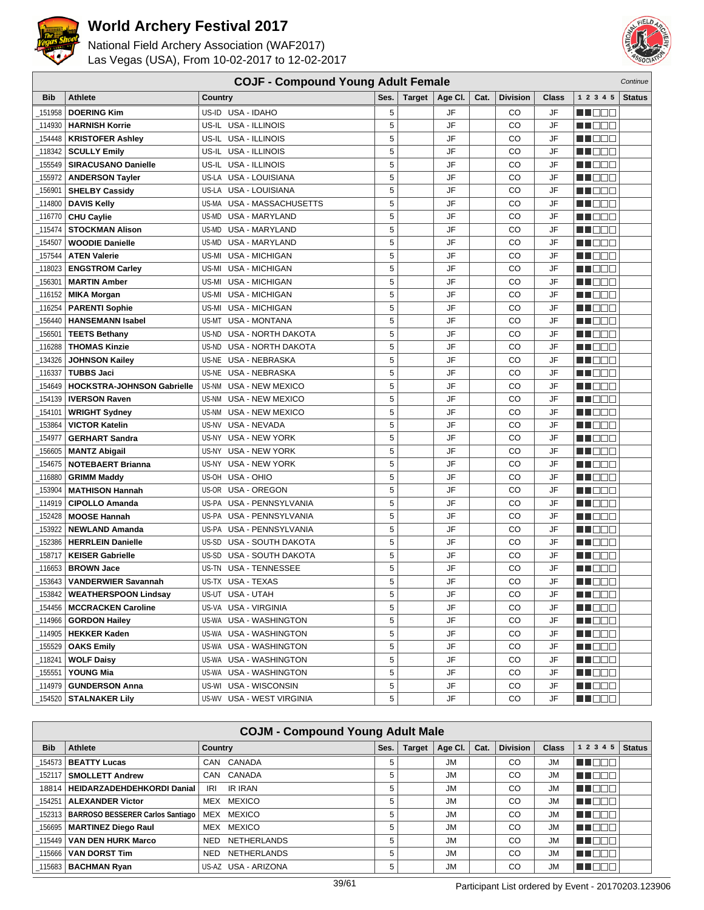# World Archery Festival 2017

National Field Archery Association (WAF2017)
Las Vegas (USA), From 10-02-2017 to 12-02-2017

## COJF - Compound Young Adult Female

*Continue*

| Bib | Athlete | Country | | Ses. | Target | Age Cl. | Cat. | Division | Class | 1 2 3 4 5 | Status |
|---|---|---|---|---|---|---|---|---|---|---|---|
| _151958 | **DOERING Kim** | US-ID | USA - IDAHO | 5 | | JF | | CO | JF | ■■□□□ | |
| _114930 | **HARNISH Korrie** | US-IL | USA - ILLINOIS | 5 | | JF | | CO | JF | ■■□□□ | |
| _154448 | **KRISTOFER Ashley** | US-IL | USA - ILLINOIS | 5 | | JF | | CO | JF | ■■□□□ | |
| _118342 | **SCULLY Emily** | US-IL | USA - ILLINOIS | 5 | | JF | | CO | JF | ■■□□□ | |
| _155549 | **SIRACUSANO Danielle** | US-IL | USA - ILLINOIS | 5 | | JF | | CO | JF | ■■□□□ | |
| _155972 | **ANDERSON Tayler** | US-LA | USA - LOUISIANA | 5 | | JF | | CO | JF | ■■□□□ | |
| _156901 | **SHELBY Cassidy** | US-LA | USA - LOUISIANA | 5 | | JF | | CO | JF | ■■□□□ | |
| _114800 | **DAVIS Kelly** | US-MA | USA - MASSACHUSETTS | 5 | | JF | | CO | JF | ■■□□□ | |
| _116770 | **CHU Caylie** | US-MD | USA - MARYLAND | 5 | | JF | | CO | JF | ■■□□□ | |
| _115474 | **STOCKMAN Alison** | US-MD | USA - MARYLAND | 5 | | JF | | CO | JF | ■■□□□ | |
| _154507 | **WOODIE Danielle** | US-MD | USA - MARYLAND | 5 | | JF | | CO | JF | ■■□□□ | |
| _157544 | **ATEN Valerie** | US-MI | USA - MICHIGAN | 5 | | JF | | CO | JF | ■■□□□ | |
| _118023 | **ENGSTROM Carley** | US-MI | USA - MICHIGAN | 5 | | JF | | CO | JF | ■■□□□ | |
| _156301 | **MARTIN Amber** | US-MI | USA - MICHIGAN | 5 | | JF | | CO | JF | ■■□□□ | |
| _116152 | **MIKA Morgan** | US-MI | USA - MICHIGAN | 5 | | JF | | CO | JF | ■■□□□ | |
| _116254 | **PARENTI Sophie** | US-MI | USA - MICHIGAN | 5 | | JF | | CO | JF | ■■□□□ | |
| _156440 | **HANSEMANN Isabel** | US-MT | USA - MONTANA | 5 | | JF | | CO | JF | ■■□□□ | |
| _156501 | **TEETS Bethany** | US-ND | USA - NORTH DAKOTA | 5 | | JF | | CO | JF | ■■□□□ | |
| _116288 | **THOMAS Kinzie** | US-ND | USA - NORTH DAKOTA | 5 | | JF | | CO | JF | ■■□□□ | |
| _134326 | **JOHNSON Kailey** | US-NE | USA - NEBRASKA | 5 | | JF | | CO | JF | ■■□□□ | |
| _116337 | **TUBBS Jaci** | US-NE | USA - NEBRASKA | 5 | | JF | | CO | JF | ■■□□□ | |
| _154649 | **HOCKSTRA-JOHNSON Gabrielle** | US-NM | USA - NEW MEXICO | 5 | | JF | | CO | JF | ■■□□□ | |
| _154139 | **IVERSON Raven** | US-NM | USA - NEW MEXICO | 5 | | JF | | CO | JF | ■■□□□ | |
| _154101 | **WRIGHT Sydney** | US-NM | USA - NEW MEXICO | 5 | | JF | | CO | JF | ■■□□□ | |
| _153864 | **VICTOR Katelin** | US-NV | USA - NEVADA | 5 | | JF | | CO | JF | ■■□□□ | |
| _154977 | **GERHART Sandra** | US-NY | USA - NEW YORK | 5 | | JF | | CO | JF | ■■□□□ | |
| _156605 | **MANTZ Abigail** | US-NY | USA - NEW YORK | 5 | | JF | | CO | JF | ■■□□□ | |
| _154675 | **NOTEBAERT Brianna** | US-NY | USA - NEW YORK | 5 | | JF | | CO | JF | ■■□□□ | |
| _116880 | **GRIMM Maddy** | US-OH | USA - OHIO | 5 | | JF | | CO | JF | ■■□□□ | |
| _153904 | **MATHISON Hannah** | US-OR | USA - OREGON | 5 | | JF | | CO | JF | ■■□□□ | |
| _114919 | **CIPOLLO Amanda** | US-PA | USA - PENNSYLVANIA | 5 | | JF | | CO | JF | ■■□□□ | |
| _152428 | **MOOSE Hannah** | US-PA | USA - PENNSYLVANIA | 5 | | JF | | CO | JF | ■■□□□ | |
| _153922 | **NEWLAND Amanda** | US-PA | USA - PENNSYLVANIA | 5 | | JF | | CO | JF | ■■□□□ | |
| _152386 | **HERRLEIN Danielle** | US-SD | USA - SOUTH DAKOTA | 5 | | JF | | CO | JF | ■■□□□ | |
| _158717 | **KEISER Gabrielle** | US-SD | USA - SOUTH DAKOTA | 5 | | JF | | CO | JF | ■■□□□ | |
| _116653 | **BROWN Jace** | US-TN | USA - TENNESSEE | 5 | | JF | | CO | JF | ■■□□□ | |
| _153643 | **VANDERWIER Savannah** | US-TX | USA - TEXAS | 5 | | JF | | CO | JF | ■■□□□ | |
| _153842 | **WEATHERSPOON Lindsay** | US-UT | USA - UTAH | 5 | | JF | | CO | JF | ■■□□□ | |
| _154456 | **MCCRACKEN Caroline** | US-VA | USA - VIRGINIA | 5 | | JF | | CO | JF | ■■□□□ | |
| _114966 | **GORDON Hailey** | US-WA | USA - WASHINGTON | 5 | | JF | | CO | JF | ■■□□□ | |
| _114905 | **HEKKER Kaden** | US-WA | USA - WASHINGTON | 5 | | JF | | CO | JF | ■■□□□ | |
| _155529 | **OAKS Emily** | US-WA | USA - WASHINGTON | 5 | | JF | | CO | JF | ■■□□□ | |
| _118241 | **WOLF Daisy** | US-WA | USA - WASHINGTON | 5 | | JF | | CO | JF | ■■□□□ | |
| _155551 | **YOUNG Mia** | US-WA | USA - WASHINGTON | 5 | | JF | | CO | JF | ■■□□□ | |
| _114979 | **GUNDERSON Anna** | US-WI | USA - WISCONSIN | 5 | | JF | | CO | JF | ■■□□□ | |
| _154520 | **STALNAKER Lily** | US-WV | USA - WEST VIRGINIA | 5 | | JF | | CO | JF | ■■□□□ | |

## COJM - Compound Young Adult Male

| Bib | Athlete | Country | | Ses. | Target | Age Cl. | Cat. | Division | Class | 1 2 3 4 5 | Status |
|---|---|---|---|---|---|---|---|---|---|---|---|
| _154573 | **BEATTY Lucas** | CAN | CANADA | 5 | | JM | | CO | JM | ■■□□□ | |
| _152117 | **SMOLLETT Andrew** | CAN | CANADA | 5 | | JM | | CO | JM | ■■□□□ | |
| 18814 | **HEIDARZADEHDEHKORDI Danial** | IRI | IR IRAN | 5 | | JM | | CO | JM | ■■□□□ | |
| _154251 | **ALEXANDER Victor** | MEX | MEXICO | 5 | | JM | | CO | JM | ■■□□□ | |
| _152313 | **BARROSO BESSERER Carlos Santiago** | MEX | MEXICO | 5 | | JM | | CO | JM | ■■□□□ | |
| _156695 | **MARTINEZ Diego Raul** | MEX | MEXICO | 5 | | JM | | CO | JM | ■■□□□ | |
| _115449 | **VAN DEN HURK Marco** | NED | NETHERLANDS | 5 | | JM | | CO | JM | ■■□□□ | |
| _115666 | **VAN DORST Tim** | NED | NETHERLANDS | 5 | | JM | | CO | JM | ■■□□□ | |
| _115683 | **BACHMAN Ryan** | US-AZ | USA - ARIZONA | 5 | | JM | | CO | JM | ■■□□□ | |

Participant List ordered by Event - 20170203.123906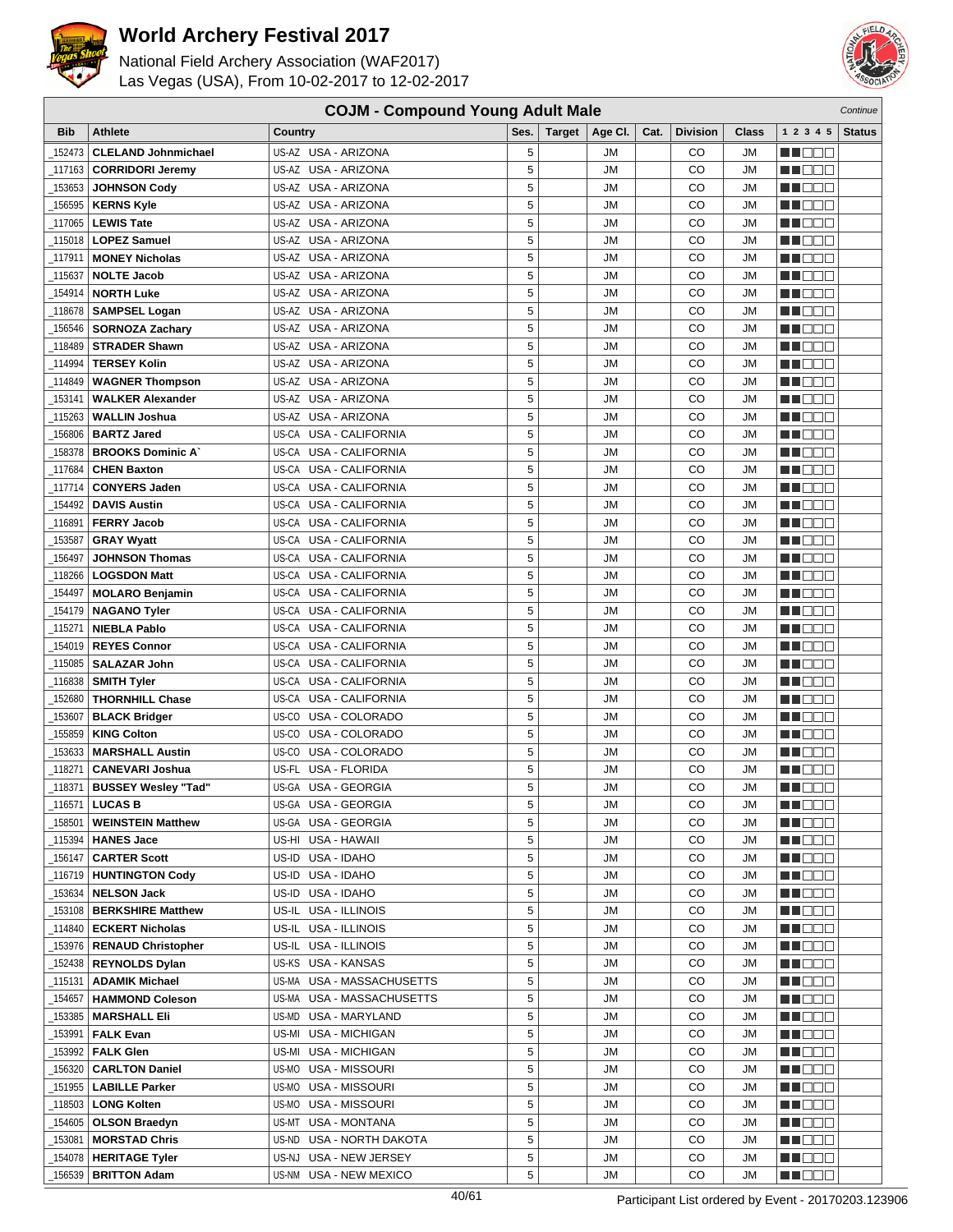# World Archery Festival 2017

National Field Archery Association (WAF2017)
Las Vegas (USA), From 10-02-2017 to 12-02-2017

## COJM - Compound Young Adult Male

*Continue*

| Bib | Athlete | Country | Ses. | Target | Age Cl. | Cat. | Division | Class | 1 2 3 4 5 | Status |
|---|---|---|---|---|---|---|---|---|---|---|
| _152473 | **CLELAND Johnmichael** | US-AZ USA - ARIZONA | 5 | | JM | | CO | JM | ■■□□□ | |
| _117163 | **CORRIDORI Jeremy** | US-AZ USA - ARIZONA | 5 | | JM | | CO | JM | ■■□□□ | |
| _153653 | **JOHNSON Cody** | US-AZ USA - ARIZONA | 5 | | JM | | CO | JM | ■■□□□ | |
| _156595 | **KERNS Kyle** | US-AZ USA - ARIZONA | 5 | | JM | | CO | JM | ■■□□□ | |
| _117065 | **LEWIS Tate** | US-AZ USA - ARIZONA | 5 | | JM | | CO | JM | ■■□□□ | |
| _115018 | **LOPEZ Samuel** | US-AZ USA - ARIZONA | 5 | | JM | | CO | JM | ■■□□□ | |
| _117911 | **MONEY Nicholas** | US-AZ USA - ARIZONA | 5 | | JM | | CO | JM | ■■□□□ | |
| _115637 | **NOLTE Jacob** | US-AZ USA - ARIZONA | 5 | | JM | | CO | JM | ■■□□□ | |
| _154914 | **NORTH Luke** | US-AZ USA - ARIZONA | 5 | | JM | | CO | JM | ■■□□□ | |
| _118678 | **SAMPSEL Logan** | US-AZ USA - ARIZONA | 5 | | JM | | CO | JM | ■■□□□ | |
| _156546 | **SORNOZA Zachary** | US-AZ USA - ARIZONA | 5 | | JM | | CO | JM | ■■□□□ | |
| _118489 | **STRADER Shawn** | US-AZ USA - ARIZONA | 5 | | JM | | CO | JM | ■■□□□ | |
| _114994 | **TERSEY Kolin** | US-AZ USA - ARIZONA | 5 | | JM | | CO | JM | ■■□□□ | |
| _114849 | **WAGNER Thompson** | US-AZ USA - ARIZONA | 5 | | JM | | CO | JM | ■■□□□ | |
| _153141 | **WALKER Alexander** | US-AZ USA - ARIZONA | 5 | | JM | | CO | JM | ■■□□□ | |
| _115263 | **WALLIN Joshua** | US-AZ USA - ARIZONA | 5 | | JM | | CO | JM | ■■□□□ | |
| _156806 | **BARTZ Jared** | US-CA USA - CALIFORNIA | 5 | | JM | | CO | JM | ■■□□□ | |
| _158378 | **BROOKS Dominic A`** | US-CA USA - CALIFORNIA | 5 | | JM | | CO | JM | ■■□□□ | |
| _117684 | **CHEN Baxton** | US-CA USA - CALIFORNIA | 5 | | JM | | CO | JM | ■■□□□ | |
| _117714 | **CONYERS Jaden** | US-CA USA - CALIFORNIA | 5 | | JM | | CO | JM | ■■□□□ | |
| _154492 | **DAVIS Austin** | US-CA USA - CALIFORNIA | 5 | | JM | | CO | JM | ■■□□□ | |
| _116891 | **FERRY Jacob** | US-CA USA - CALIFORNIA | 5 | | JM | | CO | JM | ■■□□□ | |
| _153587 | **GRAY Wyatt** | US-CA USA - CALIFORNIA | 5 | | JM | | CO | JM | ■■□□□ | |
| _156497 | **JOHNSON Thomas** | US-CA USA - CALIFORNIA | 5 | | JM | | CO | JM | ■■□□□ | |
| _118266 | **LOGSDON Matt** | US-CA USA - CALIFORNIA | 5 | | JM | | CO | JM | ■■□□□ | |
| _154497 | **MOLARO Benjamin** | US-CA USA - CALIFORNIA | 5 | | JM | | CO | JM | ■■□□□ | |
| _154179 | **NAGANO Tyler** | US-CA USA - CALIFORNIA | 5 | | JM | | CO | JM | ■■□□□ | |
| _115271 | **NIEBLA Pablo** | US-CA USA - CALIFORNIA | 5 | | JM | | CO | JM | ■■□□□ | |
| _154019 | **REYES Connor** | US-CA USA - CALIFORNIA | 5 | | JM | | CO | JM | ■■□□□ | |
| _115085 | **SALAZAR John** | US-CA USA - CALIFORNIA | 5 | | JM | | CO | JM | ■■□□□ | |
| _116838 | **SMITH Tyler** | US-CA USA - CALIFORNIA | 5 | | JM | | CO | JM | ■■□□□ | |
| _152680 | **THORNHILL Chase** | US-CA USA - CALIFORNIA | 5 | | JM | | CO | JM | ■■□□□ | |
| _153607 | **BLACK Bridger** | US-CO USA - COLORADO | 5 | | JM | | CO | JM | ■■□□□ | |
| _155859 | **KING Colton** | US-CO USA - COLORADO | 5 | | JM | | CO | JM | ■■□□□ | |
| _153633 | **MARSHALL Austin** | US-CO USA - COLORADO | 5 | | JM | | CO | JM | ■■□□□ | |
| _118271 | **CANEVARI Joshua** | US-FL USA - FLORIDA | 5 | | JM | | CO | JM | ■■□□□ | |
| _118371 | **BUSSEY Wesley "Tad"** | US-GA USA - GEORGIA | 5 | | JM | | CO | JM | ■■□□□ | |
| _116571 | **LUCAS B** | US-GA USA - GEORGIA | 5 | | JM | | CO | JM | ■■□□□ | |
| _158501 | **WEINSTEIN Matthew** | US-GA USA - GEORGIA | 5 | | JM | | CO | JM | ■■□□□ | |
| _115394 | **HANES Jace** | US-HI USA - HAWAII | 5 | | JM | | CO | JM | ■■□□□ | |
| _156147 | **CARTER Scott** | US-ID USA - IDAHO | 5 | | JM | | CO | JM | ■■□□□ | |
| _116719 | **HUNTINGTON Cody** | US-ID USA - IDAHO | 5 | | JM | | CO | JM | ■■□□□ | |
| _153634 | **NELSON Jack** | US-ID USA - IDAHO | 5 | | JM | | CO | JM | ■■□□□ | |
| _153108 | **BERKSHIRE Matthew** | US-IL USA - ILLINOIS | 5 | | JM | | CO | JM | ■■□□□ | |
| _114840 | **ECKERT Nicholas** | US-IL USA - ILLINOIS | 5 | | JM | | CO | JM | ■■□□□ | |
| _153976 | **RENAUD Christopher** | US-IL USA - ILLINOIS | 5 | | JM | | CO | JM | ■■□□□ | |
| _152438 | **REYNOLDS Dylan** | US-KS USA - KANSAS | 5 | | JM | | CO | JM | ■■□□□ | |
| _115131 | **ADAMIK Michael** | US-MA USA - MASSACHUSETTS | 5 | | JM | | CO | JM | ■■□□□ | |
| _154657 | **HAMMOND Coleson** | US-MA USA - MASSACHUSETTS | 5 | | JM | | CO | JM | ■■□□□ | |
| _153385 | **MARSHALL Eli** | US-MD USA - MARYLAND | 5 | | JM | | CO | JM | ■■□□□ | |
| _153991 | **FALK Evan** | US-MI USA - MICHIGAN | 5 | | JM | | CO | JM | ■■□□□ | |
| _153992 | **FALK Glen** | US-MI USA - MICHIGAN | 5 | | JM | | CO | JM | ■■□□□ | |
| _156320 | **CARLTON Daniel** | US-MO USA - MISSOURI | 5 | | JM | | CO | JM | ■■□□□ | |
| _151955 | **LABILLE Parker** | US-MO USA - MISSOURI | 5 | | JM | | CO | JM | ■■□□□ | |
| _118503 | **LONG Kolten** | US-MO USA - MISSOURI | 5 | | JM | | CO | JM | ■■□□□ | |
| _154605 | **OLSON Braedyn** | US-MT USA - MONTANA | 5 | | JM | | CO | JM | ■■□□□ | |
| _153081 | **MORSTAD Chris** | US-ND USA - NORTH DAKOTA | 5 | | JM | | CO | JM | ■■□□□ | |
| _154078 | **HERITAGE Tyler** | US-NJ USA - NEW JERSEY | 5 | | JM | | CO | JM | ■■□□□ | |
| _156539 | **BRITTON Adam** | US-NM USA - NEW MEXICO | 5 | | JM | | CO | JM | ■■□□□ | |

Participant List ordered by Event - 20170203.123906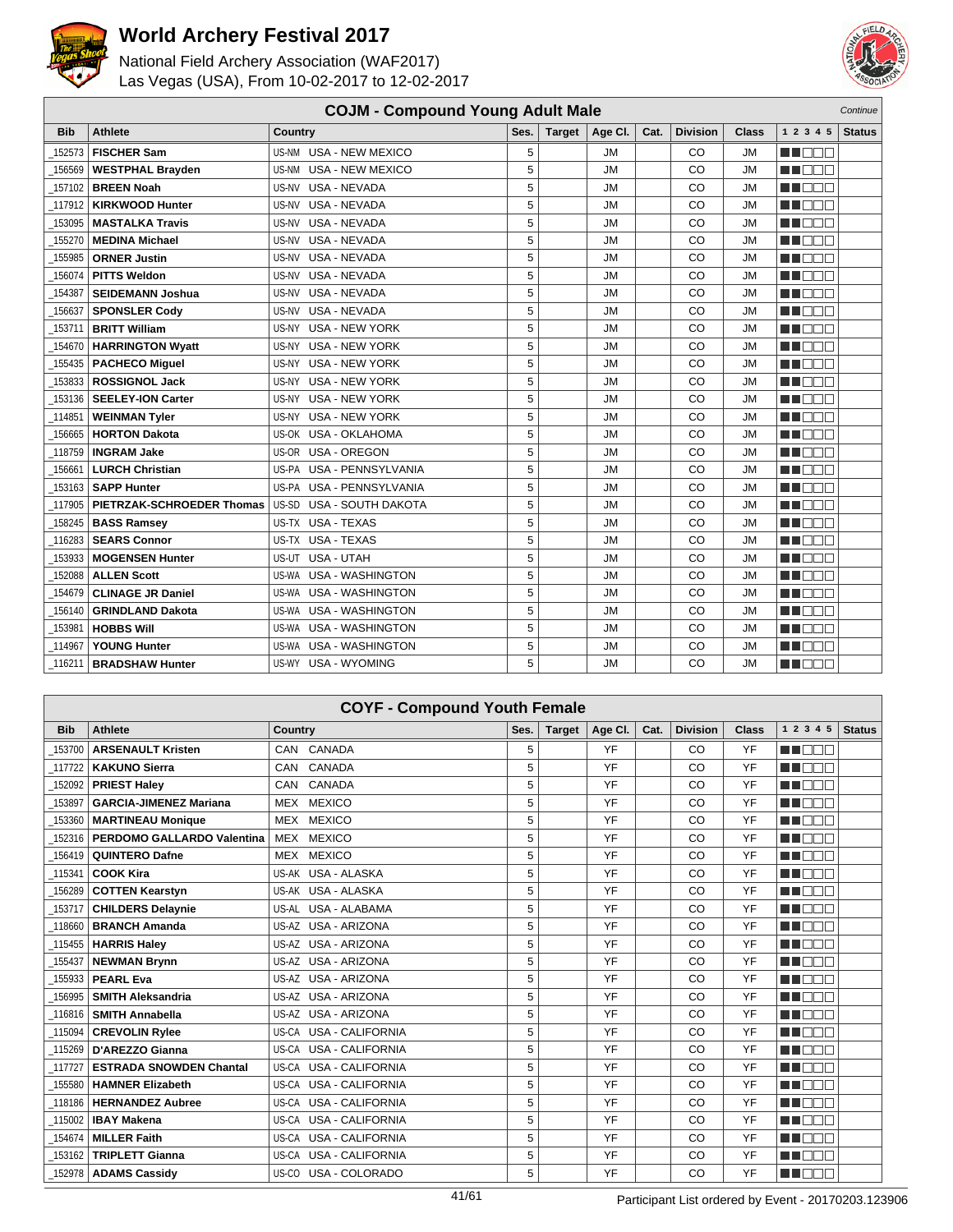# World Archery Festival 2017

National Field Archery Association (WAF2017)
Las Vegas (USA), From 10-02-2017 to 12-02-2017

## COJM - Compound Young Adult Male

*Continue*

| Bib | Athlete | Country | Ses. | Target | Age Cl. | Cat. | Division | Class | 1 2 3 4 5 | Status |
|---|---|---|---|---|---|---|---|---|---|---|
| _152573 | **FISCHER Sam** | US-NM USA - NEW MEXICO | 5 | | JM | | CO | JM | ■■□□□ | |
| _156569 | **WESTPHAL Brayden** | US-NM USA - NEW MEXICO | 5 | | JM | | CO | JM | ■■□□□ | |
| _157102 | **BREEN Noah** | US-NV USA - NEVADA | 5 | | JM | | CO | JM | ■■□□□ | |
| _117912 | **KIRKWOOD Hunter** | US-NV USA - NEVADA | 5 | | JM | | CO | JM | ■■□□□ | |
| _153095 | **MASTALKA Travis** | US-NV USA - NEVADA | 5 | | JM | | CO | JM | ■■□□□ | |
| _155270 | **MEDINA Michael** | US-NV USA - NEVADA | 5 | | JM | | CO | JM | ■■□□□ | |
| _155985 | **ORNER Justin** | US-NV USA - NEVADA | 5 | | JM | | CO | JM | ■■□□□ | |
| _156074 | **PITTS Weldon** | US-NV USA - NEVADA | 5 | | JM | | CO | JM | ■■□□□ | |
| _154387 | **SEIDEMANN Joshua** | US-NV USA - NEVADA | 5 | | JM | | CO | JM | ■■□□□ | |
| _156637 | **SPONSLER Cody** | US-NV USA - NEVADA | 5 | | JM | | CO | JM | ■■□□□ | |
| _153711 | **BRITT William** | US-NY USA - NEW YORK | 5 | | JM | | CO | JM | ■■□□□ | |
| _154670 | **HARRINGTON Wyatt** | US-NY USA - NEW YORK | 5 | | JM | | CO | JM | ■■□□□ | |
| _155435 | **PACHECO Miguel** | US-NY USA - NEW YORK | 5 | | JM | | CO | JM | ■■□□□ | |
| _153833 | **ROSSIGNOL Jack** | US-NY USA - NEW YORK | 5 | | JM | | CO | JM | ■■□□□ | |
| _153136 | **SEELEY-ION Carter** | US-NY USA - NEW YORK | 5 | | JM | | CO | JM | ■■□□□ | |
| _114851 | **WEINMAN Tyler** | US-NY USA - NEW YORK | 5 | | JM | | CO | JM | ■■□□□ | |
| _156665 | **HORTON Dakota** | US-OK USA - OKLAHOMA | 5 | | JM | | CO | JM | ■■□□□ | |
| _118759 | **INGRAM Jake** | US-OR USA - OREGON | 5 | | JM | | CO | JM | ■■□□□ | |
| _156661 | **LURCH Christian** | US-PA USA - PENNSYLVANIA | 5 | | JM | | CO | JM | ■■□□□ | |
| _153163 | **SAPP Hunter** | US-PA USA - PENNSYLVANIA | 5 | | JM | | CO | JM | ■■□□□ | |
| _117905 | **PIETRZAK-SCHROEDER Thomas** | US-SD USA - SOUTH DAKOTA | 5 | | JM | | CO | JM | ■■□□□ | |
| _158245 | **BASS Ramsey** | US-TX USA - TEXAS | 5 | | JM | | CO | JM | ■■□□□ | |
| _116283 | **SEARS Connor** | US-TX USA - TEXAS | 5 | | JM | | CO | JM | ■■□□□ | |
| _153933 | **MOGENSEN Hunter** | US-UT USA - UTAH | 5 | | JM | | CO | JM | ■■□□□ | |
| _152088 | **ALLEN Scott** | US-WA USA - WASHINGTON | 5 | | JM | | CO | JM | ■■□□□ | |
| _154679 | **CLINAGE JR Daniel** | US-WA USA - WASHINGTON | 5 | | JM | | CO | JM | ■■□□□ | |
| _156140 | **GRINDLAND Dakota** | US-WA USA - WASHINGTON | 5 | | JM | | CO | JM | ■■□□□ | |
| _153981 | **HOBBS Will** | US-WA USA - WASHINGTON | 5 | | JM | | CO | JM | ■■□□□ | |
| _114967 | **YOUNG Hunter** | US-WA USA - WASHINGTON | 5 | | JM | | CO | JM | ■■□□□ | |
| _116211 | **BRADSHAW Hunter** | US-WY USA - WYOMING | 5 | | JM | | CO | JM | ■■□□□ | |

## COYF - Compound Youth Female

| Bib | Athlete | Country | Ses. | Target | Age Cl. | Cat. | Division | Class | 1 2 3 4 5 | Status |
|---|---|---|---|---|---|---|---|---|---|---|
| _153700 | **ARSENAULT Kristen** | CAN CANADA | 5 | | YF | | CO | YF | ■■□□□ | |
| _117722 | **KAKUNO Sierra** | CAN CANADA | 5 | | YF | | CO | YF | ■■□□□ | |
| _152092 | **PRIEST Haley** | CAN CANADA | 5 | | YF | | CO | YF | ■■□□□ | |
| _153897 | **GARCIA-JIMENEZ Mariana** | MEX MEXICO | 5 | | YF | | CO | YF | ■■□□□ | |
| _153360 | **MARTINEAU Monique** | MEX MEXICO | 5 | | YF | | CO | YF | ■■□□□ | |
| _152316 | **PERDOMO GALLARDO Valentina** | MEX MEXICO | 5 | | YF | | CO | YF | ■■□□□ | |
| _156419 | **QUINTERO Dafne** | MEX MEXICO | 5 | | YF | | CO | YF | ■■□□□ | |
| _115341 | **COOK Kira** | US-AK USA - ALASKA | 5 | | YF | | CO | YF | ■■□□□ | |
| _156289 | **COTTEN Kearstyn** | US-AK USA - ALASKA | 5 | | YF | | CO | YF | ■■□□□ | |
| _153717 | **CHILDERS Delaynie** | US-AL USA - ALABAMA | 5 | | YF | | CO | YF | ■■□□□ | |
| _118660 | **BRANCH Amanda** | US-AZ USA - ARIZONA | 5 | | YF | | CO | YF | ■■□□□ | |
| _115455 | **HARRIS Haley** | US-AZ USA - ARIZONA | 5 | | YF | | CO | YF | ■■□□□ | |
| _155437 | **NEWMAN Brynn** | US-AZ USA - ARIZONA | 5 | | YF | | CO | YF | ■■□□□ | |
| _155933 | **PEARL Eva** | US-AZ USA - ARIZONA | 5 | | YF | | CO | YF | ■■□□□ | |
| _156995 | **SMITH Aleksandria** | US-AZ USA - ARIZONA | 5 | | YF | | CO | YF | ■■□□□ | |
| _116816 | **SMITH Annabella** | US-AZ USA - ARIZONA | 5 | | YF | | CO | YF | ■■□□□ | |
| _115094 | **CREVOLIN Rylee** | US-CA USA - CALIFORNIA | 5 | | YF | | CO | YF | ■■□□□ | |
| _115269 | **D'AREZZO Gianna** | US-CA USA - CALIFORNIA | 5 | | YF | | CO | YF | ■■□□□ | |
| _117727 | **ESTRADA SNOWDEN Chantal** | US-CA USA - CALIFORNIA | 5 | | YF | | CO | YF | ■■□□□ | |
| _155580 | **HAMNER Elizabeth** | US-CA USA - CALIFORNIA | 5 | | YF | | CO | YF | ■■□□□ | |
| _118186 | **HERNANDEZ Aubree** | US-CA USA - CALIFORNIA | 5 | | YF | | CO | YF | ■■□□□ | |
| _115002 | **IBAY Makena** | US-CA USA - CALIFORNIA | 5 | | YF | | CO | YF | ■■□□□ | |
| _154674 | **MILLER Faith** | US-CA USA - CALIFORNIA | 5 | | YF | | CO | YF | ■■□□□ | |
| _153162 | **TRIPLETT Gianna** | US-CA USA - CALIFORNIA | 5 | | YF | | CO | YF | ■■□□□ | |
| _152978 | **ADAMS Cassidy** | US-CO USA - COLORADO | 5 | | YF | | CO | YF | ■■□□□ | |

Participant List ordered by Event - 20170203.123906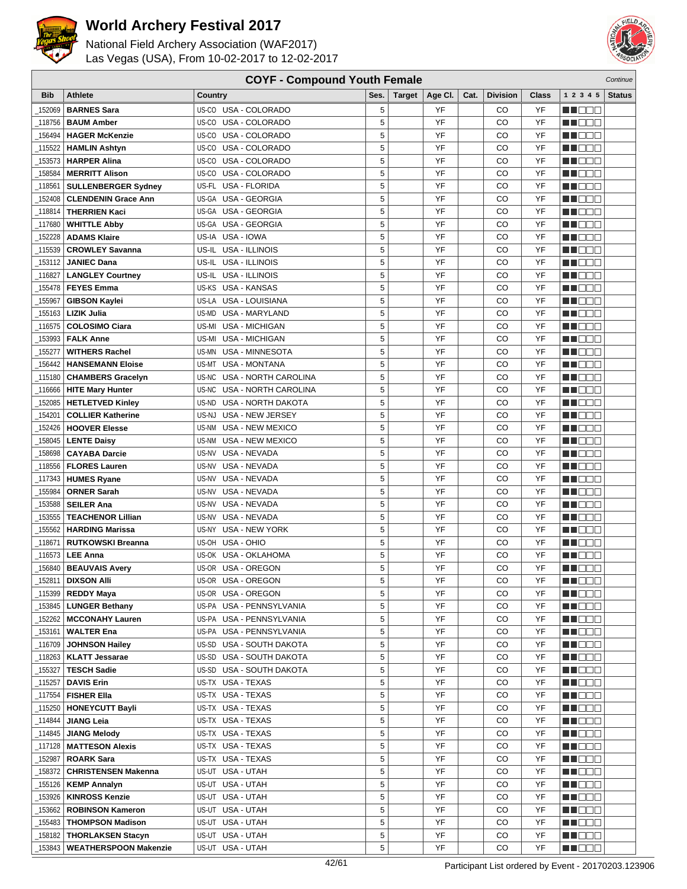# World Archery Festival 2017

National Field Archery Association (WAF2017)
Las Vegas (USA), From 10-02-2017 to 12-02-2017

## COYF - Compound Youth Female

*Continue*

| Bib | Athlete | Country | | Ses. | Target | Age Cl. | Cat. | Division | Class | 1 2 3 4 5 | Status |
|---|---|---|---|---|---|---|---|---|---|---|---|
| _152069 | **BARNES Sara** | US-CO | USA - COLORADO | 5 | | YF | | CO | YF | ■■□□□ | |
| _118756 | **BAUM Amber** | US-CO | USA - COLORADO | 5 | | YF | | CO | YF | ■■□□□ | |
| _156494 | **HAGER McKenzie** | US-CO | USA - COLORADO | 5 | | YF | | CO | YF | ■■□□□ | |
| _115522 | **HAMLIN Ashtyn** | US-CO | USA - COLORADO | 5 | | YF | | CO | YF | ■■□□□ | |
| _153573 | **HARPER Alina** | US-CO | USA - COLORADO | 5 | | YF | | CO | YF | ■■□□□ | |
| _158584 | **MERRITT Alison** | US-CO | USA - COLORADO | 5 | | YF | | CO | YF | ■■□□□ | |
| _118561 | **SULLENBERGER Sydney** | US-FL | USA - FLORIDA | 5 | | YF | | CO | YF | ■■□□□ | |
| _152408 | **CLENDENIN Grace Ann** | US-GA | USA - GEORGIA | 5 | | YF | | CO | YF | ■■□□□ | |
| _118814 | **THERRIEN Kaci** | US-GA | USA - GEORGIA | 5 | | YF | | CO | YF | ■■□□□ | |
| _117680 | **WHITTLE Abby** | US-GA | USA - GEORGIA | 5 | | YF | | CO | YF | ■■□□□ | |
| _152228 | **ADAMS Klaire** | US-IA | USA - IOWA | 5 | | YF | | CO | YF | ■■□□□ | |
| _115539 | **CROWLEY Savanna** | US-IL | USA - ILLINOIS | 5 | | YF | | CO | YF | ■■□□□ | |
| _153112 | **JANIEC Dana** | US-IL | USA - ILLINOIS | 5 | | YF | | CO | YF | ■■□□□ | |
| _116827 | **LANGLEY Courtney** | US-IL | USA - ILLINOIS | 5 | | YF | | CO | YF | ■■□□□ | |
| _155478 | **FEYES Emma** | US-KS | USA - KANSAS | 5 | | YF | | CO | YF | ■■□□□ | |
| _155967 | **GIBSON Kaylei** | US-LA | USA - LOUISIANA | 5 | | YF | | CO | YF | ■■□□□ | |
| _155163 | **LIZIK Julia** | US-MD | USA - MARYLAND | 5 | | YF | | CO | YF | ■■□□□ | |
| _116575 | **COLOSIMO Ciara** | US-MI | USA - MICHIGAN | 5 | | YF | | CO | YF | ■■□□□ | |
| _153993 | **FALK Anne** | US-MI | USA - MICHIGAN | 5 | | YF | | CO | YF | ■■□□□ | |
| _155277 | **WITHERS Rachel** | US-MN | USA - MINNESOTA | 5 | | YF | | CO | YF | ■■□□□ | |
| _156442 | **HANSEMANN Eloise** | US-MT | USA - MONTANA | 5 | | YF | | CO | YF | ■■□□□ | |
| _115180 | **CHAMBERS Gracelyn** | US-NC | USA - NORTH CAROLINA | 5 | | YF | | CO | YF | ■■□□□ | |
| _116666 | **HITE Mary Hunter** | US-NC | USA - NORTH CAROLINA | 5 | | YF | | CO | YF | ■■□□□ | |
| _152085 | **HETLETVED Kinley** | US-ND | USA - NORTH DAKOTA | 5 | | YF | | CO | YF | ■■□□□ | |
| _154201 | **COLLIER Katherine** | US-NJ | USA - NEW JERSEY | 5 | | YF | | CO | YF | ■■□□□ | |
| _152426 | **HOOVER Elesse** | US-NM | USA - NEW MEXICO | 5 | | YF | | CO | YF | ■■□□□ | |
| _158045 | **LENTE Daisy** | US-NM | USA - NEW MEXICO | 5 | | YF | | CO | YF | ■■□□□ | |
| _158698 | **CAYABA Darcie** | US-NV | USA - NEVADA | 5 | | YF | | CO | YF | ■■□□□ | |
| _118556 | **FLORES Lauren** | US-NV | USA - NEVADA | 5 | | YF | | CO | YF | ■■□□□ | |
| _117343 | **HUMES Ryane** | US-NV | USA - NEVADA | 5 | | YF | | CO | YF | ■■□□□ | |
| _155984 | **ORNER Sarah** | US-NV | USA - NEVADA | 5 | | YF | | CO | YF | ■■□□□ | |
| _153588 | **SEILER Ana** | US-NV | USA - NEVADA | 5 | | YF | | CO | YF | ■■□□□ | |
| _153555 | **TEACHENOR Lillian** | US-NV | USA - NEVADA | 5 | | YF | | CO | YF | ■■□□□ | |
| _155562 | **HARDING Marissa** | US-NY | USA - NEW YORK | 5 | | YF | | CO | YF | ■■□□□ | |
| _118671 | **RUTKOWSKI Breanna** | US-OH | USA - OHIO | 5 | | YF | | CO | YF | ■■□□□ | |
| _116573 | **LEE Anna** | US-OK | USA - OKLAHOMA | 5 | | YF | | CO | YF | ■■□□□ | |
| _156840 | **BEAUVAIS Avery** | US-OR | USA - OREGON | 5 | | YF | | CO | YF | ■■□□□ | |
| _152811 | **DIXSON Alli** | US-OR | USA - OREGON | 5 | | YF | | CO | YF | ■■□□□ | |
| _115399 | **REDDY Maya** | US-OR | USA - OREGON | 5 | | YF | | CO | YF | ■■□□□ | |
| _153845 | **LUNGER Bethany** | US-PA | USA - PENNSYLVANIA | 5 | | YF | | CO | YF | ■■□□□ | |
| _152262 | **MCCONAHY Lauren** | US-PA | USA - PENNSYLVANIA | 5 | | YF | | CO | YF | ■■□□□ | |
| _153161 | **WALTER Ena** | US-PA | USA - PENNSYLVANIA | 5 | | YF | | CO | YF | ■■□□□ | |
| _116709 | **JOHNSON Hailey** | US-SD | USA - SOUTH DAKOTA | 5 | | YF | | CO | YF | ■■□□□ | |
| _118263 | **KLATT Jessarae** | US-SD | USA - SOUTH DAKOTA | 5 | | YF | | CO | YF | ■■□□□ | |
| _155327 | **TESCH Sadie** | US-SD | USA - SOUTH DAKOTA | 5 | | YF | | CO | YF | ■■□□□ | |
| _115257 | **DAVIS Erin** | US-TX | USA - TEXAS | 5 | | YF | | CO | YF | ■■□□□ | |
| _117554 | **FISHER Ella** | US-TX | USA - TEXAS | 5 | | YF | | CO | YF | ■■□□□ | |
| _115250 | **HONEYCUTT Bayli** | US-TX | USA - TEXAS | 5 | | YF | | CO | YF | ■■□□□ | |
| _114844 | **JIANG Leia** | US-TX | USA - TEXAS | 5 | | YF | | CO | YF | ■■□□□ | |
| _114845 | **JIANG Melody** | US-TX | USA - TEXAS | 5 | | YF | | CO | YF | ■■□□□ | |
| _117128 | **MATTESON Alexis** | US-TX | USA - TEXAS | 5 | | YF | | CO | YF | ■■□□□ | |
| _152987 | **ROARK Sara** | US-TX | USA - TEXAS | 5 | | YF | | CO | YF | ■■□□□ | |
| _158372 | **CHRISTENSEN Makenna** | US-UT | USA - UTAH | 5 | | YF | | CO | YF | ■■□□□ | |
| _155126 | **KEMP Annalyn** | US-UT | USA - UTAH | 5 | | YF | | CO | YF | ■■□□□ | |
| _153926 | **KINROSS Kenzie** | US-UT | USA - UTAH | 5 | | YF | | CO | YF | ■■□□□ | |
| _153662 | **ROBINSON Kameron** | US-UT | USA - UTAH | 5 | | YF | | CO | YF | ■■□□□ | |
| _155483 | **THOMPSON Madison** | US-UT | USA - UTAH | 5 | | YF | | CO | YF | ■■□□□ | |
| _158182 | **THORLAKSEN Stacyn** | US-UT | USA - UTAH | 5 | | YF | | CO | YF | ■■□□□ | |
| _153843 | **WEATHERSPOON Makenzie** | US-UT | USA - UTAH | 5 | | YF | | CO | YF | ■■□□□ | |

Participant List ordered by Event - 20170203.123906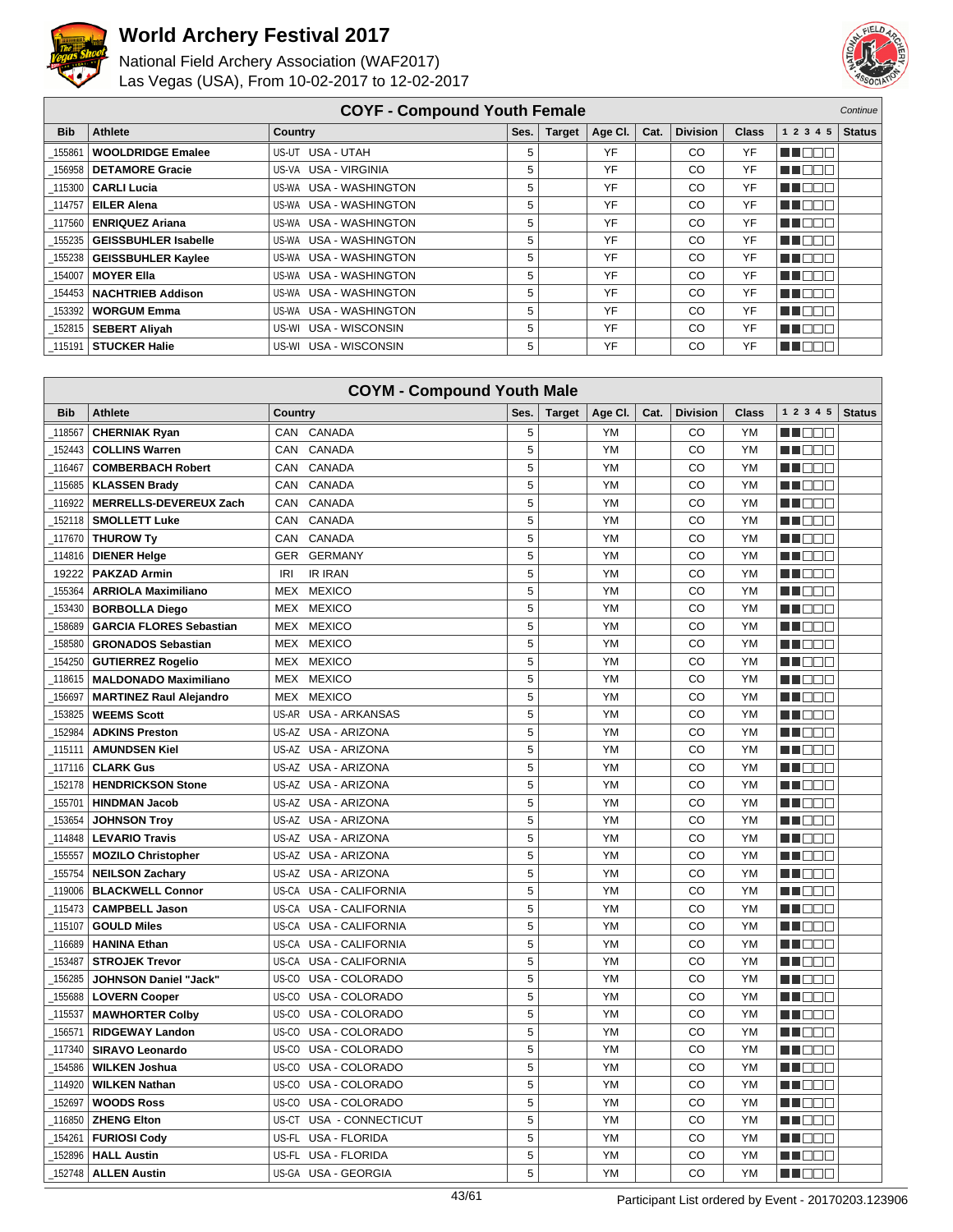# World Archery Festival 2017

National Field Archery Association (WAF2017)
Las Vegas (USA), From 10-02-2017 to 12-02-2017

## COYF - Compound Youth Female

*Continue*

| Bib | Athlete | Country | Ses. | Target | Age Cl. | Cat. | Division | Class | 1 2 3 4 5 | Status |
|---|---|---|---|---|---|---|---|---|---|---|
| _155861 | **WOOLDRIDGE Emalee** | US-UT USA - UTAH | 5 | | YF | | CO | YF | | |
| _156958 | **DETAMORE Gracie** | US-VA USA - VIRGINIA | 5 | | YF | | CO | YF | | |
| _115300 | **CARLI Lucia** | US-WA USA - WASHINGTON | 5 | | YF | | CO | YF | | |
| _114757 | **EILER Alena** | US-WA USA - WASHINGTON | 5 | | YF | | CO | YF | | |
| _117560 | **ENRIQUEZ Ariana** | US-WA USA - WASHINGTON | 5 | | YF | | CO | YF | | |
| _155235 | **GEISSBUHLER Isabelle** | US-WA USA - WASHINGTON | 5 | | YF | | CO | YF | | |
| _155238 | **GEISSBUHLER Kaylee** | US-WA USA - WASHINGTON | 5 | | YF | | CO | YF | | |
| _154007 | **MOYER Ella** | US-WA USA - WASHINGTON | 5 | | YF | | CO | YF | | |
| _154453 | **NACHTRIEB Addison** | US-WA USA - WASHINGTON | 5 | | YF | | CO | YF | | |
| _153392 | **WORGUM Emma** | US-WA USA - WASHINGTON | 5 | | YF | | CO | YF | | |
| _152815 | **SEBERT Aliyah** | US-WI USA - WISCONSIN | 5 | | YF | | CO | YF | | |
| _115191 | **STUCKER Halie** | US-WI USA - WISCONSIN | 5 | | YF | | CO | YF | | |

## COYM - Compound Youth Male

| Bib | Athlete | Country | Ses. | Target | Age Cl. | Cat. | Division | Class | 1 2 3 4 5 | Status |
|---|---|---|---|---|---|---|---|---|---|---|
| _118567 | **CHERNIAK Ryan** | CAN CANADA | 5 | | YM | | CO | YM | | |
| _152443 | **COLLINS Warren** | CAN CANADA | 5 | | YM | | CO | YM | | |
| _116467 | **COMBERBACH Robert** | CAN CANADA | 5 | | YM | | CO | YM | | |
| _115685 | **KLASSEN Brady** | CAN CANADA | 5 | | YM | | CO | YM | | |
| _116922 | **MERRELLS-DEVEREUX Zach** | CAN CANADA | 5 | | YM | | CO | YM | | |
| _152118 | **SMOLLETT Luke** | CAN CANADA | 5 | | YM | | CO | YM | | |
| _117670 | **THUROW Ty** | CAN CANADA | 5 | | YM | | CO | YM | | |
| _114816 | **DIENER Helge** | GER GERMANY | 5 | | YM | | CO | YM | | |
| 19222 | **PAKZAD Armin** | IRI IR IRAN | 5 | | YM | | CO | YM | | |
| _155364 | **ARRIOLA Maximiliano** | MEX MEXICO | 5 | | YM | | CO | YM | | |
| _153430 | **BORBOLLA Diego** | MEX MEXICO | 5 | | YM | | CO | YM | | |
| _158689 | **GARCIA FLORES Sebastian** | MEX MEXICO | 5 | | YM | | CO | YM | | |
| _158580 | **GRONADOS Sebastian** | MEX MEXICO | 5 | | YM | | CO | YM | | |
| _154250 | **GUTIERREZ Rogelio** | MEX MEXICO | 5 | | YM | | CO | YM | | |
| _118615 | **MALDONADO Maximiliano** | MEX MEXICO | 5 | | YM | | CO | YM | | |
| _156697 | **MARTINEZ Raul Alejandro** | MEX MEXICO | 5 | | YM | | CO | YM | | |
| _153825 | **WEEMS Scott** | US-AR USA - ARKANSAS | 5 | | YM | | CO | YM | | |
| _152984 | **ADKINS Preston** | US-AZ USA - ARIZONA | 5 | | YM | | CO | YM | | |
| _115111 | **AMUNDSEN Kiel** | US-AZ USA - ARIZONA | 5 | | YM | | CO | YM | | |
| _117116 | **CLARK Gus** | US-AZ USA - ARIZONA | 5 | | YM | | CO | YM | | |
| _152178 | **HENDRICKSON Stone** | US-AZ USA - ARIZONA | 5 | | YM | | CO | YM | | |
| _155701 | **HINDMAN Jacob** | US-AZ USA - ARIZONA | 5 | | YM | | CO | YM | | |
| _153654 | **JOHNSON Troy** | US-AZ USA - ARIZONA | 5 | | YM | | CO | YM | | |
| _114848 | **LEVARIO Travis** | US-AZ USA - ARIZONA | 5 | | YM | | CO | YM | | |
| _155557 | **MOZILO Christopher** | US-AZ USA - ARIZONA | 5 | | YM | | CO | YM | | |
| _155754 | **NEILSON Zachary** | US-AZ USA - ARIZONA | 5 | | YM | | CO | YM | | |
| _119006 | **BLACKWELL Connor** | US-CA USA - CALIFORNIA | 5 | | YM | | CO | YM | | |
| _115473 | **CAMPBELL Jason** | US-CA USA - CALIFORNIA | 5 | | YM | | CO | YM | | |
| _115107 | **GOULD Miles** | US-CA USA - CALIFORNIA | 5 | | YM | | CO | YM | | |
| _116689 | **HANINA Ethan** | US-CA USA - CALIFORNIA | 5 | | YM | | CO | YM | | |
| _153487 | **STROJEK Trevor** | US-CA USA - CALIFORNIA | 5 | | YM | | CO | YM | | |
| _156285 | **JOHNSON Daniel "Jack"** | US-CO USA - COLORADO | 5 | | YM | | CO | YM | | |
| _155688 | **LOVERN Cooper** | US-CO USA - COLORADO | 5 | | YM | | CO | YM | | |
| _115537 | **MAWHORTER Colby** | US-CO USA - COLORADO | 5 | | YM | | CO | YM | | |
| _156571 | **RIDGEWAY Landon** | US-CO USA - COLORADO | 5 | | YM | | CO | YM | | |
| _117340 | **SIRAVO Leonardo** | US-CO USA - COLORADO | 5 | | YM | | CO | YM | | |
| _154586 | **WILKEN Joshua** | US-CO USA - COLORADO | 5 | | YM | | CO | YM | | |
| _114920 | **WILKEN Nathan** | US-CO USA - COLORADO | 5 | | YM | | CO | YM | | |
| _152697 | **WOODS Ross** | US-CO USA - COLORADO | 5 | | YM | | CO | YM | | |
| _116850 | **ZHENG Elton** | US-CT USA - CONNECTICUT | 5 | | YM | | CO | YM | | |
| _154261 | **FURIOSI Cody** | US-FL USA - FLORIDA | 5 | | YM | | CO | YM | | |
| _152896 | **HALL Austin** | US-FL USA - FLORIDA | 5 | | YM | | CO | YM | | |
| _152748 | **ALLEN Austin** | US-GA USA - GEORGIA | 5 | | YM | | CO | YM | | |

Participant List ordered by Event - 20170203.123906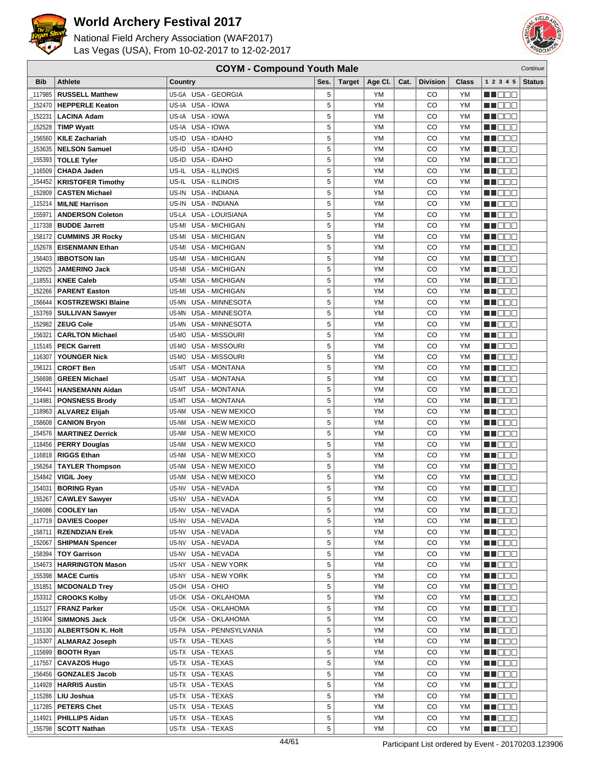# World Archery Festival 2017

National Field Archery Association (WAF2017)
Las Vegas (USA), From 10-02-2017 to 12-02-2017

## COYM - Compound Youth Male

*Continue*

| Bib | Athlete | Country | Ses. | Target | Age Cl. | Cat. | Division | Class | 1 2 3 4 5 | Status |
|---|---|---|---|---|---|---|---|---|---|---|
| _117985 | **RUSSELL Matthew** | US-GA USA - GEORGIA | 5 | | YM | | CO | YM | | |
| _152470 | **HEPPERLE Keaton** | US-IA USA - IOWA | 5 | | YM | | CO | YM | | |
| _152231 | **LACINA Adam** | US-IA USA - IOWA | 5 | | YM | | CO | YM | | |
| _152528 | **TIMP Wyatt** | US-IA USA - IOWA | 5 | | YM | | CO | YM | | |
| _156560 | **KILE Zachariah** | US-ID USA - IDAHO | 5 | | YM | | CO | YM | | |
| _153635 | **NELSON Samuel** | US-ID USA - IDAHO | 5 | | YM | | CO | YM | | |
| _155393 | **TOLLE Tyler** | US-ID USA - IDAHO | 5 | | YM | | CO | YM | | |
| _116509 | **CHADA Jaden** | US-IL USA - ILLINOIS | 5 | | YM | | CO | YM | | |
| _154452 | **KRISTOFER Timothy** | US-IL USA - ILLINOIS | 5 | | YM | | CO | YM | | |
| _152809 | **CASTEN Michael** | US-IN USA - INDIANA | 5 | | YM | | CO | YM | | |
| _115214 | **MILNE Harrison** | US-IN USA - INDIANA | 5 | | YM | | CO | YM | | |
| _155971 | **ANDERSON Coleton** | US-LA USA - LOUISIANA | 5 | | YM | | CO | YM | | |
| _117338 | **BUDDE Jarrett** | US-MI USA - MICHIGAN | 5 | | YM | | CO | YM | | |
| _158172 | **CUMMINS JR Rocky** | US-MI USA - MICHIGAN | 5 | | YM | | CO | YM | | |
| _152678 | **EISENMANN Ethan** | US-MI USA - MICHIGAN | 5 | | YM | | CO | YM | | |
| _156403 | **IBBOTSON Ian** | US-MI USA - MICHIGAN | 5 | | YM | | CO | YM | | |
| _152025 | **JAMERINO Jack** | US-MI USA - MICHIGAN | 5 | | YM | | CO | YM | | |
| _118551 | **KNEE Caleb** | US-MI USA - MICHIGAN | 5 | | YM | | CO | YM | | |
| _152266 | **PARENT Easton** | US-MI USA - MICHIGAN | 5 | | YM | | CO | YM | | |
| _156644 | **KOSTRZEWSKI Blaine** | US-MN USA - MINNESOTA | 5 | | YM | | CO | YM | | |
| _153769 | **SULLIVAN Sawyer** | US-MN USA - MINNESOTA | 5 | | YM | | CO | YM | | |
| _152982 | **ZEUG Cole** | US-MN USA - MINNESOTA | 5 | | YM | | CO | YM | | |
| _156321 | **CARLTON Michael** | US-MO USA - MISSOURI | 5 | | YM | | CO | YM | | |
| _115145 | **PECK Garrett** | US-MO USA - MISSOURI | 5 | | YM | | CO | YM | | |
| _116307 | **YOUNGER Nick** | US-MO USA - MISSOURI | 5 | | YM | | CO | YM | | |
| _156121 | **CROFT Ben** | US-MT USA - MONTANA | 5 | | YM | | CO | YM | | |
| _156698 | **GREEN Michael** | US-MT USA - MONTANA | 5 | | YM | | CO | YM | | |
| _156441 | **HANSEMANN Aidan** | US-MT USA - MONTANA | 5 | | YM | | CO | YM | | |
| _114981 | **PONSNESS Brody** | US-MT USA - MONTANA | 5 | | YM | | CO | YM | | |
| _118963 | **ALVAREZ Elijah** | US-NM USA - NEW MEXICO | 5 | | YM | | CO | YM | | |
| _158608 | **CANION Bryon** | US-NM USA - NEW MEXICO | 5 | | YM | | CO | YM | | |
| _154576 | **MARTINEZ Derrick** | US-NM USA - NEW MEXICO | 5 | | YM | | CO | YM | | |
| _118456 | **PERRY Douglas** | US-NM USA - NEW MEXICO | 5 | | YM | | CO | YM | | |
| _116818 | **RIGGS Ethan** | US-NM USA - NEW MEXICO | 5 | | YM | | CO | YM | | |
| _156264 | **TAYLER Thompson** | US-NM USA - NEW MEXICO | 5 | | YM | | CO | YM | | |
| _154842 | **VIGIL Joey** | US-NM USA - NEW MEXICO | 5 | | YM | | CO | YM | | |
| _154031 | **BORING Ryan** | US-NV USA - NEVADA | 5 | | YM | | CO | YM | | |
| _155267 | **CAWLEY Sawyer** | US-NV USA - NEVADA | 5 | | YM | | CO | YM | | |
| _156086 | **COOLEY Ian** | US-NV USA - NEVADA | 5 | | YM | | CO | YM | | |
| _117719 | **DAVIES Cooper** | US-NV USA - NEVADA | 5 | | YM | | CO | YM | | |
| _158711 | **RZENDZIAN Erek** | US-NV USA - NEVADA | 5 | | YM | | CO | YM | | |
| _152067 | **SHIPMAN Spencer** | US-NV USA - NEVADA | 5 | | YM | | CO | YM | | |
| _158394 | **TOY Garrison** | US-NV USA - NEVADA | 5 | | YM | | CO | YM | | |
| _154673 | **HARRINGTON Mason** | US-NY USA - NEW YORK | 5 | | YM | | CO | YM | | |
| _155398 | **MACE Curtis** | US-NY USA - NEW YORK | 5 | | YM | | CO | YM | | |
| _151851 | **MCDONALD Trey** | US-OH USA - OHIO | 5 | | YM | | CO | YM | | |
| _153312 | **CROOKS Kolby** | US-OK USA - OKLAHOMA | 5 | | YM | | CO | YM | | |
| _115127 | **FRANZ Parker** | US-OK USA - OKLAHOMA | 5 | | YM | | CO | YM | | |
| _151904 | **SIMMONS Jack** | US-OK USA - OKLAHOMA | 5 | | YM | | CO | YM | | |
| _115130 | **ALBERTSON K. Holt** | US-PA USA - PENNSYLVANIA | 5 | | YM | | CO | YM | | |
| _115307 | **ALMARAZ Joseph** | US-TX USA - TEXAS | 5 | | YM | | CO | YM | | |
| _115699 | **BOOTH Ryan** | US-TX USA - TEXAS | 5 | | YM | | CO | YM | | |
| _117557 | **CAVAZOS Hugo** | US-TX USA - TEXAS | 5 | | YM | | CO | YM | | |
| _156456 | **GONZALES Jacob** | US-TX USA - TEXAS | 5 | | YM | | CO | YM | | |
| _114928 | **HARRIS Austin** | US-TX USA - TEXAS | 5 | | YM | | CO | YM | | |
| _115286 | **LIU Joshua** | US-TX USA - TEXAS | 5 | | YM | | CO | YM | | |
| _117285 | **PETERS Chet** | US-TX USA - TEXAS | 5 | | YM | | CO | YM | | |
| _114921 | **PHILLIPS Aidan** | US-TX USA - TEXAS | 5 | | YM | | CO | YM | | |
| _155798 | **SCOTT Nathan** | US-TX USA - TEXAS | 5 | | YM | | CO | YM | | |

Participant List ordered by Event - 20170203.123906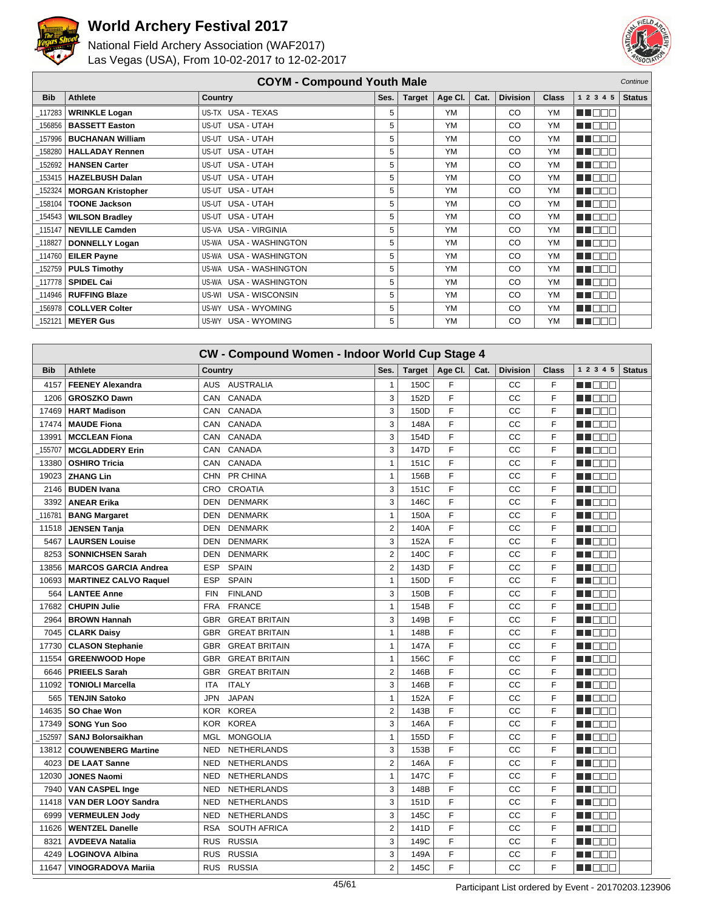# World Archery Festival 2017

National Field Archery Association (WAF2017)
Las Vegas (USA), From 10-02-2017 to 12-02-2017

## COYM - Compound Youth Male

*Continue*

| Bib | Athlete | Country | | Ses. | Target | Age Cl. | Cat. | Division | Class | 1 2 3 4 5 | Status |
|---|---|---|---|---|---|---|---|---|---|---|---|
| _117283 | **WRINKLE Logan** | US-TX | USA - TEXAS | 5 | | YM | | CO | YM | | |
| _156856 | **BASSETT Easton** | US-UT | USA - UTAH | 5 | | YM | | CO | YM | | |
| _157996 | **BUCHANAN William** | US-UT | USA - UTAH | 5 | | YM | | CO | YM | | |
| _158280 | **HALLADAY Rennen** | US-UT | USA - UTAH | 5 | | YM | | CO | YM | | |
| _152692 | **HANSEN Carter** | US-UT | USA - UTAH | 5 | | YM | | CO | YM | | |
| _153415 | **HAZELBUSH Dalan** | US-UT | USA - UTAH | 5 | | YM | | CO | YM | | |
| _152324 | **MORGAN Kristopher** | US-UT | USA - UTAH | 5 | | YM | | CO | YM | | |
| _158104 | **TOONE Jackson** | US-UT | USA - UTAH | 5 | | YM | | CO | YM | | |
| _154543 | **WILSON Bradley** | US-UT | USA - UTAH | 5 | | YM | | CO | YM | | |
| _115147 | **NEVILLE Camden** | US-VA | USA - VIRGINIA | 5 | | YM | | CO | YM | | |
| _118827 | **DONNELLY Logan** | US-WA | USA - WASHINGTON | 5 | | YM | | CO | YM | | |
| _114760 | **EILER Payne** | US-WA | USA - WASHINGTON | 5 | | YM | | CO | YM | | |
| _152759 | **PULS Timothy** | US-WA | USA - WASHINGTON | 5 | | YM | | CO | YM | | |
| _117778 | **SPIDEL Cai** | US-WA | USA - WASHINGTON | 5 | | YM | | CO | YM | | |
| _114946 | **RUFFING Blaze** | US-WI | USA - WISCONSIN | 5 | | YM | | CO | YM | | |
| _156978 | **COLLVER Colter** | US-WY | USA - WYOMING | 5 | | YM | | CO | YM | | |
| _152121 | **MEYER Gus** | US-WY | USA - WYOMING | 5 | | YM | | CO | YM | | |

## CW - Compound Women - Indoor World Cup Stage 4

| Bib | Athlete | Country | | Ses. | Target | Age Cl. | Cat. | Division | Class | 1 2 3 4 5 | Status |
|---|---|---|---|---|---|---|---|---|---|---|---|
| 4157 | **FEENEY Alexandra** | AUS | AUSTRALIA | 1 | 150C | F | | CC | F | | |
| 1206 | **GROSZKO Dawn** | CAN | CANADA | 3 | 152D | F | | CC | F | | |
| 17469 | **HART Madison** | CAN | CANADA | 3 | 150D | F | | CC | F | | |
| 17474 | **MAUDE Fiona** | CAN | CANADA | 3 | 148A | F | | CC | F | | |
| 13991 | **MCCLEAN Fiona** | CAN | CANADA | 3 | 154D | F | | CC | F | | |
| _155707 | **MCGLADDERY Erin** | CAN | CANADA | 3 | 147D | F | | CC | F | | |
| 13380 | **OSHIRO Tricia** | CAN | CANADA | 1 | 151C | F | | CC | F | | |
| 19023 | **ZHANG Lin** | CHN | PR CHINA | 1 | 156B | F | | CC | F | | |
| 2146 | **BUDEN Ivana** | CRO | CROATIA | 3 | 151C | F | | CC | F | | |
| 3392 | **ANEAR Erika** | DEN | DENMARK | 3 | 146C | F | | CC | F | | |
| _116781 | **BANG Margaret** | DEN | DENMARK | 1 | 150A | F | | CC | F | | |
| 11518 | **JENSEN Tanja** | DEN | DENMARK | 2 | 140A | F | | CC | F | | |
| 5467 | **LAURSEN Louise** | DEN | DENMARK | 3 | 152A | F | | CC | F | | |
| 8253 | **SONNICHSEN Sarah** | DEN | DENMARK | 2 | 140C | F | | CC | F | | |
| 13856 | **MARCOS GARCIA Andrea** | ESP | SPAIN | 2 | 143D | F | | CC | F | | |
| 10693 | **MARTINEZ CALVO Raquel** | ESP | SPAIN | 1 | 150D | F | | CC | F | | |
| 564 | **LANTEE Anne** | FIN | FINLAND | 3 | 150B | F | | CC | F | | |
| 17682 | **CHUPIN Julie** | FRA | FRANCE | 1 | 154B | F | | CC | F | | |
| 2964 | **BROWN Hannah** | GBR | GREAT BRITAIN | 3 | 149B | F | | CC | F | | |
| 7045 | **CLARK Daisy** | GBR | GREAT BRITAIN | 1 | 148B | F | | CC | F | | |
| 17730 | **CLASON Stephanie** | GBR | GREAT BRITAIN | 1 | 147A | F | | CC | F | | |
| 11554 | **GREENWOOD Hope** | GBR | GREAT BRITAIN | 1 | 156C | F | | CC | F | | |
| 6646 | **PRIEELS Sarah** | GBR | GREAT BRITAIN | 2 | 146B | F | | CC | F | | |
| 11092 | **TONIOLI Marcella** | ITA | ITALY | 3 | 146B | F | | CC | F | | |
| 565 | **TENJIN Satoko** | JPN | JAPAN | 1 | 152A | F | | CC | F | | |
| 14635 | **SO Chae Won** | KOR | KOREA | 2 | 143B | F | | CC | F | | |
| 17349 | **SONG Yun Soo** | KOR | KOREA | 3 | 146A | F | | CC | F | | |
| _152597 | **SANJ Bolorsaikhan** | MGL | MONGOLIA | 1 | 155D | F | | CC | F | | |
| 13812 | **COUWENBERG Martine** | NED | NETHERLANDS | 3 | 153B | F | | CC | F | | |
| 4023 | **DE LAAT Sanne** | NED | NETHERLANDS | 2 | 146A | F | | CC | F | | |
| 12030 | **JONES Naomi** | NED | NETHERLANDS | 1 | 147C | F | | CC | F | | |
| 7940 | **VAN CASPEL Inge** | NED | NETHERLANDS | 3 | 148B | F | | CC | F | | |
| 11418 | **VAN DER LOOY Sandra** | NED | NETHERLANDS | 3 | 151D | F | | CC | F | | |
| 6999 | **VERMEULEN Jody** | NED | NETHERLANDS | 3 | 145C | F | | CC | F | | |
| 11626 | **WENTZEL Danelle** | RSA | SOUTH AFRICA | 2 | 141D | F | | CC | F | | |
| 8321 | **AVDEEVA Natalia** | RUS | RUSSIA | 3 | 149C | F | | CC | F | | |
| 4249 | **LOGINOVA Albina** | RUS | RUSSIA | 3 | 149A | F | | CC | F | | |
| 11647 | **VINOGRADOVA Mariia** | RUS | RUSSIA | 2 | 145C | F | | CC | F | | |

Participant List ordered by Event - 20170203.123906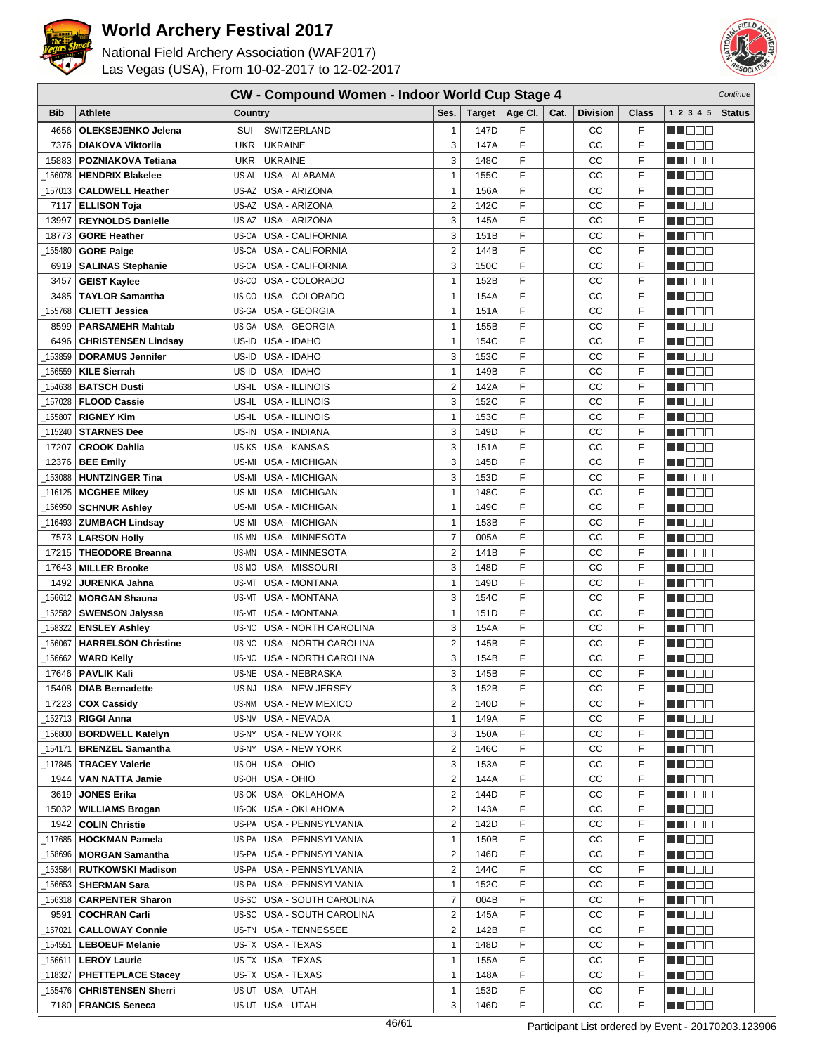# World Archery Festival 2017

National Field Archery Association (WAF2017)
Las Vegas (USA), From 10-02-2017 to 12-02-2017

## CW - Compound Women - Indoor World Cup Stage 4

*Continue*

| Bib | Athlete | Country | | Ses. | Target | Age Cl. | Cat. | Division | Class | 1 2 3 4 5 | Status |
|---|---|---|---|---|---|---|---|---|---|---|---|
| 4656 | OLEKSEJENKO Jelena | SUI | SWITZERLAND | 1 | 147D | F | | CC | F | | |
| 7376 | DIAKOVA Viktoriia | UKR | UKRAINE | 3 | 147A | F | | CC | F | | |
| 15883 | POZNIAKOVA Tetiana | UKR | UKRAINE | 3 | 148C | F | | CC | F | | |
| _156078 | HENDRIX Blakelee | US-AL | USA - ALABAMA | 1 | 155C | F | | CC | F | | |
| _157013 | CALDWELL Heather | US-AZ | USA - ARIZONA | 1 | 156A | F | | CC | F | | |
| 7117 | ELLISON Toja | US-AZ | USA - ARIZONA | 2 | 142C | F | | CC | F | | |
| 13997 | REYNOLDS Danielle | US-AZ | USA - ARIZONA | 3 | 145A | F | | CC | F | | |
| 18773 | GORE Heather | US-CA | USA - CALIFORNIA | 3 | 151B | F | | CC | F | | |
| _155480 | GORE Paige | US-CA | USA - CALIFORNIA | 2 | 144B | F | | CC | F | | |
| 6919 | SALINAS Stephanie | US-CA | USA - CALIFORNIA | 3 | 150C | F | | CC | F | | |
| 3457 | GEIST Kaylee | US-CO | USA - COLORADO | 1 | 152B | F | | CC | F | | |
| 3485 | TAYLOR Samantha | US-CO | USA - COLORADO | 1 | 154A | F | | CC | F | | |
| _155768 | CLIETT Jessica | US-GA | USA - GEORGIA | 1 | 151A | F | | CC | F | | |
| 8599 | PARSAMEHR Mahtab | US-GA | USA - GEORGIA | 1 | 155B | F | | CC | F | | |
| 6496 | CHRISTENSEN Lindsay | US-ID | USA - IDAHO | 1 | 154C | F | | CC | F | | |
| _153859 | DORAMUS Jennifer | US-ID | USA - IDAHO | 3 | 153C | F | | CC | F | | |
| _156559 | KILE Sierrah | US-ID | USA - IDAHO | 1 | 149B | F | | CC | F | | |
| _154638 | BATSCH Dusti | US-IL | USA - ILLINOIS | 2 | 142A | F | | CC | F | | |
| _157028 | FLOOD Cassie | US-IL | USA - ILLINOIS | 3 | 152C | F | | CC | F | | |
| _155807 | RIGNEY Kim | US-IL | USA - ILLINOIS | 1 | 153C | F | | CC | F | | |
| _115240 | STARNES Dee | US-IN | USA - INDIANA | 3 | 149D | F | | CC | F | | |
| 17207 | CROOK Dahlia | US-KS | USA - KANSAS | 3 | 151A | F | | CC | F | | |
| 12376 | BEE Emily | US-MI | USA - MICHIGAN | 3 | 145D | F | | CC | F | | |
| _153088 | HUNTZINGER Tina | US-MI | USA - MICHIGAN | 3 | 153D | F | | CC | F | | |
| _116125 | MCGHEE Mikey | US-MI | USA - MICHIGAN | 1 | 148C | F | | CC | F | | |
| _156950 | SCHNUR Ashley | US-MI | USA - MICHIGAN | 1 | 149C | F | | CC | F | | |
| _116493 | ZUMBACH Lindsay | US-MI | USA - MICHIGAN | 1 | 153B | F | | CC | F | | |
| 7573 | LARSON Holly | US-MN | USA - MINNESOTA | 7 | 005A | F | | CC | F | | |
| 17215 | THEODORE Breanna | US-MN | USA - MINNESOTA | 2 | 141B | F | | CC | F | | |
| 17643 | MILLER Brooke | US-MO | USA - MISSOURI | 3 | 148D | F | | CC | F | | |
| 1492 | JURENKA Jahna | US-MT | USA - MONTANA | 1 | 149D | F | | CC | F | | |
| _156612 | MORGAN Shauna | US-MT | USA - MONTANA | 3 | 154C | F | | CC | F | | |
| _152582 | SWENSON Jalyssa | US-MT | USA - MONTANA | 1 | 151D | F | | CC | F | | |
| _158322 | ENSLEY Ashley | US-NC | USA - NORTH CAROLINA | 3 | 154A | F | | CC | F | | |
| _156067 | HARRELSON Christine | US-NC | USA - NORTH CAROLINA | 2 | 145B | F | | CC | F | | |
| _156662 | WARD Kelly | US-NC | USA - NORTH CAROLINA | 3 | 154B | F | | CC | F | | |
| 17646 | PAVLIK Kali | US-NE | USA - NEBRASKA | 3 | 145B | F | | CC | F | | |
| 15408 | DIAB Bernadette | US-NJ | USA - NEW JERSEY | 3 | 152B | F | | CC | F | | |
| 17223 | COX Cassidy | US-NM | USA - NEW MEXICO | 2 | 140D | F | | CC | F | | |
| _152713 | RIGGI Anna | US-NV | USA - NEVADA | 1 | 149A | F | | CC | F | | |
| _156800 | BORDWELL Katelyn | US-NY | USA - NEW YORK | 3 | 150A | F | | CC | F | | |
| _154171 | BRENZEL Samantha | US-NY | USA - NEW YORK | 2 | 146C | F | | CC | F | | |
| _117845 | TRACEY Valerie | US-OH | USA - OHIO | 3 | 153A | F | | CC | F | | |
| 1944 | VAN NATTA Jamie | US-OH | USA - OHIO | 2 | 144A | F | | CC | F | | |
| 3619 | JONES Erika | US-OK | USA - OKLAHOMA | 2 | 144D | F | | CC | F | | |
| 15032 | WILLIAMS Brogan | US-OK | USA - OKLAHOMA | 2 | 143A | F | | CC | F | | |
| 1942 | COLIN Christie | US-PA | USA - PENNSYLVANIA | 2 | 142D | F | | CC | F | | |
| _117685 | HOCKMAN Pamela | US-PA | USA - PENNSYLVANIA | 1 | 150B | F | | CC | F | | |
| _158696 | MORGAN Samantha | US-PA | USA - PENNSYLVANIA | 2 | 146D | F | | CC | F | | |
| _153584 | RUTKOWSKI Madison | US-PA | USA - PENNSYLVANIA | 2 | 144C | F | | CC | F | | |
| _156653 | SHERMAN Sara | US-PA | USA - PENNSYLVANIA | 1 | 152C | F | | CC | F | | |
| _156318 | CARPENTER Sharon | US-SC | USA - SOUTH CAROLINA | 7 | 004B | F | | CC | F | | |
| 9591 | COCHRAN Carli | US-SC | USA - SOUTH CAROLINA | 2 | 145A | F | | CC | F | | |
| _157021 | CALLOWAY Connie | US-TN | USA - TENNESSEE | 2 | 142B | F | | CC | F | | |
| _154551 | LEBOEUF Melanie | US-TX | USA - TEXAS | 1 | 148D | F | | CC | F | | |
| _156611 | LEROY Laurie | US-TX | USA - TEXAS | 1 | 155A | F | | CC | F | | |
| _118327 | PHETTEPLACE Stacey | US-TX | USA - TEXAS | 1 | 148A | F | | CC | F | | |
| _155476 | CHRISTENSEN Sherri | US-UT | USA - UTAH | 1 | 153D | F | | CC | F | | |
| 7180 | FRANCIS Seneca | US-UT | USA - UTAH | 3 | 146D | F | | CC | F | | |

Participant List ordered by Event - 20170203.123906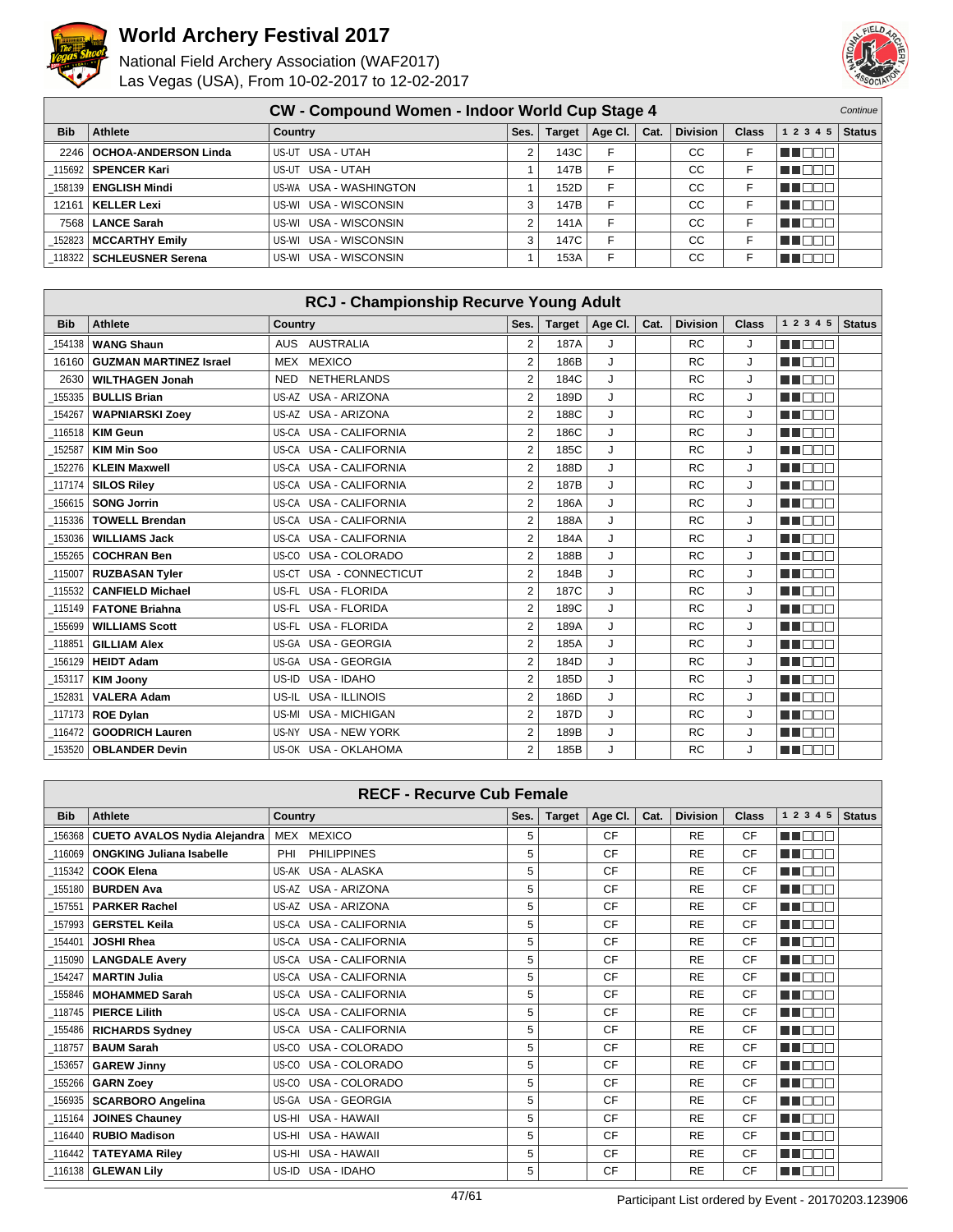# World Archery Festival 2017

National Field Archery Association (WAF2017)
Las Vegas (USA), From 10-02-2017 to 12-02-2017

## CW - Compound Women - Indoor World Cup Stage 4

*Continue*

| Bib | Athlete | Country | Ses. | Target | Age Cl. | Cat. | Division | Class | 1 2 3 4 5 | Status |
|---|---|---|---|---|---|---|---|---|---|---|
| 2246 | **OCHOA-ANDERSON Linda** | US-UT USA - UTAH | 2 | 143C | F | | CC | F | | |
| _115692 | **SPENCER Kari** | US-UT USA - UTAH | 1 | 147B | F | | CC | F | | |
| _158139 | **ENGLISH Mindi** | US-WA USA - WASHINGTON | 1 | 152D | F | | CC | F | | |
| 12161 | **KELLER Lexi** | US-WI USA - WISCONSIN | 3 | 147B | F | | CC | F | | |
| 7568 | **LANCE Sarah** | US-WI USA - WISCONSIN | 2 | 141A | F | | CC | F | | |
| _152823 | **MCCARTHY Emily** | US-WI USA - WISCONSIN | 3 | 147C | F | | CC | F | | |
| _118322 | **SCHLEUSNER Serena** | US-WI USA - WISCONSIN | 1 | 153A | F | | CC | F | | |

## RCJ - Championship Recurve Young Adult

| Bib | Athlete | Country | Ses. | Target | Age Cl. | Cat. | Division | Class | 1 2 3 4 5 | Status |
|---|---|---|---|---|---|---|---|---|---|---|
| _154138 | **WANG Shaun** | AUS AUSTRALIA | 2 | 187A | J | | RC | J | | |
| 16160 | **GUZMAN MARTINEZ Israel** | MEX MEXICO | 2 | 186B | J | | RC | J | | |
| 2630 | **WILTHAGEN Jonah** | NED NETHERLANDS | 2 | 184C | J | | RC | J | | |
| _155335 | **BULLIS Brian** | US-AZ USA - ARIZONA | 2 | 189D | J | | RC | J | | |
| _154267 | **WAPNIARSKI Zoey** | US-AZ USA - ARIZONA | 2 | 188C | J | | RC | J | | |
| _116518 | **KIM Geun** | US-CA USA - CALIFORNIA | 2 | 186C | J | | RC | J | | |
| _152587 | **KIM Min Soo** | US-CA USA - CALIFORNIA | 2 | 185C | J | | RC | J | | |
| _152276 | **KLEIN Maxwell** | US-CA USA - CALIFORNIA | 2 | 188D | J | | RC | J | | |
| _117174 | **SILOS Riley** | US-CA USA - CALIFORNIA | 2 | 187B | J | | RC | J | | |
| _156615 | **SONG Jorrin** | US-CA USA - CALIFORNIA | 2 | 186A | J | | RC | J | | |
| _115336 | **TOWELL Brendan** | US-CA USA - CALIFORNIA | 2 | 188A | J | | RC | J | | |
| _153036 | **WILLIAMS Jack** | US-CA USA - CALIFORNIA | 2 | 184A | J | | RC | J | | |
| _155265 | **COCHRAN Ben** | US-CO USA - COLORADO | 2 | 188B | J | | RC | J | | |
| _115007 | **RUZBASAN Tyler** | US-CT USA - CONNECTICUT | 2 | 184B | J | | RC | J | | |
| _115532 | **CANFIELD Michael** | US-FL USA - FLORIDA | 2 | 187C | J | | RC | J | | |
| _115149 | **FATONE Briahna** | US-FL USA - FLORIDA | 2 | 189C | J | | RC | J | | |
| _155699 | **WILLIAMS Scott** | US-FL USA - FLORIDA | 2 | 189A | J | | RC | J | | |
| _118851 | **GILLIAM Alex** | US-GA USA - GEORGIA | 2 | 185A | J | | RC | J | | |
| _156129 | **HEIDT Adam** | US-GA USA - GEORGIA | 2 | 184D | J | | RC | J | | |
| _153117 | **KIM Joony** | US-ID USA - IDAHO | 2 | 185D | J | | RC | J | | |
| _152831 | **VALERA Adam** | US-IL USA - ILLINOIS | 2 | 186D | J | | RC | J | | |
| _117173 | **ROE Dylan** | US-MI USA - MICHIGAN | 2 | 187D | J | | RC | J | | |
| _116472 | **GOODRICH Lauren** | US-NY USA - NEW YORK | 2 | 189B | J | | RC | J | | |
| _153520 | **OBLANDER Devin** | US-OK USA - OKLAHOMA | 2 | 185B | J | | RC | J | | |

## RECF - Recurve Cub Female

| Bib | Athlete | Country | Ses. | Target | Age Cl. | Cat. | Division | Class | 1 2 3 4 5 | Status |
|---|---|---|---|---|---|---|---|---|---|---|
| _156368 | **CUETO AVALOS Nydia Alejandra** | MEX MEXICO | 5 | | CF | | RE | CF | | |
| _116069 | **ONGKING Juliana Isabelle** | PHI PHILIPPINES | 5 | | CF | | RE | CF | | |
| _115342 | **COOK Elena** | US-AK USA - ALASKA | 5 | | CF | | RE | CF | | |
| _155180 | **BURDEN Ava** | US-AZ USA - ARIZONA | 5 | | CF | | RE | CF | | |
| _157551 | **PARKER Rachel** | US-AZ USA - ARIZONA | 5 | | CF | | RE | CF | | |
| _157993 | **GERSTEL Keila** | US-CA USA - CALIFORNIA | 5 | | CF | | RE | CF | | |
| _154401 | **JOSHI Rhea** | US-CA USA - CALIFORNIA | 5 | | CF | | RE | CF | | |
| _115090 | **LANGDALE Avery** | US-CA USA - CALIFORNIA | 5 | | CF | | RE | CF | | |
| _154247 | **MARTIN Julia** | US-CA USA - CALIFORNIA | 5 | | CF | | RE | CF | | |
| _155846 | **MOHAMMED Sarah** | US-CA USA - CALIFORNIA | 5 | | CF | | RE | CF | | |
| _118745 | **PIERCE Lilith** | US-CA USA - CALIFORNIA | 5 | | CF | | RE | CF | | |
| _155486 | **RICHARDS Sydney** | US-CA USA - CALIFORNIA | 5 | | CF | | RE | CF | | |
| _118757 | **BAUM Sarah** | US-CO USA - COLORADO | 5 | | CF | | RE | CF | | |
| _153657 | **GAREW Jinny** | US-CO USA - COLORADO | 5 | | CF | | RE | CF | | |
| _155266 | **GARN Zoey** | US-CO USA - COLORADO | 5 | | CF | | RE | CF | | |
| _156935 | **SCARBORO Angelina** | US-GA USA - GEORGIA | 5 | | CF | | RE | CF | | |
| _115164 | **JOINES Chauney** | US-HI USA - HAWAII | 5 | | CF | | RE | CF | | |
| _116440 | **RUBIO Madison** | US-HI USA - HAWAII | 5 | | CF | | RE | CF | | |
| _116442 | **TATEYAMA Riley** | US-HI USA - HAWAII | 5 | | CF | | RE | CF | | |
| _116138 | **GLEWAN Lily** | US-ID USA - IDAHO | 5 | | CF | | RE | CF | | |

Participant List ordered by Event - 20170203.123906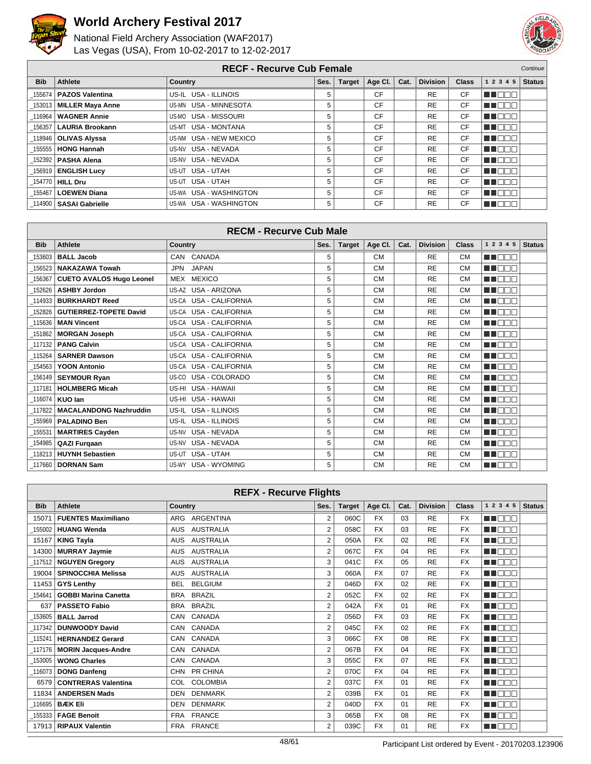# World Archery Festival 2017

National Field Archery Association (WAF2017)
Las Vegas (USA), From 10-02-2017 to 12-02-2017

## RECF - Recurve Cub Female

*Continue*

| Bib | Athlete | Country | Ses. | Target | Age Cl. | Cat. | Division | Class | 1 2 3 4 5 | Status |
|---|---|---|---|---|---|---|---|---|---|---|
| _155674 | **PAZOS Valentina** | US-IL USA - ILLINOIS | 5 | | CF | | RE | CF | | |
| _153013 | **MILLER Maya Anne** | US-MN USA - MINNESOTA | 5 | | CF | | RE | CF | | |
| _116964 | **WAGNER Annie** | US-MO USA - MISSOURI | 5 | | CF | | RE | CF | | |
| _156357 | **LAURIA Brookann** | US-MT USA - MONTANA | 5 | | CF | | RE | CF | | |
| _118946 | **OLIVAS Alyssa** | US-NM USA - NEW MEXICO | 5 | | CF | | RE | CF | | |
| _155555 | **HONG Hannah** | US-NV USA - NEVADA | 5 | | CF | | RE | CF | | |
| _152392 | **PASHA Alena** | US-NV USA - NEVADA | 5 | | CF | | RE | CF | | |
| _156919 | **ENGLISH Lucy** | US-UT USA - UTAH | 5 | | CF | | RE | CF | | |
| _154770 | **HILL Dru** | US-UT USA - UTAH | 5 | | CF | | RE | CF | | |
| _155467 | **LOEWEN Diana** | US-WA USA - WASHINGTON | 5 | | CF | | RE | CF | | |
| _114900 | **SASAI Gabrielle** | US-WA USA - WASHINGTON | 5 | | CF | | RE | CF | | |

## RECM - Recurve Cub Male

| Bib | Athlete | Country | Ses. | Target | Age Cl. | Cat. | Division | Class | 1 2 3 4 5 | Status |
|---|---|---|---|---|---|---|---|---|---|---|
| _153603 | **BALL Jacob** | CAN CANADA | 5 | | CM | | RE | CM | | |
| _156523 | **NAKAZAWA Towah** | JPN JAPAN | 5 | | CM | | RE | CM | | |
| _156367 | **CUETO AVALOS Hugo Leonel** | MEX MEXICO | 5 | | CM | | RE | CM | | |
| _152626 | **ASHBY Jordon** | US-AZ USA - ARIZONA | 5 | | CM | | RE | CM | | |
| _114933 | **BURKHARDT Reed** | US-CA USA - CALIFORNIA | 5 | | CM | | RE | CM | | |
| _152826 | **GUTIERREZ-TOPETE David** | US-CA USA - CALIFORNIA | 5 | | CM | | RE | CM | | |
| _115636 | **MAN Vincent** | US-CA USA - CALIFORNIA | 5 | | CM | | RE | CM | | |
| _151862 | **MORGAN Joseph** | US-CA USA - CALIFORNIA | 5 | | CM | | RE | CM | | |
| _117132 | **PANG Calvin** | US-CA USA - CALIFORNIA | 5 | | CM | | RE | CM | | |
| _115264 | **SARNER Dawson** | US-CA USA - CALIFORNIA | 5 | | CM | | RE | CM | | |
| _154563 | **YOON Antonio** | US-CA USA - CALIFORNIA | 5 | | CM | | RE | CM | | |
| _156149 | **SEYMOUR Ryan** | US-CO USA - COLORADO | 5 | | CM | | RE | CM | | |
| _117181 | **HOLMBERG Micah** | US-HI USA - HAWAII | 5 | | CM | | RE | CM | | |
| _116074 | **KUO Ian** | US-HI USA - HAWAII | 5 | | CM | | RE | CM | | |
| _117822 | **MACALANDONG Nazhruddin** | US-IL USA - ILLINOIS | 5 | | CM | | RE | CM | | |
| _155969 | **PALADINO Ben** | US-IL USA - ILLINOIS | 5 | | CM | | RE | CM | | |
| _155531 | **MARTIRES Cayden** | US-NV USA - NEVADA | 5 | | CM | | RE | CM | | |
| _154985 | **QAZI Furqaan** | US-NV USA - NEVADA | 5 | | CM | | RE | CM | | |
| _118213 | **HUYNH Sebastien** | US-UT USA - UTAH | 5 | | CM | | RE | CM | | |
| _117660 | **DORNAN Sam** | US-WY USA - WYOMING | 5 | | CM | | RE | CM | | |

## REFX - Recurve Flights

| Bib | Athlete | Country | Ses. | Target | Age Cl. | Cat. | Division | Class | 1 2 3 4 5 | Status |
|---|---|---|---|---|---|---|---|---|---|---|
| 15071 | **FUENTES Maximiliano** | ARG ARGENTINA | 2 | 060C | FX | 03 | RE | FX | | |
| _155002 | **HUANG Wenda** | AUS AUSTRALIA | 2 | 058C | FX | 03 | RE | FX | | |
| 15167 | **KING Tayla** | AUS AUSTRALIA | 2 | 050A | FX | 02 | RE | FX | | |
| 14300 | **MURRAY Jaymie** | AUS AUSTRALIA | 2 | 067C | FX | 04 | RE | FX | | |
| _117512 | **NGUYEN Gregory** | AUS AUSTRALIA | 3 | 041C | FX | 05 | RE | FX | | |
| 19004 | **SPINOCCHIA Melissa** | AUS AUSTRALIA | 3 | 060A | FX | 07 | RE | FX | | |
| 11453 | **GYS Lenthy** | BEL BELGIUM | 2 | 046D | FX | 02 | RE | FX | | |
| _154641 | **GOBBI Marina Canetta** | BRA BRAZIL | 2 | 052C | FX | 02 | RE | FX | | |
| 637 | **PASSETO Fabio** | BRA BRAZIL | 2 | 042A | FX | 01 | RE | FX | | |
| _153605 | **BALL Jarrod** | CAN CANADA | 2 | 056D | FX | 03 | RE | FX | | |
| _117342 | **DUNWOODY David** | CAN CANADA | 2 | 045C | FX | 02 | RE | FX | | |
| _115241 | **HERNANDEZ Gerard** | CAN CANADA | 3 | 066C | FX | 08 | RE | FX | | |
| _117176 | **MORIN Jacques-Andre** | CAN CANADA | 2 | 067B | FX | 04 | RE | FX | | |
| _153005 | **WONG Charles** | CAN CANADA | 3 | 055C | FX | 07 | RE | FX | | |
| _116073 | **DONG Danfeng** | CHN PR CHINA | 2 | 070C | FX | 04 | RE | FX | | |
| 6579 | **CONTRERAS Valentina** | COL COLOMBIA | 2 | 037C | FX | 01 | RE | FX | | |
| 11834 | **ANDERSEN Mads** | DEN DENMARK | 2 | 039B | FX | 01 | RE | FX | | |
| _116695 | **BÆK Eli** | DEN DENMARK | 2 | 040D | FX | 01 | RE | FX | | |
| _155333 | **FAGE Benoit** | FRA FRANCE | 3 | 065B | FX | 08 | RE | FX | | |
| 17913 | **RIPAUX Valentin** | FRA FRANCE | 2 | 039C | FX | 01 | RE | FX | | |

Participant List ordered by Event - 20170203.123906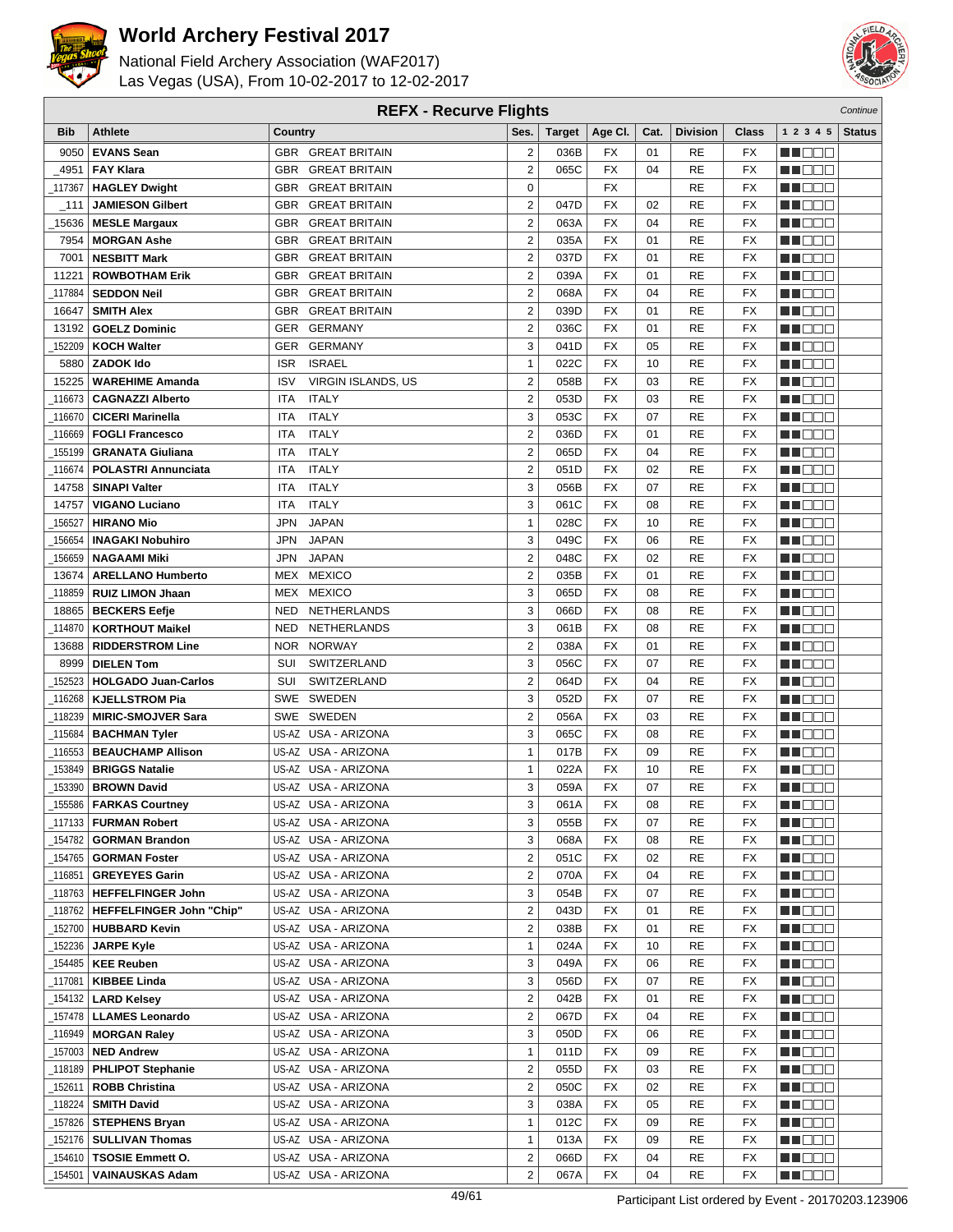# World Archery Festival 2017

National Field Archery Association (WAF2017)
Las Vegas (USA), From 10-02-2017 to 12-02-2017

## REFX - Recurve Flights

*Continue*

| Bib | Athlete | Country | | Ses. | Target | Age Cl. | Cat. | Division | Class | 1 2 3 4 5 | Status |
|---|---|---|---|---|---|---|---|---|---|---|---|
| 9050 | **EVANS Sean** | GBR | GREAT BRITAIN | 2 | 036B | FX | 01 | RE | FX | | |
| _4951 | **FAY Klara** | GBR | GREAT BRITAIN | 2 | 065C | FX | 04 | RE | FX | | |
| _117367 | **HAGLEY Dwight** | GBR | GREAT BRITAIN | 0 | | FX | | RE | FX | | |
| _111 | **JAMIESON Gilbert** | GBR | GREAT BRITAIN | 2 | 047D | FX | 02 | RE | FX | | |
| _15636 | **MESLE Margaux** | GBR | GREAT BRITAIN | 2 | 063A | FX | 04 | RE | FX | | |
| 7954 | **MORGAN Ashe** | GBR | GREAT BRITAIN | 2 | 035A | FX | 01 | RE | FX | | |
| 7001 | **NESBITT Mark** | GBR | GREAT BRITAIN | 2 | 037D | FX | 01 | RE | FX | | |
| 11221 | **ROWBOTHAM Erik** | GBR | GREAT BRITAIN | 2 | 039A | FX | 01 | RE | FX | | |
| _117884 | **SEDDON Neil** | GBR | GREAT BRITAIN | 2 | 068A | FX | 04 | RE | FX | | |
| 16647 | **SMITH Alex** | GBR | GREAT BRITAIN | 2 | 039D | FX | 01 | RE | FX | | |
| 13192 | **GOELZ Dominic** | GER | GERMANY | 2 | 036C | FX | 01 | RE | FX | | |
| _152209 | **KOCH Walter** | GER | GERMANY | 3 | 041D | FX | 05 | RE | FX | | |
| 5880 | **ZADOK Ido** | ISR | ISRAEL | 1 | 022C | FX | 10 | RE | FX | | |
| 15225 | **WAREHIME Amanda** | ISV | VIRGIN ISLANDS, US | 2 | 058B | FX | 03 | RE | FX | | |
| _116673 | **CAGNAZZI Alberto** | ITA | ITALY | 2 | 053D | FX | 03 | RE | FX | | |
| _116670 | **CICERI Marinella** | ITA | ITALY | 3 | 053C | FX | 07 | RE | FX | | |
| _116669 | **FOGLI Francesco** | ITA | ITALY | 2 | 036D | FX | 01 | RE | FX | | |
| _155199 | **GRANATA Giuliana** | ITA | ITALY | 2 | 065D | FX | 04 | RE | FX | | |
| _116674 | **POLASTRI Annunciata** | ITA | ITALY | 2 | 051D | FX | 02 | RE | FX | | |
| 14758 | **SINAPI Valter** | ITA | ITALY | 3 | 056B | FX | 07 | RE | FX | | |
| 14757 | **VIGANO Luciano** | ITA | ITALY | 3 | 061C | FX | 08 | RE | FX | | |
| _156527 | **HIRANO Mio** | JPN | JAPAN | 1 | 028C | FX | 10 | RE | FX | | |
| _156654 | **INAGAKI Nobuhiro** | JPN | JAPAN | 3 | 049C | FX | 06 | RE | FX | | |
| _156659 | **NAGAAMI Miki** | JPN | JAPAN | 2 | 048C | FX | 02 | RE | FX | | |
| 13674 | **ARELLANO Humberto** | MEX | MEXICO | 2 | 035B | FX | 01 | RE | FX | | |
| _118859 | **RUIZ LIMON Jhaan** | MEX | MEXICO | 3 | 065D | FX | 08 | RE | FX | | |
| 18865 | **BECKERS Eefje** | NED | NETHERLANDS | 3 | 066D | FX | 08 | RE | FX | | |
| _114870 | **KORTHOUT Maikel** | NED | NETHERLANDS | 3 | 061B | FX | 08 | RE | FX | | |
| 13688 | **RIDDERSTROM Line** | NOR | NORWAY | 2 | 038A | FX | 01 | RE | FX | | |
| 8999 | **DIELEN Tom** | SUI | SWITZERLAND | 3 | 056C | FX | 07 | RE | FX | | |
| _152523 | **HOLGADO Juan-Carlos** | SUI | SWITZERLAND | 2 | 064D | FX | 04 | RE | FX | | |
| _116268 | **KJELLSTROM Pia** | SWE | SWEDEN | 3 | 052D | FX | 07 | RE | FX | | |
| _118239 | **MIRIC-SMOJVER Sara** | SWE | SWEDEN | 2 | 056A | FX | 03 | RE | FX | | |
| _115684 | **BACHMAN Tyler** | US-AZ | USA - ARIZONA | 3 | 065C | FX | 08 | RE | FX | | |
| _116553 | **BEAUCHAMP Allison** | US-AZ | USA - ARIZONA | 1 | 017B | FX | 09 | RE | FX | | |
| _153849 | **BRIGGS Natalie** | US-AZ | USA - ARIZONA | 1 | 022A | FX | 10 | RE | FX | | |
| _153390 | **BROWN David** | US-AZ | USA - ARIZONA | 3 | 059A | FX | 07 | RE | FX | | |
| _155586 | **FARKAS Courtney** | US-AZ | USA - ARIZONA | 3 | 061A | FX | 08 | RE | FX | | |
| _117133 | **FURMAN Robert** | US-AZ | USA - ARIZONA | 3 | 055B | FX | 07 | RE | FX | | |
| _154782 | **GORMAN Brandon** | US-AZ | USA - ARIZONA | 3 | 068A | FX | 08 | RE | FX | | |
| _154765 | **GORMAN Foster** | US-AZ | USA - ARIZONA | 2 | 051C | FX | 02 | RE | FX | | |
| _116851 | **GREYEYES Garin** | US-AZ | USA - ARIZONA | 2 | 070A | FX | 04 | RE | FX | | |
| _118763 | **HEFFELFINGER John** | US-AZ | USA - ARIZONA | 3 | 054B | FX | 07 | RE | FX | | |
| _118762 | **HEFFELFINGER John "Chip"** | US-AZ | USA - ARIZONA | 2 | 043D | FX | 01 | RE | FX | | |
| _152700 | **HUBBARD Kevin** | US-AZ | USA - ARIZONA | 2 | 038B | FX | 01 | RE | FX | | |
| _152236 | **JARPE Kyle** | US-AZ | USA - ARIZONA | 1 | 024A | FX | 10 | RE | FX | | |
| _154485 | **KEE Reuben** | US-AZ | USA - ARIZONA | 3 | 049A | FX | 06 | RE | FX | | |
| _117081 | **KIBBEE Linda** | US-AZ | USA - ARIZONA | 3 | 056D | FX | 07 | RE | FX | | |
| _154132 | **LARD Kelsey** | US-AZ | USA - ARIZONA | 2 | 042B | FX | 01 | RE | FX | | |
| _157478 | **LLAMES Leonardo** | US-AZ | USA - ARIZONA | 2 | 067D | FX | 04 | RE | FX | | |
| _116949 | **MORGAN Raley** | US-AZ | USA - ARIZONA | 3 | 050D | FX | 06 | RE | FX | | |
| _157003 | **NED Andrew** | US-AZ | USA - ARIZONA | 1 | 011D | FX | 09 | RE | FX | | |
| _118189 | **PHLIPOT Stephanie** | US-AZ | USA - ARIZONA | 2 | 055D | FX | 03 | RE | FX | | |
| _152611 | **ROBB Christina** | US-AZ | USA - ARIZONA | 2 | 050C | FX | 02 | RE | FX | | |
| _118224 | **SMITH David** | US-AZ | USA - ARIZONA | 3 | 038A | FX | 05 | RE | FX | | |
| _157826 | **STEPHENS Bryan** | US-AZ | USA - ARIZONA | 1 | 012C | FX | 09 | RE | FX | | |
| _152176 | **SULLIVAN Thomas** | US-AZ | USA - ARIZONA | 1 | 013A | FX | 09 | RE | FX | | |
| _154610 | **TSOSIE Emmett O.** | US-AZ | USA - ARIZONA | 2 | 066D | FX | 04 | RE | FX | | |
| _154501 | **VAINAUSKAS Adam** | US-AZ | USA - ARIZONA | 2 | 067A | FX | 04 | RE | FX | | |

Participant List ordered by Event - 20170203.123906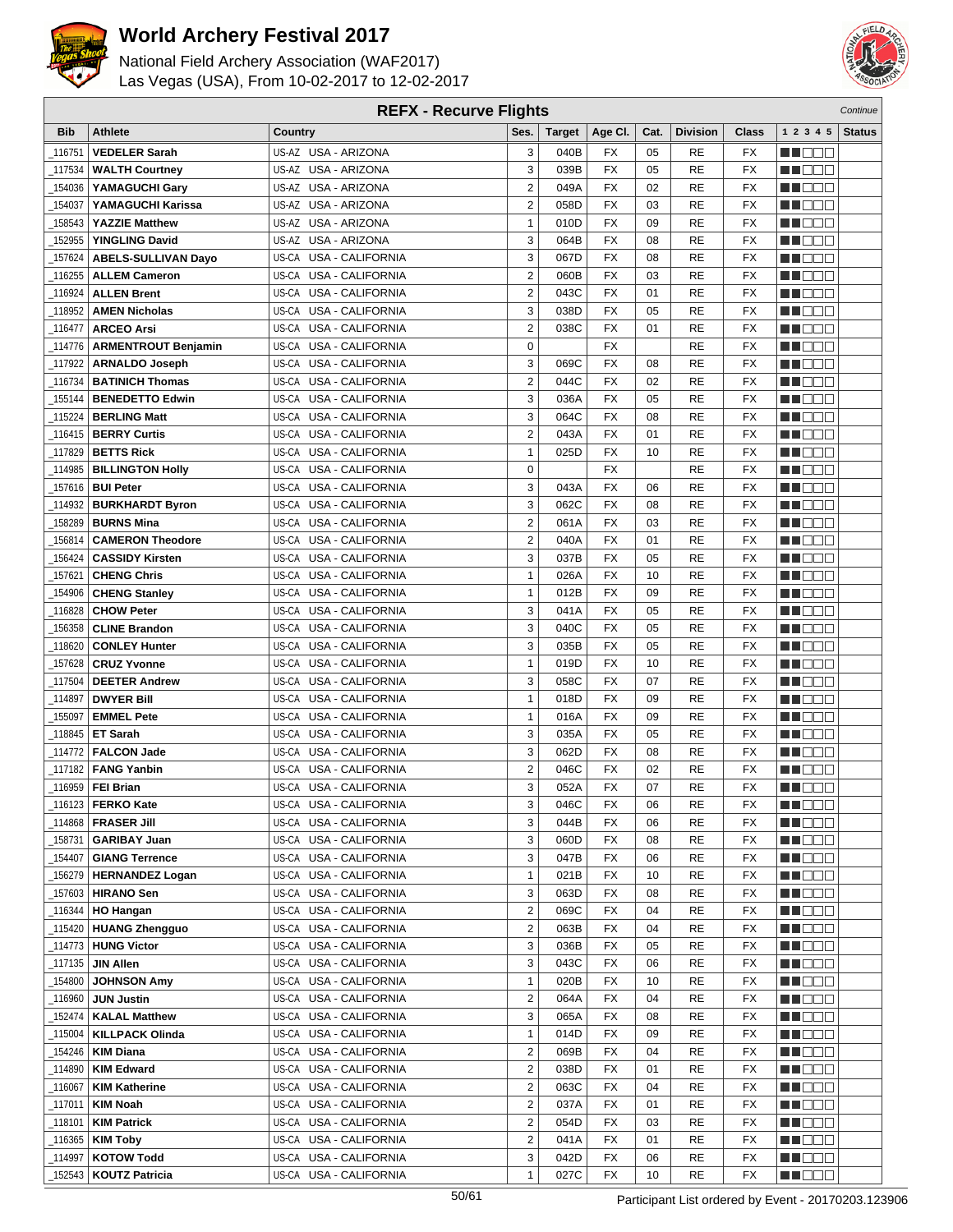# World Archery Festival 2017

National Field Archery Association (WAF2017)
Las Vegas (USA), From 10-02-2017 to 12-02-2017

## REFX - Recurve Flights

*Continue*

| Bib | Athlete | Country | Ses. | Target | Age Cl. | Cat. | Division | Class | 1 2 3 4 5 | Status |
|---|---|---|---|---|---|---|---|---|---|---|
| _116751 | **VEDELER Sarah** | US-AZ USA - ARIZONA | 3 | 040B | FX | 05 | RE | FX | | |
| _117534 | **WALTH Courtney** | US-AZ USA - ARIZONA | 3 | 039B | FX | 05 | RE | FX | | |
| _154036 | **YAMAGUCHI Gary** | US-AZ USA - ARIZONA | 2 | 049A | FX | 02 | RE | FX | | |
| _154037 | **YAMAGUCHI Karissa** | US-AZ USA - ARIZONA | 2 | 058D | FX | 03 | RE | FX | | |
| _158543 | **YAZZIE Matthew** | US-AZ USA - ARIZONA | 1 | 010D | FX | 09 | RE | FX | | |
| _152955 | **YINGLING David** | US-AZ USA - ARIZONA | 3 | 064B | FX | 08 | RE | FX | | |
| _157624 | **ABELS-SULLIVAN Dayo** | US-CA USA - CALIFORNIA | 3 | 067D | FX | 08 | RE | FX | | |
| _116255 | **ALLEM Cameron** | US-CA USA - CALIFORNIA | 2 | 060B | FX | 03 | RE | FX | | |
| _116924 | **ALLEN Brent** | US-CA USA - CALIFORNIA | 2 | 043C | FX | 01 | RE | FX | | |
| _118952 | **AMEN Nicholas** | US-CA USA - CALIFORNIA | 3 | 038D | FX | 05 | RE | FX | | |
| _116477 | **ARCEO Arsi** | US-CA USA - CALIFORNIA | 2 | 038C | FX | 01 | RE | FX | | |
| _114776 | **ARMENTROUT Benjamin** | US-CA USA - CALIFORNIA | 0 | | FX | | RE | FX | | |
| _117922 | **ARNALDO Joseph** | US-CA USA - CALIFORNIA | 3 | 069C | FX | 08 | RE | FX | | |
| _116734 | **BATINICH Thomas** | US-CA USA - CALIFORNIA | 2 | 044C | FX | 02 | RE | FX | | |
| _155144 | **BENEDETTO Edwin** | US-CA USA - CALIFORNIA | 3 | 036A | FX | 05 | RE | FX | | |
| _115224 | **BERLING Matt** | US-CA USA - CALIFORNIA | 3 | 064C | FX | 08 | RE | FX | | |
| _116415 | **BERRY Curtis** | US-CA USA - CALIFORNIA | 2 | 043A | FX | 01 | RE | FX | | |
| _117829 | **BETTS Rick** | US-CA USA - CALIFORNIA | 1 | 025D | FX | 10 | RE | FX | | |
| _114985 | **BILLINGTON Holly** | US-CA USA - CALIFORNIA | 0 | | FX | | RE | FX | | |
| _157616 | **BUI Peter** | US-CA USA - CALIFORNIA | 3 | 043A | FX | 06 | RE | FX | | |
| _114932 | **BURKHARDT Byron** | US-CA USA - CALIFORNIA | 3 | 062C | FX | 08 | RE | FX | | |
| _158289 | **BURNS Mina** | US-CA USA - CALIFORNIA | 2 | 061A | FX | 03 | RE | FX | | |
| _156814 | **CAMERON Theodore** | US-CA USA - CALIFORNIA | 2 | 040A | FX | 01 | RE | FX | | |
| _156424 | **CASSIDY Kirsten** | US-CA USA - CALIFORNIA | 3 | 037B | FX | 05 | RE | FX | | |
| _157621 | **CHENG Chris** | US-CA USA - CALIFORNIA | 1 | 026A | FX | 10 | RE | FX | | |
| _154906 | **CHENG Stanley** | US-CA USA - CALIFORNIA | 1 | 012B | FX | 09 | RE | FX | | |
| _116828 | **CHOW Peter** | US-CA USA - CALIFORNIA | 3 | 041A | FX | 05 | RE | FX | | |
| _156358 | **CLINE Brandon** | US-CA USA - CALIFORNIA | 3 | 040C | FX | 05 | RE | FX | | |
| _118620 | **CONLEY Hunter** | US-CA USA - CALIFORNIA | 3 | 035B | FX | 05 | RE | FX | | |
| _157628 | **CRUZ Yvonne** | US-CA USA - CALIFORNIA | 1 | 019D | FX | 10 | RE | FX | | |
| _117504 | **DEETER Andrew** | US-CA USA - CALIFORNIA | 3 | 058C | FX | 07 | RE | FX | | |
| _114897 | **DWYER Bill** | US-CA USA - CALIFORNIA | 1 | 018D | FX | 09 | RE | FX | | |
| _155097 | **EMMEL Pete** | US-CA USA - CALIFORNIA | 1 | 016A | FX | 09 | RE | FX | | |
| _118845 | **ET Sarah** | US-CA USA - CALIFORNIA | 3 | 035A | FX | 05 | RE | FX | | |
| _114772 | **FALCON Jade** | US-CA USA - CALIFORNIA | 3 | 062D | FX | 08 | RE | FX | | |
| _117182 | **FANG Yanbin** | US-CA USA - CALIFORNIA | 2 | 046C | FX | 02 | RE | FX | | |
| _116959 | **FEI Brian** | US-CA USA - CALIFORNIA | 3 | 052A | FX | 07 | RE | FX | | |
| _116123 | **FERKO Kate** | US-CA USA - CALIFORNIA | 3 | 046C | FX | 06 | RE | FX | | |
| _114868 | **FRASER Jill** | US-CA USA - CALIFORNIA | 3 | 044B | FX | 06 | RE | FX | | |
| _158731 | **GARIBAY Juan** | US-CA USA - CALIFORNIA | 3 | 060D | FX | 08 | RE | FX | | |
| _154407 | **GIANG Terrence** | US-CA USA - CALIFORNIA | 3 | 047B | FX | 06 | RE | FX | | |
| _156279 | **HERNANDEZ Logan** | US-CA USA - CALIFORNIA | 1 | 021B | FX | 10 | RE | FX | | |
| _157603 | **HIRANO Sen** | US-CA USA - CALIFORNIA | 3 | 063D | FX | 08 | RE | FX | | |
| _116344 | **HO Hangan** | US-CA USA - CALIFORNIA | 2 | 069C | FX | 04 | RE | FX | | |
| _115420 | **HUANG Zhengguo** | US-CA USA - CALIFORNIA | 2 | 063B | FX | 04 | RE | FX | | |
| _114773 | **HUNG Victor** | US-CA USA - CALIFORNIA | 3 | 036B | FX | 05 | RE | FX | | |
| _117135 | **JIN Allen** | US-CA USA - CALIFORNIA | 3 | 043C | FX | 06 | RE | FX | | |
| _154800 | **JOHNSON Amy** | US-CA USA - CALIFORNIA | 1 | 020B | FX | 10 | RE | FX | | |
| _116960 | **JUN Justin** | US-CA USA - CALIFORNIA | 2 | 064A | FX | 04 | RE | FX | | |
| _152474 | **KALAL Matthew** | US-CA USA - CALIFORNIA | 3 | 065A | FX | 08 | RE | FX | | |
| _115004 | **KILLPACK Olinda** | US-CA USA - CALIFORNIA | 1 | 014D | FX | 09 | RE | FX | | |
| _154246 | **KIM Diana** | US-CA USA - CALIFORNIA | 2 | 069B | FX | 04 | RE | FX | | |
| _114890 | **KIM Edward** | US-CA USA - CALIFORNIA | 2 | 038D | FX | 01 | RE | FX | | |
| _116067 | **KIM Katherine** | US-CA USA - CALIFORNIA | 2 | 063C | FX | 04 | RE | FX | | |
| _117011 | **KIM Noah** | US-CA USA - CALIFORNIA | 2 | 037A | FX | 01 | RE | FX | | |
| _118101 | **KIM Patrick** | US-CA USA - CALIFORNIA | 2 | 054D | FX | 03 | RE | FX | | |
| _116365 | **KIM Toby** | US-CA USA - CALIFORNIA | 2 | 041A | FX | 01 | RE | FX | | |
| _114997 | **KOTOW Todd** | US-CA USA - CALIFORNIA | 3 | 042D | FX | 06 | RE | FX | | |
| _152543 | **KOUTZ Patricia** | US-CA USA - CALIFORNIA | 1 | 027C | FX | 10 | RE | FX | | |

Participant List ordered by Event - 20170203.123906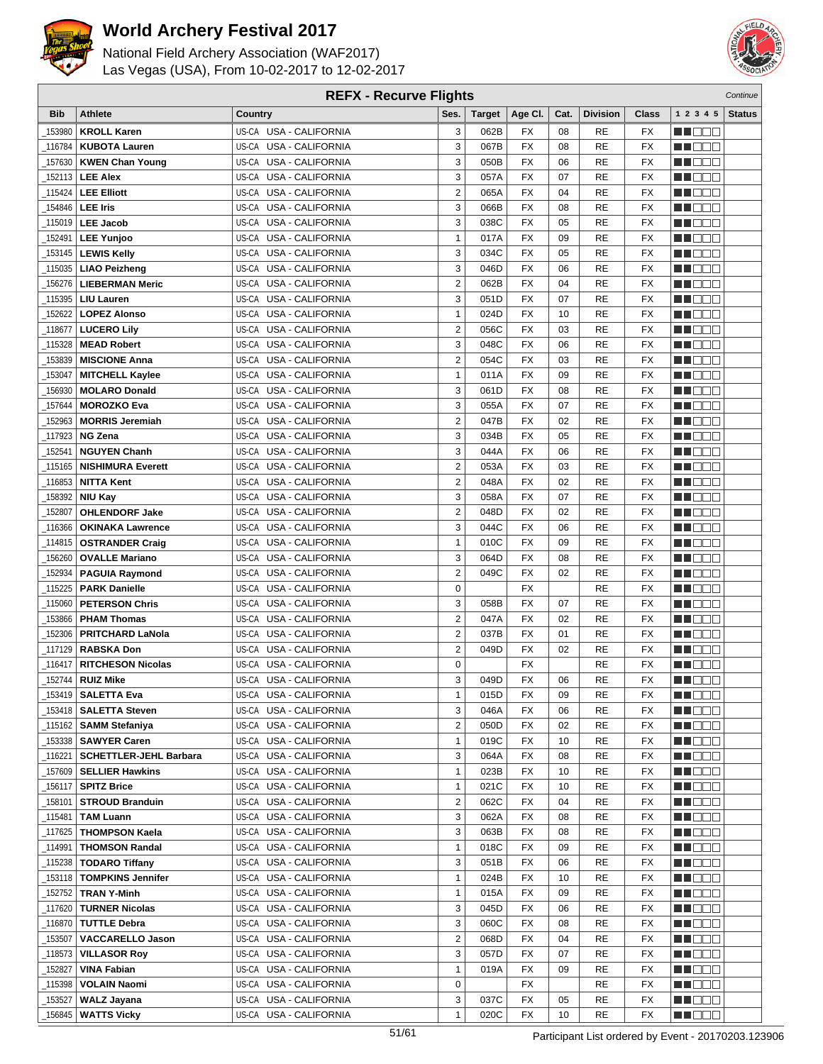# World Archery Festival 2017

National Field Archery Association (WAF2017)
Las Vegas (USA), From 10-02-2017 to 12-02-2017

## REFX - Recurve Flights

*Continue*

| Bib | Athlete | Country | Ses. | Target | Age Cl. | Cat. | Division | Class | 1 2 3 4 5 | Status |
|---|---|---|---|---|---|---|---|---|---|---|
| _153980 | **KROLL Karen** | US-CA USA - CALIFORNIA | 3 | 062B | FX | 08 | RE | FX | | |
| _116784 | **KUBOTA Lauren** | US-CA USA - CALIFORNIA | 3 | 067B | FX | 08 | RE | FX | | |
| _157630 | **KWEN Chan Young** | US-CA USA - CALIFORNIA | 3 | 050B | FX | 06 | RE | FX | | |
| _152113 | **LEE Alex** | US-CA USA - CALIFORNIA | 3 | 057A | FX | 07 | RE | FX | | |
| _115424 | **LEE Elliott** | US-CA USA - CALIFORNIA | 2 | 065A | FX | 04 | RE | FX | | |
| _154846 | **LEE Iris** | US-CA USA - CALIFORNIA | 3 | 066B | FX | 08 | RE | FX | | |
| _115019 | **LEE Jacob** | US-CA USA - CALIFORNIA | 3 | 038C | FX | 05 | RE | FX | | |
| _152491 | **LEE Yunjoo** | US-CA USA - CALIFORNIA | 1 | 017A | FX | 09 | RE | FX | | |
| _153145 | **LEWIS Kelly** | US-CA USA - CALIFORNIA | 3 | 034C | FX | 05 | RE | FX | | |
| _115035 | **LIAO Peizheng** | US-CA USA - CALIFORNIA | 3 | 046D | FX | 06 | RE | FX | | |
| _156276 | **LIEBERMAN Meric** | US-CA USA - CALIFORNIA | 2 | 062B | FX | 04 | RE | FX | | |
| _115395 | **LIU Lauren** | US-CA USA - CALIFORNIA | 3 | 051D | FX | 07 | RE | FX | | |
| _152622 | **LOPEZ Alonso** | US-CA USA - CALIFORNIA | 1 | 024D | FX | 10 | RE | FX | | |
| _118677 | **LUCERO Lily** | US-CA USA - CALIFORNIA | 2 | 056C | FX | 03 | RE | FX | | |
| _115328 | **MEAD Robert** | US-CA USA - CALIFORNIA | 3 | 048C | FX | 06 | RE | FX | | |
| _153839 | **MISCIONE Anna** | US-CA USA - CALIFORNIA | 2 | 054C | FX | 03 | RE | FX | | |
| _153047 | **MITCHELL Kaylee** | US-CA USA - CALIFORNIA | 1 | 011A | FX | 09 | RE | FX | | |
| _156930 | **MOLARO Donald** | US-CA USA - CALIFORNIA | 3 | 061D | FX | 08 | RE | FX | | |
| _157644 | **MOROZKO Eva** | US-CA USA - CALIFORNIA | 3 | 055A | FX | 07 | RE | FX | | |
| _152963 | **MORRIS Jeremiah** | US-CA USA - CALIFORNIA | 2 | 047B | FX | 02 | RE | FX | | |
| _117923 | **NG Zena** | US-CA USA - CALIFORNIA | 3 | 034B | FX | 05 | RE | FX | | |
| _152541 | **NGUYEN Chanh** | US-CA USA - CALIFORNIA | 3 | 044A | FX | 06 | RE | FX | | |
| _115165 | **NISHIMURA Everett** | US-CA USA - CALIFORNIA | 2 | 053A | FX | 03 | RE | FX | | |
| _116853 | **NITTA Kent** | US-CA USA - CALIFORNIA | 2 | 048A | FX | 02 | RE | FX | | |
| _158392 | **NIU Kay** | US-CA USA - CALIFORNIA | 3 | 058A | FX | 07 | RE | FX | | |
| _152807 | **OHLENDORF Jake** | US-CA USA - CALIFORNIA | 2 | 048D | FX | 02 | RE | FX | | |
| _116366 | **OKINAKA Lawrence** | US-CA USA - CALIFORNIA | 3 | 044C | FX | 06 | RE | FX | | |
| _114815 | **OSTRANDER Craig** | US-CA USA - CALIFORNIA | 1 | 010C | FX | 09 | RE | FX | | |
| _156260 | **OVALLE Mariano** | US-CA USA - CALIFORNIA | 3 | 064D | FX | 08 | RE | FX | | |
| _152934 | **PAGUIA Raymond** | US-CA USA - CALIFORNIA | 2 | 049C | FX | 02 | RE | FX | | |
| _115225 | **PARK Danielle** | US-CA USA - CALIFORNIA | 0 | | FX | | RE | FX | | |
| _115060 | **PETERSON Chris** | US-CA USA - CALIFORNIA | 3 | 058B | FX | 07 | RE | FX | | |
| _153866 | **PHAM Thomas** | US-CA USA - CALIFORNIA | 2 | 047A | FX | 02 | RE | FX | | |
| _152306 | **PRITCHARD LaNola** | US-CA USA - CALIFORNIA | 2 | 037B | FX | 01 | RE | FX | | |
| _117129 | **RABSKA Don** | US-CA USA - CALIFORNIA | 2 | 049D | FX | 02 | RE | FX | | |
| _116417 | **RITCHESON Nicolas** | US-CA USA - CALIFORNIA | 0 | | FX | | RE | FX | | |
| _152744 | **RUIZ Mike** | US-CA USA - CALIFORNIA | 3 | 049D | FX | 06 | RE | FX | | |
| _153419 | **SALETTA Eva** | US-CA USA - CALIFORNIA | 1 | 015D | FX | 09 | RE | FX | | |
| _153418 | **SALETTA Steven** | US-CA USA - CALIFORNIA | 3 | 046A | FX | 06 | RE | FX | | |
| _115162 | **SAMM Stefaniya** | US-CA USA - CALIFORNIA | 2 | 050D | FX | 02 | RE | FX | | |
| _153338 | **SAWYER Caren** | US-CA USA - CALIFORNIA | 1 | 019C | FX | 10 | RE | FX | | |
| _116221 | **SCHETTLER-JEHL Barbara** | US-CA USA - CALIFORNIA | 3 | 064A | FX | 08 | RE | FX | | |
| _157609 | **SELLIER Hawkins** | US-CA USA - CALIFORNIA | 1 | 023B | FX | 10 | RE | FX | | |
| _156117 | **SPITZ Brice** | US-CA USA - CALIFORNIA | 1 | 021C | FX | 10 | RE | FX | | |
| _158101 | **STROUD Branduin** | US-CA USA - CALIFORNIA | 2 | 062C | FX | 04 | RE | FX | | |
| _115481 | **TAM Luann** | US-CA USA - CALIFORNIA | 3 | 062A | FX | 08 | RE | FX | | |
| _117625 | **THOMPSON Kaela** | US-CA USA - CALIFORNIA | 3 | 063B | FX | 08 | RE | FX | | |
| _114991 | **THOMSON Randal** | US-CA USA - CALIFORNIA | 1 | 018C | FX | 09 | RE | FX | | |
| _115238 | **TODARO Tiffany** | US-CA USA - CALIFORNIA | 3 | 051B | FX | 06 | RE | FX | | |
| _153118 | **TOMPKINS Jennifer** | US-CA USA - CALIFORNIA | 1 | 024B | FX | 10 | RE | FX | | |
| _152752 | **TRAN Y-Minh** | US-CA USA - CALIFORNIA | 1 | 015A | FX | 09 | RE | FX | | |
| _117620 | **TURNER Nicolas** | US-CA USA - CALIFORNIA | 3 | 045D | FX | 06 | RE | FX | | |
| _116870 | **TUTTLE Debra** | US-CA USA - CALIFORNIA | 3 | 060C | FX | 08 | RE | FX | | |
| _153507 | **VACCARELLO Jason** | US-CA USA - CALIFORNIA | 2 | 068D | FX | 04 | RE | FX | | |
| _118573 | **VILLASOR Roy** | US-CA USA - CALIFORNIA | 3 | 057D | FX | 07 | RE | FX | | |
| _152827 | **VINA Fabian** | US-CA USA - CALIFORNIA | 1 | 019A | FX | 09 | RE | FX | | |
| _115398 | **VOLAIN Naomi** | US-CA USA - CALIFORNIA | 0 | | FX | | RE | FX | | |
| _153527 | **WALZ Jayana** | US-CA USA - CALIFORNIA | 3 | 037C | FX | 05 | RE | FX | | |
| _156845 | **WATTS Vicky** | US-CA USA - CALIFORNIA | 1 | 020C | FX | 10 | RE | FX | | |

Participant List ordered by Event - 20170203.123906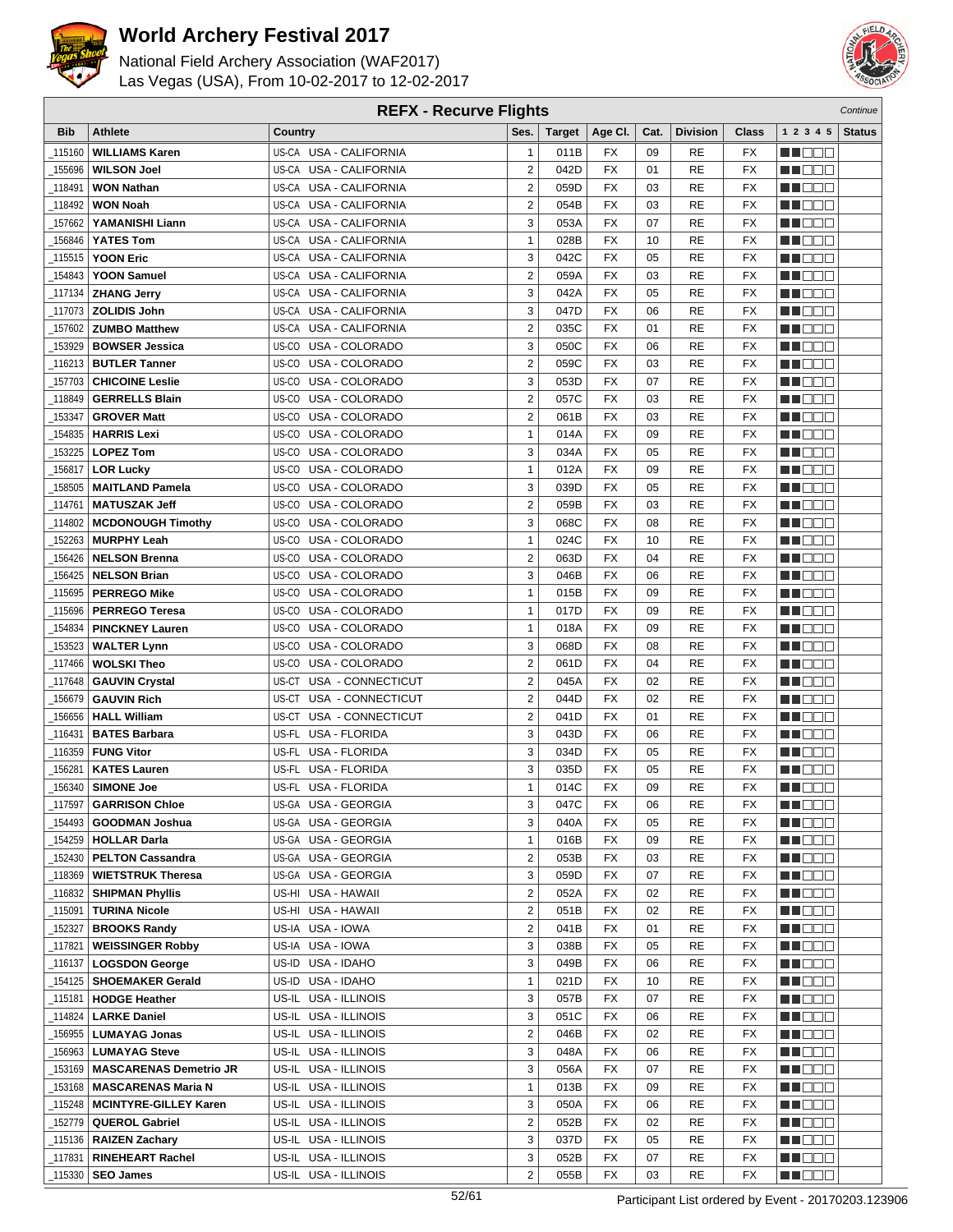# World Archery Festival 2017

National Field Archery Association (WAF2017)
Las Vegas (USA), From 10-02-2017 to 12-02-2017

## REFX - Recurve Flights

*Continue*

| Bib | Athlete | Country | Ses. | Target | Age Cl. | Cat. | Division | Class | 1 2 3 4 5 | Status |
|---|---|---|---|---|---|---|---|---|---|---|
| _115160 | WILLIAMS Karen | US-CA USA - CALIFORNIA | 1 | 011B | FX | 09 | RE | FX | | |
| _155696 | WILSON Joel | US-CA USA - CALIFORNIA | 2 | 042D | FX | 01 | RE | FX | | |
| _118491 | WON Nathan | US-CA USA - CALIFORNIA | 2 | 059D | FX | 03 | RE | FX | | |
| _118492 | WON Noah | US-CA USA - CALIFORNIA | 2 | 054B | FX | 03 | RE | FX | | |
| _157662 | YAMANISHI Liann | US-CA USA - CALIFORNIA | 3 | 053A | FX | 07 | RE | FX | | |
| _156846 | YATES Tom | US-CA USA - CALIFORNIA | 1 | 028B | FX | 10 | RE | FX | | |
| _115515 | YOON Eric | US-CA USA - CALIFORNIA | 3 | 042C | FX | 05 | RE | FX | | |
| _154843 | YOON Samuel | US-CA USA - CALIFORNIA | 2 | 059A | FX | 03 | RE | FX | | |
| _117134 | ZHANG Jerry | US-CA USA - CALIFORNIA | 3 | 042A | FX | 05 | RE | FX | | |
| _117073 | ZOLIDIS John | US-CA USA - CALIFORNIA | 3 | 047D | FX | 06 | RE | FX | | |
| _157602 | ZUMBO Matthew | US-CA USA - CALIFORNIA | 2 | 035C | FX | 01 | RE | FX | | |
| _153929 | BOWSER Jessica | US-CO USA - COLORADO | 3 | 050C | FX | 06 | RE | FX | | |
| _116213 | BUTLER Tanner | US-CO USA - COLORADO | 2 | 059C | FX | 03 | RE | FX | | |
| _157703 | CHICOINE Leslie | US-CO USA - COLORADO | 3 | 053D | FX | 07 | RE | FX | | |
| _118849 | GERRELLS Blain | US-CO USA - COLORADO | 2 | 057C | FX | 03 | RE | FX | | |
| _153347 | GROVER Matt | US-CO USA - COLORADO | 2 | 061B | FX | 03 | RE | FX | | |
| _154835 | HARRIS Lexi | US-CO USA - COLORADO | 1 | 014A | FX | 09 | RE | FX | | |
| _153225 | LOPEZ Tom | US-CO USA - COLORADO | 3 | 034A | FX | 05 | RE | FX | | |
| _156817 | LOR Lucky | US-CO USA - COLORADO | 1 | 012A | FX | 09 | RE | FX | | |
| _158505 | MAITLAND Pamela | US-CO USA - COLORADO | 3 | 039D | FX | 05 | RE | FX | | |
| _114761 | MATUSZAK Jeff | US-CO USA - COLORADO | 2 | 059B | FX | 03 | RE | FX | | |
| _114802 | MCDONOUGH Timothy | US-CO USA - COLORADO | 3 | 068C | FX | 08 | RE | FX | | |
| _152263 | MURPHY Leah | US-CO USA - COLORADO | 1 | 024C | FX | 10 | RE | FX | | |
| _156426 | NELSON Brenna | US-CO USA - COLORADO | 2 | 063D | FX | 04 | RE | FX | | |
| _156425 | NELSON Brian | US-CO USA - COLORADO | 3 | 046B | FX | 06 | RE | FX | | |
| _115695 | PERREGO Mike | US-CO USA - COLORADO | 1 | 015B | FX | 09 | RE | FX | | |
| _115696 | PERREGO Teresa | US-CO USA - COLORADO | 1 | 017D | FX | 09 | RE | FX | | |
| _154834 | PINCKNEY Lauren | US-CO USA - COLORADO | 1 | 018A | FX | 09 | RE | FX | | |
| _153523 | WALTER Lynn | US-CO USA - COLORADO | 3 | 068D | FX | 08 | RE | FX | | |
| _117466 | WOLSKI Theo | US-CO USA - COLORADO | 2 | 061D | FX | 04 | RE | FX | | |
| _117648 | GAUVIN Crystal | US-CT USA - CONNECTICUT | 2 | 045A | FX | 02 | RE | FX | | |
| _156679 | GAUVIN Rich | US-CT USA - CONNECTICUT | 2 | 044D | FX | 02 | RE | FX | | |
| _156656 | HALL William | US-CT USA - CONNECTICUT | 2 | 041D | FX | 01 | RE | FX | | |
| _116431 | BATES Barbara | US-FL USA - FLORIDA | 3 | 043D | FX | 06 | RE | FX | | |
| _116359 | FUNG Vitor | US-FL USA - FLORIDA | 3 | 034D | FX | 05 | RE | FX | | |
| _156281 | KATES Lauren | US-FL USA - FLORIDA | 3 | 035D | FX | 05 | RE | FX | | |
| _156340 | SIMONE Joe | US-FL USA - FLORIDA | 1 | 014C | FX | 09 | RE | FX | | |
| _117597 | GARRISON Chloe | US-GA USA - GEORGIA | 3 | 047C | FX | 06 | RE | FX | | |
| _154493 | GOODMAN Joshua | US-GA USA - GEORGIA | 3 | 040A | FX | 05 | RE | FX | | |
| _154259 | HOLLAR Darla | US-GA USA - GEORGIA | 1 | 016B | FX | 09 | RE | FX | | |
| _152430 | PELTON Cassandra | US-GA USA - GEORGIA | 2 | 053B | FX | 03 | RE | FX | | |
| _118369 | WIETSTRUK Theresa | US-GA USA - GEORGIA | 3 | 059D | FX | 07 | RE | FX | | |
| _116832 | SHIPMAN Phyllis | US-HI USA - HAWAII | 2 | 052A | FX | 02 | RE | FX | | |
| _115091 | TURINA Nicole | US-HI USA - HAWAII | 2 | 051B | FX | 02 | RE | FX | | |
| _152327 | BROOKS Randy | US-IA USA - IOWA | 2 | 041B | FX | 01 | RE | FX | | |
| _117821 | WEISSINGER Robby | US-IA USA - IOWA | 3 | 038B | FX | 05 | RE | FX | | |
| _116137 | LOGSDON George | US-ID USA - IDAHO | 3 | 049B | FX | 06 | RE | FX | | |
| _154125 | SHOEMAKER Gerald | US-ID USA - IDAHO | 1 | 021D | FX | 10 | RE | FX | | |
| _115181 | HODGE Heather | US-IL USA - ILLINOIS | 3 | 057B | FX | 07 | RE | FX | | |
| _114824 | LARKE Daniel | US-IL USA - ILLINOIS | 3 | 051C | FX | 06 | RE | FX | | |
| _156955 | LUMAYAG Jonas | US-IL USA - ILLINOIS | 2 | 046B | FX | 02 | RE | FX | | |
| _156963 | LUMAYAG Steve | US-IL USA - ILLINOIS | 3 | 048A | FX | 06 | RE | FX | | |
| _153169 | MASCARENAS Demetrio JR | US-IL USA - ILLINOIS | 3 | 056A | FX | 07 | RE | FX | | |
| _153168 | MASCARENAS Maria N | US-IL USA - ILLINOIS | 1 | 013B | FX | 09 | RE | FX | | |
| _115248 | MCINTYRE-GILLEY Karen | US-IL USA - ILLINOIS | 3 | 050A | FX | 06 | RE | FX | | |
| _152779 | QUEROL Gabriel | US-IL USA - ILLINOIS | 2 | 052B | FX | 02 | RE | FX | | |
| _115136 | RAIZEN Zachary | US-IL USA - ILLINOIS | 3 | 037D | FX | 05 | RE | FX | | |
| _117831 | RINEHEART Rachel | US-IL USA - ILLINOIS | 3 | 052B | FX | 07 | RE | FX | | |
| _115330 | SEO James | US-IL USA - ILLINOIS | 2 | 055B | FX | 03 | RE | FX | | |

Participant List ordered by Event - 20170203.123906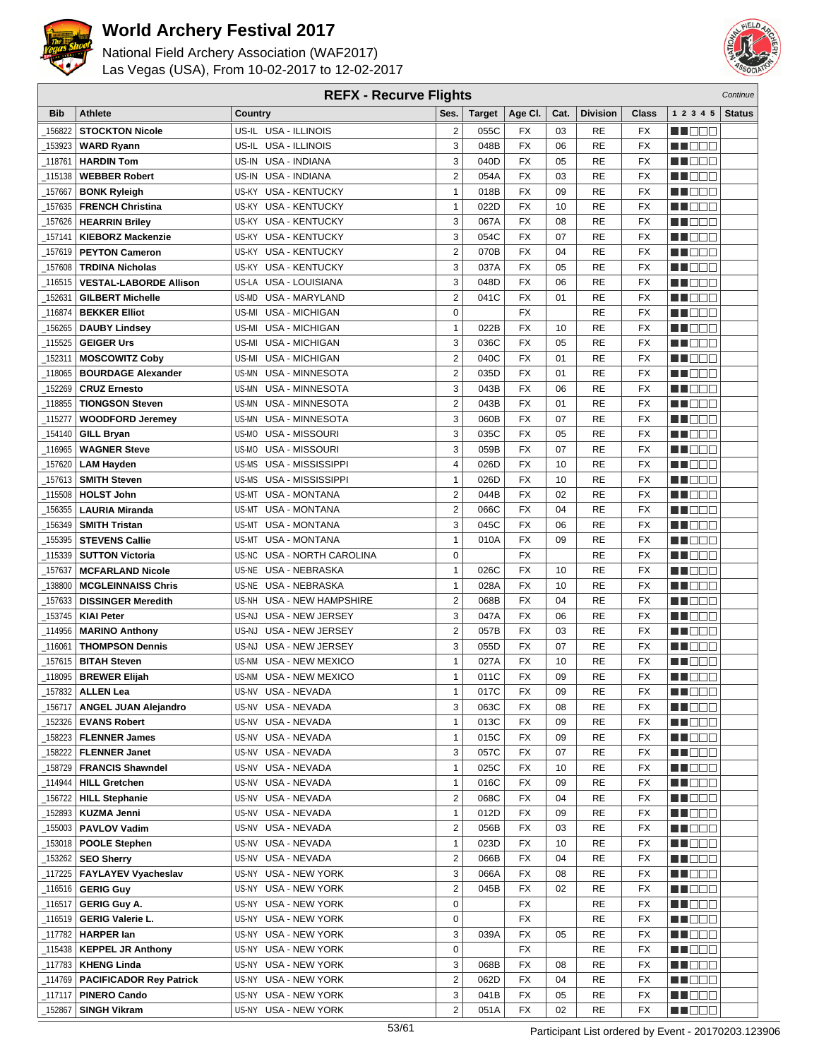# World Archery Festival 2017

National Field Archery Association (WAF2017)
Las Vegas (USA), From 10-02-2017 to 12-02-2017

## REFX - Recurve Flights

*Continue*

| Bib | Athlete | Country | | Ses. | Target | Age Cl. | Cat. | Division | Class | 1 2 3 4 5 | Status |
|---|---|---|---|---|---|---|---|---|---|---|---|
| _156822 | **STOCKTON Nicole** | US-IL | USA - ILLINOIS | 2 | 055C | FX | 03 | RE | FX | | |
| _153923 | **WARD Ryann** | US-IL | USA - ILLINOIS | 3 | 048B | FX | 06 | RE | FX | | |
| _118761 | **HARDIN Tom** | US-IN | USA - INDIANA | 3 | 040D | FX | 05 | RE | FX | | |
| _115138 | **WEBBER Robert** | US-IN | USA - INDIANA | 2 | 054A | FX | 03 | RE | FX | | |
| _157667 | **BONK Ryleigh** | US-KY | USA - KENTUCKY | 1 | 018B | FX | 09 | RE | FX | | |
| _157635 | **FRENCH Christina** | US-KY | USA - KENTUCKY | 1 | 022D | FX | 10 | RE | FX | | |
| _157626 | **HEARRIN Briley** | US-KY | USA - KENTUCKY | 3 | 067A | FX | 08 | RE | FX | | |
| _157141 | **KIEBORZ Mackenzie** | US-KY | USA - KENTUCKY | 3 | 054C | FX | 07 | RE | FX | | |
| _157619 | **PEYTON Cameron** | US-KY | USA - KENTUCKY | 2 | 070B | FX | 04 | RE | FX | | |
| _157608 | **TRDINA Nicholas** | US-KY | USA - KENTUCKY | 3 | 037A | FX | 05 | RE | FX | | |
| _116515 | **VESTAL-LABORDE Allison** | US-LA | USA - LOUISIANA | 3 | 048D | FX | 06 | RE | FX | | |
| _152631 | **GILBERT Michelle** | US-MD | USA - MARYLAND | 2 | 041C | FX | 01 | RE | FX | | |
| _116874 | **BEKKER Elliot** | US-MI | USA - MICHIGAN | 0 | | FX | | RE | FX | | |
| _156265 | **DAUBY Lindsey** | US-MI | USA - MICHIGAN | 1 | 022B | FX | 10 | RE | FX | | |
| _115525 | **GEIGER Urs** | US-MI | USA - MICHIGAN | 3 | 036C | FX | 05 | RE | FX | | |
| _152311 | **MOSCOWITZ Coby** | US-MI | USA - MICHIGAN | 2 | 040C | FX | 01 | RE | FX | | |
| _118065 | **BOURDAGE Alexander** | US-MN | USA - MINNESOTA | 2 | 035D | FX | 01 | RE | FX | | |
| _152269 | **CRUZ Ernesto** | US-MN | USA - MINNESOTA | 3 | 043B | FX | 06 | RE | FX | | |
| _118855 | **TIONGSON Steven** | US-MN | USA - MINNESOTA | 2 | 043B | FX | 01 | RE | FX | | |
| _115277 | **WOODFORD Jeremey** | US-MN | USA - MINNESOTA | 3 | 060B | FX | 07 | RE | FX | | |
| _154140 | **GILL Bryan** | US-MO | USA - MISSOURI | 3 | 035C | FX | 05 | RE | FX | | |
| _116965 | **WAGNER Steve** | US-MO | USA - MISSOURI | 3 | 059B | FX | 07 | RE | FX | | |
| _157620 | **LAM Hayden** | US-MS | USA - MISSISSIPPI | 4 | 026D | FX | 10 | RE | FX | | |
| _157613 | **SMITH Steven** | US-MS | USA - MISSISSIPPI | 1 | 026D | FX | 10 | RE | FX | | |
| _115508 | **HOLST John** | US-MT | USA - MONTANA | 2 | 044B | FX | 02 | RE | FX | | |
| _156355 | **LAURIA Miranda** | US-MT | USA - MONTANA | 2 | 066C | FX | 04 | RE | FX | | |
| _156349 | **SMITH Tristan** | US-MT | USA - MONTANA | 3 | 045C | FX | 06 | RE | FX | | |
| _155395 | **STEVENS Callie** | US-MT | USA - MONTANA | 1 | 010A | FX | 09 | RE | FX | | |
| _115339 | **SUTTON Victoria** | US-NC | USA - NORTH CAROLINA | 0 | | FX | | RE | FX | | |
| _157637 | **MCFARLAND Nicole** | US-NE | USA - NEBRASKA | 1 | 026C | FX | 10 | RE | FX | | |
| _138800 | **MCGLEINNAISS Chris** | US-NE | USA - NEBRASKA | 1 | 028A | FX | 10 | RE | FX | | |
| _157633 | **DISSINGER Meredith** | US-NH | USA - NEW HAMPSHIRE | 2 | 068B | FX | 04 | RE | FX | | |
| _153745 | **KIAI Peter** | US-NJ | USA - NEW JERSEY | 3 | 047A | FX | 06 | RE | FX | | |
| _114956 | **MARINO Anthony** | US-NJ | USA - NEW JERSEY | 2 | 057B | FX | 03 | RE | FX | | |
| _116061 | **THOMPSON Dennis** | US-NJ | USA - NEW JERSEY | 3 | 055D | FX | 07 | RE | FX | | |
| _157615 | **BITAH Steven** | US-NM | USA - NEW MEXICO | 1 | 027A | FX | 10 | RE | FX | | |
| _118095 | **BREWER Elijah** | US-NM | USA - NEW MEXICO | 1 | 011C | FX | 09 | RE | FX | | |
| _157832 | **ALLEN Lea** | US-NV | USA - NEVADA | 1 | 017C | FX | 09 | RE | FX | | |
| _156717 | **ANGEL JUAN Alejandro** | US-NV | USA - NEVADA | 3 | 063C | FX | 08 | RE | FX | | |
| _152326 | **EVANS Robert** | US-NV | USA - NEVADA | 1 | 013C | FX | 09 | RE | FX | | |
| _158223 | **FLENNER James** | US-NV | USA - NEVADA | 1 | 015C | FX | 09 | RE | FX | | |
| _158222 | **FLENNER Janet** | US-NV | USA - NEVADA | 3 | 057C | FX | 07 | RE | FX | | |
| _158729 | **FRANCIS Shawndel** | US-NV | USA - NEVADA | 1 | 025C | FX | 10 | RE | FX | | |
| _114944 | **HILL Gretchen** | US-NV | USA - NEVADA | 1 | 016C | FX | 09 | RE | FX | | |
| _156722 | **HILL Stephanie** | US-NV | USA - NEVADA | 2 | 068C | FX | 04 | RE | FX | | |
| _152893 | **KUZMA Jenni** | US-NV | USA - NEVADA | 1 | 012D | FX | 09 | RE | FX | | |
| _155003 | **PAVLOV Vadim** | US-NV | USA - NEVADA | 2 | 056B | FX | 03 | RE | FX | | |
| _153018 | **POOLE Stephen** | US-NV | USA - NEVADA | 1 | 023D | FX | 10 | RE | FX | | |
| _153262 | **SEO Sherry** | US-NV | USA - NEVADA | 2 | 066B | FX | 04 | RE | FX | | |
| _117225 | **FAYLAYEV Vyacheslav** | US-NY | USA - NEW YORK | 3 | 066A | FX | 08 | RE | FX | | |
| _116516 | **GERIG Guy** | US-NY | USA - NEW YORK | 2 | 045B | FX | 02 | RE | FX | | |
| _116517 | **GERIG Guy A.** | US-NY | USA - NEW YORK | 0 | | FX | | RE | FX | | |
| _116519 | **GERIG Valerie L.** | US-NY | USA - NEW YORK | 0 | | FX | | RE | FX | | |
| _117782 | **HARPER Ian** | US-NY | USA - NEW YORK | 3 | 039A | FX | 05 | RE | FX | | |
| _115438 | **KEPPEL JR Anthony** | US-NY | USA - NEW YORK | 0 | | FX | | RE | FX | | |
| _117783 | **KHENG Linda** | US-NY | USA - NEW YORK | 3 | 068B | FX | 08 | RE | FX | | |
| _114769 | **PACIFICADOR Rey Patrick** | US-NY | USA - NEW YORK | 2 | 062D | FX | 04 | RE | FX | | |
| _117117 | **PINERO Cando** | US-NY | USA - NEW YORK | 3 | 041B | FX | 05 | RE | FX | | |
| _152867 | **SINGH Vikram** | US-NY | USA - NEW YORK | 2 | 051A | FX | 02 | RE | FX | | |

Participant List ordered by Event - 20170203.123906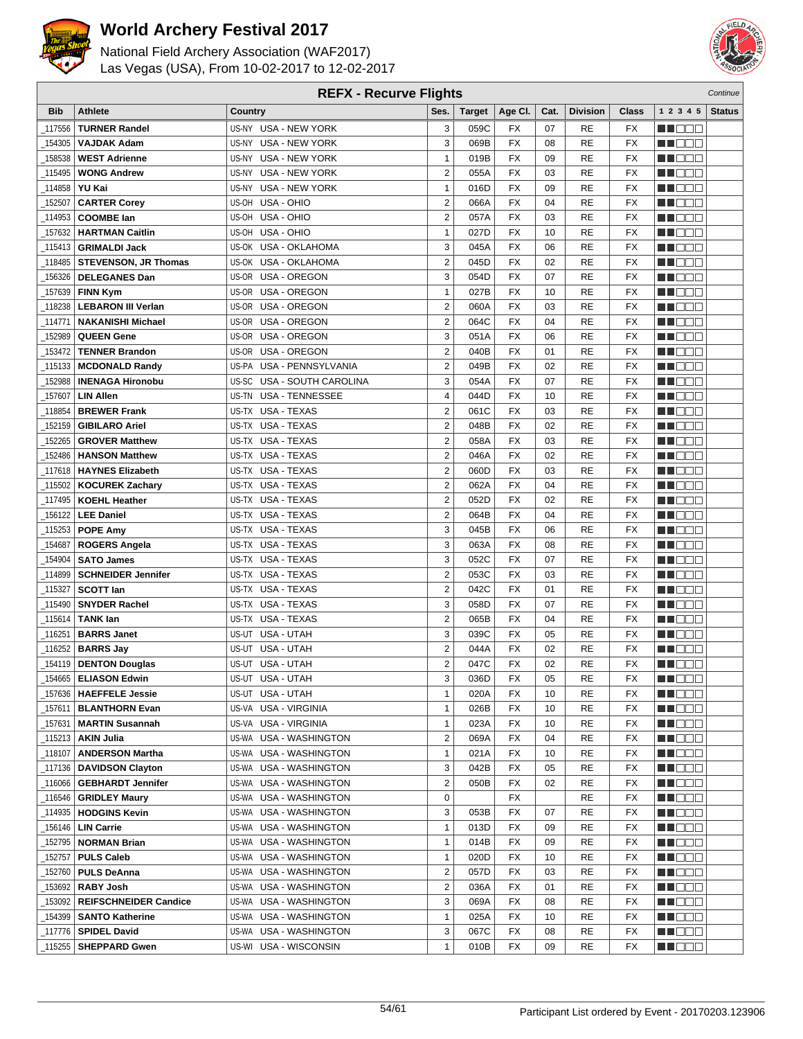# World Archery Festival 2017

National Field Archery Association (WAF2017)
Las Vegas (USA), From 10-02-2017 to 12-02-2017

## REFX - Recurve Flights

*Continue*

| Bib | Athlete | Country | Ses. | Target | Age Cl. | Cat. | Division | Class | 1 2 3 4 5 | Status |
|---|---|---|---|---|---|---|---|---|---|---|
| _117556 | **TURNER Randel** | US-NY USA - NEW YORK | 3 | 059C | FX | 07 | RE | FX | | |
| _154305 | **VAJDAK Adam** | US-NY USA - NEW YORK | 3 | 069B | FX | 08 | RE | FX | | |
| _158538 | **WEST Adrienne** | US-NY USA - NEW YORK | 1 | 019B | FX | 09 | RE | FX | | |
| _115495 | **WONG Andrew** | US-NY USA - NEW YORK | 2 | 055A | FX | 03 | RE | FX | | |
| _114858 | **YU Kai** | US-NY USA - NEW YORK | 1 | 016D | FX | 09 | RE | FX | | |
| _152507 | **CARTER Corey** | US-OH USA - OHIO | 2 | 066A | FX | 04 | RE | FX | | |
| _114953 | **COOMBE Ian** | US-OH USA - OHIO | 2 | 057A | FX | 03 | RE | FX | | |
| _157632 | **HARTMAN Caitlin** | US-OH USA - OHIO | 1 | 027D | FX | 10 | RE | FX | | |
| _115413 | **GRIMALDI Jack** | US-OK USA - OKLAHOMA | 3 | 045A | FX | 06 | RE | FX | | |
| _118485 | **STEVENSON, JR Thomas** | US-OK USA - OKLAHOMA | 2 | 045D | FX | 02 | RE | FX | | |
| _156326 | **DELEGANES Dan** | US-OR USA - OREGON | 3 | 054D | FX | 07 | RE | FX | | |
| _157639 | **FINN Kym** | US-OR USA - OREGON | 1 | 027B | FX | 10 | RE | FX | | |
| _118238 | **LEBARON III Verlan** | US-OR USA - OREGON | 2 | 060A | FX | 03 | RE | FX | | |
| _114771 | **NAKANISHI Michael** | US-OR USA - OREGON | 2 | 064C | FX | 04 | RE | FX | | |
| _152989 | **QUEEN Gene** | US-OR USA - OREGON | 3 | 051A | FX | 06 | RE | FX | | |
| _153472 | **TENNER Brandon** | US-OR USA - OREGON | 2 | 040B | FX | 01 | RE | FX | | |
| _115133 | **MCDONALD Randy** | US-PA USA - PENNSYLVANIA | 2 | 049B | FX | 02 | RE | FX | | |
| _152988 | **INENAGA Hironobu** | US-SC USA - SOUTH CAROLINA | 3 | 054A | FX | 07 | RE | FX | | |
| _157607 | **LIN Allen** | US-TN USA - TENNESSEE | 4 | 044D | FX | 10 | RE | FX | | |
| _118854 | **BREWER Frank** | US-TX USA - TEXAS | 2 | 061C | FX | 03 | RE | FX | | |
| _152159 | **GIBILARO Ariel** | US-TX USA - TEXAS | 2 | 048B | FX | 02 | RE | FX | | |
| _152265 | **GROVER Matthew** | US-TX USA - TEXAS | 2 | 058A | FX | 03 | RE | FX | | |
| _152486 | **HANSON Matthew** | US-TX USA - TEXAS | 2 | 046A | FX | 02 | RE | FX | | |
| _117618 | **HAYNES Elizabeth** | US-TX USA - TEXAS | 2 | 060D | FX | 03 | RE | FX | | |
| _115502 | **KOCUREK Zachary** | US-TX USA - TEXAS | 2 | 062A | FX | 04 | RE | FX | | |
| _117495 | **KOEHL Heather** | US-TX USA - TEXAS | 2 | 052D | FX | 02 | RE | FX | | |
| _156122 | **LEE Daniel** | US-TX USA - TEXAS | 2 | 064B | FX | 04 | RE | FX | | |
| _115253 | **POPE Amy** | US-TX USA - TEXAS | 3 | 045B | FX | 06 | RE | FX | | |
| _154687 | **ROGERS Angela** | US-TX USA - TEXAS | 3 | 063A | FX | 08 | RE | FX | | |
| _154904 | **SATO James** | US-TX USA - TEXAS | 3 | 052C | FX | 07 | RE | FX | | |
| _114899 | **SCHNEIDER Jennifer** | US-TX USA - TEXAS | 2 | 053C | FX | 03 | RE | FX | | |
| _115327 | **SCOTT Ian** | US-TX USA - TEXAS | 2 | 042C | FX | 01 | RE | FX | | |
| _115490 | **SNYDER Rachel** | US-TX USA - TEXAS | 3 | 058D | FX | 07 | RE | FX | | |
| _115614 | **TANK Ian** | US-TX USA - TEXAS | 2 | 065B | FX | 04 | RE | FX | | |
| _116251 | **BARRS Janet** | US-UT USA - UTAH | 3 | 039C | FX | 05 | RE | FX | | |
| _116252 | **BARRS Jay** | US-UT USA - UTAH | 2 | 044A | FX | 02 | RE | FX | | |
| _154119 | **DENTON Douglas** | US-UT USA - UTAH | 2 | 047C | FX | 02 | RE | FX | | |
| _154665 | **ELIASON Edwin** | US-UT USA - UTAH | 3 | 036D | FX | 05 | RE | FX | | |
| _157636 | **HAEFFELE Jessie** | US-UT USA - UTAH | 1 | 020A | FX | 10 | RE | FX | | |
| _157611 | **BLANTHORN Evan** | US-VA USA - VIRGINIA | 1 | 026B | FX | 10 | RE | FX | | |
| _157631 | **MARTIN Susannah** | US-VA USA - VIRGINIA | 1 | 023A | FX | 10 | RE | FX | | |
| _115213 | **AKIN Julia** | US-WA USA - WASHINGTON | 2 | 069A | FX | 04 | RE | FX | | |
| _118107 | **ANDERSON Martha** | US-WA USA - WASHINGTON | 1 | 021A | FX | 10 | RE | FX | | |
| _117136 | **DAVIDSON Clayton** | US-WA USA - WASHINGTON | 3 | 042B | FX | 05 | RE | FX | | |
| _116066 | **GEBHARDT Jennifer** | US-WA USA - WASHINGTON | 2 | 050B | FX | 02 | RE | FX | | |
| _116546 | **GRIDLEY Maury** | US-WA USA - WASHINGTON | 0 | | FX | | RE | FX | | |
| _114935 | **HODGINS Kevin** | US-WA USA - WASHINGTON | 3 | 053B | FX | 07 | RE | FX | | |
| _156146 | **LIN Carrie** | US-WA USA - WASHINGTON | 1 | 013D | FX | 09 | RE | FX | | |
| _152795 | **NORMAN Brian** | US-WA USA - WASHINGTON | 1 | 014B | FX | 09 | RE | FX | | |
| _152757 | **PULS Caleb** | US-WA USA - WASHINGTON | 1 | 020D | FX | 10 | RE | FX | | |
| _152760 | **PULS DeAnna** | US-WA USA - WASHINGTON | 2 | 057D | FX | 03 | RE | FX | | |
| _153692 | **RABY Josh** | US-WA USA - WASHINGTON | 2 | 036A | FX | 01 | RE | FX | | |
| _153092 | **REIFSCHNEIDER Candice** | US-WA USA - WASHINGTON | 3 | 069A | FX | 08 | RE | FX | | |
| _154399 | **SANTO Katherine** | US-WA USA - WASHINGTON | 1 | 025A | FX | 10 | RE | FX | | |
| _117776 | **SPIDEL David** | US-WA USA - WASHINGTON | 3 | 067C | FX | 08 | RE | FX | | |
| _115255 | **SHEPPARD Gwen** | US-WI USA - WISCONSIN | 1 | 010B | FX | 09 | RE | FX | | |

Participant List ordered by Event - 20170203.123906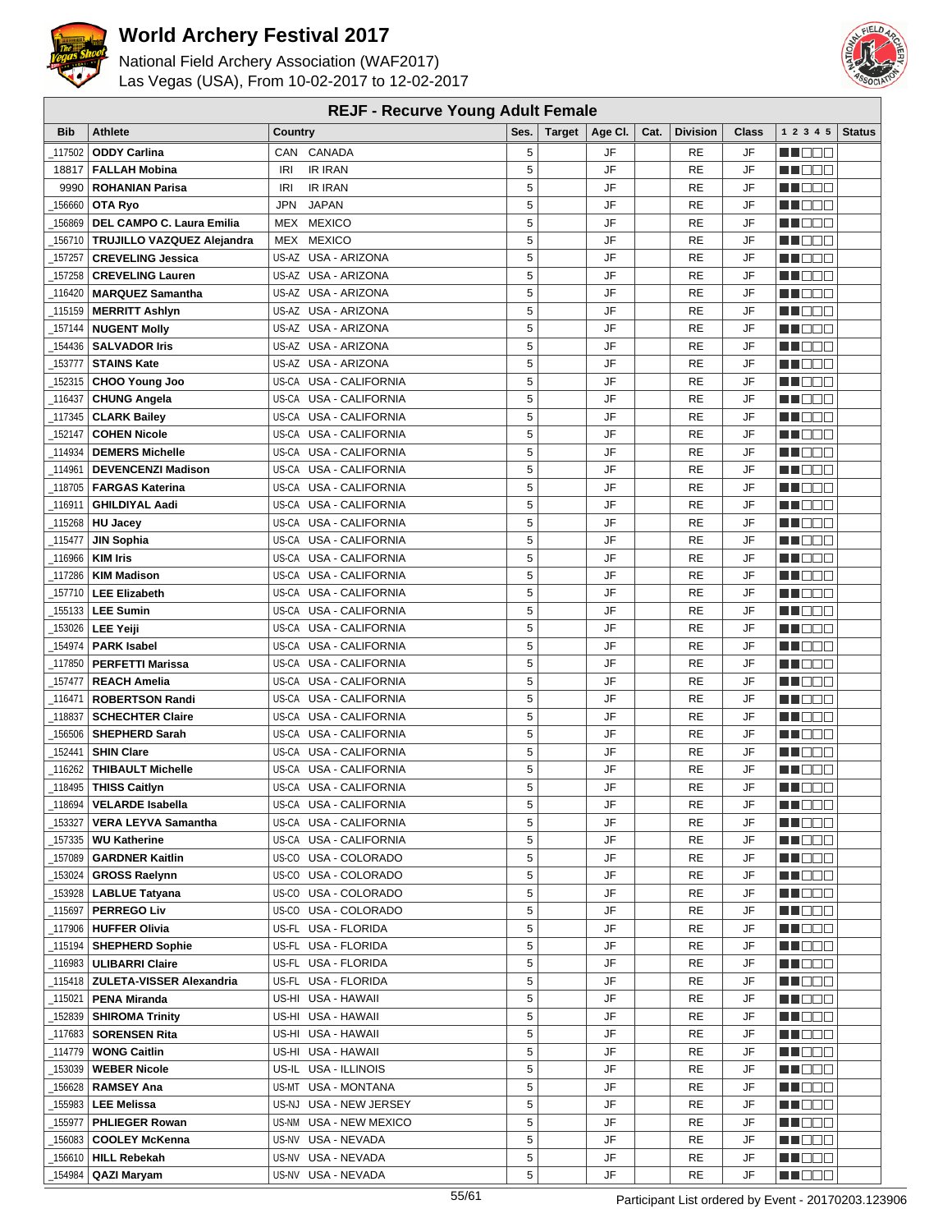# World Archery Festival 2017

National Field Archery Association (WAF2017)
Las Vegas (USA), From 10-02-2017 to 12-02-2017

## REJF - Recurve Young Adult Female

| Bib | Athlete | Country | | Ses. | Target | Age Cl. | Cat. | Division | Class | 1 2 3 4 5 | Status |
|---|---|---|---|---|---|---|---|---|---|---|---|
| _117502 | **ODDY Carlina** | CAN | CANADA | 5 | | JF | | RE | JF | ■■□□□ | |
| 18817 | **FALLAH Mobina** | IRI | IR IRAN | 5 | | JF | | RE | JF | ■■□□□ | |
| 9990 | **ROHANIAN Parisa** | IRI | IR IRAN | 5 | | JF | | RE | JF | ■■□□□ | |
| _156660 | **OTA Ryo** | JPN | JAPAN | 5 | | JF | | RE | JF | ■■□□□ | |
| _156869 | **DEL CAMPO C. Laura Emilia** | MEX | MEXICO | 5 | | JF | | RE | JF | ■■□□□ | |
| _156710 | **TRUJILLO VAZQUEZ Alejandra** | MEX | MEXICO | 5 | | JF | | RE | JF | ■■□□□ | |
| _157257 | **CREVELING Jessica** | US-AZ | USA - ARIZONA | 5 | | JF | | RE | JF | ■■□□□ | |
| _157258 | **CREVELING Lauren** | US-AZ | USA - ARIZONA | 5 | | JF | | RE | JF | ■■□□□ | |
| _116420 | **MARQUEZ Samantha** | US-AZ | USA - ARIZONA | 5 | | JF | | RE | JF | ■■□□□ | |
| _115159 | **MERRITT Ashlyn** | US-AZ | USA - ARIZONA | 5 | | JF | | RE | JF | ■■□□□ | |
| _157144 | **NUGENT Molly** | US-AZ | USA - ARIZONA | 5 | | JF | | RE | JF | ■■□□□ | |
| _154436 | **SALVADOR Iris** | US-AZ | USA - ARIZONA | 5 | | JF | | RE | JF | ■■□□□ | |
| _153777 | **STAINS Kate** | US-AZ | USA - ARIZONA | 5 | | JF | | RE | JF | ■■□□□ | |
| _152315 | **CHOO Young Joo** | US-CA | USA - CALIFORNIA | 5 | | JF | | RE | JF | ■■□□□ | |
| _116437 | **CHUNG Angela** | US-CA | USA - CALIFORNIA | 5 | | JF | | RE | JF | ■■□□□ | |
| _117345 | **CLARK Bailey** | US-CA | USA - CALIFORNIA | 5 | | JF | | RE | JF | ■■□□□ | |
| _152147 | **COHEN Nicole** | US-CA | USA - CALIFORNIA | 5 | | JF | | RE | JF | ■■□□□ | |
| _114934 | **DEMERS Michelle** | US-CA | USA - CALIFORNIA | 5 | | JF | | RE | JF | ■■□□□ | |
| _114961 | **DEVENCENZI Madison** | US-CA | USA - CALIFORNIA | 5 | | JF | | RE | JF | ■■□□□ | |
| _118705 | **FARGAS Katerina** | US-CA | USA - CALIFORNIA | 5 | | JF | | RE | JF | ■■□□□ | |
| _116911 | **GHILDIYAL Aadi** | US-CA | USA - CALIFORNIA | 5 | | JF | | RE | JF | ■■□□□ | |
| _115268 | **HU Jacey** | US-CA | USA - CALIFORNIA | 5 | | JF | | RE | JF | ■■□□□ | |
| _115477 | **JIN Sophia** | US-CA | USA - CALIFORNIA | 5 | | JF | | RE | JF | ■■□□□ | |
| _116966 | **KIM Iris** | US-CA | USA - CALIFORNIA | 5 | | JF | | RE | JF | ■■□□□ | |
| _117286 | **KIM Madison** | US-CA | USA - CALIFORNIA | 5 | | JF | | RE | JF | ■■□□□ | |
| _157710 | **LEE Elizabeth** | US-CA | USA - CALIFORNIA | 5 | | JF | | RE | JF | ■■□□□ | |
| _155133 | **LEE Sumin** | US-CA | USA - CALIFORNIA | 5 | | JF | | RE | JF | ■■□□□ | |
| _153026 | **LEE Yeiji** | US-CA | USA - CALIFORNIA | 5 | | JF | | RE | JF | ■■□□□ | |
| _154974 | **PARK Isabel** | US-CA | USA - CALIFORNIA | 5 | | JF | | RE | JF | ■■□□□ | |
| _117850 | **PERFETTI Marissa** | US-CA | USA - CALIFORNIA | 5 | | JF | | RE | JF | ■■□□□ | |
| _157477 | **REACH Amelia** | US-CA | USA - CALIFORNIA | 5 | | JF | | RE | JF | ■■□□□ | |
| _116471 | **ROBERTSON Randi** | US-CA | USA - CALIFORNIA | 5 | | JF | | RE | JF | ■■□□□ | |
| _118837 | **SCHECHTER Claire** | US-CA | USA - CALIFORNIA | 5 | | JF | | RE | JF | ■■□□□ | |
| _156506 | **SHEPHERD Sarah** | US-CA | USA - CALIFORNIA | 5 | | JF | | RE | JF | ■■□□□ | |
| _152441 | **SHIN Clare** | US-CA | USA - CALIFORNIA | 5 | | JF | | RE | JF | ■■□□□ | |
| _116262 | **THIBAULT Michelle** | US-CA | USA - CALIFORNIA | 5 | | JF | | RE | JF | ■■□□□ | |
| _118495 | **THISS Caitlyn** | US-CA | USA - CALIFORNIA | 5 | | JF | | RE | JF | ■■□□□ | |
| _118694 | **VELARDE Isabella** | US-CA | USA - CALIFORNIA | 5 | | JF | | RE | JF | ■■□□□ | |
| _153327 | **VERA LEYVA Samantha** | US-CA | USA - CALIFORNIA | 5 | | JF | | RE | JF | ■■□□□ | |
| _157335 | **WU Katherine** | US-CA | USA - CALIFORNIA | 5 | | JF | | RE | JF | ■■□□□ | |
| _157089 | **GARDNER Kaitlin** | US-CO | USA - COLORADO | 5 | | JF | | RE | JF | ■■□□□ | |
| _153024 | **GROSS Raelynn** | US-CO | USA - COLORADO | 5 | | JF | | RE | JF | ■■□□□ | |
| _153928 | **LABLUE Tatyana** | US-CO | USA - COLORADO | 5 | | JF | | RE | JF | ■■□□□ | |
| _115697 | **PERREGO Liv** | US-CO | USA - COLORADO | 5 | | JF | | RE | JF | ■■□□□ | |
| _117906 | **HUFFER Olivia** | US-FL | USA - FLORIDA | 5 | | JF | | RE | JF | ■■□□□ | |
| _115194 | **SHEPHERD Sophie** | US-FL | USA - FLORIDA | 5 | | JF | | RE | JF | ■■□□□ | |
| _116983 | **ULIBARRI Claire** | US-FL | USA - FLORIDA | 5 | | JF | | RE | JF | ■■□□□ | |
| _115418 | **ZULETA-VISSER Alexandria** | US-FL | USA - FLORIDA | 5 | | JF | | RE | JF | ■■□□□ | |
| _115021 | **PENA Miranda** | US-HI | USA - HAWAII | 5 | | JF | | RE | JF | ■■□□□ | |
| _152839 | **SHIROMA Trinity** | US-HI | USA - HAWAII | 5 | | JF | | RE | JF | ■■□□□ | |
| _117683 | **SORENSEN Rita** | US-HI | USA - HAWAII | 5 | | JF | | RE | JF | ■■□□□ | |
| _114779 | **WONG Caitlin** | US-HI | USA - HAWAII | 5 | | JF | | RE | JF | ■■□□□ | |
| _153039 | **WEBER Nicole** | US-IL | USA - ILLINOIS | 5 | | JF | | RE | JF | ■■□□□ | |
| _156628 | **RAMSEY Ana** | US-MT | USA - MONTANA | 5 | | JF | | RE | JF | ■■□□□ | |
| _155983 | **LEE Melissa** | US-NJ | USA - NEW JERSEY | 5 | | JF | | RE | JF | ■■□□□ | |
| _155977 | **PHLIEGER Rowan** | US-NM | USA - NEW MEXICO | 5 | | JF | | RE | JF | ■■□□□ | |
| _156083 | **COOLEY McKenna** | US-NV | USA - NEVADA | 5 | | JF | | RE | JF | ■■□□□ | |
| _156610 | **HILL Rebekah** | US-NV | USA - NEVADA | 5 | | JF | | RE | JF | ■■□□□ | |
| _154984 | **QAZI Maryam** | US-NV | USA - NEVADA | 5 | | JF | | RE | JF | ■■□□□ | |

Participant List ordered by Event - 20170203.123906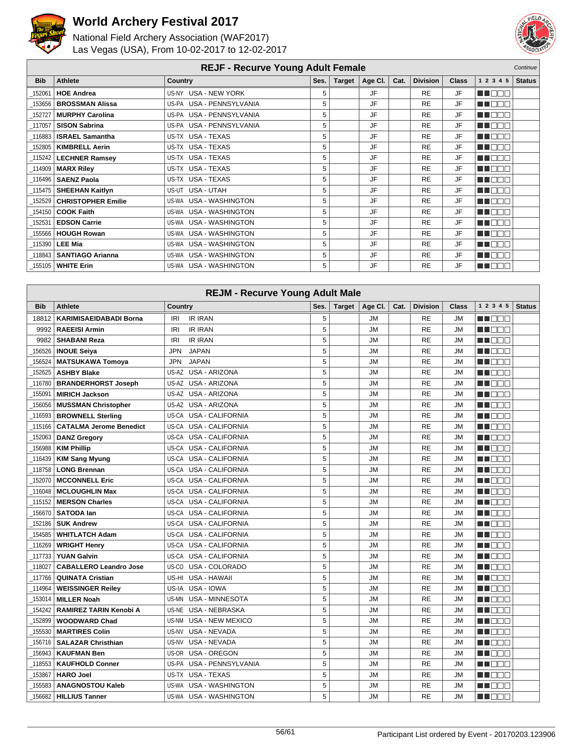# World Archery Festival 2017

National Field Archery Association (WAF2017)
Las Vegas (USA), From 10-02-2017 to 12-02-2017

## REJF - Recurve Young Adult Female

*Continue*

| Bib | Athlete | Country | Ses. | Target | Age Cl. | Cat. | Division | Class | 1 2 3 4 5 | Status |
|---|---|---|---|---|---|---|---|---|---|---|
| _152061 | **HOE Andrea** | US-NY USA - NEW YORK | 5 | | JF | | RE | JF | | |
| _153656 | **BROSSMAN Alissa** | US-PA USA - PENNSYLVANIA | 5 | | JF | | RE | JF | | |
| _152727 | **MURPHY Carolina** | US-PA USA - PENNSYLVANIA | 5 | | JF | | RE | JF | | |
| _117057 | **SISON Sabrina** | US-PA USA - PENNSYLVANIA | 5 | | JF | | RE | JF | | |
| _116883 | **ISRAEL Samantha** | US-TX USA - TEXAS | 5 | | JF | | RE | JF | | |
| _152805 | **KIMBRELL Aerin** | US-TX USA - TEXAS | 5 | | JF | | RE | JF | | |
| _115242 | **LECHNER Ramsey** | US-TX USA - TEXAS | 5 | | JF | | RE | JF | | |
| _114909 | **MARX Riley** | US-TX USA - TEXAS | 5 | | JF | | RE | JF | | |
| _116496 | **SAENZ Paola** | US-TX USA - TEXAS | 5 | | JF | | RE | JF | | |
| _115475 | **SHEEHAN Kaitlyn** | US-UT USA - UTAH | 5 | | JF | | RE | JF | | |
| _152529 | **CHRISTOPHER Emilie** | US-WA USA - WASHINGTON | 5 | | JF | | RE | JF | | |
| _154150 | **COOK Faith** | US-WA USA - WASHINGTON | 5 | | JF | | RE | JF | | |
| _152531 | **EDSON Carrie** | US-WA USA - WASHINGTON | 5 | | JF | | RE | JF | | |
| _155566 | **HOUGH Rowan** | US-WA USA - WASHINGTON | 5 | | JF | | RE | JF | | |
| _115390 | **LEE Mia** | US-WA USA - WASHINGTON | 5 | | JF | | RE | JF | | |
| _118843 | **SANTIAGO Arianna** | US-WA USA - WASHINGTON | 5 | | JF | | RE | JF | | |
| _155105 | **WHITE Erin** | US-WA USA - WASHINGTON | 5 | | JF | | RE | JF | | |

## REJM - Recurve Young Adult Male

| Bib | Athlete | Country | Ses. | Target | Age Cl. | Cat. | Division | Class | 1 2 3 4 5 | Status |
|---|---|---|---|---|---|---|---|---|---|---|
| 18812 | **KARIMISAEIDABADI Borna** | IRI IR IRAN | 5 | | JM | | RE | JM | | |
| 9992 | **RAEEISI Armin** | IRI IR IRAN | 5 | | JM | | RE | JM | | |
| 9982 | **SHABANI Reza** | IRI IR IRAN | 5 | | JM | | RE | JM | | |
| _156526 | **INOUE Seiya** | JPN JAPAN | 5 | | JM | | RE | JM | | |
| _156524 | **MATSUKAWA Tomoya** | JPN JAPAN | 5 | | JM | | RE | JM | | |
| _152625 | **ASHBY Blake** | US-AZ USA - ARIZONA | 5 | | JM | | RE | JM | | |
| _116780 | **BRANDERHORST Joseph** | US-AZ USA - ARIZONA | 5 | | JM | | RE | JM | | |
| _155091 | **MIRICH Jackson** | US-AZ USA - ARIZONA | 5 | | JM | | RE | JM | | |
| _156056 | **MUSSMAN Christopher** | US-AZ USA - ARIZONA | 5 | | JM | | RE | JM | | |
| _116593 | **BROWNELL Sterling** | US-CA USA - CALIFORNIA | 5 | | JM | | RE | JM | | |
| _115166 | **CATALMA Jerome Benedict** | US-CA USA - CALIFORNIA | 5 | | JM | | RE | JM | | |
| _152063 | **DANZ Gregory** | US-CA USA - CALIFORNIA | 5 | | JM | | RE | JM | | |
| _156988 | **KIM Phillip** | US-CA USA - CALIFORNIA | 5 | | JM | | RE | JM | | |
| _116439 | **KIM Sang Myung** | US-CA USA - CALIFORNIA | 5 | | JM | | RE | JM | | |
| _118758 | **LONG Brennan** | US-CA USA - CALIFORNIA | 5 | | JM | | RE | JM | | |
| _152070 | **MCCONNELL Eric** | US-CA USA - CALIFORNIA | 5 | | JM | | RE | JM | | |
| _116048 | **MCLOUGHLIN Max** | US-CA USA - CALIFORNIA | 5 | | JM | | RE | JM | | |
| _115152 | **MERSON Charles** | US-CA USA - CALIFORNIA | 5 | | JM | | RE | JM | | |
| _156670 | **SATODA Ian** | US-CA USA - CALIFORNIA | 5 | | JM | | RE | JM | | |
| _152186 | **SUK Andrew** | US-CA USA - CALIFORNIA | 5 | | JM | | RE | JM | | |
| _154585 | **WHITLATCH Adam** | US-CA USA - CALIFORNIA | 5 | | JM | | RE | JM | | |
| _116269 | **WRIGHT Henry** | US-CA USA - CALIFORNIA | 5 | | JM | | RE | JM | | |
| _117733 | **YUAN Galvin** | US-CA USA - CALIFORNIA | 5 | | JM | | RE | JM | | |
| _118027 | **CABALLERO Leandro Jose** | US-CO USA - COLORADO | 5 | | JM | | RE | JM | | |
| _117766 | **QUINATA Cristian** | US-HI USA - HAWAII | 5 | | JM | | RE | JM | | |
| _114964 | **WEISSINGER Reiley** | US-IA USA - IOWA | 5 | | JM | | RE | JM | | |
| _153014 | **MILLER Noah** | US-MN USA - MINNESOTA | 5 | | JM | | RE | JM | | |
| _154242 | **RAMIREZ TARIN Kenobi A** | US-NE USA - NEBRASKA | 5 | | JM | | RE | JM | | |
| _152899 | **WOODWARD Chad** | US-NM USA - NEW MEXICO | 5 | | JM | | RE | JM | | |
| _155530 | **MARTIRES Colin** | US-NV USA - NEVADA | 5 | | JM | | RE | JM | | |
| _156716 | **SALAZAR Christhian** | US-NV USA - NEVADA | 5 | | JM | | RE | JM | | |
| _156943 | **KAUFMAN Ben** | US-OR USA - OREGON | 5 | | JM | | RE | JM | | |
| _118553 | **KAUFHOLD Conner** | US-PA USA - PENNSYLVANIA | 5 | | JM | | RE | JM | | |
| _153867 | **HARO Joel** | US-TX USA - TEXAS | 5 | | JM | | RE | JM | | |
| _155583 | **ANAGNOSTOU Kaleb** | US-WA USA - WASHINGTON | 5 | | JM | | RE | JM | | |
| _156682 | **HILLIUS Tanner** | US-WA USA - WASHINGTON | 5 | | JM | | RE | JM | | |

Participant List ordered by Event - 20170203.123906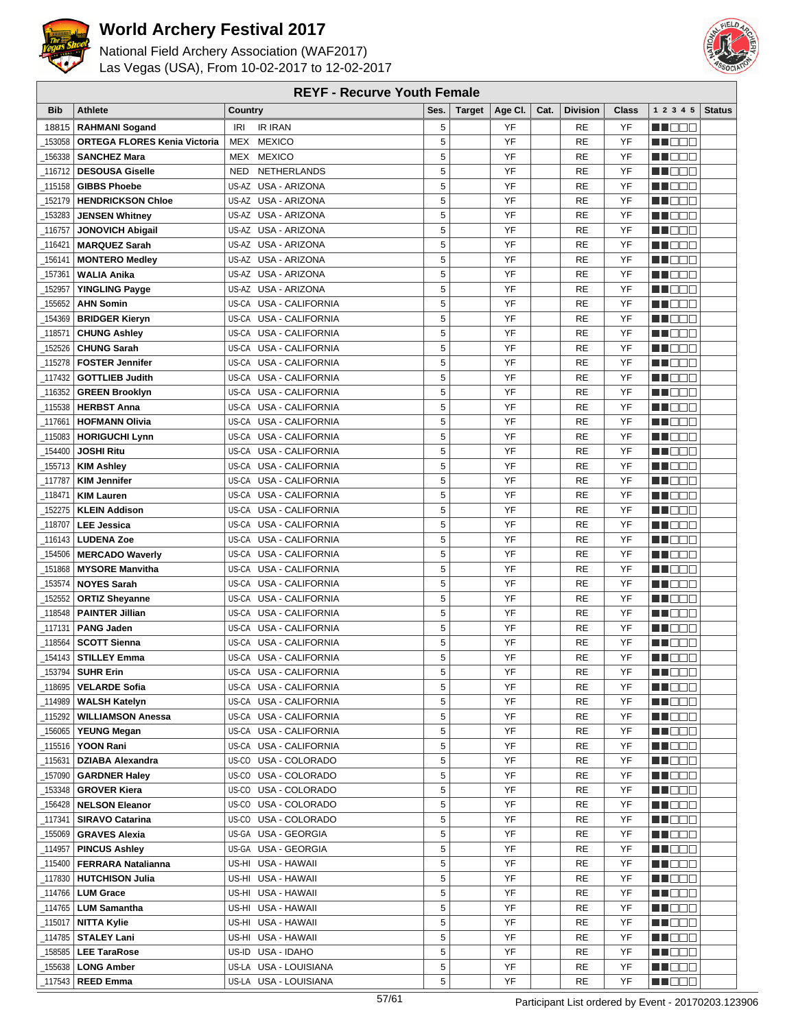# World Archery Festival 2017

National Field Archery Association (WAF2017)
Las Vegas (USA), From 10-02-2017 to 12-02-2017

## REYF - Recurve Youth Female

| Bib | Athlete | Country | | Ses. | Target | Age Cl. | Cat. | Division | Class | 1 2 3 4 5 | Status |
|---|---|---|---|---|---|---|---|---|---|---|---|
| 18815 | RAHMANI Sogand | IRI | IR IRAN | 5 | | YF | | RE | YF | | |
| _153058 | ORTEGA FLORES Kenia Victoria | MEX | MEXICO | 5 | | YF | | RE | YF | | |
| _156338 | SANCHEZ Mara | MEX | MEXICO | 5 | | YF | | RE | YF | | |
| _116712 | DESOUSA Giselle | NED | NETHERLANDS | 5 | | YF | | RE | YF | | |
| _115158 | GIBBS Phoebe | US-AZ | USA - ARIZONA | 5 | | YF | | RE | YF | | |
| _152179 | HENDRICKSON Chloe | US-AZ | USA - ARIZONA | 5 | | YF | | RE | YF | | |
| _153283 | JENSEN Whitney | US-AZ | USA - ARIZONA | 5 | | YF | | RE | YF | | |
| _116757 | JONOVICH Abigail | US-AZ | USA - ARIZONA | 5 | | YF | | RE | YF | | |
| _116421 | MARQUEZ Sarah | US-AZ | USA - ARIZONA | 5 | | YF | | RE | YF | | |
| _156141 | MONTERO Medley | US-AZ | USA - ARIZONA | 5 | | YF | | RE | YF | | |
| _157361 | WALIA Anika | US-AZ | USA - ARIZONA | 5 | | YF | | RE | YF | | |
| _152957 | YINGLING Payge | US-AZ | USA - ARIZONA | 5 | | YF | | RE | YF | | |
| _155652 | AHN Somin | US-CA | USA - CALIFORNIA | 5 | | YF | | RE | YF | | |
| _154369 | BRIDGER Kieryn | US-CA | USA - CALIFORNIA | 5 | | YF | | RE | YF | | |
| _118571 | CHUNG Ashley | US-CA | USA - CALIFORNIA | 5 | | YF | | RE | YF | | |
| _152526 | CHUNG Sarah | US-CA | USA - CALIFORNIA | 5 | | YF | | RE | YF | | |
| _115278 | FOSTER Jennifer | US-CA | USA - CALIFORNIA | 5 | | YF | | RE | YF | | |
| _117432 | GOTTLIEB Judith | US-CA | USA - CALIFORNIA | 5 | | YF | | RE | YF | | |
| _116352 | GREEN Brooklyn | US-CA | USA - CALIFORNIA | 5 | | YF | | RE | YF | | |
| _115538 | HERBST Anna | US-CA | USA - CALIFORNIA | 5 | | YF | | RE | YF | | |
| _117661 | HOFMANN Olivia | US-CA | USA - CALIFORNIA | 5 | | YF | | RE | YF | | |
| _115083 | HORIGUCHI Lynn | US-CA | USA - CALIFORNIA | 5 | | YF | | RE | YF | | |
| _154400 | JOSHI Ritu | US-CA | USA - CALIFORNIA | 5 | | YF | | RE | YF | | |
| _155713 | KIM Ashley | US-CA | USA - CALIFORNIA | 5 | | YF | | RE | YF | | |
| _117787 | KIM Jennifer | US-CA | USA - CALIFORNIA | 5 | | YF | | RE | YF | | |
| _118471 | KIM Lauren | US-CA | USA - CALIFORNIA | 5 | | YF | | RE | YF | | |
| _152275 | KLEIN Addison | US-CA | USA - CALIFORNIA | 5 | | YF | | RE | YF | | |
| _118707 | LEE Jessica | US-CA | USA - CALIFORNIA | 5 | | YF | | RE | YF | | |
| _116143 | LUDENA Zoe | US-CA | USA - CALIFORNIA | 5 | | YF | | RE | YF | | |
| _154506 | MERCADO Waverly | US-CA | USA - CALIFORNIA | 5 | | YF | | RE | YF | | |
| _151868 | MYSORE Manvitha | US-CA | USA - CALIFORNIA | 5 | | YF | | RE | YF | | |
| _153574 | NOYES Sarah | US-CA | USA - CALIFORNIA | 5 | | YF | | RE | YF | | |
| _152552 | ORTIZ Sheyanne | US-CA | USA - CALIFORNIA | 5 | | YF | | RE | YF | | |
| _118548 | PAINTER Jillian | US-CA | USA - CALIFORNIA | 5 | | YF | | RE | YF | | |
| _117131 | PANG Jaden | US-CA | USA - CALIFORNIA | 5 | | YF | | RE | YF | | |
| _118564 | SCOTT Sienna | US-CA | USA - CALIFORNIA | 5 | | YF | | RE | YF | | |
| _154143 | STILLEY Emma | US-CA | USA - CALIFORNIA | 5 | | YF | | RE | YF | | |
| _153794 | SUHR Erin | US-CA | USA - CALIFORNIA | 5 | | YF | | RE | YF | | |
| _118695 | VELARDE Sofia | US-CA | USA - CALIFORNIA | 5 | | YF | | RE | YF | | |
| _114989 | WALSH Katelyn | US-CA | USA - CALIFORNIA | 5 | | YF | | RE | YF | | |
| _115292 | WILLIAMSON Anessa | US-CA | USA - CALIFORNIA | 5 | | YF | | RE | YF | | |
| _156065 | YEUNG Megan | US-CA | USA - CALIFORNIA | 5 | | YF | | RE | YF | | |
| _115516 | YOON Rani | US-CA | USA - CALIFORNIA | 5 | | YF | | RE | YF | | |
| _115631 | DZIABA Alexandra | US-CO | USA - COLORADO | 5 | | YF | | RE | YF | | |
| _157090 | GARDNER Haley | US-CO | USA - COLORADO | 5 | | YF | | RE | YF | | |
| _153348 | GROVER Kiera | US-CO | USA - COLORADO | 5 | | YF | | RE | YF | | |
| _156428 | NELSON Eleanor | US-CO | USA - COLORADO | 5 | | YF | | RE | YF | | |
| _117341 | SIRAVO Catarina | US-CO | USA - COLORADO | 5 | | YF | | RE | YF | | |
| _155069 | GRAVES Alexia | US-GA | USA - GEORGIA | 5 | | YF | | RE | YF | | |
| _114957 | PINCUS Ashley | US-GA | USA - GEORGIA | 5 | | YF | | RE | YF | | |
| _115400 | FERRARA Natalianna | US-HI | USA - HAWAII | 5 | | YF | | RE | YF | | |
| _117830 | HUTCHISON Julia | US-HI | USA - HAWAII | 5 | | YF | | RE | YF | | |
| _114766 | LUM Grace | US-HI | USA - HAWAII | 5 | | YF | | RE | YF | | |
| _114765 | LUM Samantha | US-HI | USA - HAWAII | 5 | | YF | | RE | YF | | |
| _115017 | NITTA Kylie | US-HI | USA - HAWAII | 5 | | YF | | RE | YF | | |
| _114785 | STALEY Lani | US-HI | USA - HAWAII | 5 | | YF | | RE | YF | | |
| _158585 | LEE TaraRose | US-ID | USA - IDAHO | 5 | | YF | | RE | YF | | |
| _155638 | LONG Amber | US-LA | USA - LOUISIANA | 5 | | YF | | RE | YF | | |
| _117543 | REED Emma | US-LA | USA - LOUISIANA | 5 | | YF | | RE | YF | | |

Participant List ordered by Event - 20170203.123906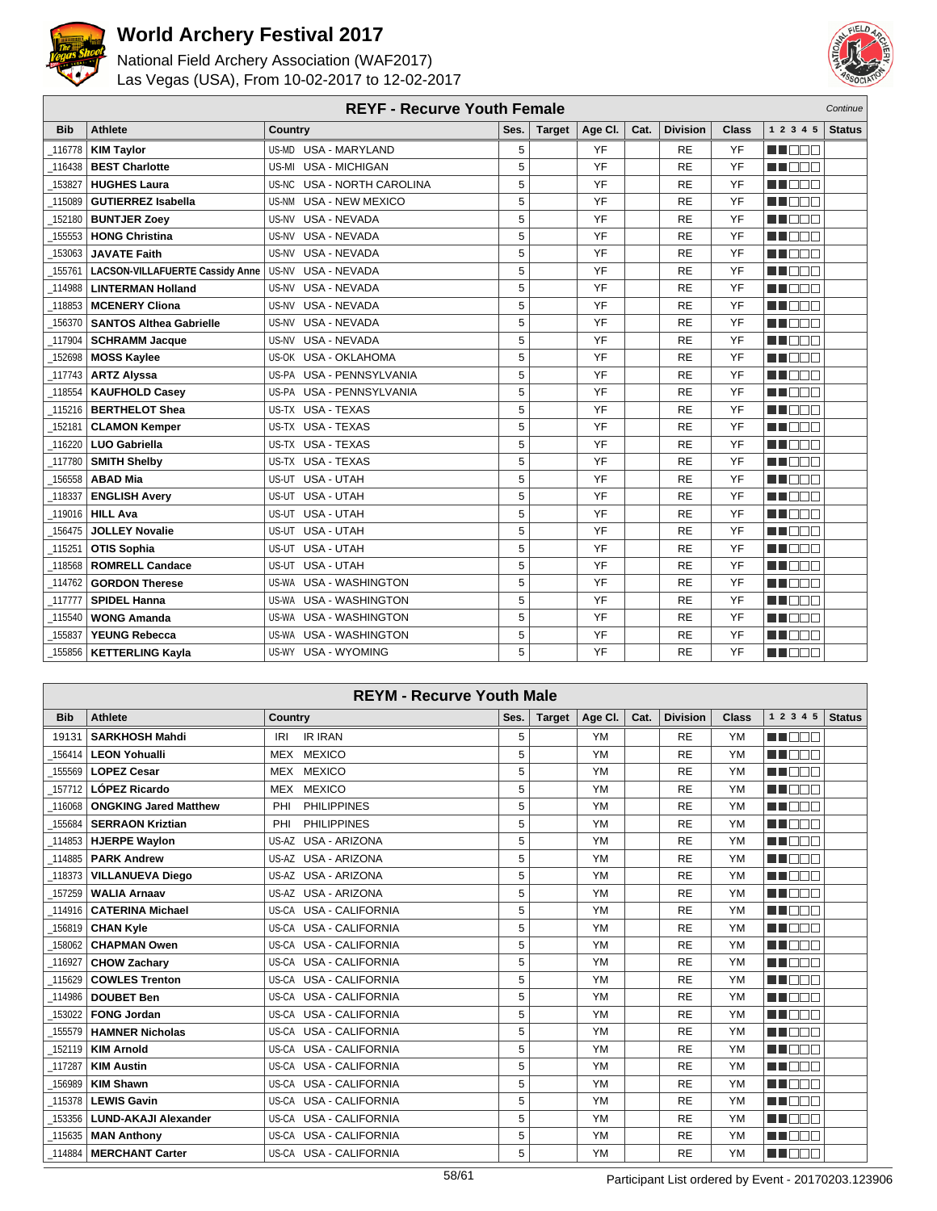# World Archery Festival 2017

National Field Archery Association (WAF2017)
Las Vegas (USA), From 10-02-2017 to 12-02-2017

## REYF - Recurve Youth Female

*Continue*

| Bib | Athlete | Country | Ses. | Target | Age Cl. | Cat. | Division | Class | 1 2 3 4 5 | Status |
|---|---|---|---|---|---|---|---|---|---|---|
| _116778 | **KIM Taylor** | US-MD USA - MARYLAND | 5 | | YF | | RE | YF | ■■□□□ | |
| _116438 | **BEST Charlotte** | US-MI USA - MICHIGAN | 5 | | YF | | RE | YF | ■■□□□ | |
| _153827 | **HUGHES Laura** | US-NC USA - NORTH CAROLINA | 5 | | YF | | RE | YF | ■■□□□ | |
| _115089 | **GUTIERREZ Isabella** | US-NM USA - NEW MEXICO | 5 | | YF | | RE | YF | ■■□□□ | |
| _152180 | **BUNTJER Zoey** | US-NV USA - NEVADA | 5 | | YF | | RE | YF | ■■□□□ | |
| _155553 | **HONG Christina** | US-NV USA - NEVADA | 5 | | YF | | RE | YF | ■■□□□ | |
| _153063 | **JAVATE Faith** | US-NV USA - NEVADA | 5 | | YF | | RE | YF | ■■□□□ | |
| _155761 | **LACSON-VILLAFUERTE Cassidy Anne** | US-NV USA - NEVADA | 5 | | YF | | RE | YF | ■■□□□ | |
| _114988 | **LINTERMAN Holland** | US-NV USA - NEVADA | 5 | | YF | | RE | YF | ■■□□□ | |
| _118853 | **MCENERY Cliona** | US-NV USA - NEVADA | 5 | | YF | | RE | YF | ■■□□□ | |
| _156370 | **SANTOS Althea Gabrielle** | US-NV USA - NEVADA | 5 | | YF | | RE | YF | ■■□□□ | |
| _117904 | **SCHRAMM Jacque** | US-NV USA - NEVADA | 5 | | YF | | RE | YF | ■■□□□ | |
| _152698 | **MOSS Kaylee** | US-OK USA - OKLAHOMA | 5 | | YF | | RE | YF | ■■□□□ | |
| _117743 | **ARTZ Alyssa** | US-PA USA - PENNSYLVANIA | 5 | | YF | | RE | YF | ■■□□□ | |
| _118554 | **KAUFHOLD Casey** | US-PA USA - PENNSYLVANIA | 5 | | YF | | RE | YF | ■■□□□ | |
| _115216 | **BERTHELOT Shea** | US-TX USA - TEXAS | 5 | | YF | | RE | YF | ■■□□□ | |
| _152181 | **CLAMON Kemper** | US-TX USA - TEXAS | 5 | | YF | | RE | YF | ■■□□□ | |
| _116220 | **LUO Gabriella** | US-TX USA - TEXAS | 5 | | YF | | RE | YF | ■■□□□ | |
| _117780 | **SMITH Shelby** | US-TX USA - TEXAS | 5 | | YF | | RE | YF | ■■□□□ | |
| _156558 | **ABAD Mia** | US-UT USA - UTAH | 5 | | YF | | RE | YF | ■■□□□ | |
| _118337 | **ENGLISH Avery** | US-UT USA - UTAH | 5 | | YF | | RE | YF | ■■□□□ | |
| _119016 | **HILL Ava** | US-UT USA - UTAH | 5 | | YF | | RE | YF | ■■□□□ | |
| _156475 | **JOLLEY Novalie** | US-UT USA - UTAH | 5 | | YF | | RE | YF | ■■□□□ | |
| _115251 | **OTIS Sophia** | US-UT USA - UTAH | 5 | | YF | | RE | YF | ■■□□□ | |
| _118568 | **ROMRELL Candace** | US-UT USA - UTAH | 5 | | YF | | RE | YF | ■■□□□ | |
| _114762 | **GORDON Therese** | US-WA USA - WASHINGTON | 5 | | YF | | RE | YF | ■■□□□ | |
| _117777 | **SPIDEL Hanna** | US-WA USA - WASHINGTON | 5 | | YF | | RE | YF | ■■□□□ | |
| _115540 | **WONG Amanda** | US-WA USA - WASHINGTON | 5 | | YF | | RE | YF | ■■□□□ | |
| _155837 | **YEUNG Rebecca** | US-WA USA - WASHINGTON | 5 | | YF | | RE | YF | ■■□□□ | |
| _155856 | **KETTERLING Kayla** | US-WY USA - WYOMING | 5 | | YF | | RE | YF | ■■□□□ | |

## REYM - Recurve Youth Male

| Bib | Athlete | Country | Ses. | Target | Age Cl. | Cat. | Division | Class | 1 2 3 4 5 | Status |
|---|---|---|---|---|---|---|---|---|---|---|
| 19131 | **SARKHOSH Mahdi** | IRI IR IRAN | 5 | | YM | | RE | YM | ■■□□□ | |
| _156414 | **LEON Yohualli** | MEX MEXICO | 5 | | YM | | RE | YM | ■■□□□ | |
| _155569 | **LOPEZ Cesar** | MEX MEXICO | 5 | | YM | | RE | YM | ■■□□□ | |
| _157712 | **LÓPEZ Ricardo** | MEX MEXICO | 5 | | YM | | RE | YM | ■■□□□ | |
| _116068 | **ONGKING Jared Matthew** | PHI PHILIPPINES | 5 | | YM | | RE | YM | ■■□□□ | |
| _155684 | **SERRAON Kriztian** | PHI PHILIPPINES | 5 | | YM | | RE | YM | ■■□□□ | |
| _114853 | **HJERPE Waylon** | US-AZ USA - ARIZONA | 5 | | YM | | RE | YM | ■■□□□ | |
| _114885 | **PARK Andrew** | US-AZ USA - ARIZONA | 5 | | YM | | RE | YM | ■■□□□ | |
| _118373 | **VILLANUEVA Diego** | US-AZ USA - ARIZONA | 5 | | YM | | RE | YM | ■■□□□ | |
| _157259 | **WALIA Arnaav** | US-AZ USA - ARIZONA | 5 | | YM | | RE | YM | ■■□□□ | |
| _114916 | **CATERINA Michael** | US-CA USA - CALIFORNIA | 5 | | YM | | RE | YM | ■■□□□ | |
| _156819 | **CHAN Kyle** | US-CA USA - CALIFORNIA | 5 | | YM | | RE | YM | ■■□□□ | |
| _158062 | **CHAPMAN Owen** | US-CA USA - CALIFORNIA | 5 | | YM | | RE | YM | ■■□□□ | |
| _116927 | **CHOW Zachary** | US-CA USA - CALIFORNIA | 5 | | YM | | RE | YM | ■■□□□ | |
| _115629 | **COWLES Trenton** | US-CA USA - CALIFORNIA | 5 | | YM | | RE | YM | ■■□□□ | |
| _114986 | **DOUBET Ben** | US-CA USA - CALIFORNIA | 5 | | YM | | RE | YM | ■■□□□ | |
| _153022 | **FONG Jordan** | US-CA USA - CALIFORNIA | 5 | | YM | | RE | YM | ■■□□□ | |
| _155579 | **HAMNER Nicholas** | US-CA USA - CALIFORNIA | 5 | | YM | | RE | YM | ■■□□□ | |
| _152119 | **KIM Arnold** | US-CA USA - CALIFORNIA | 5 | | YM | | RE | YM | ■■□□□ | |
| _117287 | **KIM Austin** | US-CA USA - CALIFORNIA | 5 | | YM | | RE | YM | ■■□□□ | |
| _156989 | **KIM Shawn** | US-CA USA - CALIFORNIA | 5 | | YM | | RE | YM | ■■□□□ | |
| _115378 | **LEWIS Gavin** | US-CA USA - CALIFORNIA | 5 | | YM | | RE | YM | ■■□□□ | |
| _153356 | **LUND-AKAJI Alexander** | US-CA USA - CALIFORNIA | 5 | | YM | | RE | YM | ■■□□□ | |
| _115635 | **MAN Anthony** | US-CA USA - CALIFORNIA | 5 | | YM | | RE | YM | ■■□□□ | |
| _114884 | **MERCHANT Carter** | US-CA USA - CALIFORNIA | 5 | | YM | | RE | YM | ■■□□□ | |

Participant List ordered by Event - 20170203.123906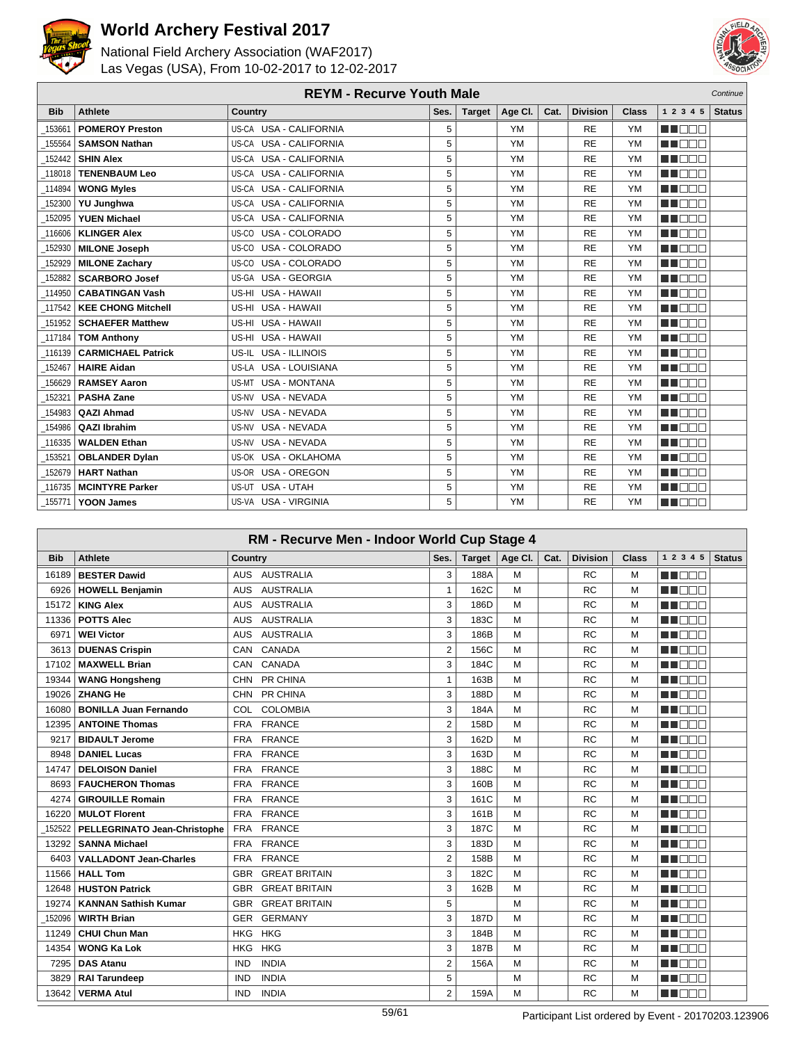# World Archery Festival 2017

National Field Archery Association (WAF2017)
Las Vegas (USA), From 10-02-2017 to 12-02-2017

## REYM - Recurve Youth Male

*Continue*

| Bib | Athlete | Country | Ses. | Target | Age Cl. | Cat. | Division | Class | 1 2 3 4 5 | Status |
|---|---|---|---|---|---|---|---|---|---|---|
| _153661 | **POMEROY Preston** | US-CA USA - CALIFORNIA | 5 | | YM | | RE | YM | | |
| _155564 | **SAMSON Nathan** | US-CA USA - CALIFORNIA | 5 | | YM | | RE | YM | | |
| _152442 | **SHIN Alex** | US-CA USA - CALIFORNIA | 5 | | YM | | RE | YM | | |
| _118018 | **TENENBAUM Leo** | US-CA USA - CALIFORNIA | 5 | | YM | | RE | YM | | |
| _114894 | **WONG Myles** | US-CA USA - CALIFORNIA | 5 | | YM | | RE | YM | | |
| _152300 | **YU Junghwa** | US-CA USA - CALIFORNIA | 5 | | YM | | RE | YM | | |
| _152095 | **YUEN Michael** | US-CA USA - CALIFORNIA | 5 | | YM | | RE | YM | | |
| _116606 | **KLINGER Alex** | US-CO USA - COLORADO | 5 | | YM | | RE | YM | | |
| _152930 | **MILONE Joseph** | US-CO USA - COLORADO | 5 | | YM | | RE | YM | | |
| _152929 | **MILONE Zachary** | US-CO USA - COLORADO | 5 | | YM | | RE | YM | | |
| _152882 | **SCARBORO Josef** | US-GA USA - GEORGIA | 5 | | YM | | RE | YM | | |
| _114950 | **CABATINGAN Vash** | US-HI USA - HAWAII | 5 | | YM | | RE | YM | | |
| _117542 | **KEE CHONG Mitchell** | US-HI USA - HAWAII | 5 | | YM | | RE | YM | | |
| _151952 | **SCHAEFER Matthew** | US-HI USA - HAWAII | 5 | | YM | | RE | YM | | |
| _117184 | **TOM Anthony** | US-HI USA - HAWAII | 5 | | YM | | RE | YM | | |
| _116139 | **CARMICHAEL Patrick** | US-IL USA - ILLINOIS | 5 | | YM | | RE | YM | | |
| _152467 | **HAIRE Aidan** | US-LA USA - LOUISIANA | 5 | | YM | | RE | YM | | |
| _156629 | **RAMSEY Aaron** | US-MT USA - MONTANA | 5 | | YM | | RE | YM | | |
| _152321 | **PASHA Zane** | US-NV USA - NEVADA | 5 | | YM | | RE | YM | | |
| _154983 | **QAZI Ahmad** | US-NV USA - NEVADA | 5 | | YM | | RE | YM | | |
| _154986 | **QAZI Ibrahim** | US-NV USA - NEVADA | 5 | | YM | | RE | YM | | |
| _116335 | **WALDEN Ethan** | US-NV USA - NEVADA | 5 | | YM | | RE | YM | | |
| _153521 | **OBLANDER Dylan** | US-OK USA - OKLAHOMA | 5 | | YM | | RE | YM | | |
| _152679 | **HART Nathan** | US-OR USA - OREGON | 5 | | YM | | RE | YM | | |
| _116735 | **MCINTYRE Parker** | US-UT USA - UTAH | 5 | | YM | | RE | YM | | |
| _155771 | **YOON James** | US-VA USA - VIRGINIA | 5 | | YM | | RE | YM | | |

## RM - Recurve Men - Indoor World Cup Stage 4

| Bib | Athlete | Country | Ses. | Target | Age Cl. | Cat. | Division | Class | 1 2 3 4 5 | Status |
|---|---|---|---|---|---|---|---|---|---|---|
| 16189 | **BESTER Dawid** | AUS AUSTRALIA | 3 | 188A | M | | RC | M | | |
| 6926 | **HOWELL Benjamin** | AUS AUSTRALIA | 1 | 162C | M | | RC | M | | |
| 15172 | **KING Alex** | AUS AUSTRALIA | 3 | 186D | M | | RC | M | | |
| 11336 | **POTTS Alec** | AUS AUSTRALIA | 3 | 183C | M | | RC | M | | |
| 6971 | **WEI Victor** | AUS AUSTRALIA | 3 | 186B | M | | RC | M | | |
| 3613 | **DUENAS Crispin** | CAN CANADA | 2 | 156C | M | | RC | M | | |
| 17102 | **MAXWELL Brian** | CAN CANADA | 3 | 184C | M | | RC | M | | |
| 19344 | **WANG Hongsheng** | CHN PR CHINA | 1 | 163B | M | | RC | M | | |
| 19026 | **ZHANG He** | CHN PR CHINA | 3 | 188D | M | | RC | M | | |
| 16080 | **BONILLA Juan Fernando** | COL COLOMBIA | 3 | 184A | M | | RC | M | | |
| 12395 | **ANTOINE Thomas** | FRA FRANCE | 2 | 158D | M | | RC | M | | |
| 9217 | **BIDAULT Jerome** | FRA FRANCE | 3 | 162D | M | | RC | M | | |
| 8948 | **DANIEL Lucas** | FRA FRANCE | 3 | 163D | M | | RC | M | | |
| 14747 | **DELOISON Daniel** | FRA FRANCE | 3 | 188C | M | | RC | M | | |
| 8693 | **FAUCHERON Thomas** | FRA FRANCE | 3 | 160B | M | | RC | M | | |
| 4274 | **GIROUILLE Romain** | FRA FRANCE | 3 | 161C | M | | RC | M | | |
| 16220 | **MULOT Florent** | FRA FRANCE | 3 | 161B | M | | RC | M | | |
| _152522 | **PELLEGRINATO Jean-Christophe** | FRA FRANCE | 3 | 187C | M | | RC | M | | |
| 13292 | **SANNA Michael** | FRA FRANCE | 3 | 183D | M | | RC | M | | |
| 6403 | **VALLADONT Jean-Charles** | FRA FRANCE | 2 | 158B | M | | RC | M | | |
| 11566 | **HALL Tom** | GBR GREAT BRITAIN | 3 | 182C | M | | RC | M | | |
| 12648 | **HUSTON Patrick** | GBR GREAT BRITAIN | 3 | 162B | M | | RC | M | | |
| 19274 | **KANNAN Sathish Kumar** | GBR GREAT BRITAIN | 5 | | M | | RC | M | | |
| _152096 | **WIRTH Brian** | GER GERMANY | 3 | 187D | M | | RC | M | | |
| 11249 | **CHUI Chun Man** | HKG HKG | 3 | 184B | M | | RC | M | | |
| 14354 | **WONG Ka Lok** | HKG HKG | 3 | 187B | M | | RC | M | | |
| 7295 | **DAS Atanu** | IND INDIA | 2 | 156A | M | | RC | M | | |
| 3829 | **RAI Tarundeep** | IND INDIA | 5 | | M | | RC | M | | |
| 13642 | **VERMA Atul** | IND INDIA | 2 | 159A | M | | RC | M | | |

Participant List ordered by Event - 20170203.123906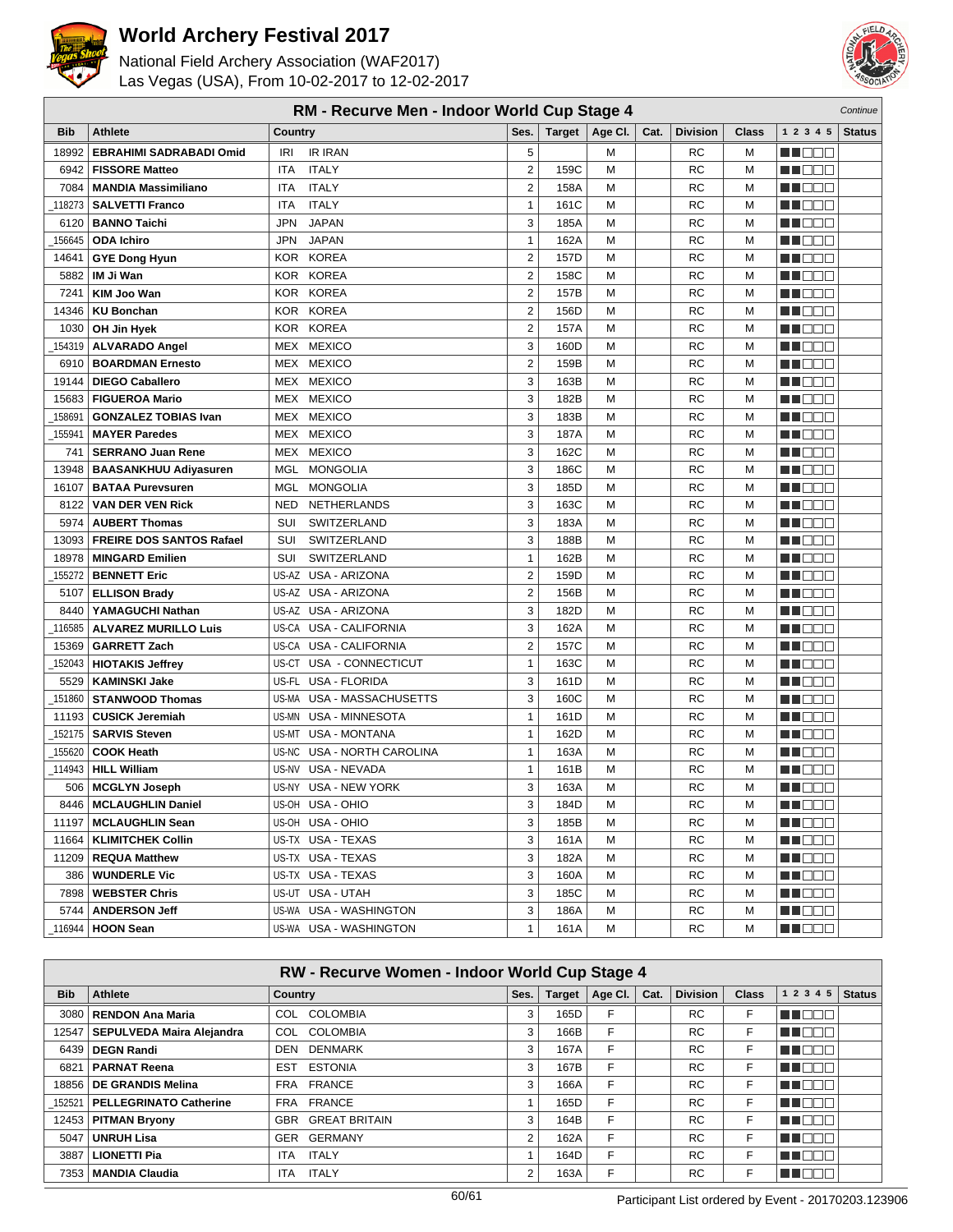# World Archery Festival 2017

National Field Archery Association (WAF2017)
Las Vegas (USA), From 10-02-2017 to 12-02-2017

## RM - Recurve Men - Indoor World Cup Stage 4

*Continue*

| Bib | Athlete | Country | | Ses. | Target | Age Cl. | Cat. | Division | Class | 1 2 3 4 5 | Status |
|---|---|---|---|---|---|---|---|---|---|---|---|
| 18992 | **EBRAHIMI SADRABADI Omid** | IRI | IR IRAN | 5 | | M | | RC | M | | |
| 6942 | **FISSORE Matteo** | ITA | ITALY | 2 | 159C | M | | RC | M | | |
| 7084 | **MANDIA Massimiliano** | ITA | ITALY | 2 | 158A | M | | RC | M | | |
| _118273 | **SALVETTI Franco** | ITA | ITALY | 1 | 161C | M | | RC | M | | |
| 6120 | **BANNO Taichi** | JPN | JAPAN | 3 | 185A | M | | RC | M | | |
| _156645 | **ODA Ichiro** | JPN | JAPAN | 1 | 162A | M | | RC | M | | |
| 14641 | **GYE Dong Hyun** | KOR | KOREA | 2 | 157D | M | | RC | M | | |
| 5882 | **IM Ji Wan** | KOR | KOREA | 2 | 158C | M | | RC | M | | |
| 7241 | **KIM Joo Wan** | KOR | KOREA | 2 | 157B | M | | RC | M | | |
| 14346 | **KU Bonchan** | KOR | KOREA | 2 | 156D | M | | RC | M | | |
| 1030 | **OH Jin Hyek** | KOR | KOREA | 2 | 157A | M | | RC | M | | |
| _154319 | **ALVARADO Angel** | MEX | MEXICO | 3 | 160D | M | | RC | M | | |
| 6910 | **BOARDMAN Ernesto** | MEX | MEXICO | 2 | 159B | M | | RC | M | | |
| 19144 | **DIEGO Caballero** | MEX | MEXICO | 3 | 163B | M | | RC | M | | |
| 15683 | **FIGUEROA Mario** | MEX | MEXICO | 3 | 182B | M | | RC | M | | |
| _158691 | **GONZALEZ TOBIAS Ivan** | MEX | MEXICO | 3 | 183B | M | | RC | M | | |
| _155941 | **MAYER Paredes** | MEX | MEXICO | 3 | 187A | M | | RC | M | | |
| 741 | **SERRANO Juan Rene** | MEX | MEXICO | 3 | 162C | M | | RC | M | | |
| 13948 | **BAASANKHUU Adiyasuren** | MGL | MONGOLIA | 3 | 186C | M | | RC | M | | |
| 16107 | **BATAA Purevsuren** | MGL | MONGOLIA | 3 | 185D | M | | RC | M | | |
| 8122 | **VAN DER VEN Rick** | NED | NETHERLANDS | 3 | 163C | M | | RC | M | | |
| 5974 | **AUBERT Thomas** | SUI | SWITZERLAND | 3 | 183A | M | | RC | M | | |
| 13093 | **FREIRE DOS SANTOS Rafael** | SUI | SWITZERLAND | 3 | 188B | M | | RC | M | | |
| 18978 | **MINGARD Emilien** | SUI | SWITZERLAND | 1 | 162B | M | | RC | M | | |
| _155272 | **BENNETT Eric** | US-AZ | USA - ARIZONA | 2 | 159D | M | | RC | M | | |
| 5107 | **ELLISON Brady** | US-AZ | USA - ARIZONA | 2 | 156B | M | | RC | M | | |
| 8440 | **YAMAGUCHI Nathan** | US-AZ | USA - ARIZONA | 3 | 182D | M | | RC | M | | |
| _116585 | **ALVAREZ MURILLO Luis** | US-CA | USA - CALIFORNIA | 3 | 162A | M | | RC | M | | |
| 15369 | **GARRETT Zach** | US-CA | USA - CALIFORNIA | 2 | 157C | M | | RC | M | | |
| _152043 | **HIOTAKIS Jeffrey** | US-CT | USA - CONNECTICUT | 1 | 163C | M | | RC | M | | |
| 5529 | **KAMINSKI Jake** | US-FL | USA - FLORIDA | 3 | 161D | M | | RC | M | | |
| _151860 | **STANWOOD Thomas** | US-MA | USA - MASSACHUSETTS | 3 | 160C | M | | RC | M | | |
| 11193 | **CUSICK Jeremiah** | US-MN | USA - MINNESOTA | 1 | 161D | M | | RC | M | | |
| _152175 | **SARVIS Steven** | US-MT | USA - MONTANA | 1 | 162D | M | | RC | M | | |
| _155620 | **COOK Heath** | US-NC | USA - NORTH CAROLINA | 1 | 163A | M | | RC | M | | |
| _114943 | **HILL William** | US-NV | USA - NEVADA | 1 | 161B | M | | RC | M | | |
| 506 | **MCGLYN Joseph** | US-NY | USA - NEW YORK | 3 | 163A | M | | RC | M | | |
| 8446 | **MCLAUGHLIN Daniel** | US-OH | USA - OHIO | 3 | 184D | M | | RC | M | | |
| 11197 | **MCLAUGHLIN Sean** | US-OH | USA - OHIO | 3 | 185B | M | | RC | M | | |
| 11664 | **KLIMITCHEK Collin** | US-TX | USA - TEXAS | 3 | 161A | M | | RC | M | | |
| 11209 | **REQUA Matthew** | US-TX | USA - TEXAS | 3 | 182A | M | | RC | M | | |
| 386 | **WUNDERLE Vic** | US-TX | USA - TEXAS | 3 | 160A | M | | RC | M | | |
| 7898 | **WEBSTER Chris** | US-UT | USA - UTAH | 3 | 185C | M | | RC | M | | |
| 5744 | **ANDERSON Jeff** | US-WA | USA - WASHINGTON | 3 | 186A | M | | RC | M | | |
| _116944 | **HOON Sean** | US-WA | USA - WASHINGTON | 1 | 161A | M | | RC | M | | |

## RW - Recurve Women - Indoor World Cup Stage 4

| Bib | Athlete | Country | | Ses. | Target | Age Cl. | Cat. | Division | Class | 1 2 3 4 5 | Status |
|---|---|---|---|---|---|---|---|---|---|---|---|
| 3080 | **RENDON Ana Maria** | COL | COLOMBIA | 3 | 165D | F | | RC | F | | |
| 12547 | **SEPULVEDA Maira Alejandra** | COL | COLOMBIA | 3 | 166B | F | | RC | F | | |
| 6439 | **DEGN Randi** | DEN | DENMARK | 3 | 167A | F | | RC | F | | |
| 6821 | **PARNAT Reena** | EST | ESTONIA | 3 | 167B | F | | RC | F | | |
| 18856 | **DE GRANDIS Melina** | FRA | FRANCE | 3 | 166A | F | | RC | F | | |
| _152521 | **PELLEGRINATO Catherine** | FRA | FRANCE | 1 | 165D | F | | RC | F | | |
| 12453 | **PITMAN Bryony** | GBR | GREAT BRITAIN | 3 | 164B | F | | RC | F | | |
| 5047 | **UNRUH Lisa** | GER | GERMANY | 2 | 162A | F | | RC | F | | |
| 3887 | **LIONETTI Pia** | ITA | ITALY | 1 | 164D | F | | RC | F | | |
| 7353 | **MANDIA Claudia** | ITA | ITALY | 2 | 163A | F | | RC | F | | |

Participant List ordered by Event - 20170203.123906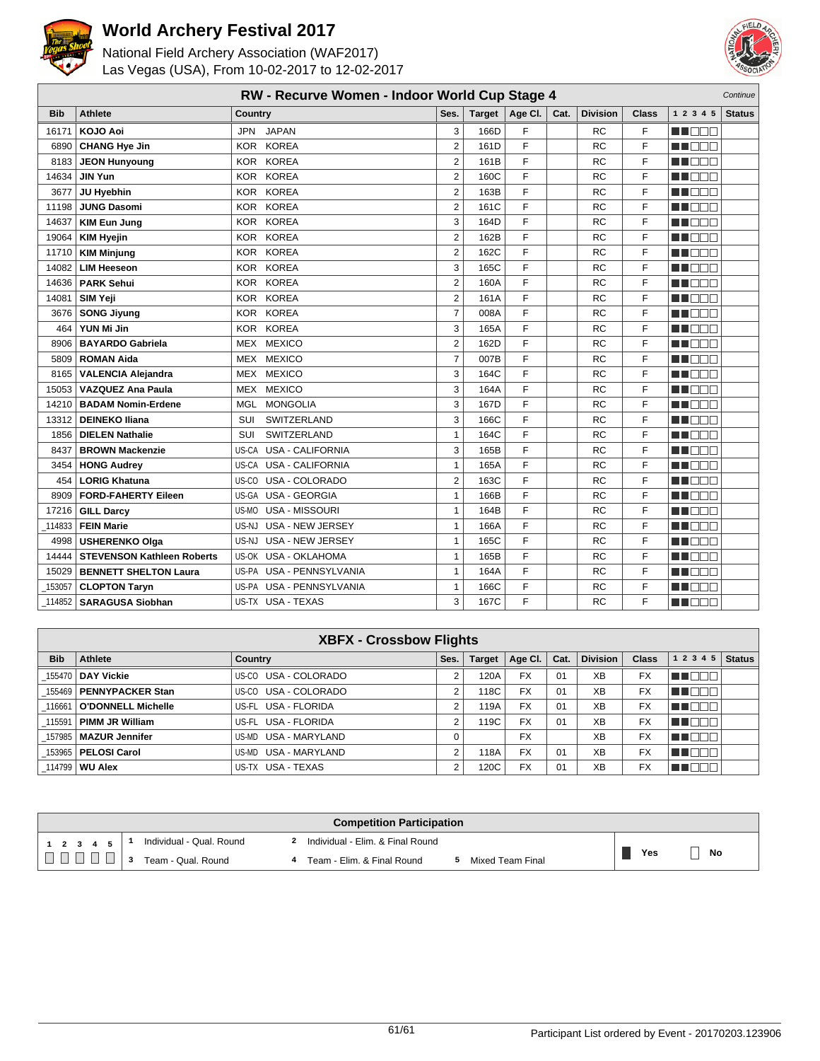# World Archery Festival 2017

National Field Archery Association (WAF2017)
Las Vegas (USA), From 10-02-2017 to 12-02-2017

## RW - Recurve Women - Indoor World Cup Stage 4

*Continue*

| Bib | Athlete | Country | | Ses. | Target | Age Cl. | Cat. | Division | Class | 1 2 3 4 5 | Status |
|---|---|---|---|---|---|---|---|---|---|---|---|
| 16171 | **KOJO Aoi** | JPN | JAPAN | 3 | 166D | F | | RC | F | ■■□□□ | |
| 6890 | **CHANG Hye Jin** | KOR | KOREA | 2 | 161D | F | | RC | F | ■■□□□ | |
| 8183 | **JEON Hunyoung** | KOR | KOREA | 2 | 161B | F | | RC | F | ■■□□□ | |
| 14634 | **JIN Yun** | KOR | KOREA | 2 | 160C | F | | RC | F | ■■□□□ | |
| 3677 | **JU Hyebhin** | KOR | KOREA | 2 | 163B | F | | RC | F | ■■□□□ | |
| 11198 | **JUNG Dasomi** | KOR | KOREA | 2 | 161C | F | | RC | F | ■■□□□ | |
| 14637 | **KIM Eun Jung** | KOR | KOREA | 3 | 164D | F | | RC | F | ■■□□□ | |
| 19064 | **KIM Hyejin** | KOR | KOREA | 2 | 162B | F | | RC | F | ■■□□□ | |
| 11710 | **KIM Minjung** | KOR | KOREA | 2 | 162C | F | | RC | F | ■■□□□ | |
| 14082 | **LIM Heeseon** | KOR | KOREA | 3 | 165C | F | | RC | F | ■■□□□ | |
| 14636 | **PARK Sehui** | KOR | KOREA | 2 | 160A | F | | RC | F | ■■□□□ | |
| 14081 | **SIM Yeji** | KOR | KOREA | 2 | 161A | F | | RC | F | ■■□□□ | |
| 3676 | **SONG Jiyung** | KOR | KOREA | 7 | 008A | F | | RC | F | ■■□□□ | |
| 464 | **YUN Mi Jin** | KOR | KOREA | 3 | 165A | F | | RC | F | ■■□□□ | |
| 8906 | **BAYARDO Gabriela** | MEX | MEXICO | 2 | 162D | F | | RC | F | ■■□□□ | |
| 5809 | **ROMAN Aida** | MEX | MEXICO | 7 | 007B | F | | RC | F | ■■□□□ | |
| 8165 | **VALENCIA Alejandra** | MEX | MEXICO | 3 | 164C | F | | RC | F | ■■□□□ | |
| 15053 | **VAZQUEZ Ana Paula** | MEX | MEXICO | 3 | 164A | F | | RC | F | ■■□□□ | |
| 14210 | **BADAM Nomin-Erdene** | MGL | MONGOLIA | 3 | 167D | F | | RC | F | ■■□□□ | |
| 13312 | **DEINEKO Iliana** | SUI | SWITZERLAND | 3 | 166C | F | | RC | F | ■■□□□ | |
| 1856 | **DIELEN Nathalie** | SUI | SWITZERLAND | 1 | 164C | F | | RC | F | ■■□□□ | |
| 8437 | **BROWN Mackenzie** | US-CA | USA - CALIFORNIA | 3 | 165B | F | | RC | F | ■■□□□ | |
| 3454 | **HONG Audrey** | US-CA | USA - CALIFORNIA | 1 | 165A | F | | RC | F | ■■□□□ | |
| 454 | **LORIG Khatuna** | US-CO | USA - COLORADO | 2 | 163C | F | | RC | F | ■■□□□ | |
| 8909 | **FORD-FAHERTY Eileen** | US-GA | USA - GEORGIA | 1 | 166B | F | | RC | F | ■■□□□ | |
| 17216 | **GILL Darcy** | US-MO | USA - MISSOURI | 1 | 164B | F | | RC | F | ■■□□□ | |
| _114833 | **FEIN Marie** | US-NJ | USA - NEW JERSEY | 1 | 166A | F | | RC | F | ■■□□□ | |
| 4998 | **USHERENKO Olga** | US-NJ | USA - NEW JERSEY | 1 | 165C | F | | RC | F | ■■□□□ | |
| 14444 | **STEVENSON Kathleen Roberts** | US-OK | USA - OKLAHOMA | 1 | 165B | F | | RC | F | ■■□□□ | |
| 15029 | **BENNETT SHELTON Laura** | US-PA | USA - PENNSYLVANIA | 1 | 164A | F | | RC | F | ■■□□□ | |
| _153057 | **CLOPTON Taryn** | US-PA | USA - PENNSYLVANIA | 1 | 166C | F | | RC | F | ■■□□□ | |
| _114852 | **SARAGUSA Siobhan** | US-TX | USA - TEXAS | 3 | 167C | F | | RC | F | ■■□□□ | |

## XBFX - Crossbow Flights

| Bib | Athlete | Country | | Ses. | Target | Age Cl. | Cat. | Division | Class | 1 2 3 4 5 | Status |
|---|---|---|---|---|---|---|---|---|---|---|---|
| _155470 | **DAY Vickie** | US-CO | USA - COLORADO | 2 | 120A | FX | 01 | XB | FX | ■■□□□ | |
| _155469 | **PENNYPACKER Stan** | US-CO | USA - COLORADO | 2 | 118C | FX | 01 | XB | FX | ■■□□□ | |
| _116661 | **O'DONNELL Michelle** | US-FL | USA - FLORIDA | 2 | 119A | FX | 01 | XB | FX | ■■□□□ | |
| _115591 | **PIMM JR William** | US-FL | USA - FLORIDA | 2 | 119C | FX | 01 | XB | FX | ■■□□□ | |
| _157985 | **MAZUR Jennifer** | US-MD | USA - MARYLAND | 0 | | FX | | XB | FX | ■■□□□ | |
| _153965 | **PELOSI Carol** | US-MD | USA - MARYLAND | 2 | 118A | FX | 01 | XB | FX | ■■□□□ | |
| _114799 | **WU Alex** | US-TX | USA - TEXAS | 2 | 120C | FX | 01 | XB | FX | ■■□□□ | |

**Competition Participation**

1 2 3 4 5

1 Individual - Qual. Round — 2 Individual - Elim. & Final Round — 3 Team - Qual. Round — 4 Team - Elim. & Final Round — 5 Mixed Team Final

■ Yes □ No

Participant List ordered by Event - 20170203.123906